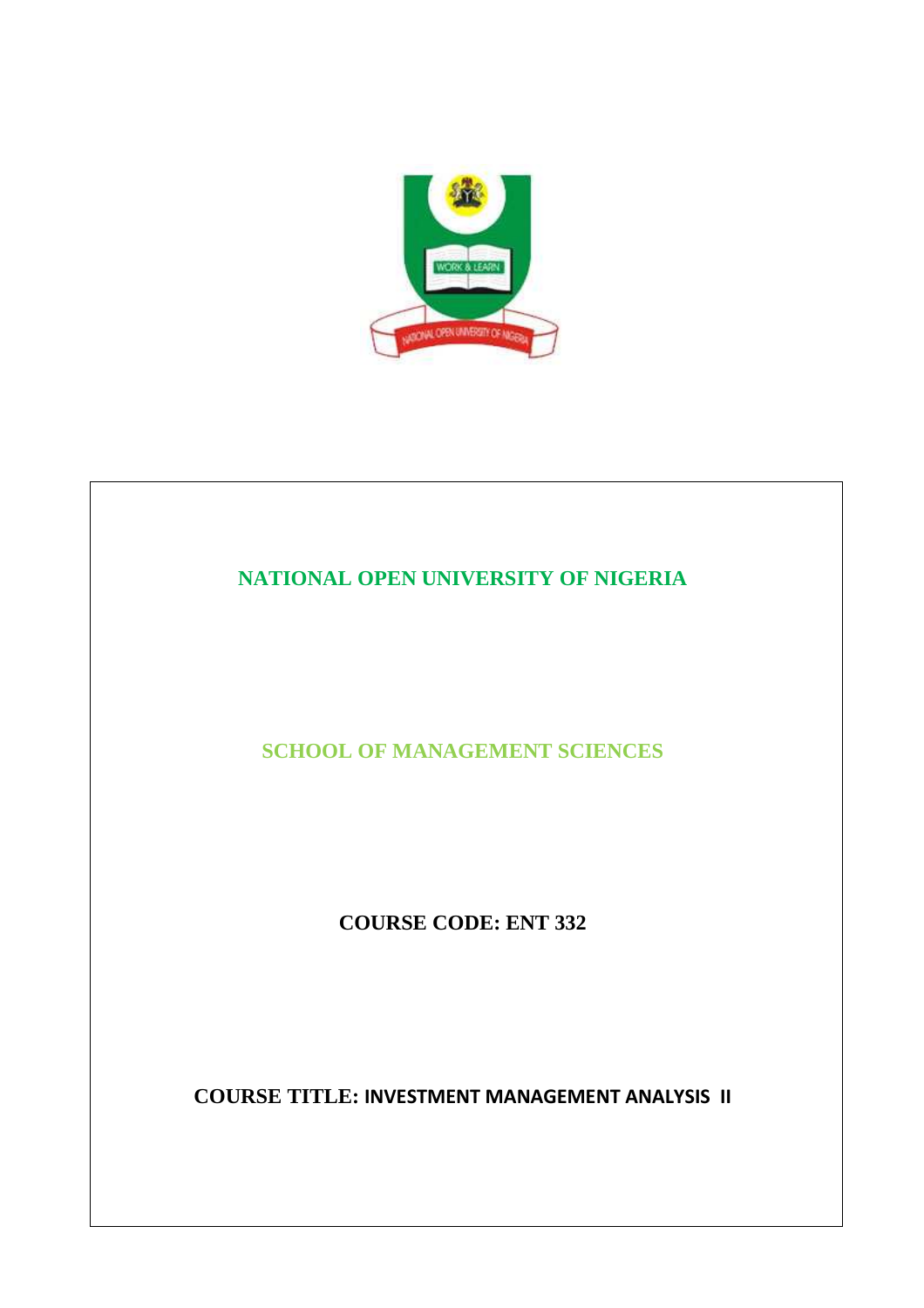**NATIONAL OPEN UNIVERSITY OF NIGERIA**

**SCHOOL OF MANAGEMENT SCIENCES**

**COURSE CODE: ENT 332**

**COURSE TITLE: INVESTMENT MANAGEMENT ANALYSIS II**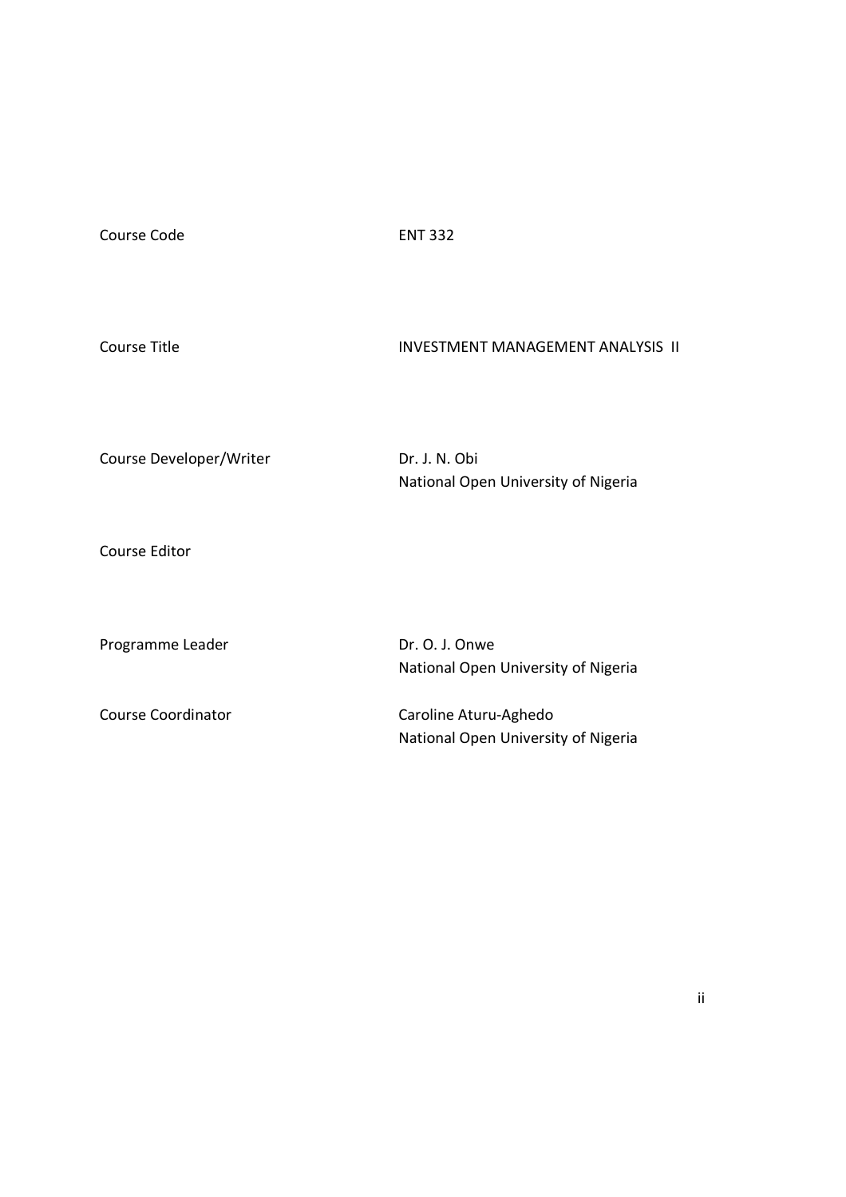| | |
|---|---|
| Course Code | ENT 332 |
| Course Title | INVESTMENT MANAGEMENT ANALYSIS II |
| Course Developer/Writer | Dr. J. N. Obi<br>National Open University of Nigeria |
| Course Editor | |
| Programme Leader | Dr. O. J. Onwe<br>National Open University of Nigeria |
| Course Coordinator | Caroline Aturu-Aghedo<br>National Open University of Nigeria |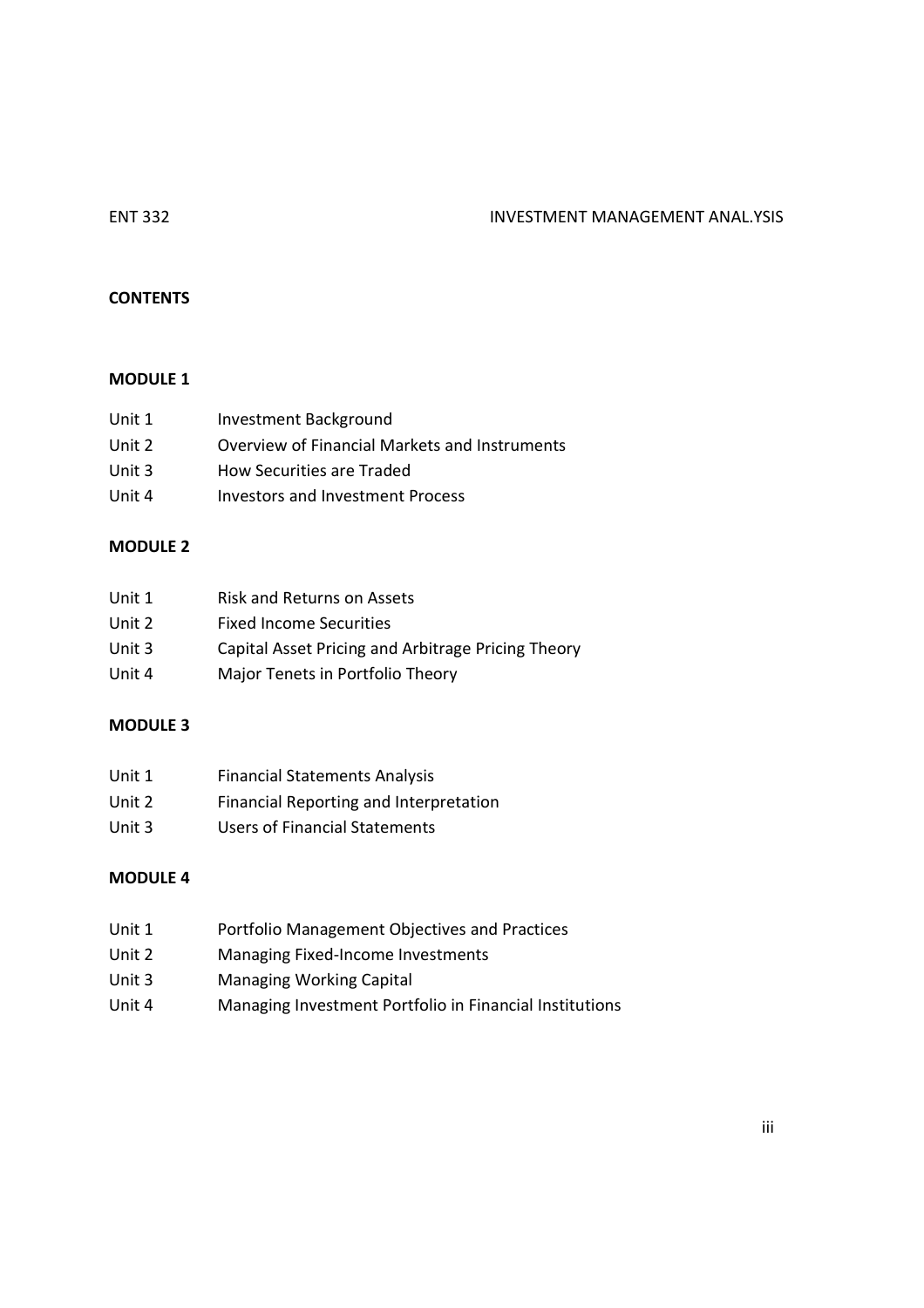## CONTENTS

### MODULE 1

| | |
|---|---|
| Unit 1 | Investment Background |
| Unit 2 | Overview of Financial Markets and Instruments |
| Unit 3 | How Securities are Traded |
| Unit 4 | Investors and Investment Process |

### MODULE 2

| | |
|---|---|
| Unit 1 | Risk and Returns on Assets |
| Unit 2 | Fixed Income Securities |
| Unit 3 | Capital Asset Pricing and Arbitrage Pricing Theory |
| Unit 4 | Major Tenets in Portfolio Theory |

### MODULE 3

| | |
|---|---|
| Unit 1 | Financial Statements Analysis |
| Unit 2 | Financial Reporting and Interpretation |
| Unit 3 | Users of Financial Statements |

### MODULE 4

| | |
|---|---|
| Unit 1 | Portfolio Management Objectives and Practices |
| Unit 2 | Managing Fixed-Income Investments |
| Unit 3 | Managing Working Capital |
| Unit 4 | Managing Investment Portfolio in Financial Institutions |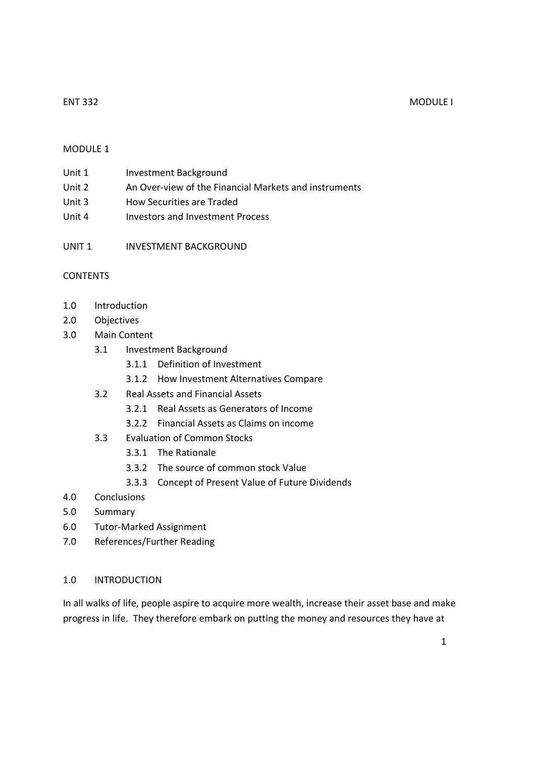## MODULE 1

Unit 1 Investment Background
Unit 2 An Over-view of the Financial Markets and instruments
Unit 3 How Securities are Traded
Unit 4 Investors and Investment Process

## UNIT 1 INVESTMENT BACKGROUND

### CONTENTS

- 1.0 Introduction
- 2.0 Objectives
- 3.0 Main Content
  - 3.1 Investment Background
    - 3.1.1 Definition of Investment
    - 3.1.2 How Investment Alternatives Compare
  - 3.2 Real Assets and Financial Assets
    - 3.2.1 Real Assets as Generators of Income
    - 3.2.2 Financial Assets as Claims on income
  - 3.3 Evaluation of Common Stocks
    - 3.3.1 The Rationale
    - 3.3.2 The source of common stock Value
    - 3.3.3 Concept of Present Value of Future Dividends
- 4.0 Conclusions
- 5.0 Summary
- 6.0 Tutor-Marked Assignment
- 7.0 References/Further Reading

### 1.0 INTRODUCTION

In all walks of life, people aspire to acquire more wealth, increase their asset base and make progress in life. They therefore embark on putting the money and resources they have at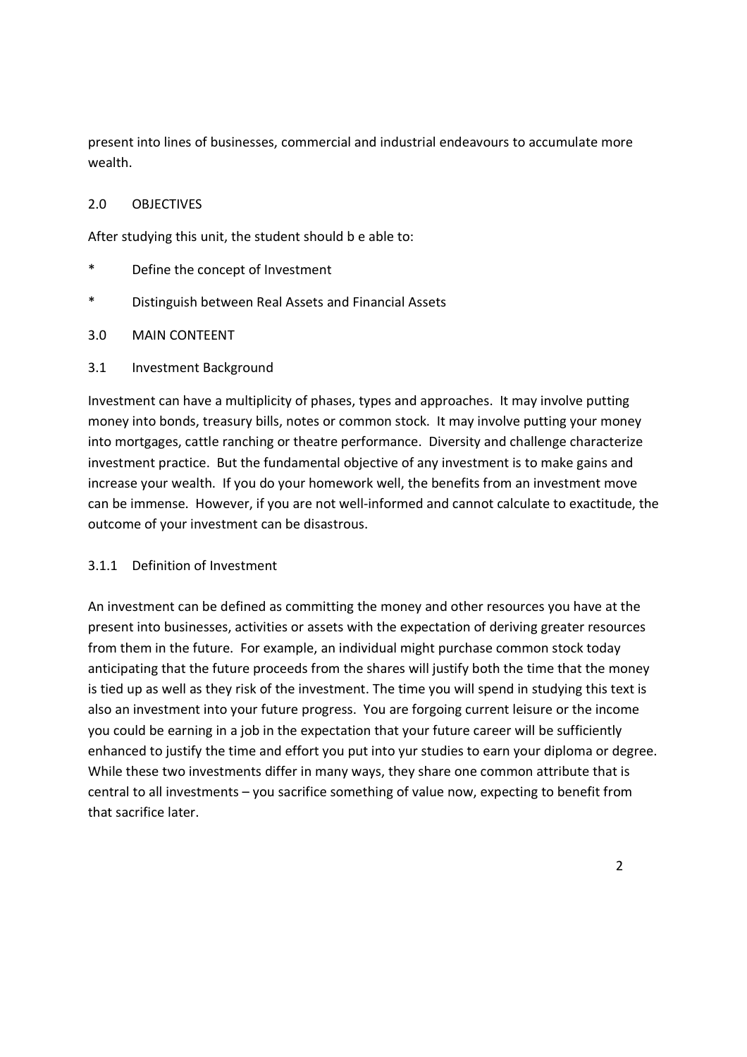present into lines of businesses, commercial and industrial endeavours to accumulate more wealth.

## 2.0 OBJECTIVES

After studying this unit, the student should b e able to:

* Define the concept of Investment
* Distinguish between Real Assets and Financial Assets

## 3.0 MAIN CONTEENT

### 3.1 Investment Background

Investment can have a multiplicity of phases, types and approaches. It may involve putting money into bonds, treasury bills, notes or common stock. It may involve putting your money into mortgages, cattle ranching or theatre performance. Diversity and challenge characterize investment practice. But the fundamental objective of any investment is to make gains and increase your wealth. If you do your homework well, the benefits from an investment move can be immense. However, if you are not well-informed and cannot calculate to exactitude, the outcome of your investment can be disastrous.

#### 3.1.1 Definition of Investment

An investment can be defined as committing the money and other resources you have at the present into businesses, activities or assets with the expectation of deriving greater resources from them in the future. For example, an individual might purchase common stock today anticipating that the future proceeds from the shares will justify both the time that the money is tied up as well as they risk of the investment. The time you will spend in studying this text is also an investment into your future progress. You are forgoing current leisure or the income you could be earning in a job in the expectation that your future career will be sufficiently enhanced to justify the time and effort you put into yur studies to earn your diploma or degree. While these two investments differ in many ways, they share one common attribute that is central to all investments – you sacrifice something of value now, expecting to benefit from that sacrifice later.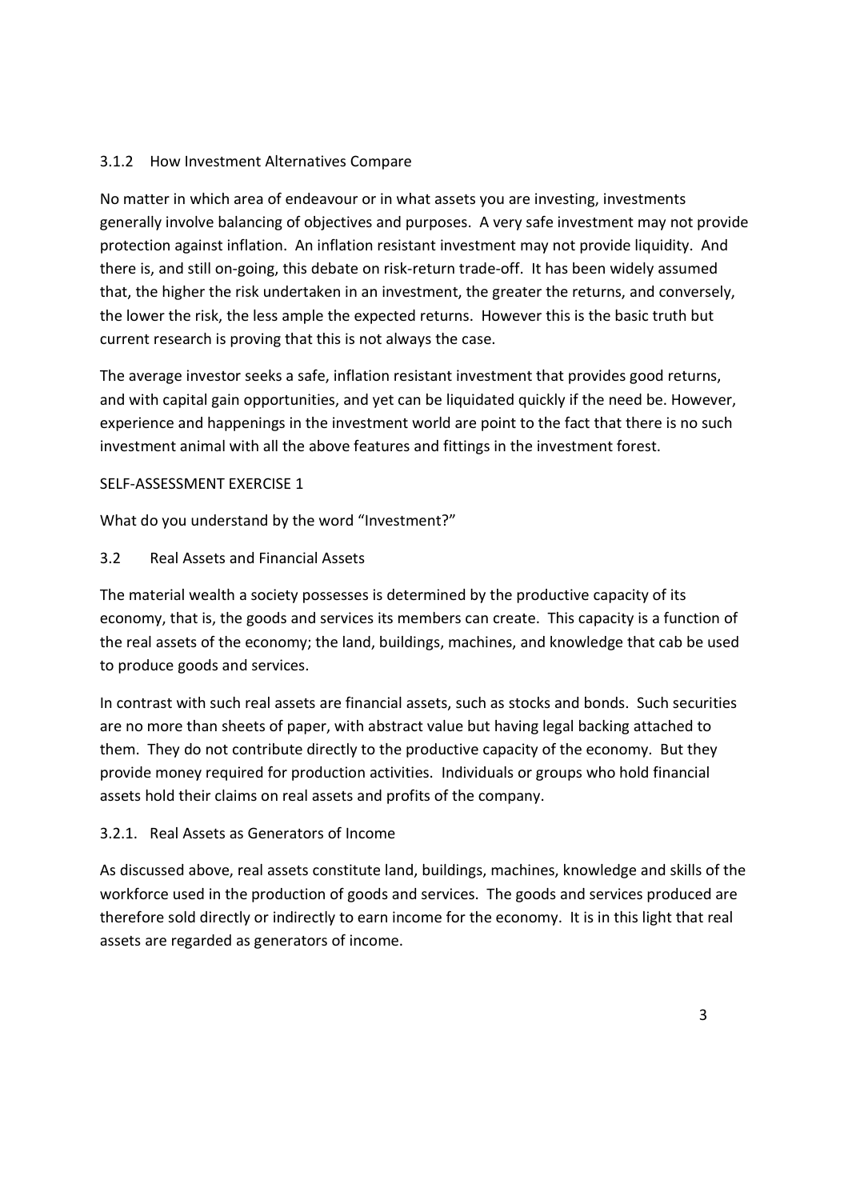### 3.1.2 How Investment Alternatives Compare

No matter in which area of endeavour or in what assets you are investing, investments generally involve balancing of objectives and purposes. A very safe investment may not provide protection against inflation. An inflation resistant investment may not provide liquidity. And there is, and still on-going, this debate on risk-return trade-off. It has been widely assumed that, the higher the risk undertaken in an investment, the greater the returns, and conversely, the lower the risk, the less ample the expected returns. However this is the basic truth but current research is proving that this is not always the case.

The average investor seeks a safe, inflation resistant investment that provides good returns, and with capital gain opportunities, and yet can be liquidated quickly if the need be. However, experience and happenings in the investment world are point to the fact that there is no such investment animal with all the above features and fittings in the investment forest.

SELF-ASSESSMENT EXERCISE 1

What do you understand by the word "Investment?"

## 3.2 Real Assets and Financial Assets

The material wealth a society possesses is determined by the productive capacity of its economy, that is, the goods and services its members can create. This capacity is a function of the real assets of the economy; the land, buildings, machines, and knowledge that cab be used to produce goods and services.

In contrast with such real assets are financial assets, such as stocks and bonds. Such securities are no more than sheets of paper, with abstract value but having legal backing attached to them. They do not contribute directly to the productive capacity of the economy. But they provide money required for production activities. Individuals or groups who hold financial assets hold their claims on real assets and profits of the company.

### 3.2.1. Real Assets as Generators of Income

As discussed above, real assets constitute land, buildings, machines, knowledge and skills of the workforce used in the production of goods and services. The goods and services produced are therefore sold directly or indirectly to earn income for the economy. It is in this light that real assets are regarded as generators of income.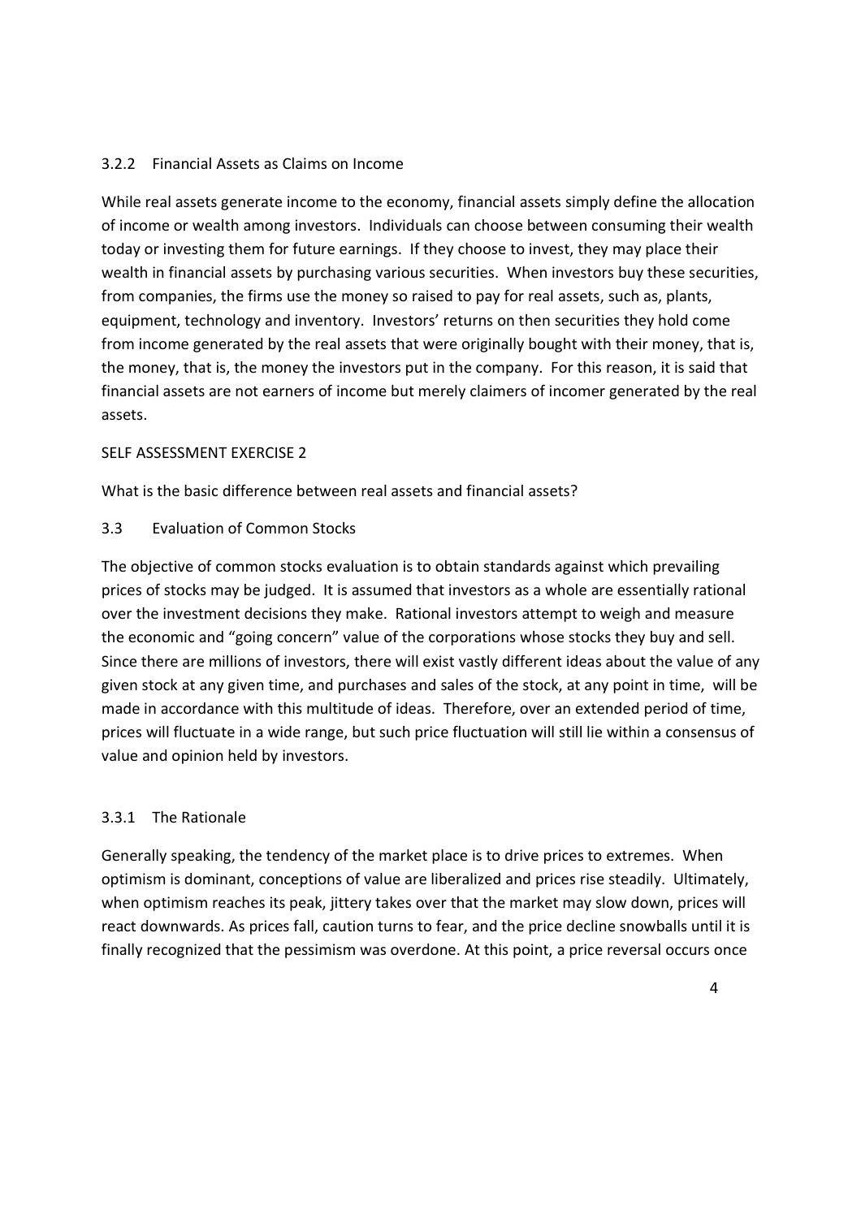### 3.2.2 Financial Assets as Claims on Income

While real assets generate income to the economy, financial assets simply define the allocation of income or wealth among investors. Individuals can choose between consuming their wealth today or investing them for future earnings. If they choose to invest, they may place their wealth in financial assets by purchasing various securities. When investors buy these securities, from companies, the firms use the money so raised to pay for real assets, such as, plants, equipment, technology and inventory. Investors' returns on then securities they hold come from income generated by the real assets that were originally bought with their money, that is, the money, that is, the money the investors put in the company. For this reason, it is said that financial assets are not earners of income but merely claimers of incomer generated by the real assets.

SELF ASSESSMENT EXERCISE 2

What is the basic difference between real assets and financial assets?

## 3.3 Evaluation of Common Stocks

The objective of common stocks evaluation is to obtain standards against which prevailing prices of stocks may be judged. It is assumed that investors as a whole are essentially rational over the investment decisions they make. Rational investors attempt to weigh and measure the economic and "going concern" value of the corporations whose stocks they buy and sell. Since there are millions of investors, there will exist vastly different ideas about the value of any given stock at any given time, and purchases and sales of the stock, at any point in time, will be made in accordance with this multitude of ideas. Therefore, over an extended period of time, prices will fluctuate in a wide range, but such price fluctuation will still lie within a consensus of value and opinion held by investors.

### 3.3.1 The Rationale

Generally speaking, the tendency of the market place is to drive prices to extremes. When optimism is dominant, conceptions of value are liberalized and prices rise steadily. Ultimately, when optimism reaches its peak, jittery takes over that the market may slow down, prices will react downwards. As prices fall, caution turns to fear, and the price decline snowballs until it is finally recognized that the pessimism was overdone. At this point, a price reversal occurs once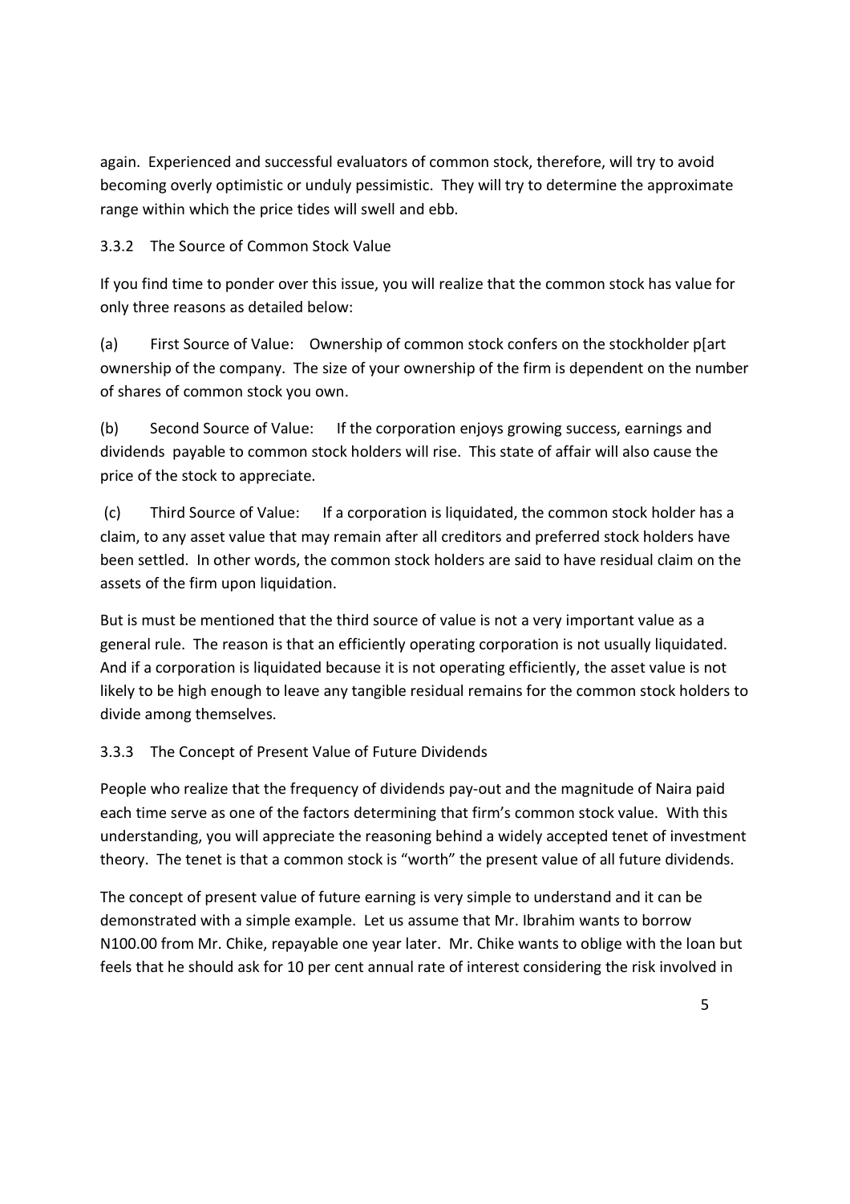again. Experienced and successful evaluators of common stock, therefore, will try to avoid becoming overly optimistic or unduly pessimistic. They will try to determine the approximate range within which the price tides will swell and ebb.

### 3.3.2 The Source of Common Stock Value

If you find time to ponder over this issue, you will realize that the common stock has value for only three reasons as detailed below:

(a) First Source of Value: Ownership of common stock confers on the stockholder p[art ownership of the company. The size of your ownership of the firm is dependent on the number of shares of common stock you own.

(b) Second Source of Value: If the corporation enjoys growing success, earnings and dividends payable to common stock holders will rise. This state of affair will also cause the price of the stock to appreciate.

(c) Third Source of Value: If a corporation is liquidated, the common stock holder has a claim, to any asset value that may remain after all creditors and preferred stock holders have been settled. In other words, the common stock holders are said to have residual claim on the assets of the firm upon liquidation.

But is must be mentioned that the third source of value is not a very important value as a general rule. The reason is that an efficiently operating corporation is not usually liquidated. And if a corporation is liquidated because it is not operating efficiently, the asset value is not likely to be high enough to leave any tangible residual remains for the common stock holders to divide among themselves.

### 3.3.3 The Concept of Present Value of Future Dividends

People who realize that the frequency of dividends pay-out and the magnitude of Naira paid each time serve as one of the factors determining that firm's common stock value. With this understanding, you will appreciate the reasoning behind a widely accepted tenet of investment theory. The tenet is that a common stock is "worth" the present value of all future dividends.

The concept of present value of future earning is very simple to understand and it can be demonstrated with a simple example. Let us assume that Mr. Ibrahim wants to borrow N100.00 from Mr. Chike, repayable one year later. Mr. Chike wants to oblige with the loan but feels that he should ask for 10 per cent annual rate of interest considering the risk involved in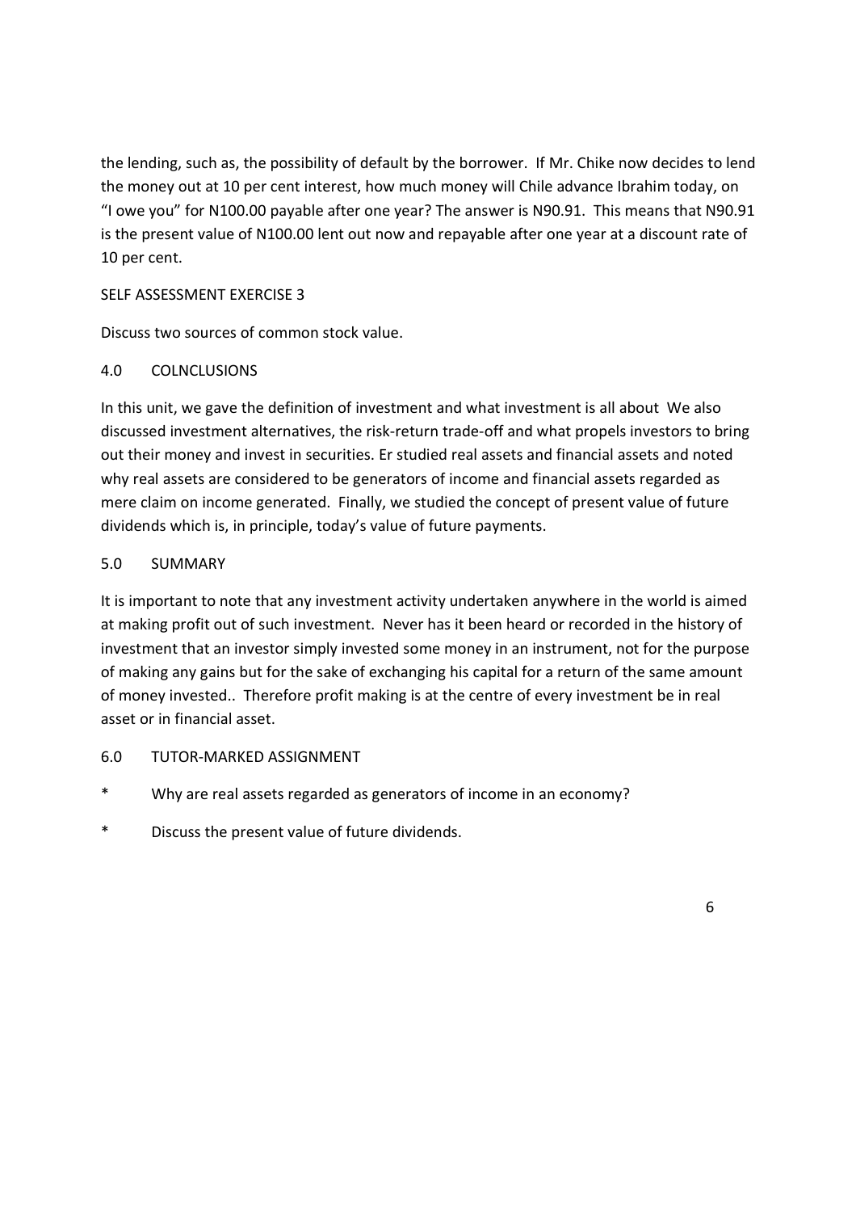the lending, such as, the possibility of default by the borrower. If Mr. Chike now decides to lend the money out at 10 per cent interest, how much money will Chile advance Ibrahim today, on "I owe you" for N100.00 payable after one year? The answer is N90.91. This means that N90.91 is the present value of N100.00 lent out now and repayable after one year at a discount rate of 10 per cent.

SELF ASSESSMENT EXERCISE 3

Discuss two sources of common stock value.

## 4.0 COLNCLUSIONS

In this unit, we gave the definition of investment and what investment is all about We also discussed investment alternatives, the risk-return trade-off and what propels investors to bring out their money and invest in securities. Er studied real assets and financial assets and noted why real assets are considered to be generators of income and financial assets regarded as mere claim on income generated. Finally, we studied the concept of present value of future dividends which is, in principle, today's value of future payments.

## 5.0 SUMMARY

It is important to note that any investment activity undertaken anywhere in the world is aimed at making profit out of such investment. Never has it been heard or recorded in the history of investment that an investor simply invested some money in an instrument, not for the purpose of making any gains but for the sake of exchanging his capital for a return of the same amount of money invested.. Therefore profit making is at the centre of every investment be in real asset or in financial asset.

## 6.0 TUTOR-MARKED ASSIGNMENT

* Why are real assets regarded as generators of income in an economy?
* Discuss the present value of future dividends.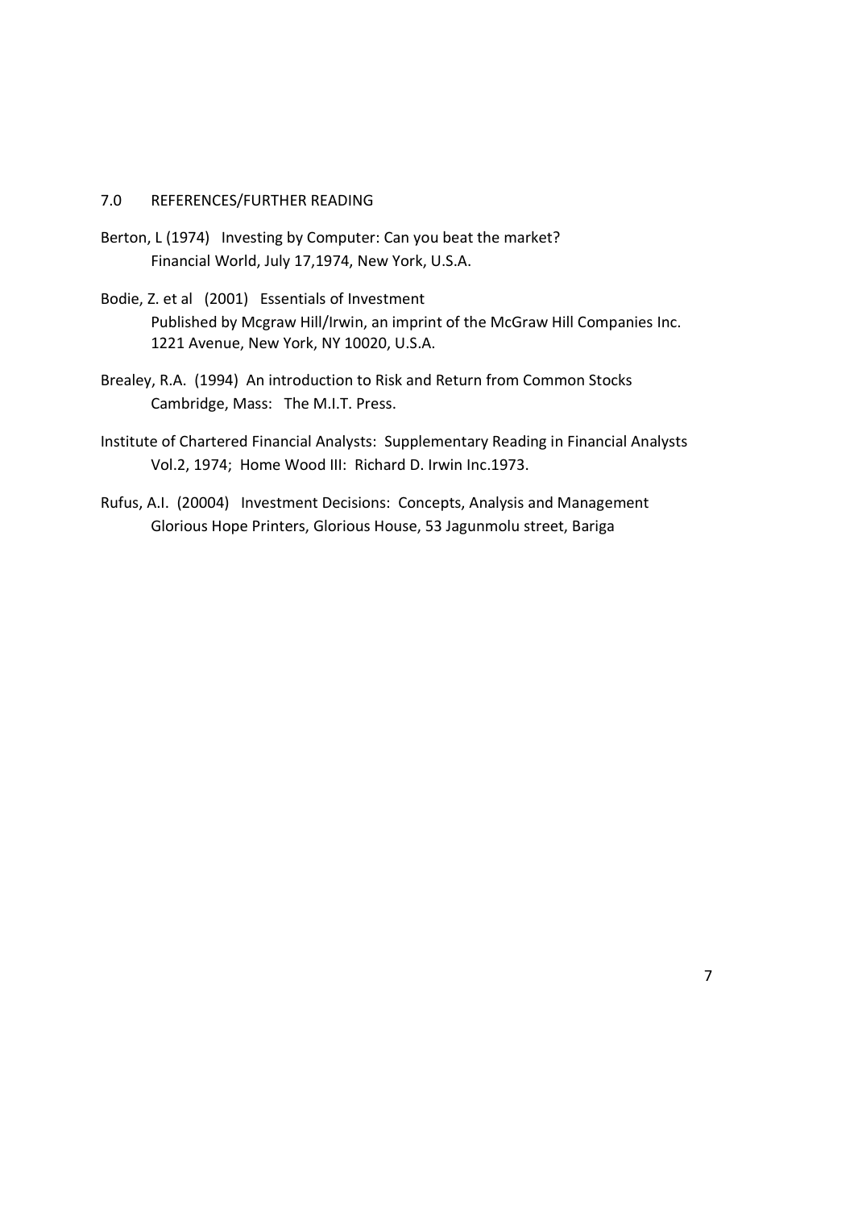## 7.0 REFERENCES/FURTHER READING

Berton, L (1974) Investing by Computer: Can you beat the market? Financial World, July 17,1974, New York, U.S.A.

Bodie, Z. et al (2001) Essentials of Investment Published by Mcgraw Hill/Irwin, an imprint of the McGraw Hill Companies Inc. 1221 Avenue, New York, NY 10020, U.S.A.

Brealey, R.A. (1994) An introduction to Risk and Return from Common Stocks Cambridge, Mass: The M.I.T. Press.

Institute of Chartered Financial Analysts: Supplementary Reading in Financial Analysts Vol.2, 1974; Home Wood III: Richard D. Irwin Inc.1973.

Rufus, A.I. (20004) Investment Decisions: Concepts, Analysis and Management Glorious Hope Printers, Glorious House, 53 Jagunmolu street, Bariga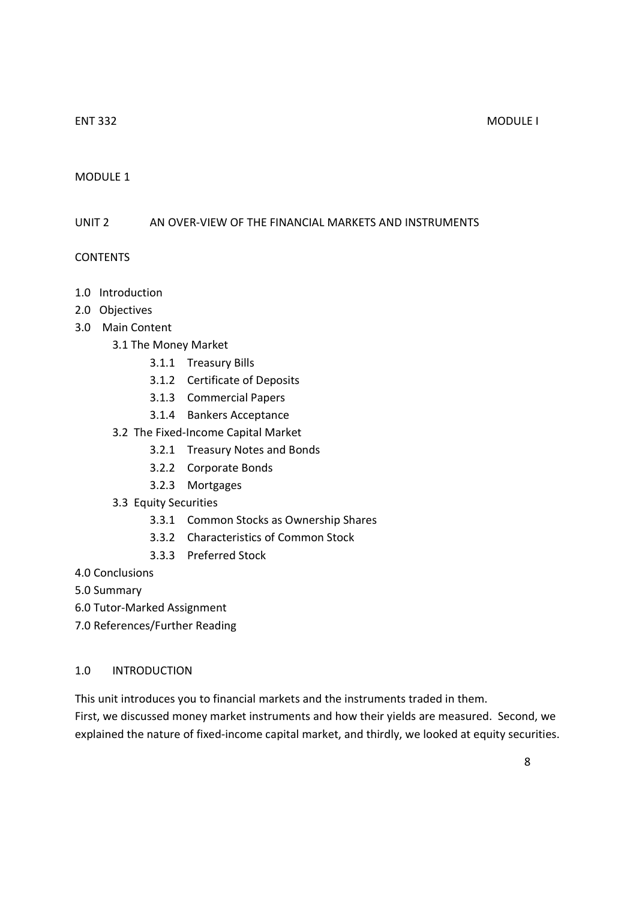## MODULE 1

## UNIT 2 AN OVER-VIEW OF THE FINANCIAL MARKETS AND INSTRUMENTS

### CONTENTS

- 1.0 Introduction
- 2.0 Objectives
- 3.0 Main Content
  - 3.1 The Money Market
    - 3.1.1 Treasury Bills
    - 3.1.2 Certificate of Deposits
    - 3.1.3 Commercial Papers
    - 3.1.4 Bankers Acceptance
  - 3.2 The Fixed-Income Capital Market
    - 3.2.1 Treasury Notes and Bonds
    - 3.2.2 Corporate Bonds
    - 3.2.3 Mortgages
  - 3.3 Equity Securities
    - 3.3.1 Common Stocks as Ownership Shares
    - 3.3.2 Characteristics of Common Stock
    - 3.3.3 Preferred Stock
- 4.0 Conclusions
- 5.0 Summary
- 6.0 Tutor-Marked Assignment
- 7.0 References/Further Reading

### 1.0 INTRODUCTION

This unit introduces you to financial markets and the instruments traded in them.
First, we discussed money market instruments and how their yields are measured. Second, we explained the nature of fixed-income capital market, and thirdly, we looked at equity securities.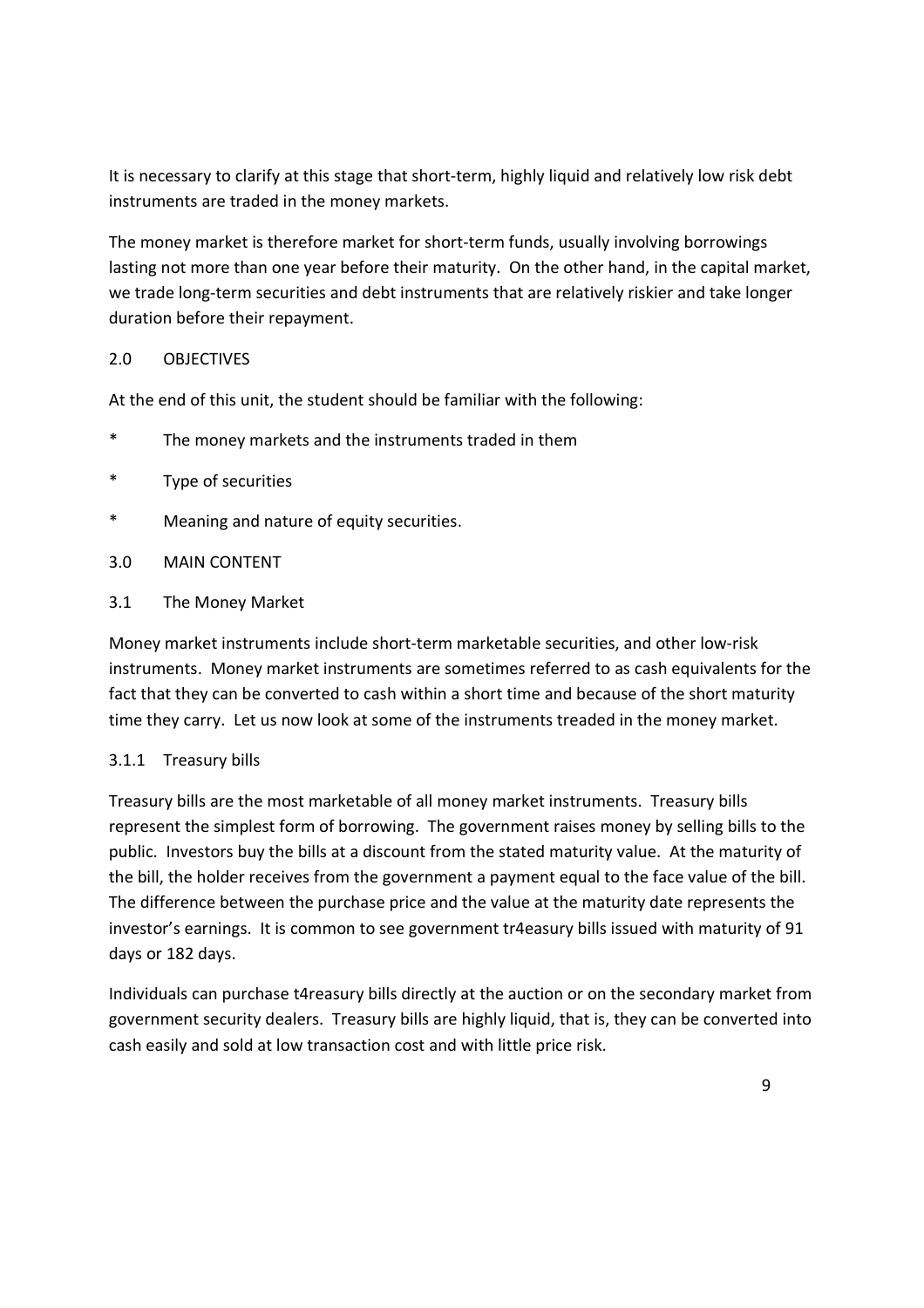It is necessary to clarify at this stage that short-term, highly liquid and relatively low risk debt instruments are traded in the money markets.

The money market is therefore market for short-term funds, usually involving borrowings lasting not more than one year before their maturity. On the other hand, in the capital market, we trade long-term securities and debt instruments that are relatively riskier and take longer duration before their repayment.

## 2.0 OBJECTIVES

At the end of this unit, the student should be familiar with the following:

* The money markets and the instruments traded in them
* Type of securities
* Meaning and nature of equity securities.

## 3.0 MAIN CONTENT

### 3.1 The Money Market

Money market instruments include short-term marketable securities, and other low-risk instruments. Money market instruments are sometimes referred to as cash equivalents for the fact that they can be converted to cash within a short time and because of the short maturity time they carry. Let us now look at some of the instruments treaded in the money market.

#### 3.1.1 Treasury bills

Treasury bills are the most marketable of all money market instruments. Treasury bills represent the simplest form of borrowing. The government raises money by selling bills to the public. Investors buy the bills at a discount from the stated maturity value. At the maturity of the bill, the holder receives from the government a payment equal to the face value of the bill. The difference between the purchase price and the value at the maturity date represents the investor's earnings. It is common to see government tr4easury bills issued with maturity of 91 days or 182 days.

Individuals can purchase t4reasury bills directly at the auction or on the secondary market from government security dealers. Treasury bills are highly liquid, that is, they can be converted into cash easily and sold at low transaction cost and with little price risk.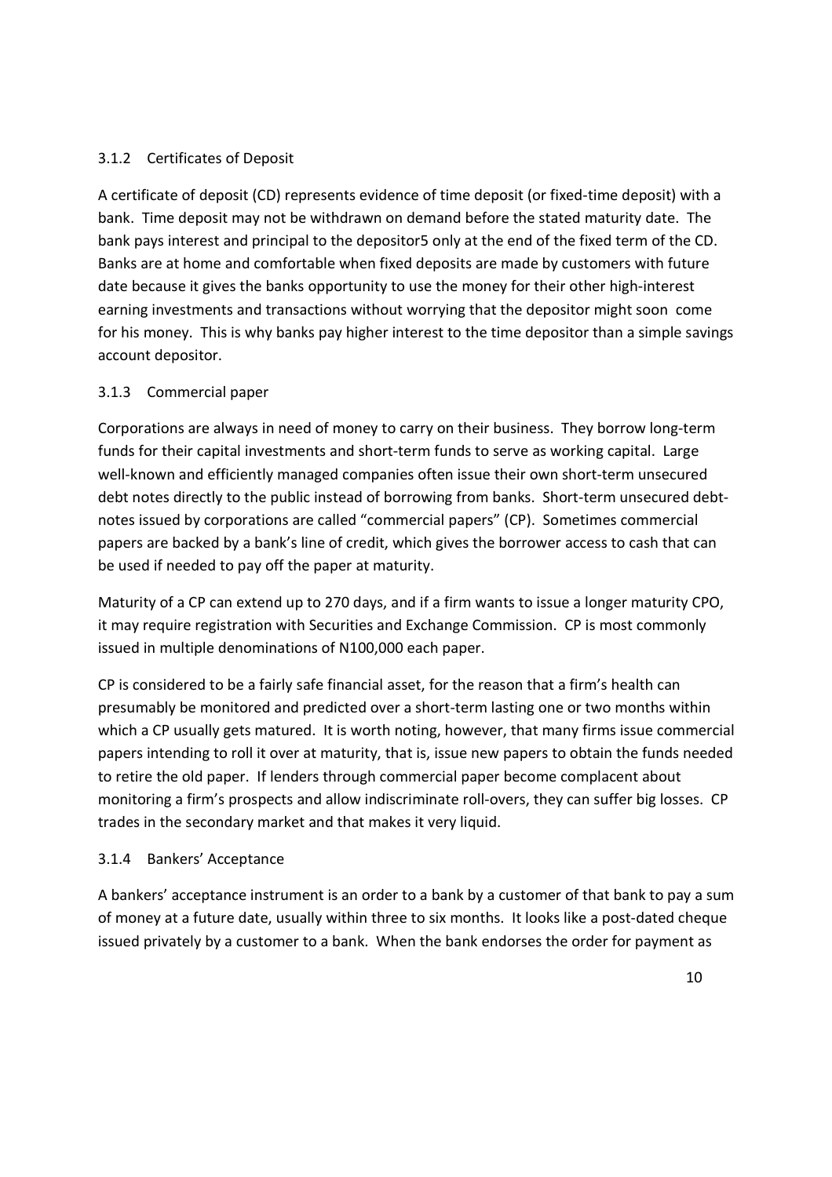### 3.1.2 Certificates of Deposit

A certificate of deposit (CD) represents evidence of time deposit (or fixed-time deposit) with a bank. Time deposit may not be withdrawn on demand before the stated maturity date. The bank pays interest and principal to the depositor5 only at the end of the fixed term of the CD. Banks are at home and comfortable when fixed deposits are made by customers with future date because it gives the banks opportunity to use the money for their other high-interest earning investments and transactions without worrying that the depositor might soon come for his money. This is why banks pay higher interest to the time depositor than a simple savings account depositor.

### 3.1.3 Commercial paper

Corporations are always in need of money to carry on their business. They borrow long-term funds for their capital investments and short-term funds to serve as working capital. Large well-known and efficiently managed companies often issue their own short-term unsecured debt notes directly to the public instead of borrowing from banks. Short-term unsecured debt-notes issued by corporations are called "commercial papers" (CP). Sometimes commercial papers are backed by a bank's line of credit, which gives the borrower access to cash that can be used if needed to pay off the paper at maturity.

Maturity of a CP can extend up to 270 days, and if a firm wants to issue a longer maturity CPO, it may require registration with Securities and Exchange Commission. CP is most commonly issued in multiple denominations of N100,000 each paper.

CP is considered to be a fairly safe financial asset, for the reason that a firm's health can presumably be monitored and predicted over a short-term lasting one or two months within which a CP usually gets matured. It is worth noting, however, that many firms issue commercial papers intending to roll it over at maturity, that is, issue new papers to obtain the funds needed to retire the old paper. If lenders through commercial paper become complacent about monitoring a firm's prospects and allow indiscriminate roll-overs, they can suffer big losses. CP trades in the secondary market and that makes it very liquid.

### 3.1.4 Bankers' Acceptance

A bankers' acceptance instrument is an order to a bank by a customer of that bank to pay a sum of money at a future date, usually within three to six months. It looks like a post-dated cheque issued privately by a customer to a bank. When the bank endorses the order for payment as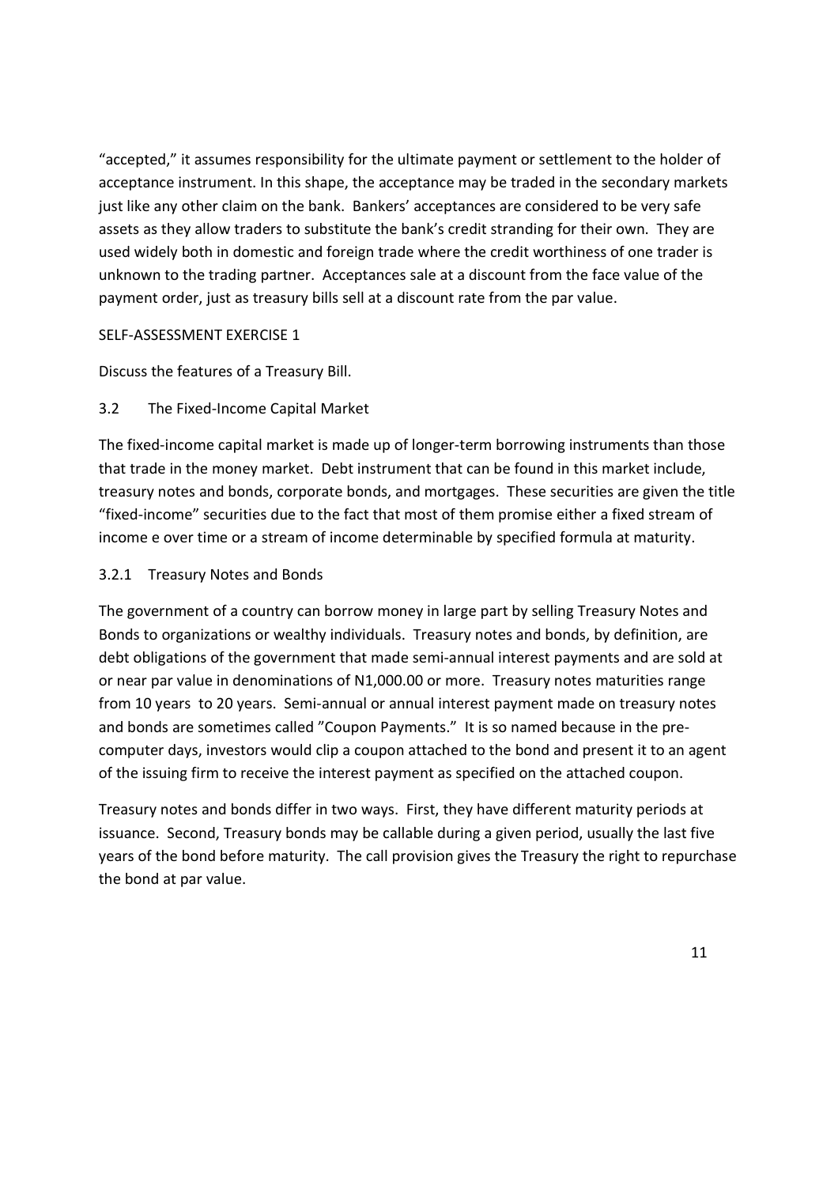"accepted," it assumes responsibility for the ultimate payment or settlement to the holder of acceptance instrument. In this shape, the acceptance may be traded in the secondary markets just like any other claim on the bank. Bankers' acceptances are considered to be very safe assets as they allow traders to substitute the bank's credit stranding for their own. They are used widely both in domestic and foreign trade where the credit worthiness of one trader is unknown to the trading partner. Acceptances sale at a discount from the face value of the payment order, just as treasury bills sell at a discount rate from the par value.

SELF-ASSESSMENT EXERCISE 1

Discuss the features of a Treasury Bill.

## 3.2 The Fixed-Income Capital Market

The fixed-income capital market is made up of longer-term borrowing instruments than those that trade in the money market. Debt instrument that can be found in this market include, treasury notes and bonds, corporate bonds, and mortgages. These securities are given the title "fixed-income" securities due to the fact that most of them promise either a fixed stream of income e over time or a stream of income determinable by specified formula at maturity.

### 3.2.1 Treasury Notes and Bonds

The government of a country can borrow money in large part by selling Treasury Notes and Bonds to organizations or wealthy individuals. Treasury notes and bonds, by definition, are debt obligations of the government that made semi-annual interest payments and are sold at or near par value in denominations of N1,000.00 or more. Treasury notes maturities range from 10 years to 20 years. Semi-annual or annual interest payment made on treasury notes and bonds are sometimes called "Coupon Payments." It is so named because in the pre-computer days, investors would clip a coupon attached to the bond and present it to an agent of the issuing firm to receive the interest payment as specified on the attached coupon.

Treasury notes and bonds differ in two ways. First, they have different maturity periods at issuance. Second, Treasury bonds may be callable during a given period, usually the last five years of the bond before maturity. The call provision gives the Treasury the right to repurchase the bond at par value.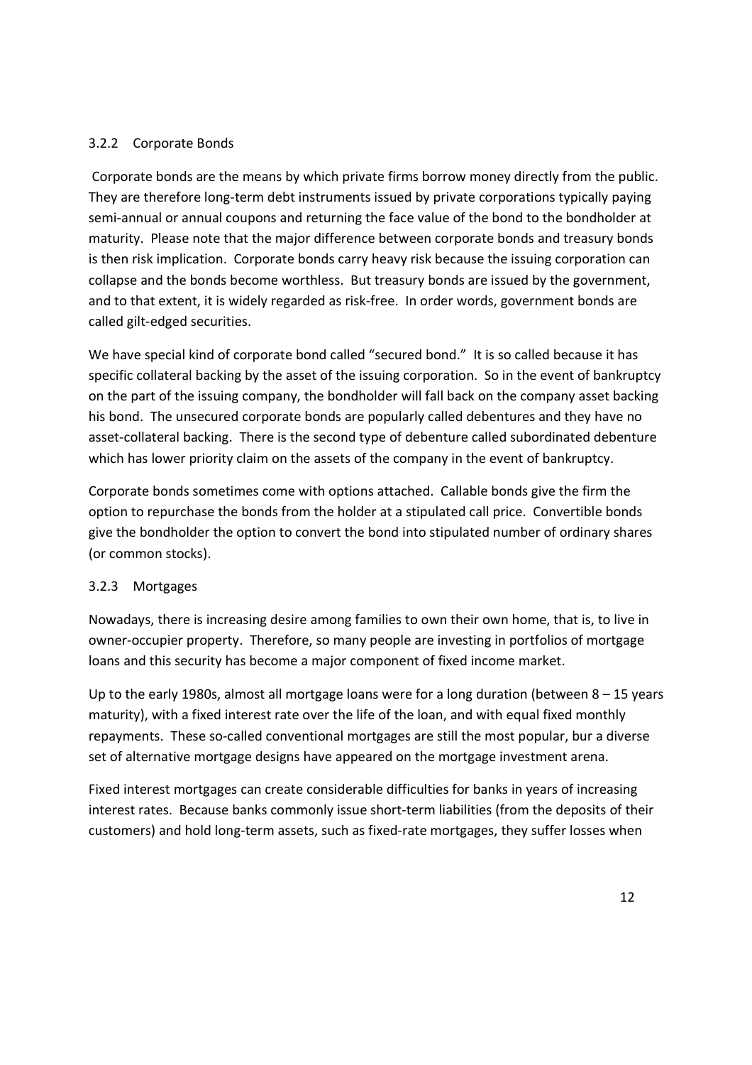### 3.2.2 Corporate Bonds

Corporate bonds are the means by which private firms borrow money directly from the public. They are therefore long-term debt instruments issued by private corporations typically paying semi-annual or annual coupons and returning the face value of the bond to the bondholder at maturity. Please note that the major difference between corporate bonds and treasury bonds is then risk implication. Corporate bonds carry heavy risk because the issuing corporation can collapse and the bonds become worthless. But treasury bonds are issued by the government, and to that extent, it is widely regarded as risk-free. In order words, government bonds are called gilt-edged securities.

We have special kind of corporate bond called "secured bond." It is so called because it has specific collateral backing by the asset of the issuing corporation. So in the event of bankruptcy on the part of the issuing company, the bondholder will fall back on the company asset backing his bond. The unsecured corporate bonds are popularly called debentures and they have no asset-collateral backing. There is the second type of debenture called subordinated debenture which has lower priority claim on the assets of the company in the event of bankruptcy.

Corporate bonds sometimes come with options attached. Callable bonds give the firm the option to repurchase the bonds from the holder at a stipulated call price. Convertible bonds give the bondholder the option to convert the bond into stipulated number of ordinary shares (or common stocks).

### 3.2.3 Mortgages

Nowadays, there is increasing desire among families to own their own home, that is, to live in owner-occupier property. Therefore, so many people are investing in portfolios of mortgage loans and this security has become a major component of fixed income market.

Up to the early 1980s, almost all mortgage loans were for a long duration (between 8 – 15 years maturity), with a fixed interest rate over the life of the loan, and with equal fixed monthly repayments. These so-called conventional mortgages are still the most popular, bur a diverse set of alternative mortgage designs have appeared on the mortgage investment arena.

Fixed interest mortgages can create considerable difficulties for banks in years of increasing interest rates. Because banks commonly issue short-term liabilities (from the deposits of their customers) and hold long-term assets, such as fixed-rate mortgages, they suffer losses when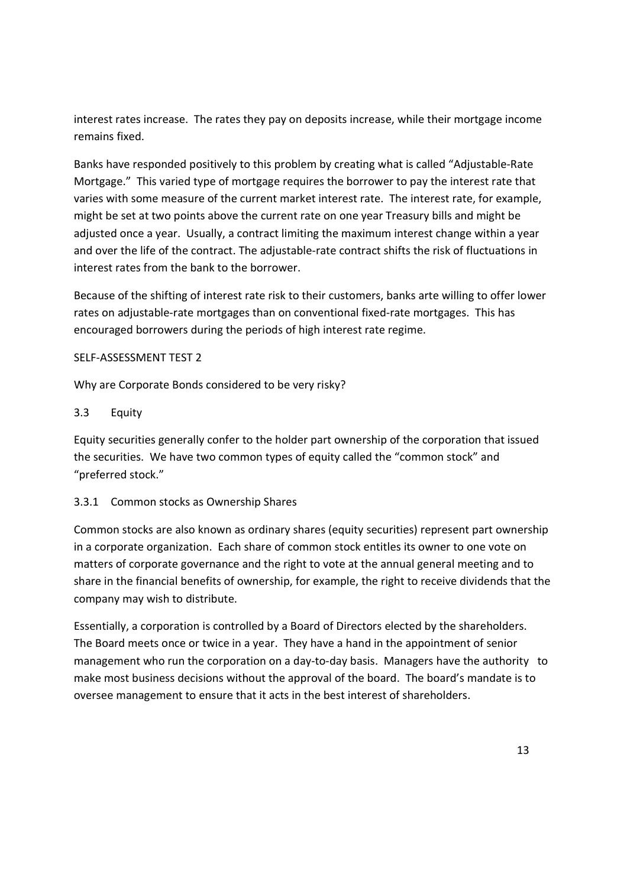interest rates increase. The rates they pay on deposits increase, while their mortgage income remains fixed.

Banks have responded positively to this problem by creating what is called "Adjustable-Rate Mortgage." This varied type of mortgage requires the borrower to pay the interest rate that varies with some measure of the current market interest rate. The interest rate, for example, might be set at two points above the current rate on one year Treasury bills and might be adjusted once a year. Usually, a contract limiting the maximum interest change within a year and over the life of the contract. The adjustable-rate contract shifts the risk of fluctuations in interest rates from the bank to the borrower.

Because of the shifting of interest rate risk to their customers, banks arte willing to offer lower rates on adjustable-rate mortgages than on conventional fixed-rate mortgages. This has encouraged borrowers during the periods of high interest rate regime.

SELF-ASSESSMENT TEST 2

Why are Corporate Bonds considered to be very risky?

## 3.3 Equity

Equity securities generally confer to the holder part ownership of the corporation that issued the securities. We have two common types of equity called the "common stock" and "preferred stock."

### 3.3.1 Common stocks as Ownership Shares

Common stocks are also known as ordinary shares (equity securities) represent part ownership in a corporate organization. Each share of common stock entitles its owner to one vote on matters of corporate governance and the right to vote at the annual general meeting and to share in the financial benefits of ownership, for example, the right to receive dividends that the company may wish to distribute.

Essentially, a corporation is controlled by a Board of Directors elected by the shareholders. The Board meets once or twice in a year. They have a hand in the appointment of senior management who run the corporation on a day-to-day basis. Managers have the authority to make most business decisions without the approval of the board. The board's mandate is to oversee management to ensure that it acts in the best interest of shareholders.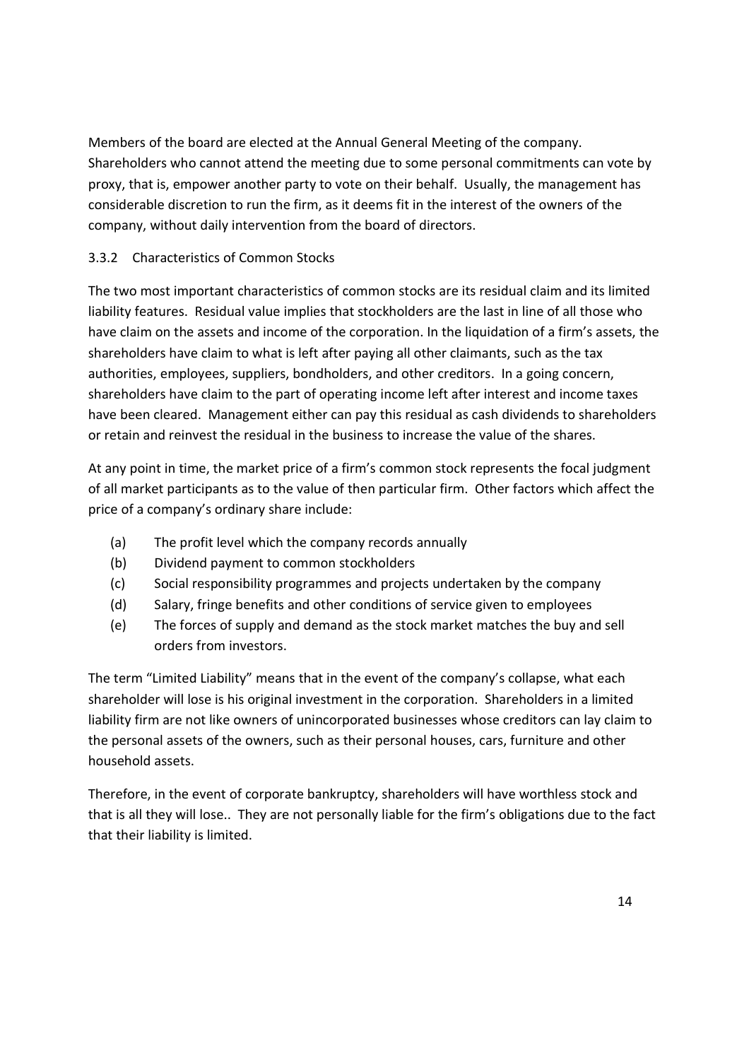Members of the board are elected at the Annual General Meeting of the company. Shareholders who cannot attend the meeting due to some personal commitments can vote by proxy, that is, empower another party to vote on their behalf. Usually, the management has considerable discretion to run the firm, as it deems fit in the interest of the owners of the company, without daily intervention from the board of directors.

### 3.3.2 Characteristics of Common Stocks

The two most important characteristics of common stocks are its residual claim and its limited liability features. Residual value implies that stockholders are the last in line of all those who have claim on the assets and income of the corporation. In the liquidation of a firm's assets, the shareholders have claim to what is left after paying all other claimants, such as the tax authorities, employees, suppliers, bondholders, and other creditors. In a going concern, shareholders have claim to the part of operating income left after interest and income taxes have been cleared. Management either can pay this residual as cash dividends to shareholders or retain and reinvest the residual in the business to increase the value of the shares.

At any point in time, the market price of a firm's common stock represents the focal judgment of all market participants as to the value of then particular firm. Other factors which affect the price of a company's ordinary share include:

(a) The profit level which the company records annually
(b) Dividend payment to common stockholders
(c) Social responsibility programmes and projects undertaken by the company
(d) Salary, fringe benefits and other conditions of service given to employees
(e) The forces of supply and demand as the stock market matches the buy and sell orders from investors.

The term "Limited Liability" means that in the event of the company's collapse, what each shareholder will lose is his original investment in the corporation. Shareholders in a limited liability firm are not like owners of unincorporated businesses whose creditors can lay claim to the personal assets of the owners, such as their personal houses, cars, furniture and other household assets.

Therefore, in the event of corporate bankruptcy, shareholders will have worthless stock and that is all they will lose.. They are not personally liable for the firm's obligations due to the fact that their liability is limited.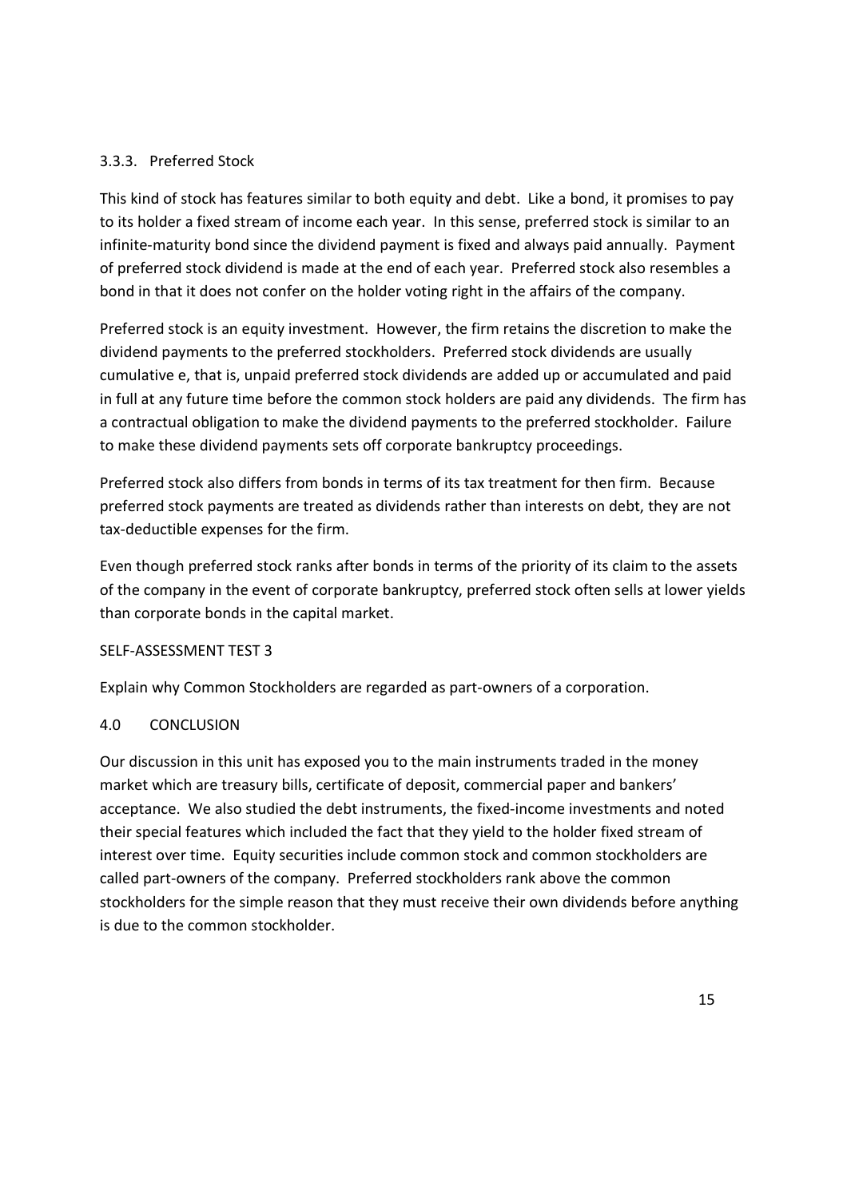### 3.3.3. Preferred Stock

This kind of stock has features similar to both equity and debt. Like a bond, it promises to pay to its holder a fixed stream of income each year. In this sense, preferred stock is similar to an infinite-maturity bond since the dividend payment is fixed and always paid annually. Payment of preferred stock dividend is made at the end of each year. Preferred stock also resembles a bond in that it does not confer on the holder voting right in the affairs of the company.

Preferred stock is an equity investment. However, the firm retains the discretion to make the dividend payments to the preferred stockholders. Preferred stock dividends are usually cumulative e, that is, unpaid preferred stock dividends are added up or accumulated and paid in full at any future time before the common stock holders are paid any dividends. The firm has a contractual obligation to make the dividend payments to the preferred stockholder. Failure to make these dividend payments sets off corporate bankruptcy proceedings.

Preferred stock also differs from bonds in terms of its tax treatment for then firm. Because preferred stock payments are treated as dividends rather than interests on debt, they are not tax-deductible expenses for the firm.

Even though preferred stock ranks after bonds in terms of the priority of its claim to the assets of the company in the event of corporate bankruptcy, preferred stock often sells at lower yields than corporate bonds in the capital market.

SELF-ASSESSMENT TEST 3

Explain why Common Stockholders are regarded as part-owners of a corporation.

## 4.0 CONCLUSION

Our discussion in this unit has exposed you to the main instruments traded in the money market which are treasury bills, certificate of deposit, commercial paper and bankers' acceptance. We also studied the debt instruments, the fixed-income investments and noted their special features which included the fact that they yield to the holder fixed stream of interest over time. Equity securities include common stock and common stockholders are called part-owners of the company. Preferred stockholders rank above the common stockholders for the simple reason that they must receive their own dividends before anything is due to the common stockholder.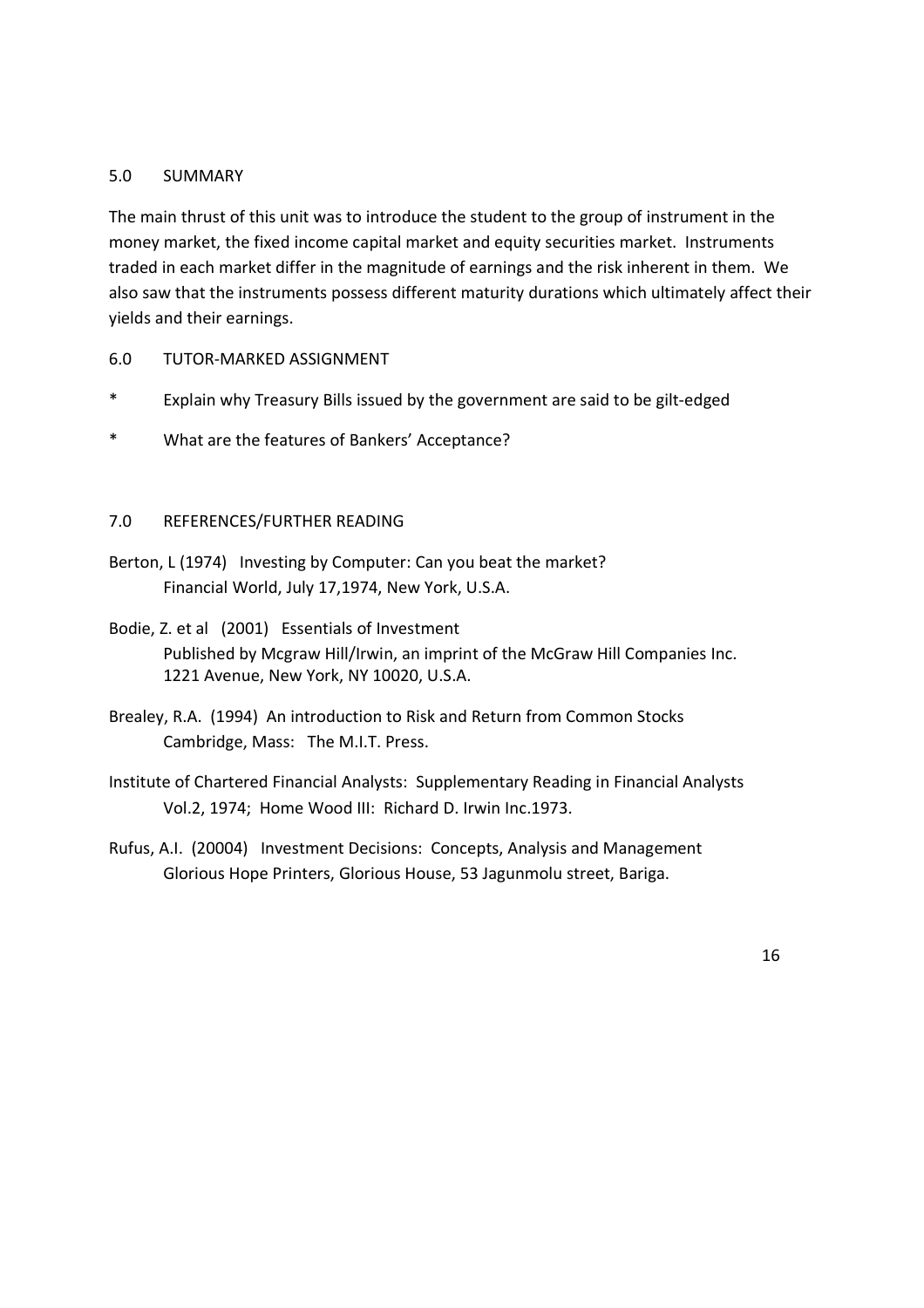## 5.0 SUMMARY

The main thrust of this unit was to introduce the student to the group of instrument in the money market, the fixed income capital market and equity securities market. Instruments traded in each market differ in the magnitude of earnings and the risk inherent in them. We also saw that the instruments possess different maturity durations which ultimately affect their yields and their earnings.

## 6.0 TUTOR-MARKED ASSIGNMENT

* Explain why Treasury Bills issued by the government are said to be gilt-edged
* What are the features of Bankers' Acceptance?

## 7.0 REFERENCES/FURTHER READING

Berton, L (1974) Investing by Computer: Can you beat the market?
Financial World, July 17,1974, New York, U.S.A.

Bodie, Z. et al (2001) Essentials of Investment
Published by Mcgraw Hill/Irwin, an imprint of the McGraw Hill Companies Inc. 1221 Avenue, New York, NY 10020, U.S.A.

Brealey, R.A. (1994) An introduction to Risk and Return from Common Stocks
Cambridge, Mass: The M.I.T. Press.

Institute of Chartered Financial Analysts: Supplementary Reading in Financial Analysts
Vol.2, 1974; Home Wood III: Richard D. Irwin Inc.1973.

Rufus, A.I. (20004) Investment Decisions: Concepts, Analysis and Management
Glorious Hope Printers, Glorious House, 53 Jagunmolu street, Bariga.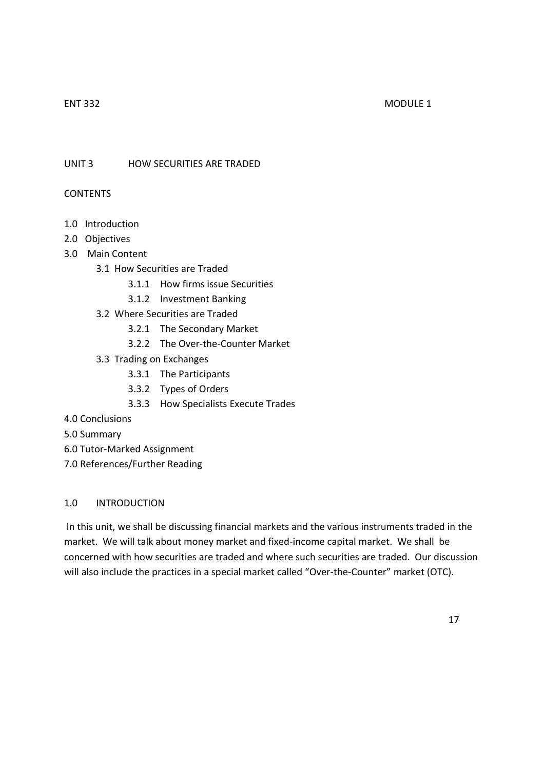## UNIT 3 HOW SECURITIES ARE TRADED

### CONTENTS

1.0 Introduction
2.0 Objectives
3.0 Main Content
  - 3.1 How Securities are Traded
    - 3.1.1 How firms issue Securities
    - 3.1.2 Investment Banking
  - 3.2 Where Securities are Traded
    - 3.2.1 The Secondary Market
    - 3.2.2 The Over-the-Counter Market
  - 3.3 Trading on Exchanges
    - 3.3.1 The Participants
    - 3.3.2 Types of Orders
    - 3.3.3 How Specialists Execute Trades

4.0 Conclusions
5.0 Summary
6.0 Tutor-Marked Assignment
7.0 References/Further Reading

### 1.0 INTRODUCTION

In this unit, we shall be discussing financial markets and the various instruments traded in the market. We will talk about money market and fixed-income capital market. We shall be concerned with how securities are traded and where such securities are traded. Our discussion will also include the practices in a special market called "Over-the-Counter" market (OTC).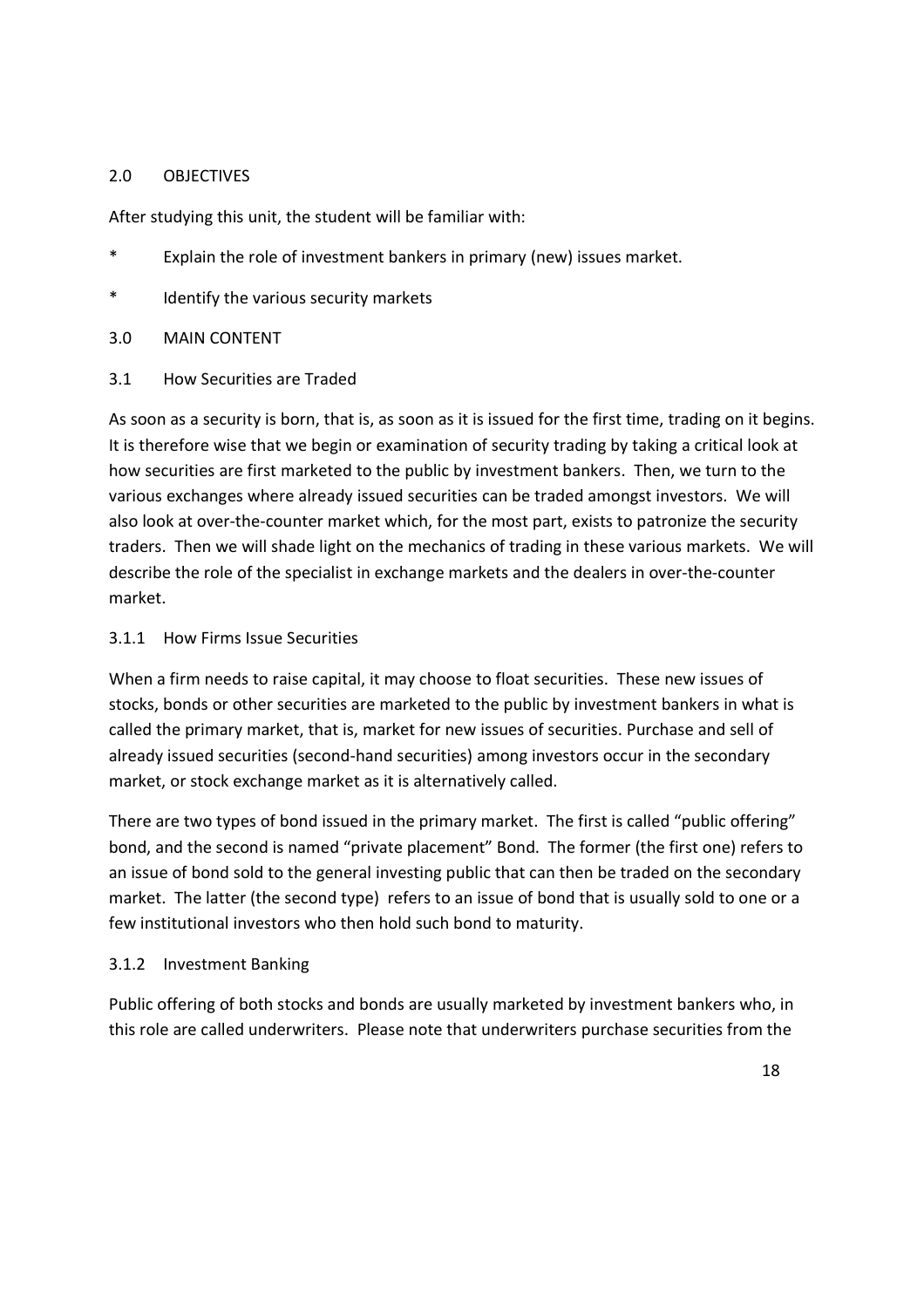## 2.0 OBJECTIVES

After studying this unit, the student will be familiar with:

* Explain the role of investment bankers in primary (new) issues market.
* Identify the various security markets

## 3.0 MAIN CONTENT

### 3.1 How Securities are Traded

As soon as a security is born, that is, as soon as it is issued for the first time, trading on it begins. It is therefore wise that we begin or examination of security trading by taking a critical look at how securities are first marketed to the public by investment bankers. Then, we turn to the various exchanges where already issued securities can be traded amongst investors. We will also look at over-the-counter market which, for the most part, exists to patronize the security traders. Then we will shade light on the mechanics of trading in these various markets. We will describe the role of the specialist in exchange markets and the dealers in over-the-counter market.

#### 3.1.1 How Firms Issue Securities

When a firm needs to raise capital, it may choose to float securities. These new issues of stocks, bonds or other securities are marketed to the public by investment bankers in what is called the primary market, that is, market for new issues of securities. Purchase and sell of already issued securities (second-hand securities) among investors occur in the secondary market, or stock exchange market as it is alternatively called.

There are two types of bond issued in the primary market. The first is called "public offering" bond, and the second is named "private placement" Bond. The former (the first one) refers to an issue of bond sold to the general investing public that can then be traded on the secondary market. The latter (the second type) refers to an issue of bond that is usually sold to one or a few institutional investors who then hold such bond to maturity.

#### 3.1.2 Investment Banking

Public offering of both stocks and bonds are usually marketed by investment bankers who, in this role are called underwriters. Please note that underwriters purchase securities from the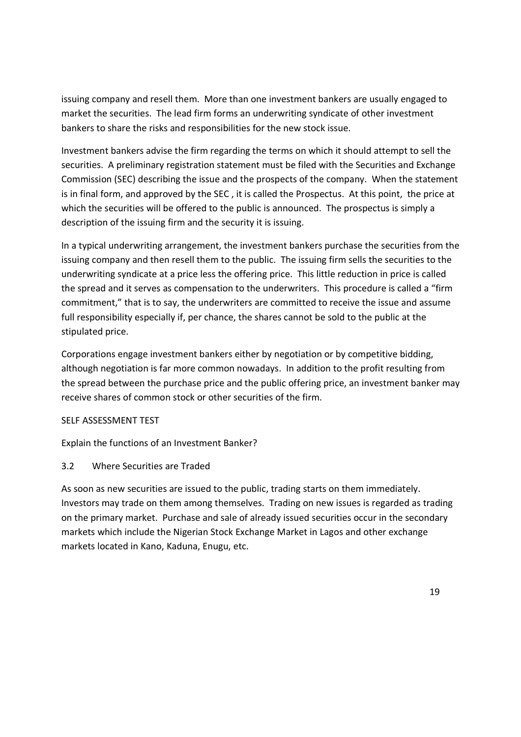issuing company and resell them. More than one investment bankers are usually engaged to market the securities. The lead firm forms an underwriting syndicate of other investment bankers to share the risks and responsibilities for the new stock issue.

Investment bankers advise the firm regarding the terms on which it should attempt to sell the securities. A preliminary registration statement must be filed with the Securities and Exchange Commission (SEC) describing the issue and the prospects of the company. When the statement is in final form, and approved by the SEC , it is called the Prospectus. At this point, the price at which the securities will be offered to the public is announced. The prospectus is simply a description of the issuing firm and the security it is issuing.

In a typical underwriting arrangement, the investment bankers purchase the securities from the issuing company and then resell them to the public. The issuing firm sells the securities to the underwriting syndicate at a price less the offering price. This little reduction in price is called the spread and it serves as compensation to the underwriters. This procedure is called a "firm commitment," that is to say, the underwriters are committed to receive the issue and assume full responsibility especially if, per chance, the shares cannot be sold to the public at the stipulated price.

Corporations engage investment bankers either by negotiation or by competitive bidding, although negotiation is far more common nowadays. In addition to the profit resulting from the spread between the purchase price and the public offering price, an investment banker may receive shares of common stock or other securities of the firm.

SELF ASSESSMENT TEST

Explain the functions of an Investment Banker?

### 3.2 Where Securities are Traded

As soon as new securities are issued to the public, trading starts on them immediately. Investors may trade on them among themselves. Trading on new issues is regarded as trading on the primary market. Purchase and sale of already issued securities occur in the secondary markets which include the Nigerian Stock Exchange Market in Lagos and other exchange markets located in Kano, Kaduna, Enugu, etc.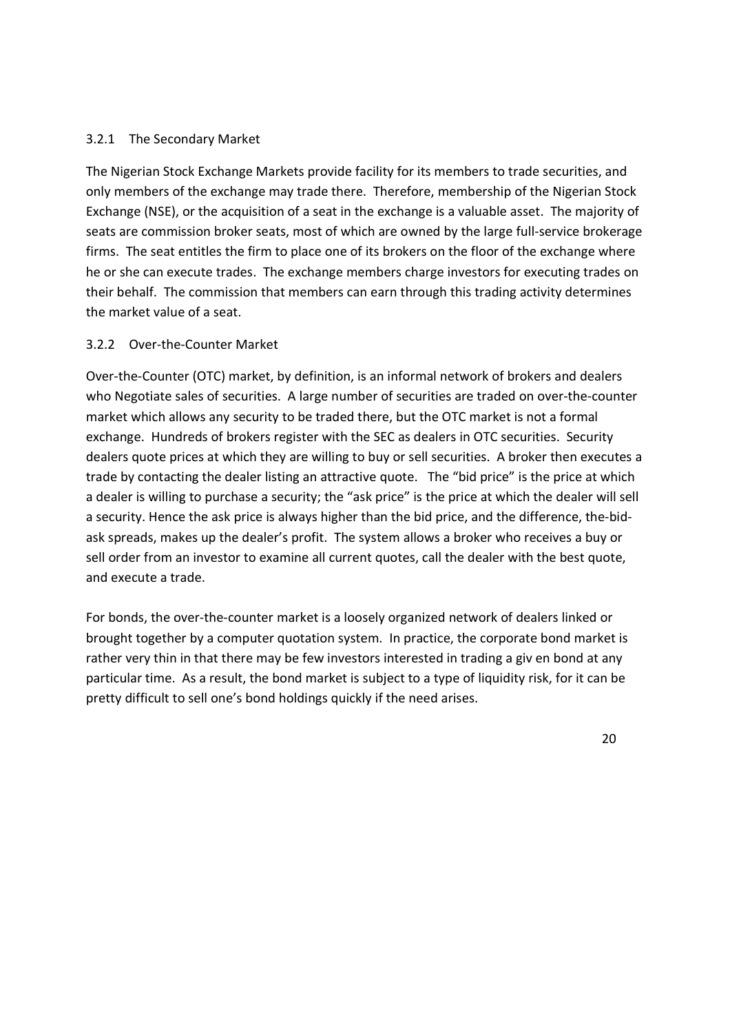### 3.2.1 The Secondary Market

The Nigerian Stock Exchange Markets provide facility for its members to trade securities, and only members of the exchange may trade there. Therefore, membership of the Nigerian Stock Exchange (NSE), or the acquisition of a seat in the exchange is a valuable asset. The majority of seats are commission broker seats, most of which are owned by the large full-service brokerage firms. The seat entitles the firm to place one of its brokers on the floor of the exchange where he or she can execute trades. The exchange members charge investors for executing trades on their behalf. The commission that members can earn through this trading activity determines the market value of a seat.

### 3.2.2 Over-the-Counter Market

Over-the-Counter (OTC) market, by definition, is an informal network of brokers and dealers who Negotiate sales of securities. A large number of securities are traded on over-the-counter market which allows any security to be traded there, but the OTC market is not a formal exchange. Hundreds of brokers register with the SEC as dealers in OTC securities. Security dealers quote prices at which they are willing to buy or sell securities. A broker then executes a trade by contacting the dealer listing an attractive quote. The "bid price" is the price at which a dealer is willing to purchase a security; the "ask price" is the price at which the dealer will sell a security. Hence the ask price is always higher than the bid price, and the difference, the-bid-ask spreads, makes up the dealer's profit. The system allows a broker who receives a buy or sell order from an investor to examine all current quotes, call the dealer with the best quote, and execute a trade.

For bonds, the over-the-counter market is a loosely organized network of dealers linked or brought together by a computer quotation system. In practice, the corporate bond market is rather very thin in that there may be few investors interested in trading a giv en bond at any particular time. As a result, the bond market is subject to a type of liquidity risk, for it can be pretty difficult to sell one's bond holdings quickly if the need arises.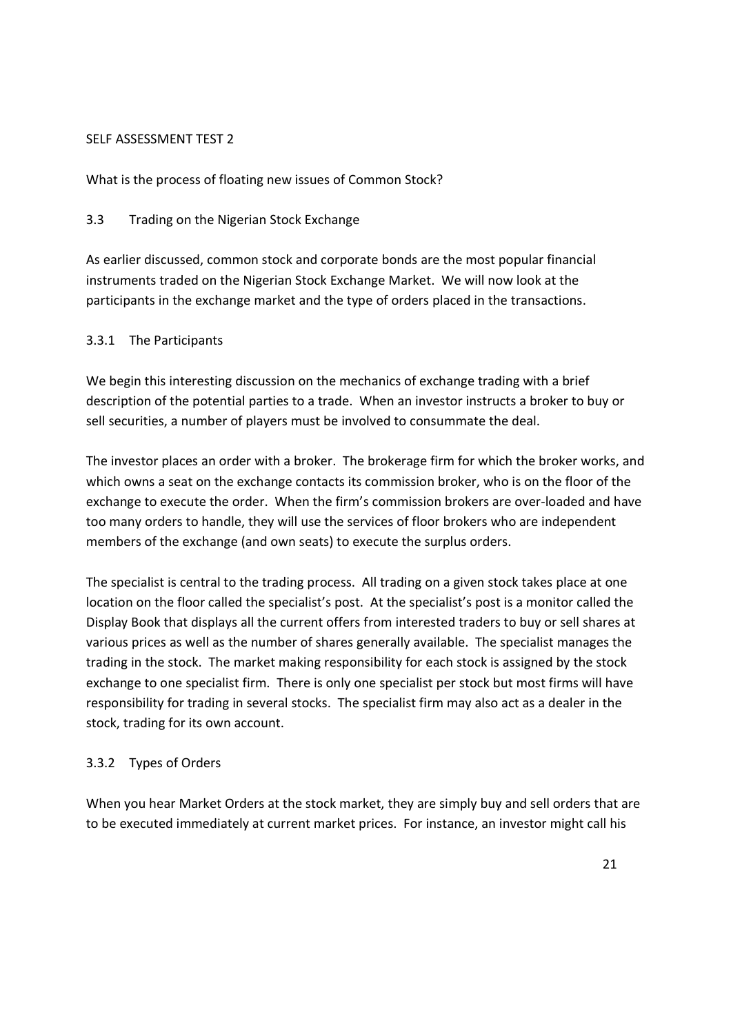SELF ASSESSMENT TEST 2

What is the process of floating new issues of Common Stock?

### 3.3 Trading on the Nigerian Stock Exchange

As earlier discussed, common stock and corporate bonds are the most popular financial instruments traded on the Nigerian Stock Exchange Market. We will now look at the participants in the exchange market and the type of orders placed in the transactions.

#### 3.3.1 The Participants

We begin this interesting discussion on the mechanics of exchange trading with a brief description of the potential parties to a trade. When an investor instructs a broker to buy or sell securities, a number of players must be involved to consummate the deal.

The investor places an order with a broker. The brokerage firm for which the broker works, and which owns a seat on the exchange contacts its commission broker, who is on the floor of the exchange to execute the order. When the firm's commission brokers are over-loaded and have too many orders to handle, they will use the services of floor brokers who are independent members of the exchange (and own seats) to execute the surplus orders.

The specialist is central to the trading process. All trading on a given stock takes place at one location on the floor called the specialist's post. At the specialist's post is a monitor called the Display Book that displays all the current offers from interested traders to buy or sell shares at various prices as well as the number of shares generally available. The specialist manages the trading in the stock. The market making responsibility for each stock is assigned by the stock exchange to one specialist firm. There is only one specialist per stock but most firms will have responsibility for trading in several stocks. The specialist firm may also act as a dealer in the stock, trading for its own account.

#### 3.3.2 Types of Orders

When you hear Market Orders at the stock market, they are simply buy and sell orders that are to be executed immediately at current market prices. For instance, an investor might call his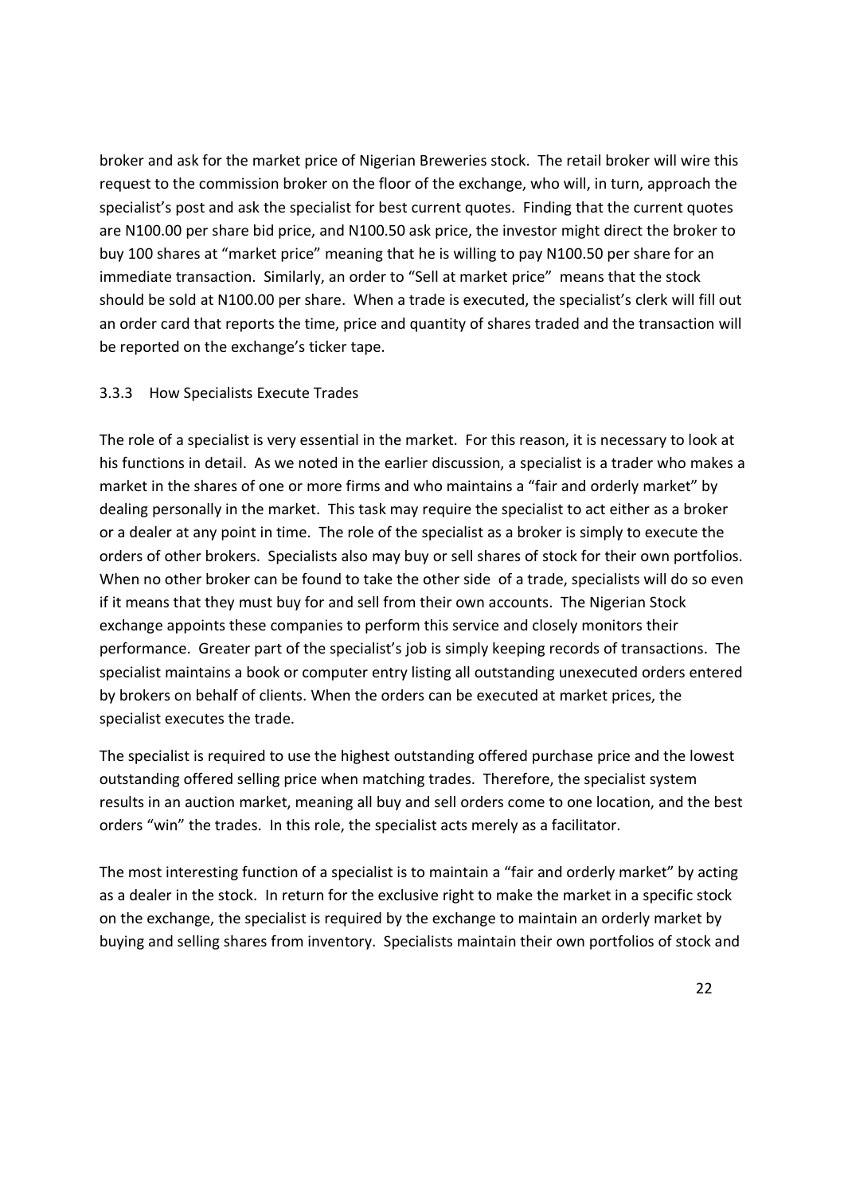broker and ask for the market price of Nigerian Breweries stock. The retail broker will wire this request to the commission broker on the floor of the exchange, who will, in turn, approach the specialist's post and ask the specialist for best current quotes. Finding that the current quotes are N100.00 per share bid price, and N100.50 ask price, the investor might direct the broker to buy 100 shares at "market price" meaning that he is willing to pay N100.50 per share for an immediate transaction. Similarly, an order to "Sell at market price" means that the stock should be sold at N100.00 per share. When a trade is executed, the specialist's clerk will fill out an order card that reports the time, price and quantity of shares traded and the transaction will be reported on the exchange's ticker tape.

### 3.3.3 How Specialists Execute Trades

The role of a specialist is very essential in the market. For this reason, it is necessary to look at his functions in detail. As we noted in the earlier discussion, a specialist is a trader who makes a market in the shares of one or more firms and who maintains a "fair and orderly market" by dealing personally in the market. This task may require the specialist to act either as a broker or a dealer at any point in time. The role of the specialist as a broker is simply to execute the orders of other brokers. Specialists also may buy or sell shares of stock for their own portfolios. When no other broker can be found to take the other side of a trade, specialists will do so even if it means that they must buy for and sell from their own accounts. The Nigerian Stock exchange appoints these companies to perform this service and closely monitors their performance. Greater part of the specialist's job is simply keeping records of transactions. The specialist maintains a book or computer entry listing all outstanding unexecuted orders entered by brokers on behalf of clients. When the orders can be executed at market prices, the specialist executes the trade.

The specialist is required to use the highest outstanding offered purchase price and the lowest outstanding offered selling price when matching trades. Therefore, the specialist system results in an auction market, meaning all buy and sell orders come to one location, and the best orders "win" the trades. In this role, the specialist acts merely as a facilitator.

The most interesting function of a specialist is to maintain a "fair and orderly market" by acting as a dealer in the stock. In return for the exclusive right to make the market in a specific stock on the exchange, the specialist is required by the exchange to maintain an orderly market by buying and selling shares from inventory. Specialists maintain their own portfolios of stock and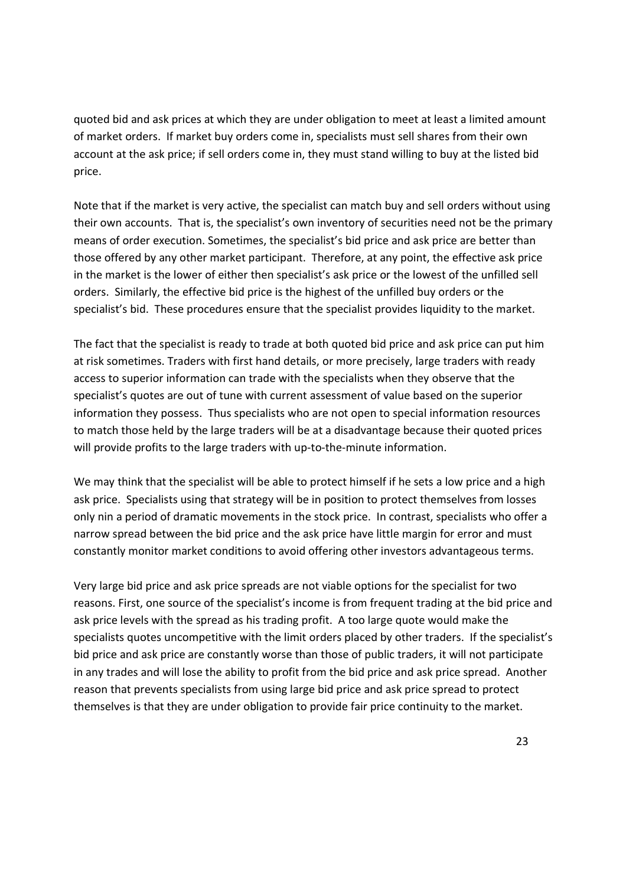quoted bid and ask prices at which they are under obligation to meet at least a limited amount of market orders. If market buy orders come in, specialists must sell shares from their own account at the ask price; if sell orders come in, they must stand willing to buy at the listed bid price.

Note that if the market is very active, the specialist can match buy and sell orders without using their own accounts. That is, the specialist's own inventory of securities need not be the primary means of order execution. Sometimes, the specialist's bid price and ask price are better than those offered by any other market participant. Therefore, at any point, the effective ask price in the market is the lower of either then specialist's ask price or the lowest of the unfilled sell orders. Similarly, the effective bid price is the highest of the unfilled buy orders or the specialist's bid. These procedures ensure that the specialist provides liquidity to the market.

The fact that the specialist is ready to trade at both quoted bid price and ask price can put him at risk sometimes. Traders with first hand details, or more precisely, large traders with ready access to superior information can trade with the specialists when they observe that the specialist's quotes are out of tune with current assessment of value based on the superior information they possess. Thus specialists who are not open to special information resources to match those held by the large traders will be at a disadvantage because their quoted prices will provide profits to the large traders with up-to-the-minute information.

We may think that the specialist will be able to protect himself if he sets a low price and a high ask price. Specialists using that strategy will be in position to protect themselves from losses only nin a period of dramatic movements in the stock price. In contrast, specialists who offer a narrow spread between the bid price and the ask price have little margin for error and must constantly monitor market conditions to avoid offering other investors advantageous terms.

Very large bid price and ask price spreads are not viable options for the specialist for two reasons. First, one source of the specialist's income is from frequent trading at the bid price and ask price levels with the spread as his trading profit. A too large quote would make the specialists quotes uncompetitive with the limit orders placed by other traders. If the specialist's bid price and ask price are constantly worse than those of public traders, it will not participate in any trades and will lose the ability to profit from the bid price and ask price spread. Another reason that prevents specialists from using large bid price and ask price spread to protect themselves is that they are under obligation to provide fair price continuity to the market.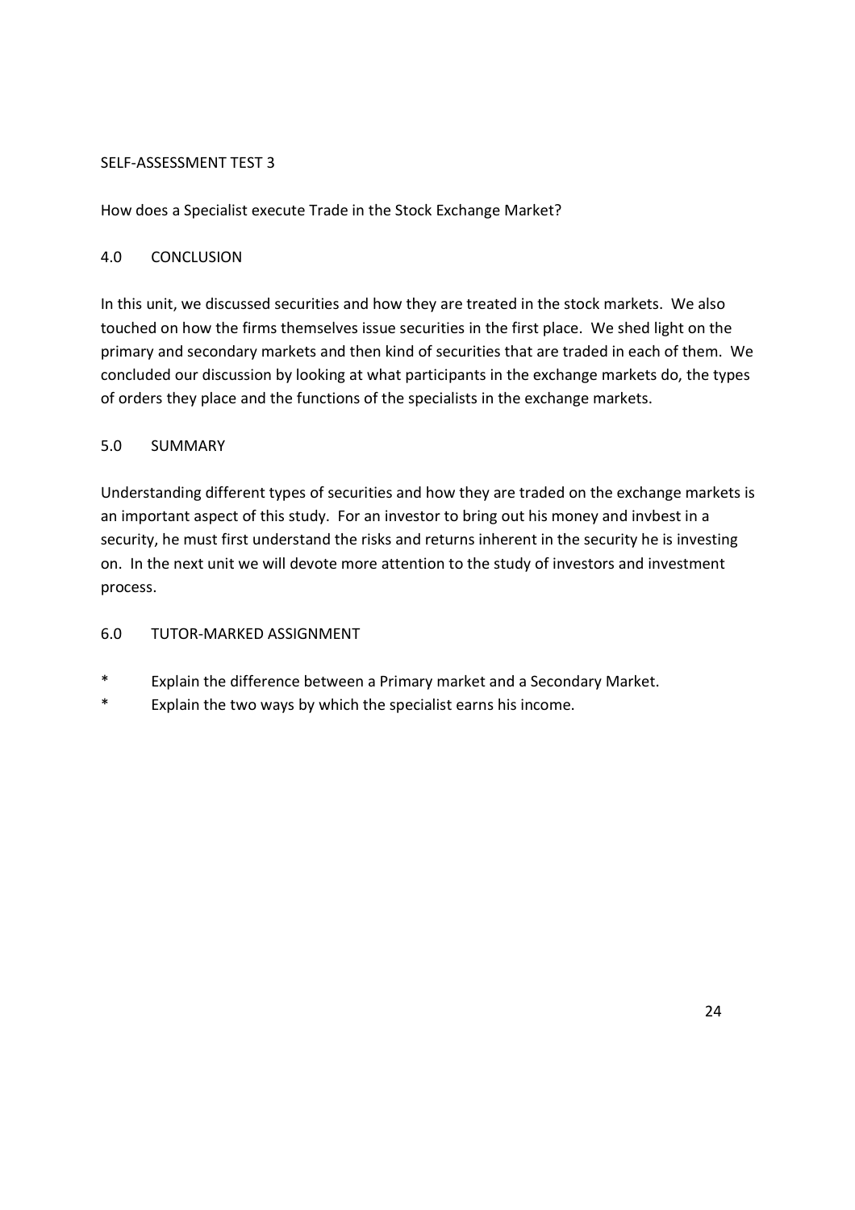SELF-ASSESSMENT TEST 3

How does a Specialist execute Trade in the Stock Exchange Market?

## 4.0 CONCLUSION

In this unit, we discussed securities and how they are treated in the stock markets. We also touched on how the firms themselves issue securities in the first place. We shed light on the primary and secondary markets and then kind of securities that are traded in each of them. We concluded our discussion by looking at what participants in the exchange markets do, the types of orders they place and the functions of the specialists in the exchange markets.

## 5.0 SUMMARY

Understanding different types of securities and how they are traded on the exchange markets is an important aspect of this study. For an investor to bring out his money and invbest in a security, he must first understand the risks and returns inherent in the security he is investing on. In the next unit we will devote more attention to the study of investors and investment process.

## 6.0 TUTOR-MARKED ASSIGNMENT

* Explain the difference between a Primary market and a Secondary Market.
* Explain the two ways by which the specialist earns his income.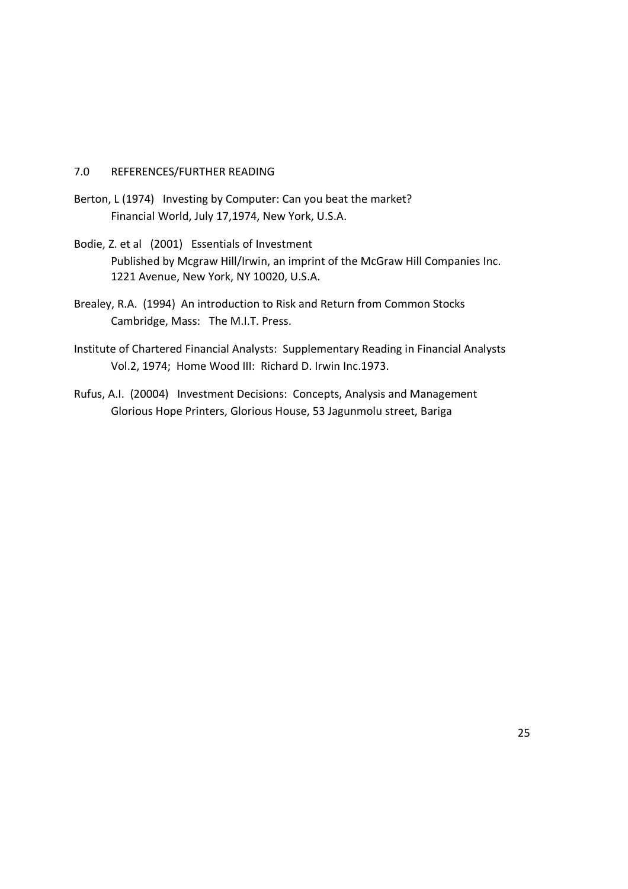## 7.0 REFERENCES/FURTHER READING

Berton, L (1974) Investing by Computer: Can you beat the market?
Financial World, July 17,1974, New York, U.S.A.

Bodie, Z. et al (2001) Essentials of Investment
Published by Mcgraw Hill/Irwin, an imprint of the McGraw Hill Companies Inc. 1221 Avenue, New York, NY 10020, U.S.A.

Brealey, R.A. (1994) An introduction to Risk and Return from Common Stocks
Cambridge, Mass: The M.I.T. Press.

Institute of Chartered Financial Analysts: Supplementary Reading in Financial Analysts Vol.2, 1974; Home Wood III: Richard D. Irwin Inc.1973.

Rufus, A.I. (20004) Investment Decisions: Concepts, Analysis and Management
Glorious Hope Printers, Glorious House, 53 Jagunmolu street, Bariga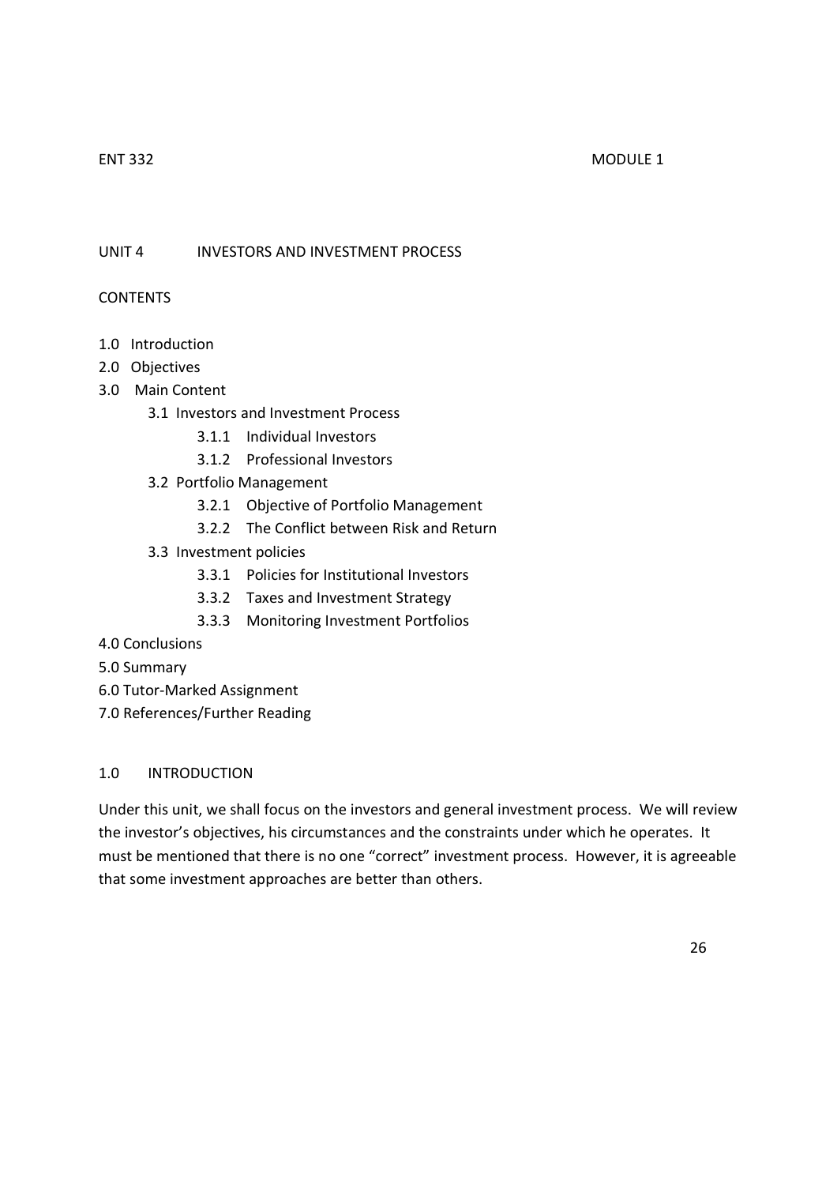# UNIT 4 INVESTORS AND INVESTMENT PROCESS

## CONTENTS

- 1.0 Introduction
- 2.0 Objectives
- 3.0 Main Content
  - 3.1 Investors and Investment Process
    - 3.1.1 Individual Investors
    - 3.1.2 Professional Investors
  - 3.2 Portfolio Management
    - 3.2.1 Objective of Portfolio Management
    - 3.2.2 The Conflict between Risk and Return
  - 3.3 Investment policies
    - 3.3.1 Policies for Institutional Investors
    - 3.3.2 Taxes and Investment Strategy
    - 3.3.3 Monitoring Investment Portfolios
- 4.0 Conclusions
- 5.0 Summary
- 6.0 Tutor-Marked Assignment
- 7.0 References/Further Reading

## 1.0 INTRODUCTION

Under this unit, we shall focus on the investors and general investment process. We will review the investor's objectives, his circumstances and the constraints under which he operates. It must be mentioned that there is no one "correct" investment process. However, it is agreeable that some investment approaches are better than others.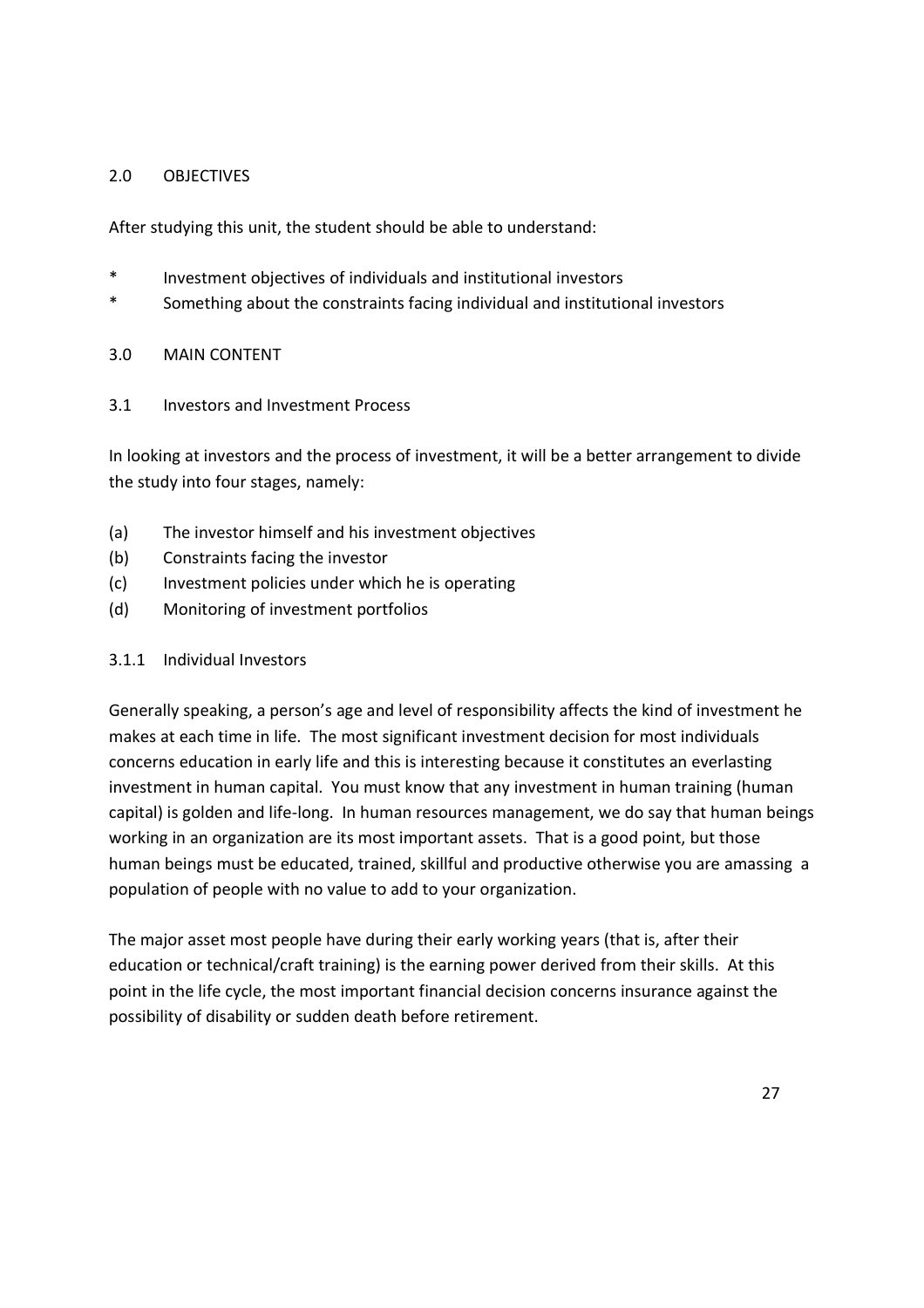## 2.0 OBJECTIVES

After studying this unit, the student should be able to understand:

* Investment objectives of individuals and institutional investors
* Something about the constraints facing individual and institutional investors

## 3.0 MAIN CONTENT

### 3.1 Investors and Investment Process

In looking at investors and the process of investment, it will be a better arrangement to divide the study into four stages, namely:

(a) The investor himself and his investment objectives
(b) Constraints facing the investor
(c) Investment policies under which he is operating
(d) Monitoring of investment portfolios

#### 3.1.1 Individual Investors

Generally speaking, a person's age and level of responsibility affects the kind of investment he makes at each time in life. The most significant investment decision for most individuals concerns education in early life and this is interesting because it constitutes an everlasting investment in human capital. You must know that any investment in human training (human capital) is golden and life-long. In human resources management, we do say that human beings working in an organization are its most important assets. That is a good point, but those human beings must be educated, trained, skillful and productive otherwise you are amassing a population of people with no value to add to your organization.

The major asset most people have during their early working years (that is, after their education or technical/craft training) is the earning power derived from their skills. At this point in the life cycle, the most important financial decision concerns insurance against the possibility of disability or sudden death before retirement.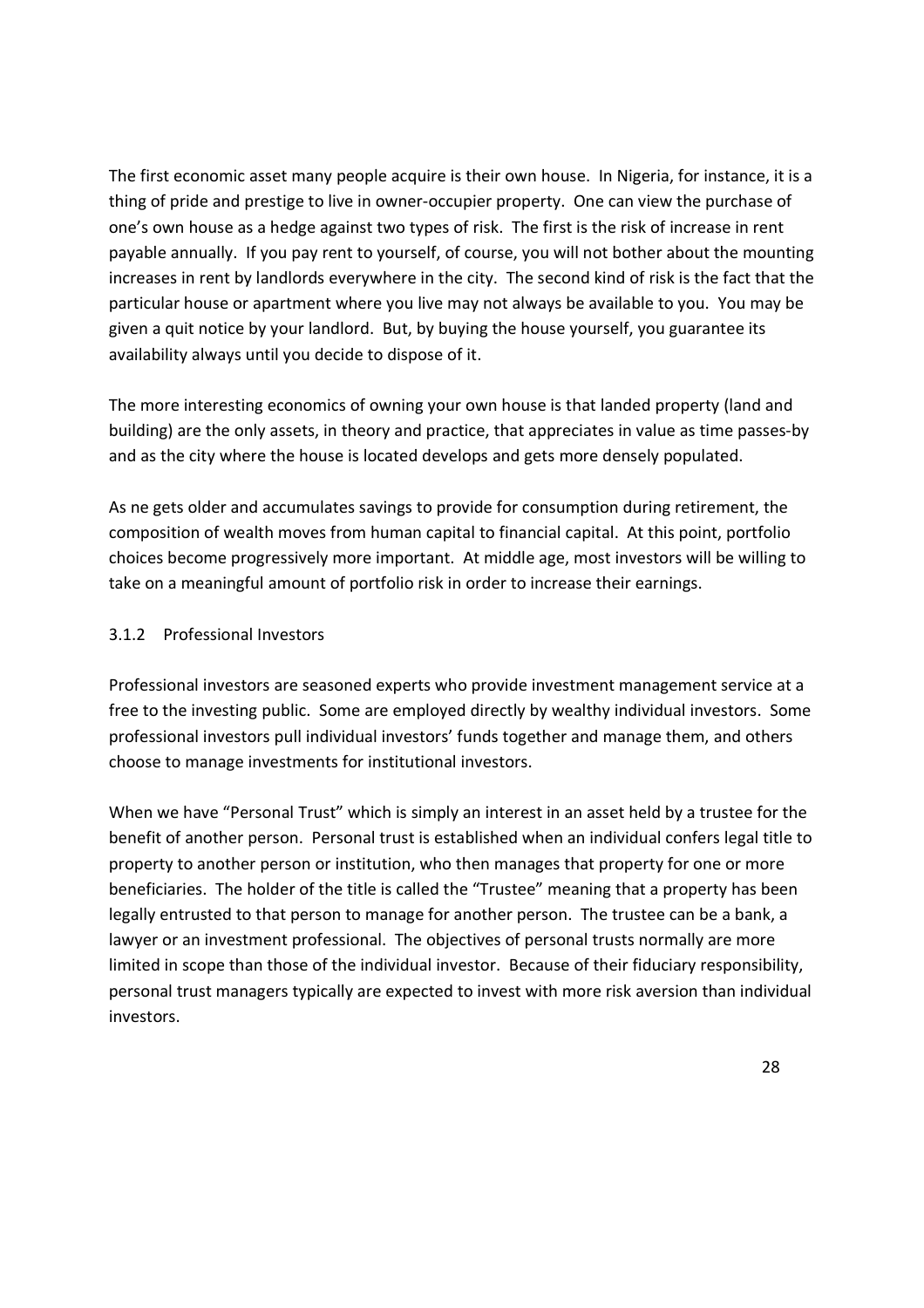The first economic asset many people acquire is their own house. In Nigeria, for instance, it is a thing of pride and prestige to live in owner-occupier property. One can view the purchase of one's own house as a hedge against two types of risk. The first is the risk of increase in rent payable annually. If you pay rent to yourself, of course, you will not bother about the mounting increases in rent by landlords everywhere in the city. The second kind of risk is the fact that the particular house or apartment where you live may not always be available to you. You may be given a quit notice by your landlord. But, by buying the house yourself, you guarantee its availability always until you decide to dispose of it.

The more interesting economics of owning your own house is that landed property (land and building) are the only assets, in theory and practice, that appreciates in value as time passes-by and as the city where the house is located develops and gets more densely populated.

As ne gets older and accumulates savings to provide for consumption during retirement, the composition of wealth moves from human capital to financial capital. At this point, portfolio choices become progressively more important. At middle age, most investors will be willing to take on a meaningful amount of portfolio risk in order to increase their earnings.

### 3.1.2 Professional Investors

Professional investors are seasoned experts who provide investment management service at a free to the investing public. Some are employed directly by wealthy individual investors. Some professional investors pull individual investors' funds together and manage them, and others choose to manage investments for institutional investors.

When we have "Personal Trust" which is simply an interest in an asset held by a trustee for the benefit of another person. Personal trust is established when an individual confers legal title to property to another person or institution, who then manages that property for one or more beneficiaries. The holder of the title is called the "Trustee" meaning that a property has been legally entrusted to that person to manage for another person. The trustee can be a bank, a lawyer or an investment professional. The objectives of personal trusts normally are more limited in scope than those of the individual investor. Because of their fiduciary responsibility, personal trust managers typically are expected to invest with more risk aversion than individual investors.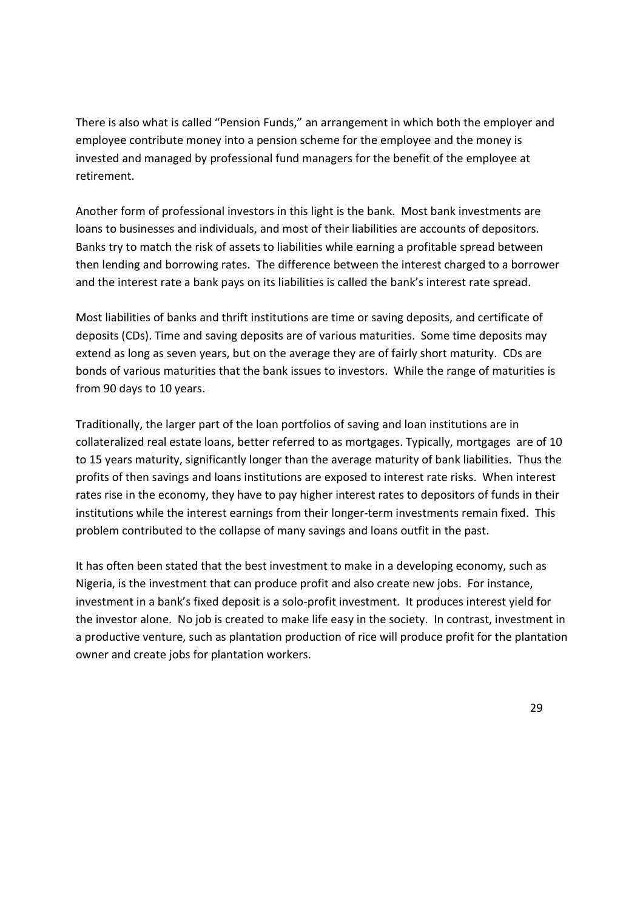There is also what is called "Pension Funds," an arrangement in which both the employer and employee contribute money into a pension scheme for the employee and the money is invested and managed by professional fund managers for the benefit of the employee at retirement.

Another form of professional investors in this light is the bank. Most bank investments are loans to businesses and individuals, and most of their liabilities are accounts of depositors. Banks try to match the risk of assets to liabilities while earning a profitable spread between then lending and borrowing rates. The difference between the interest charged to a borrower and the interest rate a bank pays on its liabilities is called the bank's interest rate spread.

Most liabilities of banks and thrift institutions are time or saving deposits, and certificate of deposits (CDs). Time and saving deposits are of various maturities. Some time deposits may extend as long as seven years, but on the average they are of fairly short maturity. CDs are bonds of various maturities that the bank issues to investors. While the range of maturities is from 90 days to 10 years.

Traditionally, the larger part of the loan portfolios of saving and loan institutions are in collateralized real estate loans, better referred to as mortgages. Typically, mortgages are of 10 to 15 years maturity, significantly longer than the average maturity of bank liabilities. Thus the profits of then savings and loans institutions are exposed to interest rate risks. When interest rates rise in the economy, they have to pay higher interest rates to depositors of funds in their institutions while the interest earnings from their longer-term investments remain fixed. This problem contributed to the collapse of many savings and loans outfit in the past.

It has often been stated that the best investment to make in a developing economy, such as Nigeria, is the investment that can produce profit and also create new jobs. For instance, investment in a bank's fixed deposit is a solo-profit investment. It produces interest yield for the investor alone. No job is created to make life easy in the society. In contrast, investment in a productive venture, such as plantation production of rice will produce profit for the plantation owner and create jobs for plantation workers.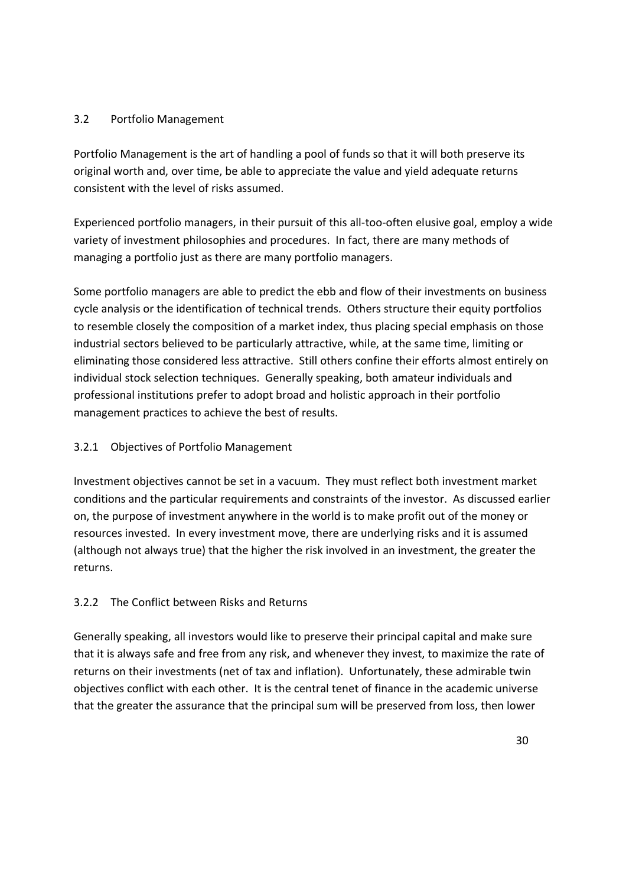## 3.2 Portfolio Management

Portfolio Management is the art of handling a pool of funds so that it will both preserve its original worth and, over time, be able to appreciate the value and yield adequate returns consistent with the level of risks assumed.

Experienced portfolio managers, in their pursuit of this all-too-often elusive goal, employ a wide variety of investment philosophies and procedures. In fact, there are many methods of managing a portfolio just as there are many portfolio managers.

Some portfolio managers are able to predict the ebb and flow of their investments on business cycle analysis or the identification of technical trends. Others structure their equity portfolios to resemble closely the composition of a market index, thus placing special emphasis on those industrial sectors believed to be particularly attractive, while, at the same time, limiting or eliminating those considered less attractive. Still others confine their efforts almost entirely on individual stock selection techniques. Generally speaking, both amateur individuals and professional institutions prefer to adopt broad and holistic approach in their portfolio management practices to achieve the best of results.

### 3.2.1 Objectives of Portfolio Management

Investment objectives cannot be set in a vacuum. They must reflect both investment market conditions and the particular requirements and constraints of the investor. As discussed earlier on, the purpose of investment anywhere in the world is to make profit out of the money or resources invested. In every investment move, there are underlying risks and it is assumed (although not always true) that the higher the risk involved in an investment, the greater the returns.

### 3.2.2 The Conflict between Risks and Returns

Generally speaking, all investors would like to preserve their principal capital and make sure that it is always safe and free from any risk, and whenever they invest, to maximize the rate of returns on their investments (net of tax and inflation). Unfortunately, these admirable twin objectives conflict with each other. It is the central tenet of finance in the academic universe that the greater the assurance that the principal sum will be preserved from loss, then lower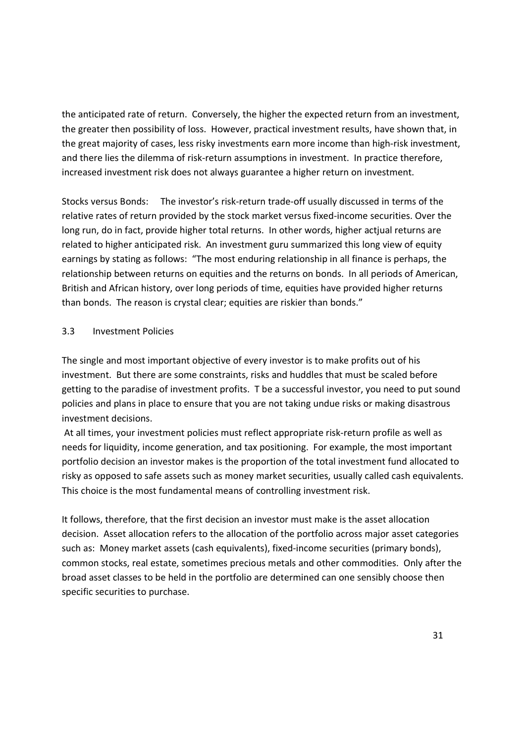the anticipated rate of return. Conversely, the higher the expected return from an investment, the greater then possibility of loss. However, practical investment results, have shown that, in the great majority of cases, less risky investments earn more income than high-risk investment, and there lies the dilemma of risk-return assumptions in investment. In practice therefore, increased investment risk does not always guarantee a higher return on investment.

Stocks versus Bonds: The investor's risk-return trade-off usually discussed in terms of the relative rates of return provided by the stock market versus fixed-income securities. Over the long run, do in fact, provide higher total returns. In other words, higher actjual returns are related to higher anticipated risk. An investment guru summarized this long view of equity earnings by stating as follows: "The most enduring relationship in all finance is perhaps, the relationship between returns on equities and the returns on bonds. In all periods of American, British and African history, over long periods of time, equities have provided higher returns than bonds. The reason is crystal clear; equities are riskier than bonds."

## 3.3 Investment Policies

The single and most important objective of every investor is to make profits out of his investment. But there are some constraints, risks and huddles that must be scaled before getting to the paradise of investment profits. T be a successful investor, you need to put sound policies and plans in place to ensure that you are not taking undue risks or making disastrous investment decisions.

At all times, your investment policies must reflect appropriate risk-return profile as well as needs for liquidity, income generation, and tax positioning. For example, the most important portfolio decision an investor makes is the proportion of the total investment fund allocated to risky as opposed to safe assets such as money market securities, usually called cash equivalents. This choice is the most fundamental means of controlling investment risk.

It follows, therefore, that the first decision an investor must make is the asset allocation decision. Asset allocation refers to the allocation of the portfolio across major asset categories such as: Money market assets (cash equivalents), fixed-income securities (primary bonds), common stocks, real estate, sometimes precious metals and other commodities. Only after the broad asset classes to be held in the portfolio are determined can one sensibly choose then specific securities to purchase.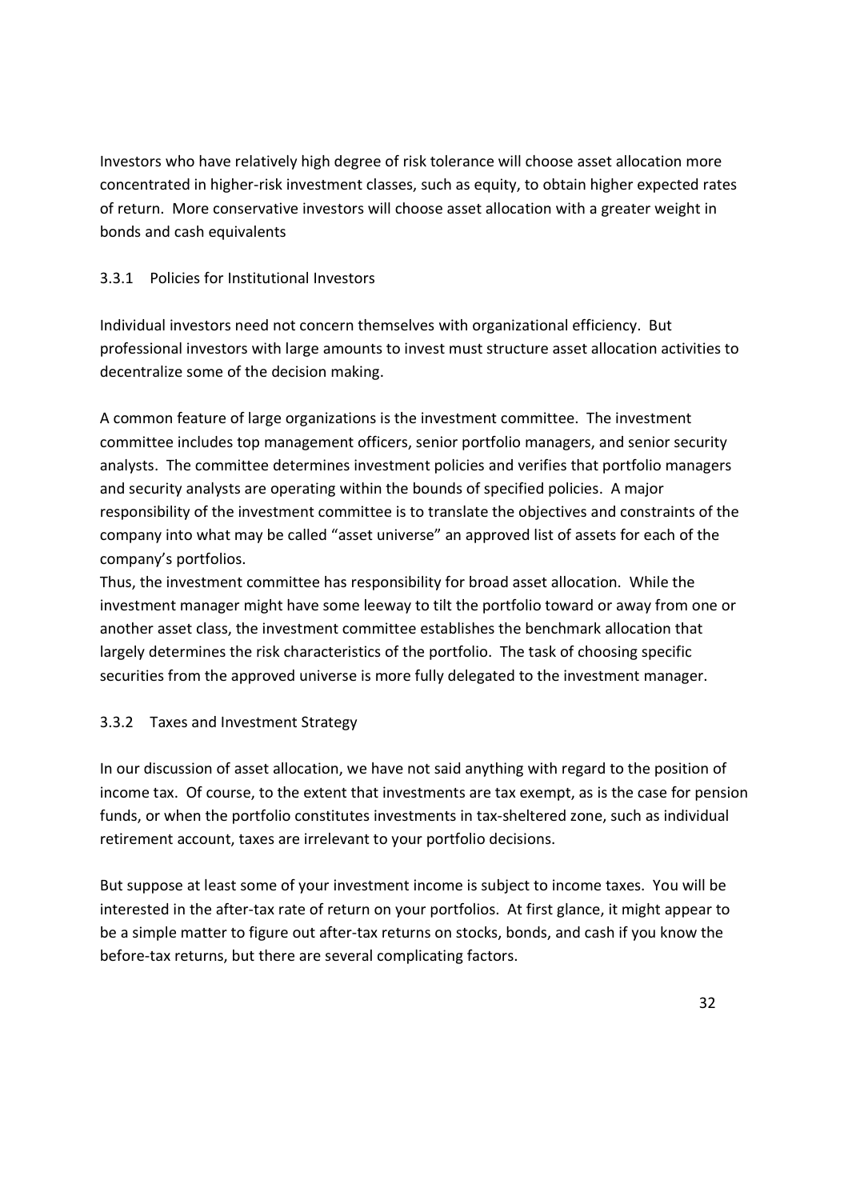Investors who have relatively high degree of risk tolerance will choose asset allocation more concentrated in higher-risk investment classes, such as equity, to obtain higher expected rates of return. More conservative investors will choose asset allocation with a greater weight in bonds and cash equivalents

### 3.3.1 Policies for Institutional Investors

Individual investors need not concern themselves with organizational efficiency. But professional investors with large amounts to invest must structure asset allocation activities to decentralize some of the decision making.

A common feature of large organizations is the investment committee. The investment committee includes top management officers, senior portfolio managers, and senior security analysts. The committee determines investment policies and verifies that portfolio managers and security analysts are operating within the bounds of specified policies. A major responsibility of the investment committee is to translate the objectives and constraints of the company into what may be called "asset universe" an approved list of assets for each of the company's portfolios.

Thus, the investment committee has responsibility for broad asset allocation. While the investment manager might have some leeway to tilt the portfolio toward or away from one or another asset class, the investment committee establishes the benchmark allocation that largely determines the risk characteristics of the portfolio. The task of choosing specific securities from the approved universe is more fully delegated to the investment manager.

### 3.3.2 Taxes and Investment Strategy

In our discussion of asset allocation, we have not said anything with regard to the position of income tax. Of course, to the extent that investments are tax exempt, as is the case for pension funds, or when the portfolio constitutes investments in tax-sheltered zone, such as individual retirement account, taxes are irrelevant to your portfolio decisions.

But suppose at least some of your investment income is subject to income taxes. You will be interested in the after-tax rate of return on your portfolios. At first glance, it might appear to be a simple matter to figure out after-tax returns on stocks, bonds, and cash if you know the before-tax returns, but there are several complicating factors.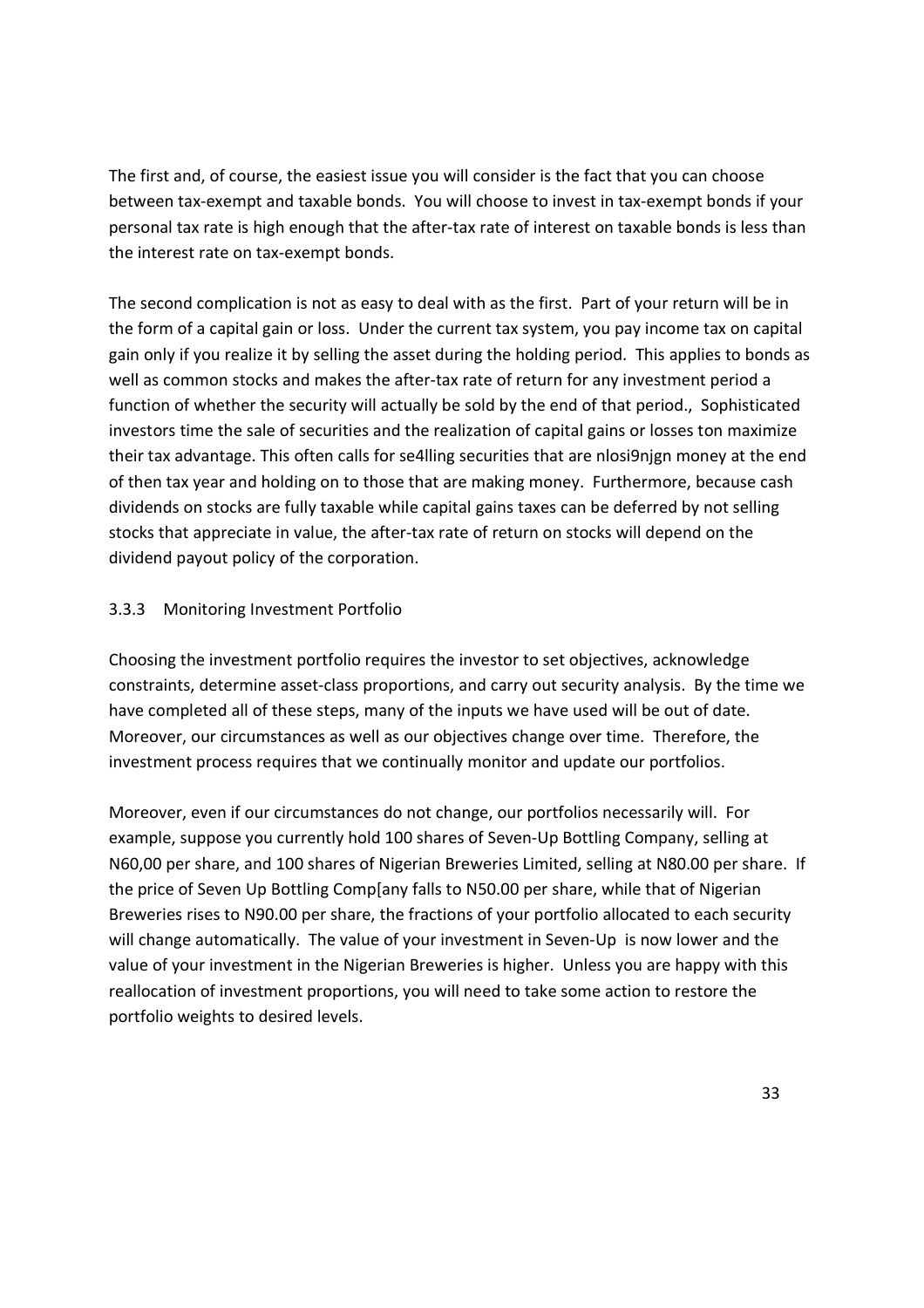The first and, of course, the easiest issue you will consider is the fact that you can choose between tax-exempt and taxable bonds. You will choose to invest in tax-exempt bonds if your personal tax rate is high enough that the after-tax rate of interest on taxable bonds is less than the interest rate on tax-exempt bonds.

The second complication is not as easy to deal with as the first. Part of your return will be in the form of a capital gain or loss. Under the current tax system, you pay income tax on capital gain only if you realize it by selling the asset during the holding period. This applies to bonds as well as common stocks and makes the after-tax rate of return for any investment period a function of whether the security will actually be sold by the end of that period., Sophisticated investors time the sale of securities and the realization of capital gains or losses ton maximize their tax advantage. This often calls for se4lling securities that are nlosi9njgn money at the end of then tax year and holding on to those that are making money. Furthermore, because cash dividends on stocks are fully taxable while capital gains taxes can be deferred by not selling stocks that appreciate in value, the after-tax rate of return on stocks will depend on the dividend payout policy of the corporation.

### 3.3.3 Monitoring Investment Portfolio

Choosing the investment portfolio requires the investor to set objectives, acknowledge constraints, determine asset-class proportions, and carry out security analysis. By the time we have completed all of these steps, many of the inputs we have used will be out of date. Moreover, our circumstances as well as our objectives change over time. Therefore, the investment process requires that we continually monitor and update our portfolios.

Moreover, even if our circumstances do not change, our portfolios necessarily will. For example, suppose you currently hold 100 shares of Seven-Up Bottling Company, selling at N60,00 per share, and 100 shares of Nigerian Breweries Limited, selling at N80.00 per share. If the price of Seven Up Bottling Comp[any falls to N50.00 per share, while that of Nigerian Breweries rises to N90.00 per share, the fractions of your portfolio allocated to each security will change automatically. The value of your investment in Seven-Up is now lower and the value of your investment in the Nigerian Breweries is higher. Unless you are happy with this reallocation of investment proportions, you will need to take some action to restore the portfolio weights to desired levels.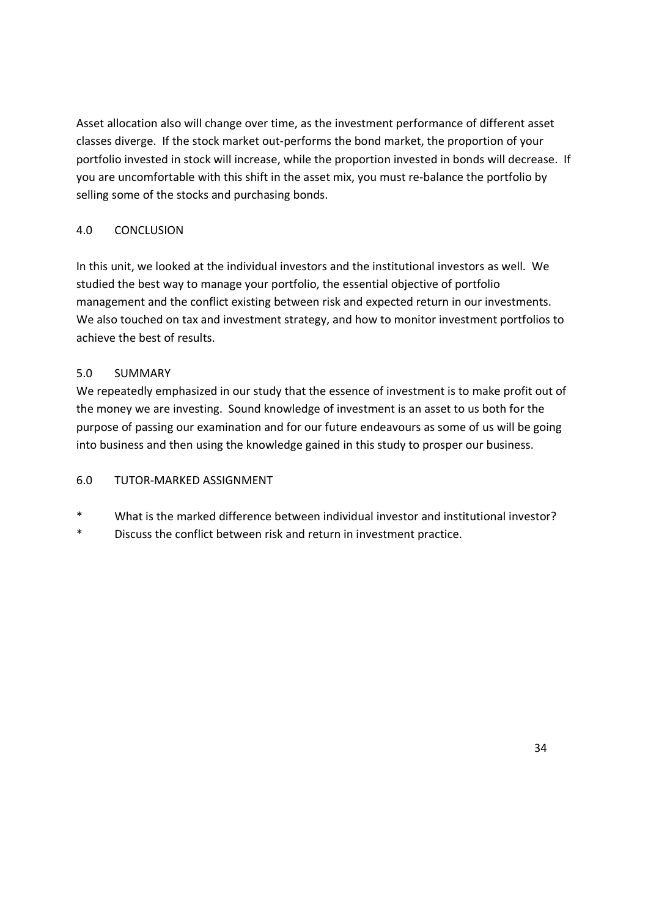Asset allocation also will change over time, as the investment performance of different asset classes diverge. If the stock market out-performs the bond market, the proportion of your portfolio invested in stock will increase, while the proportion invested in bonds will decrease. If you are uncomfortable with this shift in the asset mix, you must re-balance the portfolio by selling some of the stocks and purchasing bonds.

## 4.0 CONCLUSION

In this unit, we looked at the individual investors and the institutional investors as well. We studied the best way to manage your portfolio, the essential objective of portfolio management and the conflict existing between risk and expected return in our investments. We also touched on tax and investment strategy, and how to monitor investment portfolios to achieve the best of results.

## 5.0 SUMMARY

We repeatedly emphasized in our study that the essence of investment is to make profit out of the money we are investing. Sound knowledge of investment is an asset to us both for the purpose of passing our examination and for our future endeavours as some of us will be going into business and then using the knowledge gained in this study to prosper our business.

## 6.0 TUTOR-MARKED ASSIGNMENT

* What is the marked difference between individual investor and institutional investor?
* Discuss the conflict between risk and return in investment practice.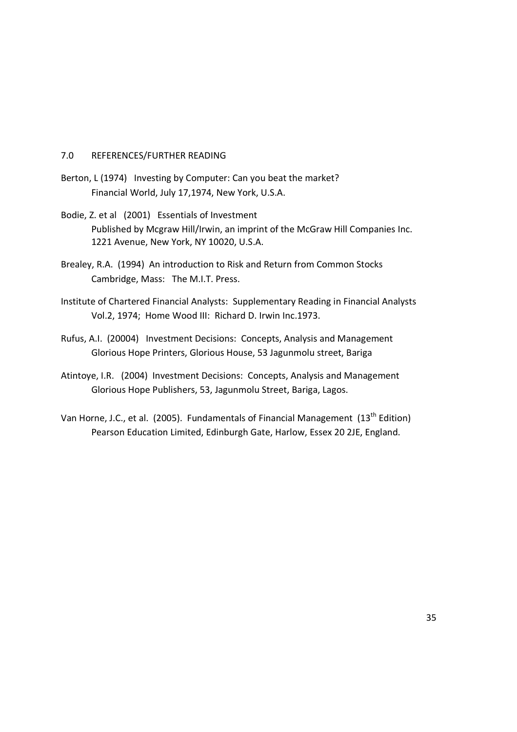## 7.0 REFERENCES/FURTHER READING

Berton, L (1974) Investing by Computer: Can you beat the market?
Financial World, July 17,1974, New York, U.S.A.

Bodie, Z. et al (2001) Essentials of Investment
Published by Mcgraw Hill/Irwin, an imprint of the McGraw Hill Companies Inc.
1221 Avenue, New York, NY 10020, U.S.A.

Brealey, R.A. (1994) An introduction to Risk and Return from Common Stocks
Cambridge, Mass: The M.I.T. Press.

Institute of Chartered Financial Analysts: Supplementary Reading in Financial Analysts
Vol.2, 1974; Home Wood III: Richard D. Irwin Inc.1973.

Rufus, A.I. (20004) Investment Decisions: Concepts, Analysis and Management
Glorious Hope Printers, Glorious House, 53 Jagunmolu street, Bariga

Atintoye, I.R. (2004) Investment Decisions: Concepts, Analysis and Management
Glorious Hope Publishers, 53, Jagunmolu Street, Bariga, Lagos.

Van Horne, J.C., et al. (2005). Fundamentals of Financial Management (13th Edition)
Pearson Education Limited, Edinburgh Gate, Harlow, Essex 20 2JE, England.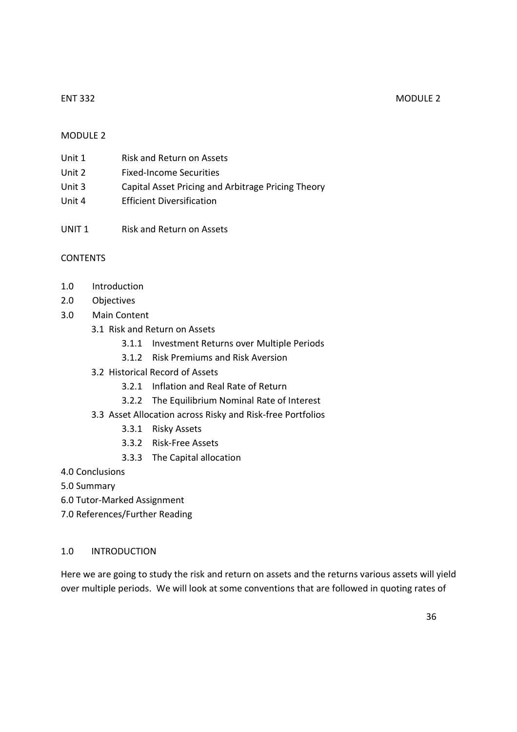# MODULE 2

Unit 1 Risk and Return on Assets
Unit 2 Fixed-Income Securities
Unit 3 Capital Asset Pricing and Arbitrage Pricing Theory
Unit 4 Efficient Diversification

## UNIT 1 Risk and Return on Assets

### CONTENTS

1.0 Introduction
2.0 Objectives
3.0 Main Content
- 3.1 Risk and Return on Assets
  - 3.1.1 Investment Returns over Multiple Periods
  - 3.1.2 Risk Premiums and Risk Aversion
- 3.2 Historical Record of Assets
  - 3.2.1 Inflation and Real Rate of Return
  - 3.2.2 The Equilibrium Nominal Rate of Interest
- 3.3 Asset Allocation across Risky and Risk-free Portfolios
  - 3.3.1 Risky Assets
  - 3.3.2 Risk-Free Assets
  - 3.3.3 The Capital allocation

4.0 Conclusions
5.0 Summary
6.0 Tutor-Marked Assignment
7.0 References/Further Reading

### 1.0 INTRODUCTION

Here we are going to study the risk and return on assets and the returns various assets will yield over multiple periods. We will look at some conventions that are followed in quoting rates of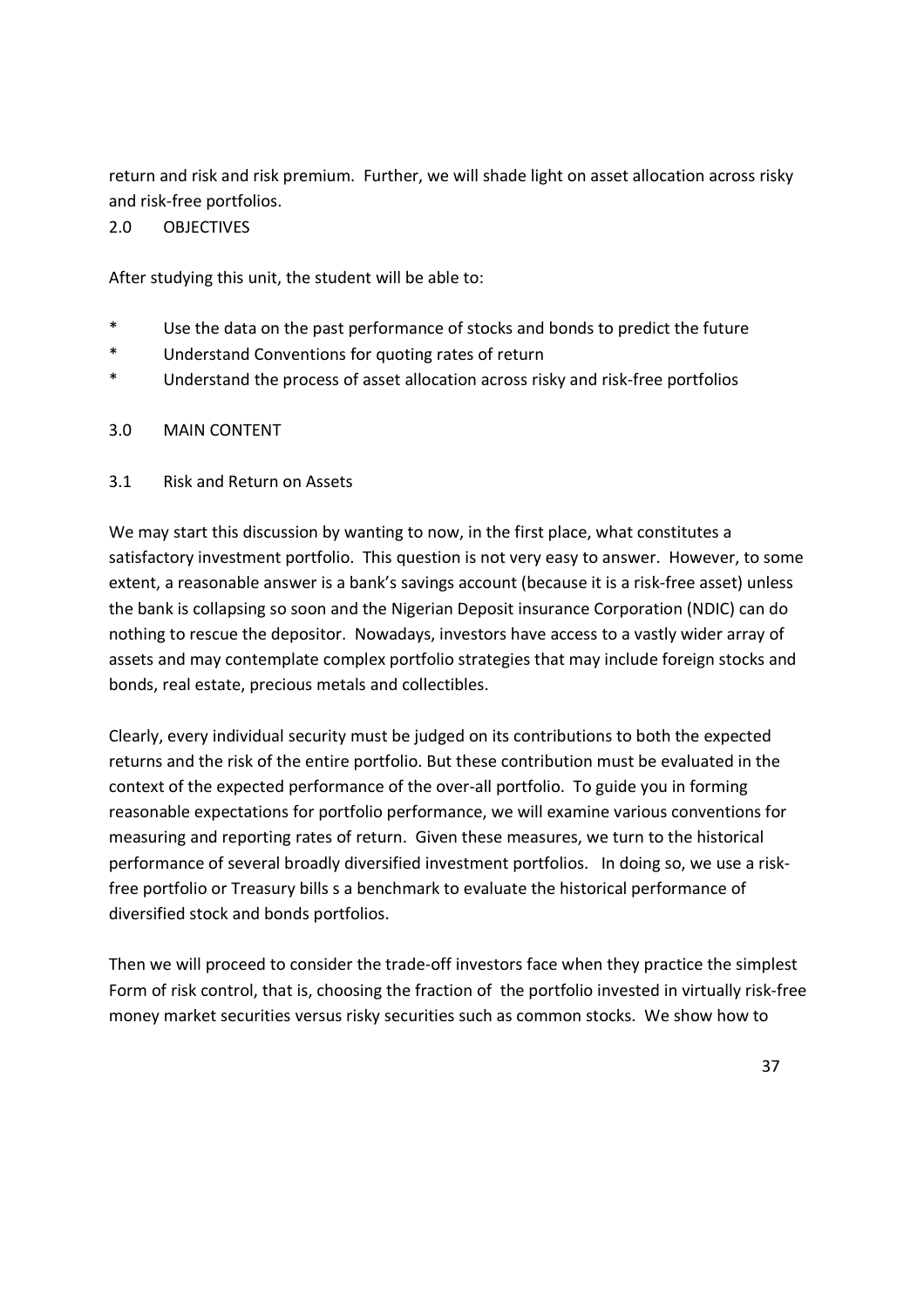return and risk and risk premium. Further, we will shade light on asset allocation across risky and risk-free portfolios.

## 2.0 OBJECTIVES

After studying this unit, the student will be able to:

* Use the data on the past performance of stocks and bonds to predict the future
* Understand Conventions for quoting rates of return
* Understand the process of asset allocation across risky and risk-free portfolios

## 3.0 MAIN CONTENT

### 3.1 Risk and Return on Assets

We may start this discussion by wanting to now, in the first place, what constitutes a satisfactory investment portfolio. This question is not very easy to answer. However, to some extent, a reasonable answer is a bank's savings account (because it is a risk-free asset) unless the bank is collapsing so soon and the Nigerian Deposit insurance Corporation (NDIC) can do nothing to rescue the depositor. Nowadays, investors have access to a vastly wider array of assets and may contemplate complex portfolio strategies that may include foreign stocks and bonds, real estate, precious metals and collectibles.

Clearly, every individual security must be judged on its contributions to both the expected returns and the risk of the entire portfolio. But these contribution must be evaluated in the context of the expected performance of the over-all portfolio. To guide you in forming reasonable expectations for portfolio performance, we will examine various conventions for measuring and reporting rates of return. Given these measures, we turn to the historical performance of several broadly diversified investment portfolios. In doing so, we use a risk-free portfolio or Treasury bills s a benchmark to evaluate the historical performance of diversified stock and bonds portfolios.

Then we will proceed to consider the trade-off investors face when they practice the simplest Form of risk control, that is, choosing the fraction of the portfolio invested in virtually risk-free money market securities versus risky securities such as common stocks. We show how to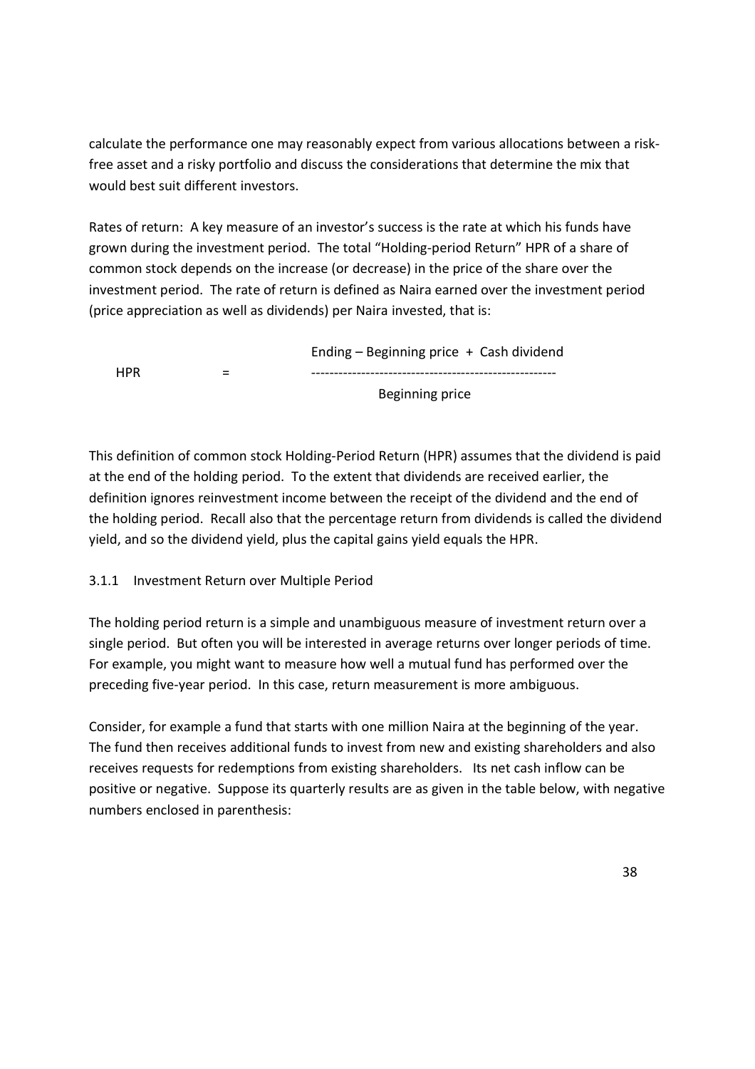calculate the performance one may reasonably expect from various allocations between a risk-free asset and a risky portfolio and discuss the considerations that determine the mix that would best suit different investors.

Rates of return: A key measure of an investor's success is the rate at which his funds have grown during the investment period. The total "Holding-period Return" HPR of a share of common stock depends on the increase (or decrease) in the price of the share over the investment period. The rate of return is defined as Naira earned over the investment period (price appreciation as well as dividends) per Naira invested, that is:

$$HPR = \frac{\text{Ending} - \text{Beginning price} + \text{Cash dividend}}{\text{Beginning price}}$$

This definition of common stock Holding-Period Return (HPR) assumes that the dividend is paid at the end of the holding period. To the extent that dividends are received earlier, the definition ignores reinvestment income between the receipt of the dividend and the end of the holding period. Recall also that the percentage return from dividends is called the dividend yield, and so the dividend yield, plus the capital gains yield equals the HPR.

### 3.1.1 Investment Return over Multiple Period

The holding period return is a simple and unambiguous measure of investment return over a single period. But often you will be interested in average returns over longer periods of time. For example, you might want to measure how well a mutual fund has performed over the preceding five-year period. In this case, return measurement is more ambiguous.

Consider, for example a fund that starts with one million Naira at the beginning of the year. The fund then receives additional funds to invest from new and existing shareholders and also receives requests for redemptions from existing shareholders. Its net cash inflow can be positive or negative. Suppose its quarterly results are as given in the table below, with negative numbers enclosed in parenthesis: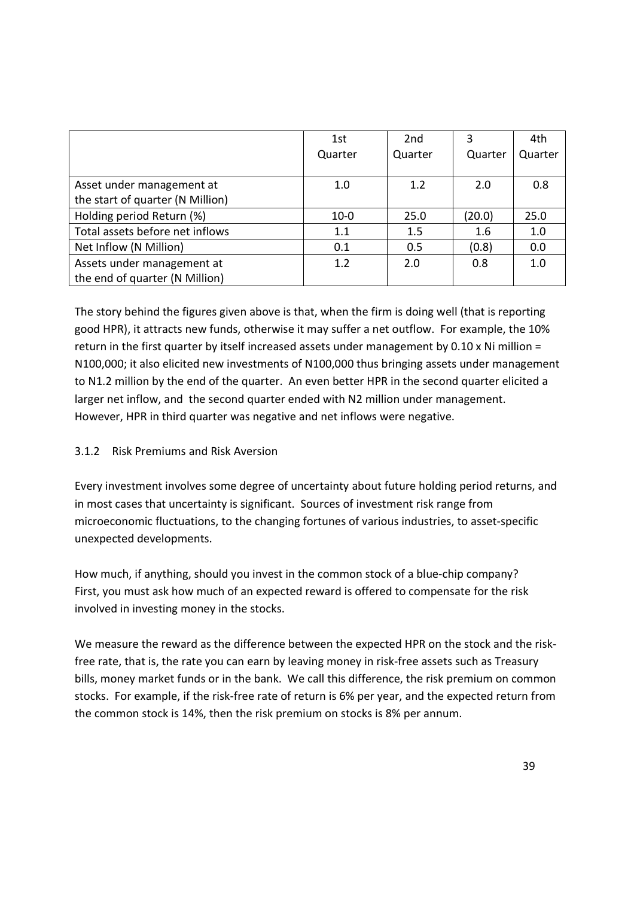| | 1st Quarter | 2nd Quarter | 3 Quarter | 4th Quarter |
|---|---|---|---|---|
| Asset under management at the start of quarter (N Million) | 1.0 | 1.2 | 2.0 | 0.8 |
| Holding period Return (%) | 10-0 | 25.0 | (20.0) | 25.0 |
| Total assets before net inflows | 1.1 | 1.5 | 1.6 | 1.0 |
| Net Inflow (N Million) | 0.1 | 0.5 | (0.8) | 0.0 |
| Assets under management at the end of quarter (N Million) | 1.2 | 2.0 | 0.8 | 1.0 |

The story behind the figures given above is that, when the firm is doing well (that is reporting good HPR), it attracts new funds, otherwise it may suffer a net outflow. For example, the 10% return in the first quarter by itself increased assets under management by 0.10 x Ni million = N100,000; it also elicited new investments of N100,000 thus bringing assets under management to N1.2 million by the end of the quarter. An even better HPR in the second quarter elicited a larger net inflow, and the second quarter ended with N2 million under management. However, HPR in third quarter was negative and net inflows were negative.

### 3.1.2 Risk Premiums and Risk Aversion

Every investment involves some degree of uncertainty about future holding period returns, and in most cases that uncertainty is significant. Sources of investment risk range from microeconomic fluctuations, to the changing fortunes of various industries, to asset-specific unexpected developments.

How much, if anything, should you invest in the common stock of a blue-chip company? First, you must ask how much of an expected reward is offered to compensate for the risk involved in investing money in the stocks.

We measure the reward as the difference between the expected HPR on the stock and the risk-free rate, that is, the rate you can earn by leaving money in risk-free assets such as Treasury bills, money market funds or in the bank. We call this difference, the risk premium on common stocks. For example, if the risk-free rate of return is 6% per year, and the expected return from the common stock is 14%, then the risk premium on stocks is 8% per annum.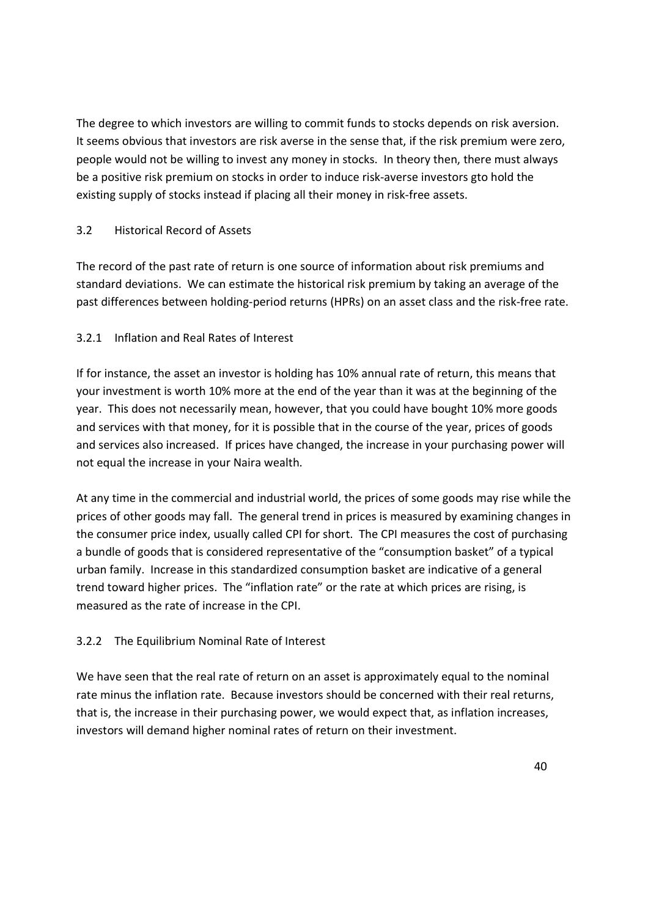The degree to which investors are willing to commit funds to stocks depends on risk aversion. It seems obvious that investors are risk averse in the sense that, if the risk premium were zero, people would not be willing to invest any money in stocks. In theory then, there must always be a positive risk premium on stocks in order to induce risk-averse investors gto hold the existing supply of stocks instead if placing all their money in risk-free assets.

## 3.2 Historical Record of Assets

The record of the past rate of return is one source of information about risk premiums and standard deviations. We can estimate the historical risk premium by taking an average of the past differences between holding-period returns (HPRs) on an asset class and the risk-free rate.

### 3.2.1 Inflation and Real Rates of Interest

If for instance, the asset an investor is holding has 10% annual rate of return, this means that your investment is worth 10% more at the end of the year than it was at the beginning of the year. This does not necessarily mean, however, that you could have bought 10% more goods and services with that money, for it is possible that in the course of the year, prices of goods and services also increased. If prices have changed, the increase in your purchasing power will not equal the increase in your Naira wealth.

At any time in the commercial and industrial world, the prices of some goods may rise while the prices of other goods may fall. The general trend in prices is measured by examining changes in the consumer price index, usually called CPI for short. The CPI measures the cost of purchasing a bundle of goods that is considered representative of the "consumption basket" of a typical urban family. Increase in this standardized consumption basket are indicative of a general trend toward higher prices. The "inflation rate" or the rate at which prices are rising, is measured as the rate of increase in the CPI.

### 3.2.2 The Equilibrium Nominal Rate of Interest

We have seen that the real rate of return on an asset is approximately equal to the nominal rate minus the inflation rate. Because investors should be concerned with their real returns, that is, the increase in their purchasing power, we would expect that, as inflation increases, investors will demand higher nominal rates of return on their investment.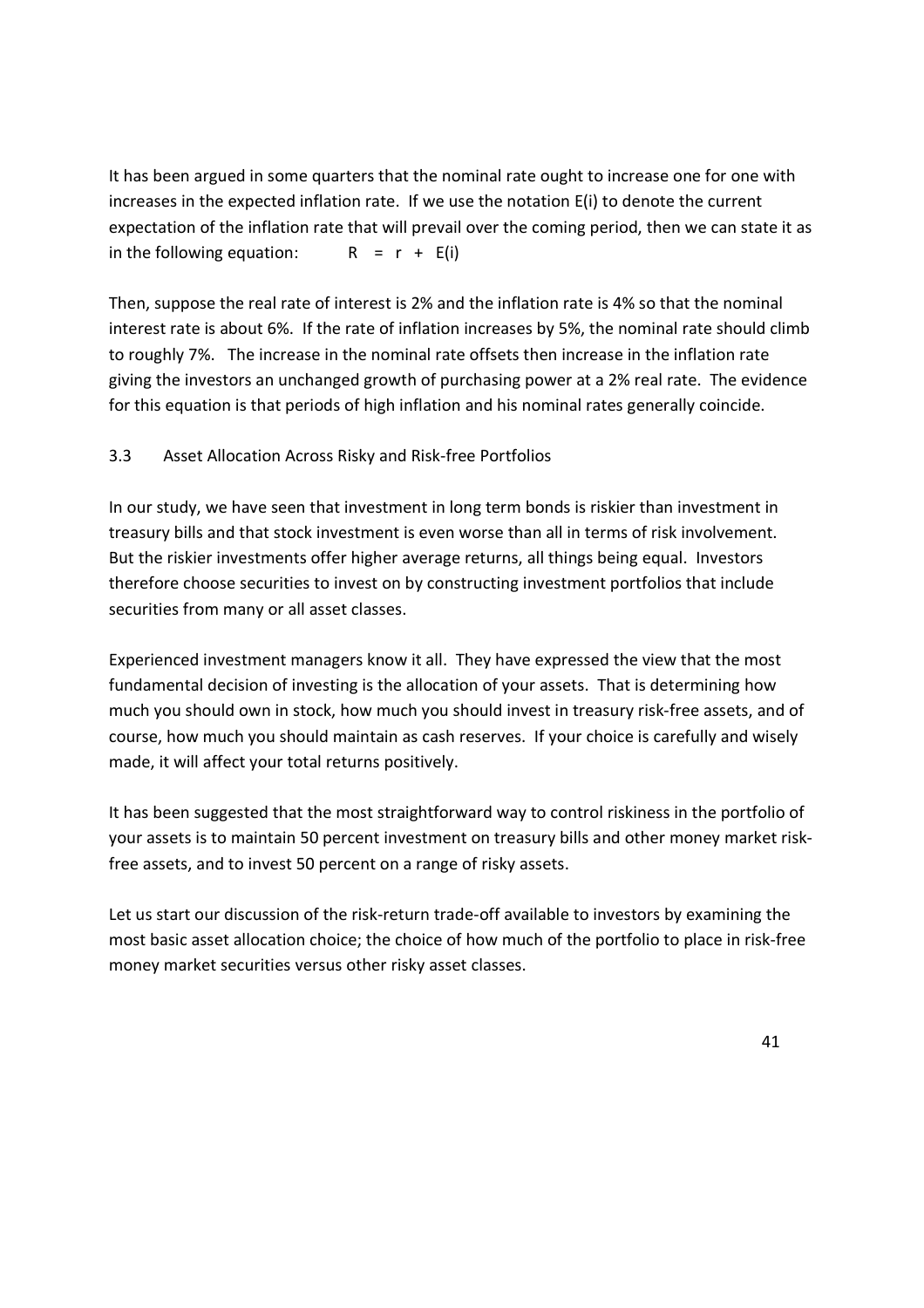It has been argued in some quarters that the nominal rate ought to increase one for one with increases in the expected inflation rate. If we use the notation E(i) to denote the current expectation of the inflation rate that will prevail over the coming period, then we can state it as in the following equation: $R = r + E(i)$

Then, suppose the real rate of interest is 2% and the inflation rate is 4% so that the nominal interest rate is about 6%. If the rate of inflation increases by 5%, the nominal rate should climb to roughly 7%. The increase in the nominal rate offsets then increase in the inflation rate giving the investors an unchanged growth of purchasing power at a 2% real rate. The evidence for this equation is that periods of high inflation and his nominal rates generally coincide.

## 3.3 Asset Allocation Across Risky and Risk-free Portfolios

In our study, we have seen that investment in long term bonds is riskier than investment in treasury bills and that stock investment is even worse than all in terms of risk involvement. But the riskier investments offer higher average returns, all things being equal. Investors therefore choose securities to invest on by constructing investment portfolios that include securities from many or all asset classes.

Experienced investment managers know it all. They have expressed the view that the most fundamental decision of investing is the allocation of your assets. That is determining how much you should own in stock, how much you should invest in treasury risk-free assets, and of course, how much you should maintain as cash reserves. If your choice is carefully and wisely made, it will affect your total returns positively.

It has been suggested that the most straightforward way to control riskiness in the portfolio of your assets is to maintain 50 percent investment on treasury bills and other money market risk-free assets, and to invest 50 percent on a range of risky assets.

Let us start our discussion of the risk-return trade-off available to investors by examining the most basic asset allocation choice; the choice of how much of the portfolio to place in risk-free money market securities versus other risky asset classes.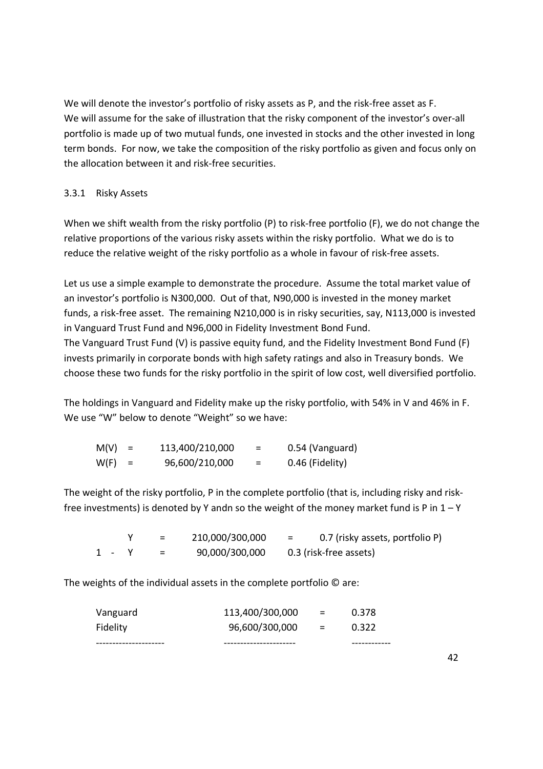We will denote the investor's portfolio of risky assets as P, and the risk-free asset as F. We will assume for the sake of illustration that the risky component of the investor's over-all portfolio is made up of two mutual funds, one invested in stocks and the other invested in long term bonds. For now, we take the composition of the risky portfolio as given and focus only on the allocation between it and risk-free securities.

3.3.1 Risky Assets

When we shift wealth from the risky portfolio (P) to risk-free portfolio (F), we do not change the relative proportions of the various risky assets within the risky portfolio. What we do is to reduce the relative weight of the risky portfolio as a whole in favour of risk-free assets.

Let us use a simple example to demonstrate the procedure. Assume the total market value of an investor's portfolio is N300,000. Out of that, N90,000 is invested in the money market funds, a risk-free asset. The remaining N210,000 is in risky securities, say, N113,000 is invested in Vanguard Trust Fund and N96,000 in Fidelity Investment Bond Fund.
The Vanguard Trust Fund (V) is passive equity fund, and the Fidelity Investment Bond Fund (F) invests primarily in corporate bonds with high safety ratings and also in Treasury bonds. We choose these two funds for the risky portfolio in the spirit of low cost, well diversified portfolio.

The holdings in Vanguard and Fidelity make up the risky portfolio, with 54% in V and 46% in F. We use "W" below to denote "Weight" so we have:

$$M(V) = 113{,}400/210{,}000 = 0.54 \text{ (Vanguard)}$$

$$W(F) = 96{,}600/210{,}000 = 0.46 \text{ (Fidelity)}$$

The weight of the risky portfolio, P in the complete portfolio (that is, including risky and risk-free investments) is denoted by Y andn so the weight of the money market fund is P in $1 – Y$

$$Y = 210{,}000/300{,}000 = 0.7 \text{ (risky assets, portfolio P)}$$

$$1 - Y = 90{,}000/300{,}000 \quad 0.3 \text{ (risk-free assets)}$$

The weights of the individual assets in the complete portfolio © are:

| Vanguard | 113,400/300,000 | = | 0.378 |
|---|---|---|---|
| Fidelity | 96,600/300,000 | = | 0.322 |
| --------------------- | ---------------------- | | ------------ |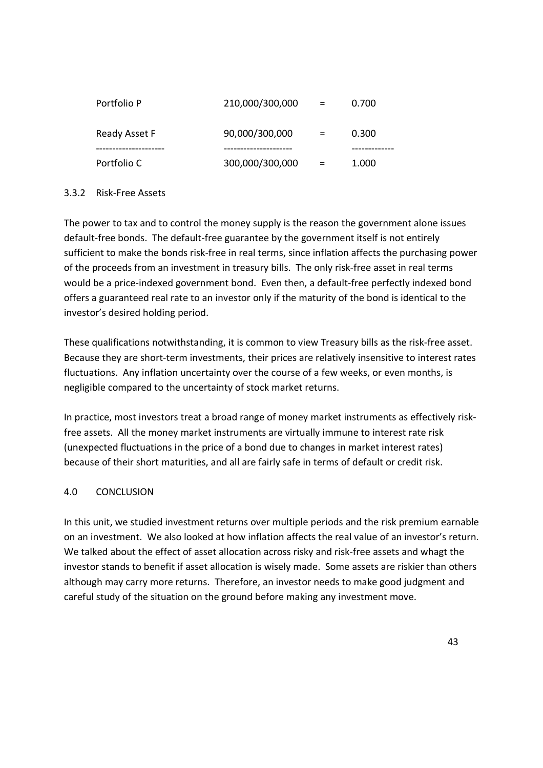| | | | |
|---|---|---|---|
| Portfolio P | 210,000/300,000 | = | 0.700 |
| Ready Asset F | 90,000/300,000 | = | 0.300 |
| --------------------- | --------------------- | | ------------ |
| Portfolio C | 300,000/300,000 | = | 1.000 |

### 3.3.2 Risk-Free Assets

The power to tax and to control the money supply is the reason the government alone issues default-free bonds. The default-free guarantee by the government itself is not entirely sufficient to make the bonds risk-free in real terms, since inflation affects the purchasing power of the proceeds from an investment in treasury bills. The only risk-free asset in real terms would be a price-indexed government bond. Even then, a default-free perfectly indexed bond offers a guaranteed real rate to an investor only if the maturity of the bond is identical to the investor's desired holding period.

These qualifications notwithstanding, it is common to view Treasury bills as the risk-free asset. Because they are short-term investments, their prices are relatively insensitive to interest rates fluctuations. Any inflation uncertainty over the course of a few weeks, or even months, is negligible compared to the uncertainty of stock market returns.

In practice, most investors treat a broad range of money market instruments as effectively risk-free assets. All the money market instruments are virtually immune to interest rate risk (unexpected fluctuations in the price of a bond due to changes in market interest rates) because of their short maturities, and all are fairly safe in terms of default or credit risk.

## 4.0 CONCLUSION

In this unit, we studied investment returns over multiple periods and the risk premium earnable on an investment. We also looked at how inflation affects the real value of an investor's return. We talked about the effect of asset allocation across risky and risk-free assets and whagt the investor stands to benefit if asset allocation is wisely made. Some assets are riskier than others although may carry more returns. Therefore, an investor needs to make good judgment and careful study of the situation on the ground before making any investment move.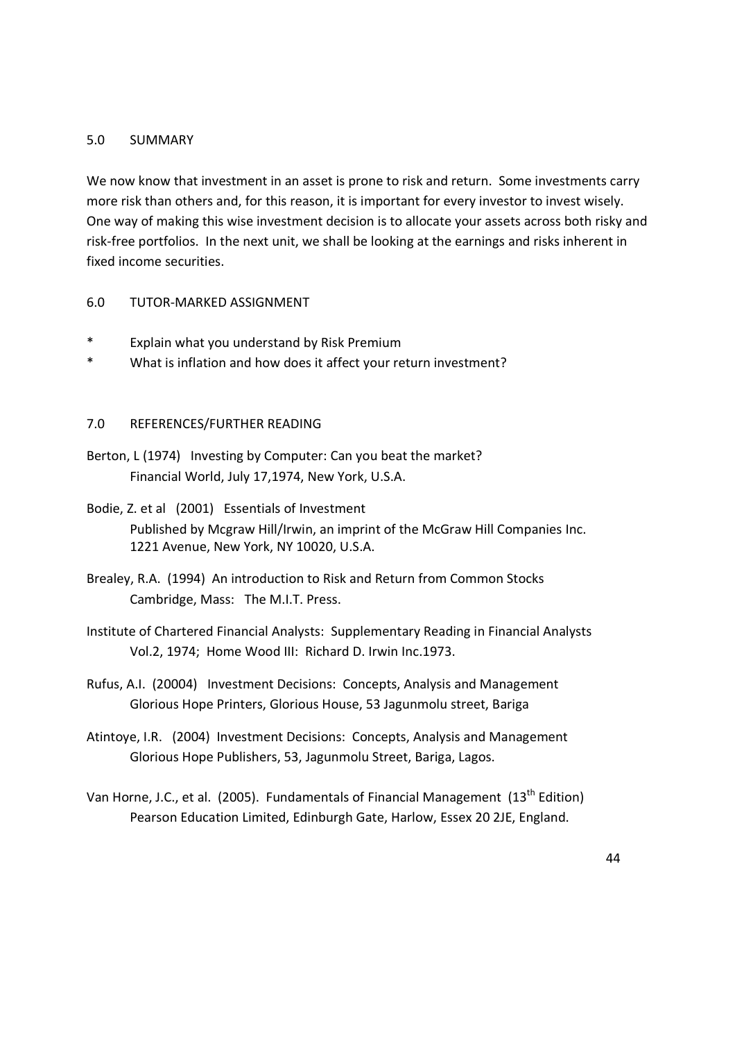## 5.0 SUMMARY

We now know that investment in an asset is prone to risk and return. Some investments carry more risk than others and, for this reason, it is important for every investor to invest wisely. One way of making this wise investment decision is to allocate your assets across both risky and risk-free portfolios. In the next unit, we shall be looking at the earnings and risks inherent in fixed income securities.

## 6.0 TUTOR-MARKED ASSIGNMENT

* Explain what you understand by Risk Premium
* What is inflation and how does it affect your return investment?

## 7.0 REFERENCES/FURTHER READING

Berton, L (1974) Investing by Computer: Can you beat the market? Financial World, July 17,1974, New York, U.S.A.

Bodie, Z. et al (2001) Essentials of Investment Published by Mcgraw Hill/Irwin, an imprint of the McGraw Hill Companies Inc. 1221 Avenue, New York, NY 10020, U.S.A.

Brealey, R.A. (1994) An introduction to Risk and Return from Common Stocks Cambridge, Mass: The M.I.T. Press.

Institute of Chartered Financial Analysts: Supplementary Reading in Financial Analysts Vol.2, 1974; Home Wood III: Richard D. Irwin Inc.1973.

Rufus, A.I. (20004) Investment Decisions: Concepts, Analysis and Management Glorious Hope Printers, Glorious House, 53 Jagunmolu street, Bariga

Atintoye, I.R. (2004) Investment Decisions: Concepts, Analysis and Management Glorious Hope Publishers, 53, Jagunmolu Street, Bariga, Lagos.

Van Horne, J.C., et al. (2005). Fundamentals of Financial Management (13th Edition) Pearson Education Limited, Edinburgh Gate, Harlow, Essex 20 2JE, England.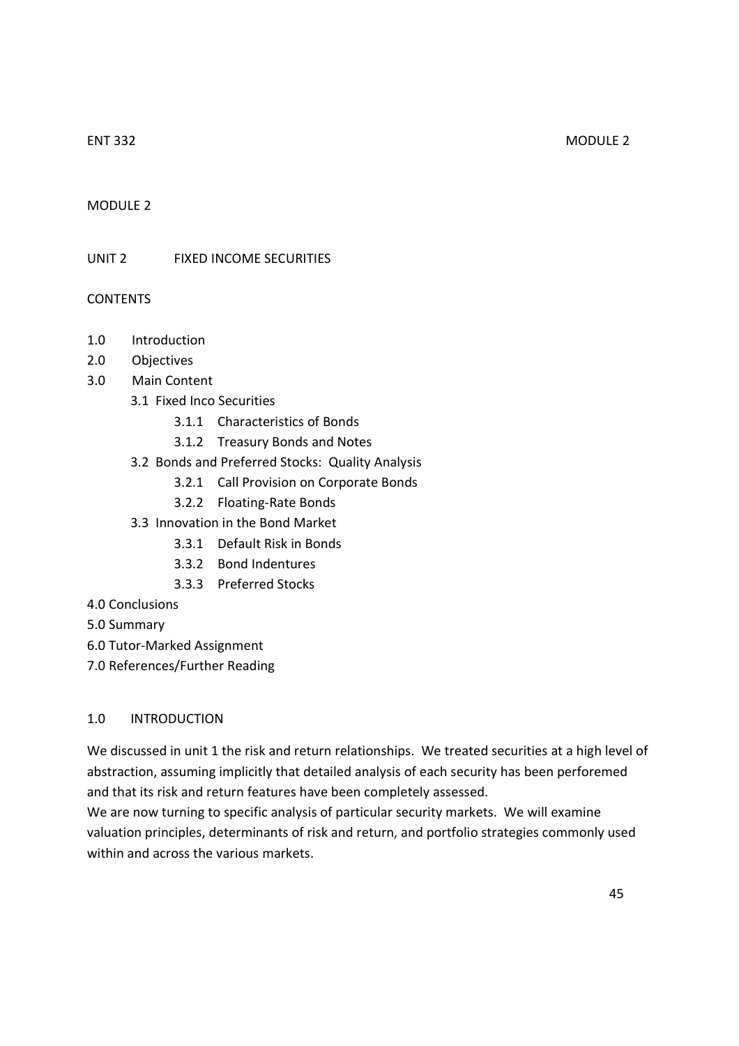# MODULE 2

## UNIT 2 FIXED INCOME SECURITIES

CONTENTS

1.0 Introduction
2.0 Objectives
3.0 Main Content
   - 3.1 Fixed Inco Securities
      - 3.1.1 Characteristics of Bonds
      - 3.1.2 Treasury Bonds and Notes
   - 3.2 Bonds and Preferred Stocks: Quality Analysis
      - 3.2.1 Call Provision on Corporate Bonds
      - 3.2.2 Floating-Rate Bonds
   - 3.3 Innovation in the Bond Market
      - 3.3.1 Default Risk in Bonds
      - 3.3.2 Bond Indentures
      - 3.3.3 Preferred Stocks

4.0 Conclusions
5.0 Summary
6.0 Tutor-Marked Assignment
7.0 References/Further Reading

## 1.0 INTRODUCTION

We discussed in unit 1 the risk and return relationships. We treated securities at a high level of abstraction, assuming implicitly that detailed analysis of each security has been perforemed and that its risk and return features have been completely assessed.

We are now turning to specific analysis of particular security markets. We will examine valuation principles, determinants of risk and return, and portfolio strategies commonly used within and across the various markets.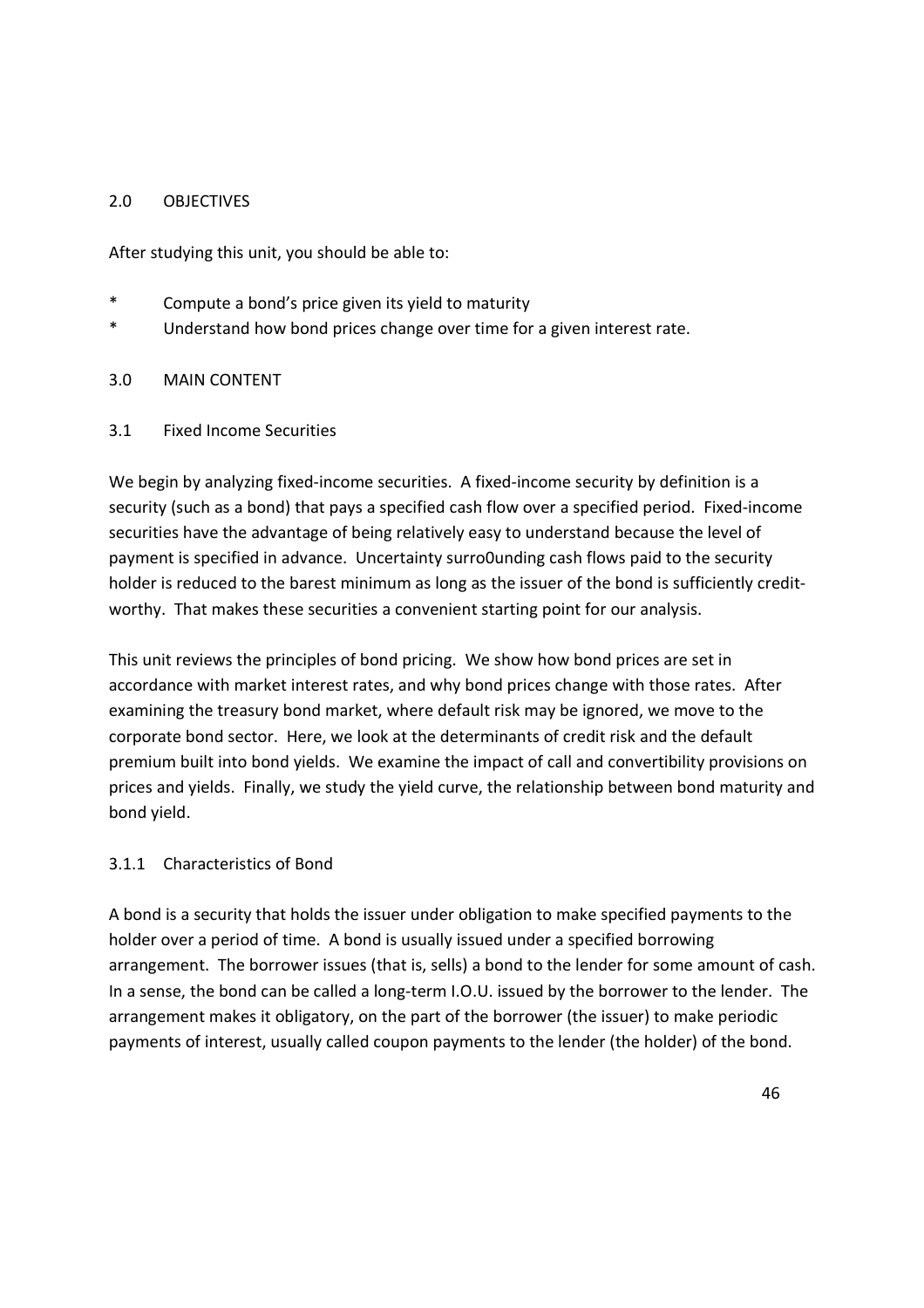## 2.0 OBJECTIVES

After studying this unit, you should be able to:

* Compute a bond's price given its yield to maturity
* Understand how bond prices change over time for a given interest rate.

## 3.0 MAIN CONTENT

### 3.1 Fixed Income Securities

We begin by analyzing fixed-income securities. A fixed-income security by definition is a security (such as a bond) that pays a specified cash flow over a specified period. Fixed-income securities have the advantage of being relatively easy to understand because the level of payment is specified in advance. Uncertainty surro0unding cash flows paid to the security holder is reduced to the barest minimum as long as the issuer of the bond is sufficiently credit-worthy. That makes these securities a convenient starting point for our analysis.

This unit reviews the principles of bond pricing. We show how bond prices are set in accordance with market interest rates, and why bond prices change with those rates. After examining the treasury bond market, where default risk may be ignored, we move to the corporate bond sector. Here, we look at the determinants of credit risk and the default premium built into bond yields. We examine the impact of call and convertibility provisions on prices and yields. Finally, we study the yield curve, the relationship between bond maturity and bond yield.

#### 3.1.1 Characteristics of Bond

A bond is a security that holds the issuer under obligation to make specified payments to the holder over a period of time. A bond is usually issued under a specified borrowing arrangement. The borrower issues (that is, sells) a bond to the lender for some amount of cash. In a sense, the bond can be called a long-term I.O.U. issued by the borrower to the lender. The arrangement makes it obligatory, on the part of the borrower (the issuer) to make periodic payments of interest, usually called coupon payments to the lender (the holder) of the bond.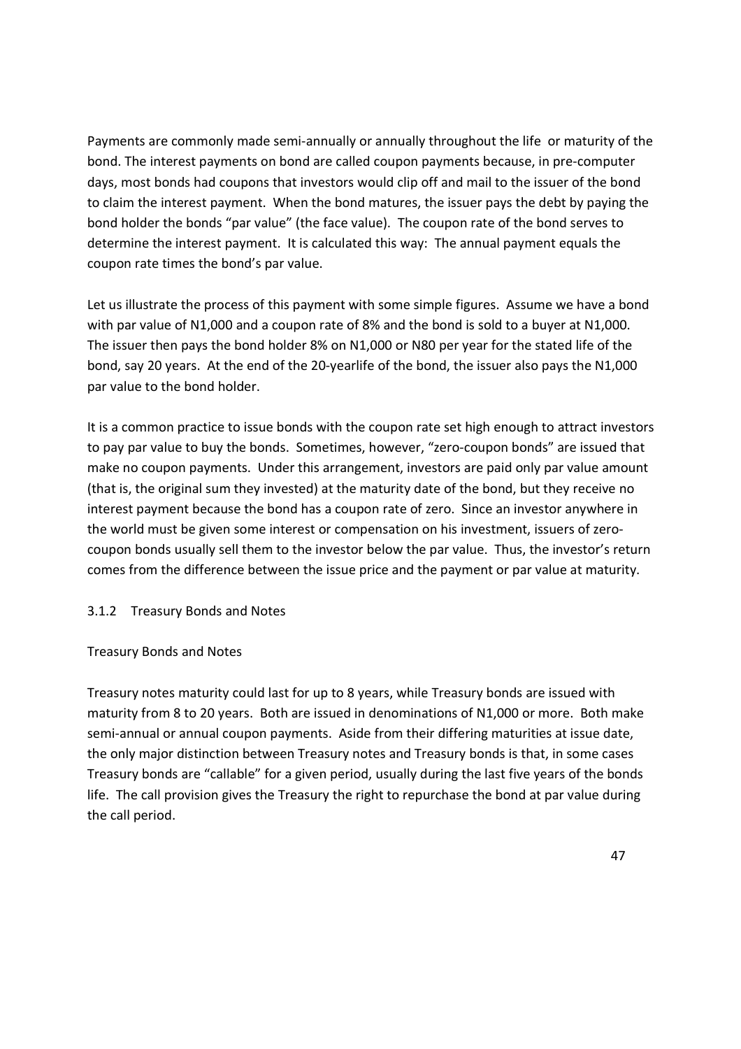Payments are commonly made semi-annually or annually throughout the life or maturity of the bond. The interest payments on bond are called coupon payments because, in pre-computer days, most bonds had coupons that investors would clip off and mail to the issuer of the bond to claim the interest payment. When the bond matures, the issuer pays the debt by paying the bond holder the bonds "par value" (the face value). The coupon rate of the bond serves to determine the interest payment. It is calculated this way: The annual payment equals the coupon rate times the bond's par value.

Let us illustrate the process of this payment with some simple figures. Assume we have a bond with par value of N1,000 and a coupon rate of 8% and the bond is sold to a buyer at N1,000. The issuer then pays the bond holder 8% on N1,000 or N80 per year for the stated life of the bond, say 20 years. At the end of the 20-yearlife of the bond, the issuer also pays the N1,000 par value to the bond holder.

It is a common practice to issue bonds with the coupon rate set high enough to attract investors to pay par value to buy the bonds. Sometimes, however, "zero-coupon bonds" are issued that make no coupon payments. Under this arrangement, investors are paid only par value amount (that is, the original sum they invested) at the maturity date of the bond, but they receive no interest payment because the bond has a coupon rate of zero. Since an investor anywhere in the world must be given some interest or compensation on his investment, issuers of zero-coupon bonds usually sell them to the investor below the par value. Thus, the investor's return comes from the difference between the issue price and the payment or par value at maturity.

### 3.1.2 Treasury Bonds and Notes

Treasury Bonds and Notes

Treasury notes maturity could last for up to 8 years, while Treasury bonds are issued with maturity from 8 to 20 years. Both are issued in denominations of N1,000 or more. Both make semi-annual or annual coupon payments. Aside from their differing maturities at issue date, the only major distinction between Treasury notes and Treasury bonds is that, in some cases Treasury bonds are "callable" for a given period, usually during the last five years of the bonds life. The call provision gives the Treasury the right to repurchase the bond at par value during the call period.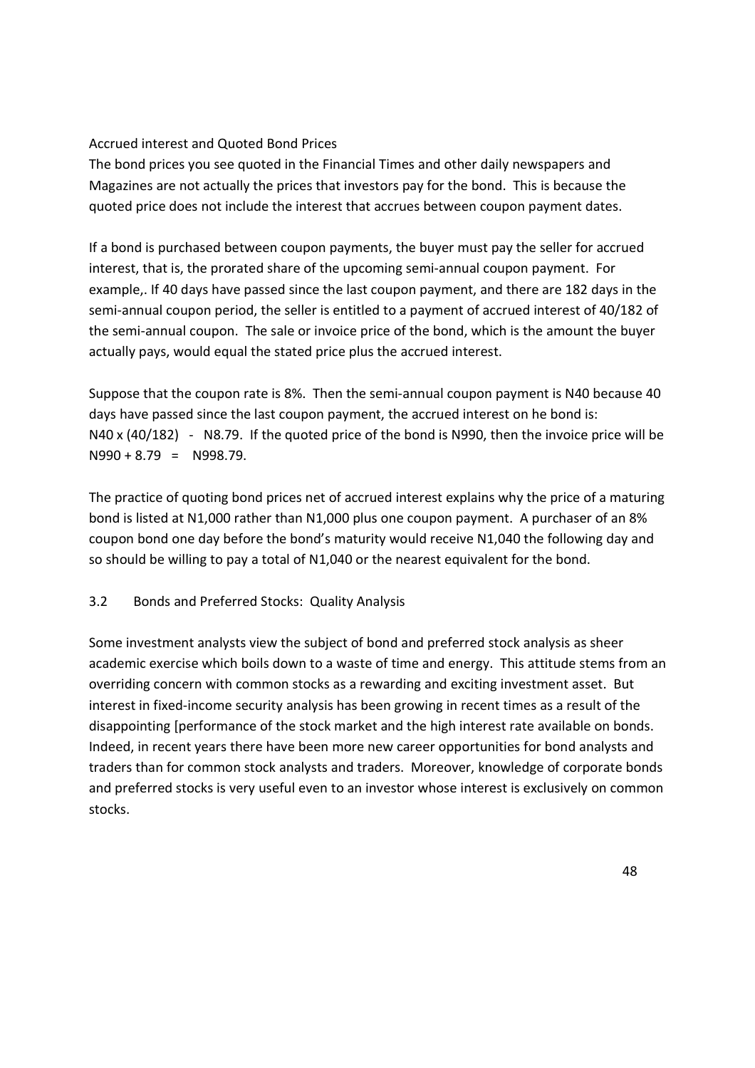### Accrued interest and Quoted Bond Prices

The bond prices you see quoted in the Financial Times and other daily newspapers and Magazines are not actually the prices that investors pay for the bond. This is because the quoted price does not include the interest that accrues between coupon payment dates.

If a bond is purchased between coupon payments, the buyer must pay the seller for accrued interest, that is, the prorated share of the upcoming semi-annual coupon payment. For example,. If 40 days have passed since the last coupon payment, and there are 182 days in the semi-annual coupon period, the seller is entitled to a payment of accrued interest of 40/182 of the semi-annual coupon. The sale or invoice price of the bond, which is the amount the buyer actually pays, would equal the stated price plus the accrued interest.

Suppose that the coupon rate is 8%. Then the semi-annual coupon payment is N40 because 40 days have passed since the last coupon payment, the accrued interest on he bond is: N40 x (40/182) - N8.79. If the quoted price of the bond is N990, then the invoice price will be N990 + 8.79 = N998.79.

The practice of quoting bond prices net of accrued interest explains why the price of a maturing bond is listed at N1,000 rather than N1,000 plus one coupon payment. A purchaser of an 8% coupon bond one day before the bond's maturity would receive N1,040 the following day and so should be willing to pay a total of N1,040 or the nearest equivalent for the bond.

## 3.2 Bonds and Preferred Stocks: Quality Analysis

Some investment analysts view the subject of bond and preferred stock analysis as sheer academic exercise which boils down to a waste of time and energy. This attitude stems from an overriding concern with common stocks as a rewarding and exciting investment asset. But interest in fixed-income security analysis has been growing in recent times as a result of the disappointing [performance of the stock market and the high interest rate available on bonds. Indeed, in recent years there have been more new career opportunities for bond analysts and traders than for common stock analysts and traders. Moreover, knowledge of corporate bonds and preferred stocks is very useful even to an investor whose interest is exclusively on common stocks.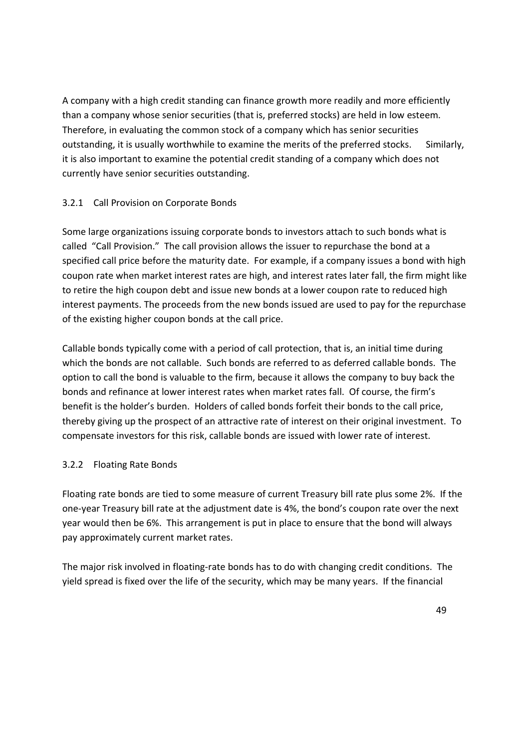A company with a high credit standing can finance growth more readily and more efficiently than a company whose senior securities (that is, preferred stocks) are held in low esteem. Therefore, in evaluating the common stock of a company which has senior securities outstanding, it is usually worthwhile to examine the merits of the preferred stocks. Similarly, it is also important to examine the potential credit standing of a company which does not currently have senior securities outstanding.

### 3.2.1 Call Provision on Corporate Bonds

Some large organizations issuing corporate bonds to investors attach to such bonds what is called "Call Provision." The call provision allows the issuer to repurchase the bond at a specified call price before the maturity date. For example, if a company issues a bond with high coupon rate when market interest rates are high, and interest rates later fall, the firm might like to retire the high coupon debt and issue new bonds at a lower coupon rate to reduced high interest payments. The proceeds from the new bonds issued are used to pay for the repurchase of the existing higher coupon bonds at the call price.

Callable bonds typically come with a period of call protection, that is, an initial time during which the bonds are not callable. Such bonds are referred to as deferred callable bonds. The option to call the bond is valuable to the firm, because it allows the company to buy back the bonds and refinance at lower interest rates when market rates fall. Of course, the firm's benefit is the holder's burden. Holders of called bonds forfeit their bonds to the call price, thereby giving up the prospect of an attractive rate of interest on their original investment. To compensate investors for this risk, callable bonds are issued with lower rate of interest.

### 3.2.2 Floating Rate Bonds

Floating rate bonds are tied to some measure of current Treasury bill rate plus some 2%. If the one-year Treasury bill rate at the adjustment date is 4%, the bond's coupon rate over the next year would then be 6%. This arrangement is put in place to ensure that the bond will always pay approximately current market rates.

The major risk involved in floating-rate bonds has to do with changing credit conditions. The yield spread is fixed over the life of the security, which may be many years. If the financial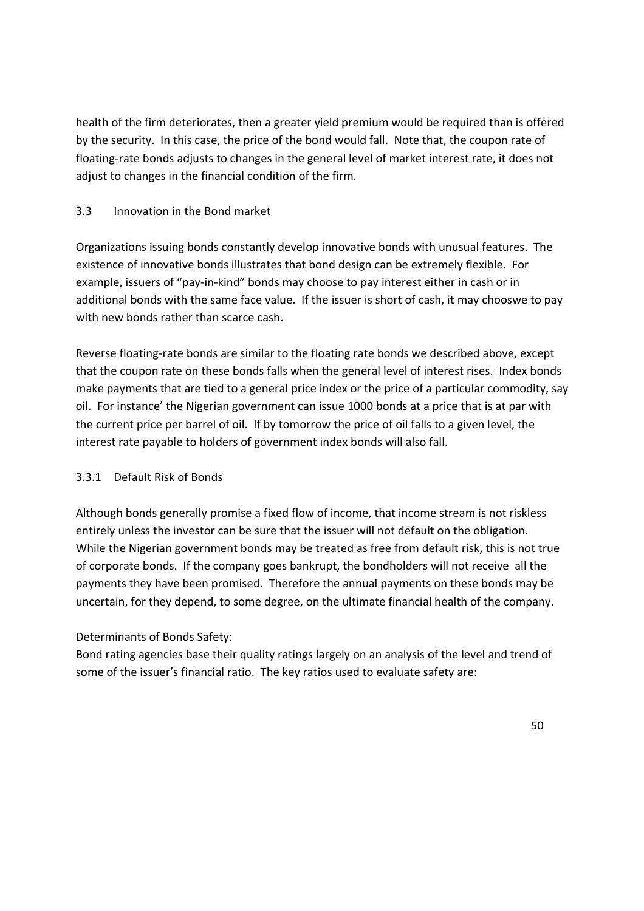health of the firm deteriorates, then a greater yield premium would be required than is offered by the security. In this case, the price of the bond would fall. Note that, the coupon rate of floating-rate bonds adjusts to changes in the general level of market interest rate, it does not adjust to changes in the financial condition of the firm.

## 3.3 Innovation in the Bond market

Organizations issuing bonds constantly develop innovative bonds with unusual features. The existence of innovative bonds illustrates that bond design can be extremely flexible. For example, issuers of "pay-in-kind" bonds may choose to pay interest either in cash or in additional bonds with the same face value. If the issuer is short of cash, it may chooswe to pay with new bonds rather than scarce cash.

Reverse floating-rate bonds are similar to the floating rate bonds we described above, except that the coupon rate on these bonds falls when the general level of interest rises. Index bonds make payments that are tied to a general price index or the price of a particular commodity, say oil. For instance' the Nigerian government can issue 1000 bonds at a price that is at par with the current price per barrel of oil. If by tomorrow the price of oil falls to a given level, the interest rate payable to holders of government index bonds will also fall.

### 3.3.1 Default Risk of Bonds

Although bonds generally promise a fixed flow of income, that income stream is not riskless entirely unless the investor can be sure that the issuer will not default on the obligation. While the Nigerian government bonds may be treated as free from default risk, this is not true of corporate bonds. If the company goes bankrupt, the bondholders will not receive all the payments they have been promised. Therefore the annual payments on these bonds may be uncertain, for they depend, to some degree, on the ultimate financial health of the company.

Determinants of Bonds Safety:

Bond rating agencies base their quality ratings largely on an analysis of the level and trend of some of the issuer's financial ratio. The key ratios used to evaluate safety are: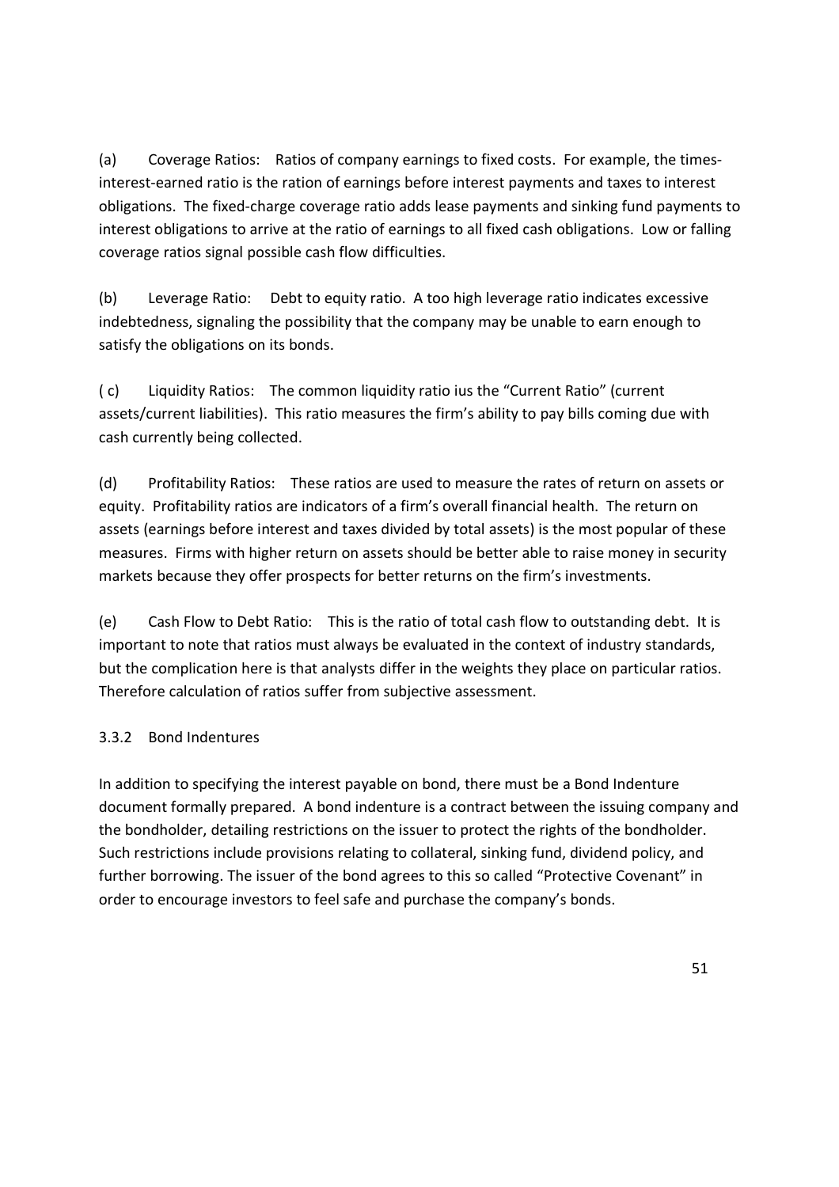(a) Coverage Ratios: Ratios of company earnings to fixed costs. For example, the times-interest-earned ratio is the ration of earnings before interest payments and taxes to interest obligations. The fixed-charge coverage ratio adds lease payments and sinking fund payments to interest obligations to arrive at the ratio of earnings to all fixed cash obligations. Low or falling coverage ratios signal possible cash flow difficulties.

(b) Leverage Ratio: Debt to equity ratio. A too high leverage ratio indicates excessive indebtedness, signaling the possibility that the company may be unable to earn enough to satisfy the obligations on its bonds.

( c) Liquidity Ratios: The common liquidity ratio ius the "Current Ratio" (current assets/current liabilities). This ratio measures the firm's ability to pay bills coming due with cash currently being collected.

(d) Profitability Ratios: These ratios are used to measure the rates of return on assets or equity. Profitability ratios are indicators of a firm's overall financial health. The return on assets (earnings before interest and taxes divided by total assets) is the most popular of these measures. Firms with higher return on assets should be better able to raise money in security markets because they offer prospects for better returns on the firm's investments.

(e) Cash Flow to Debt Ratio: This is the ratio of total cash flow to outstanding debt. It is important to note that ratios must always be evaluated in the context of industry standards, but the complication here is that analysts differ in the weights they place on particular ratios. Therefore calculation of ratios suffer from subjective assessment.

### 3.3.2 Bond Indentures

In addition to specifying the interest payable on bond, there must be a Bond Indenture document formally prepared. A bond indenture is a contract between the issuing company and the bondholder, detailing restrictions on the issuer to protect the rights of the bondholder. Such restrictions include provisions relating to collateral, sinking fund, dividend policy, and further borrowing. The issuer of the bond agrees to this so called "Protective Covenant" in order to encourage investors to feel safe and purchase the company's bonds.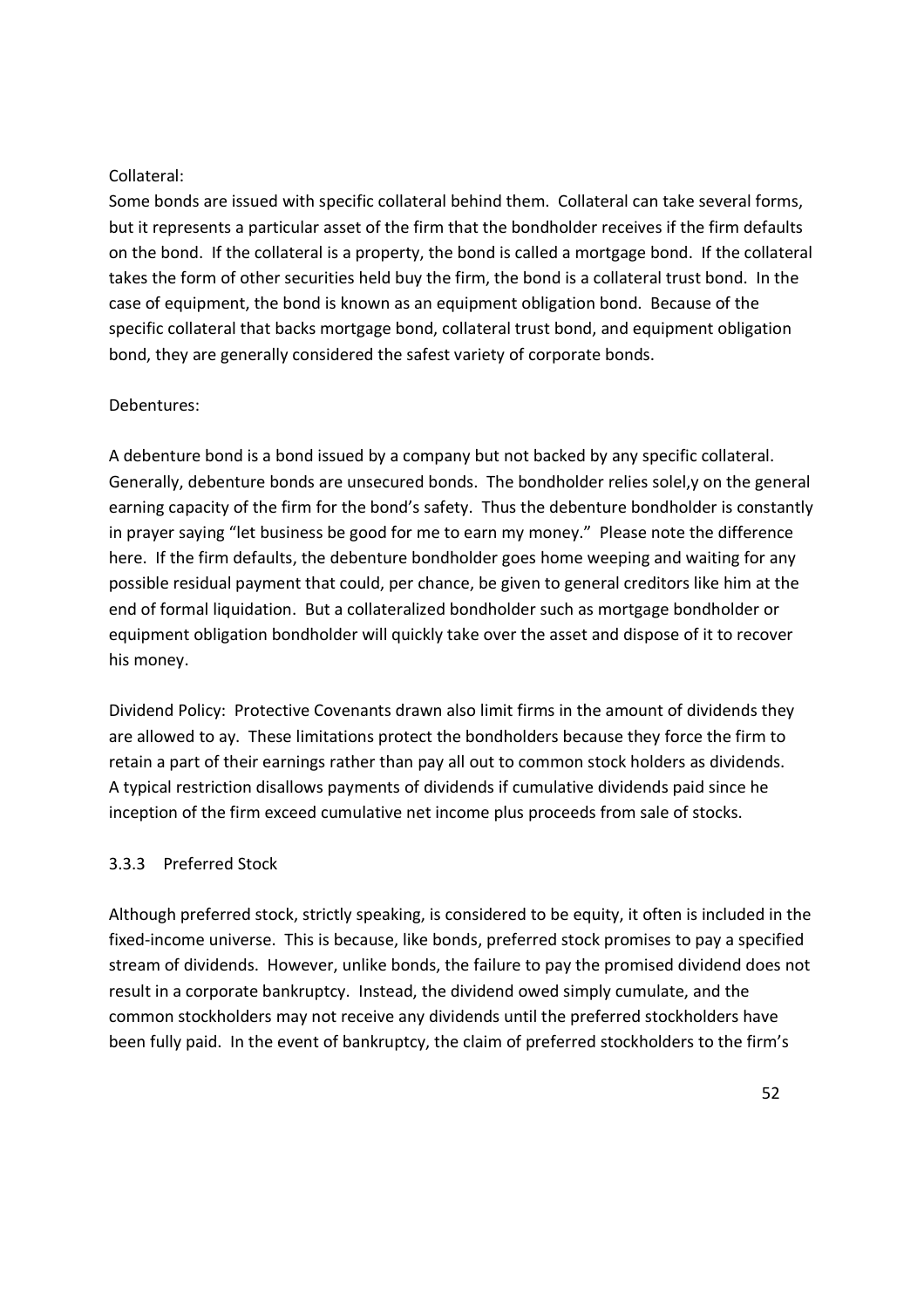Collateral:

Some bonds are issued with specific collateral behind them. Collateral can take several forms, but it represents a particular asset of the firm that the bondholder receives if the firm defaults on the bond. If the collateral is a property, the bond is called a mortgage bond. If the collateral takes the form of other securities held buy the firm, the bond is a collateral trust bond. In the case of equipment, the bond is known as an equipment obligation bond. Because of the specific collateral that backs mortgage bond, collateral trust bond, and equipment obligation bond, they are generally considered the safest variety of corporate bonds.

Debentures:

A debenture bond is a bond issued by a company but not backed by any specific collateral. Generally, debenture bonds are unsecured bonds. The bondholder relies solel,y on the general earning capacity of the firm for the bond's safety. Thus the debenture bondholder is constantly in prayer saying "let business be good for me to earn my money." Please note the difference here. If the firm defaults, the debenture bondholder goes home weeping and waiting for any possible residual payment that could, per chance, be given to general creditors like him at the end of formal liquidation. But a collateralized bondholder such as mortgage bondholder or equipment obligation bondholder will quickly take over the asset and dispose of it to recover his money.

Dividend Policy: Protective Covenants drawn also limit firms in the amount of dividends they are allowed to ay. These limitations protect the bondholders because they force the firm to retain a part of their earnings rather than pay all out to common stock holders as dividends. A typical restriction disallows payments of dividends if cumulative dividends paid since he inception of the firm exceed cumulative net income plus proceeds from sale of stocks.

### 3.3.3 Preferred Stock

Although preferred stock, strictly speaking, is considered to be equity, it often is included in the fixed-income universe. This is because, like bonds, preferred stock promises to pay a specified stream of dividends. However, unlike bonds, the failure to pay the promised dividend does not result in a corporate bankruptcy. Instead, the dividend owed simply cumulate, and the common stockholders may not receive any dividends until the preferred stockholders have been fully paid. In the event of bankruptcy, the claim of preferred stockholders to the firm's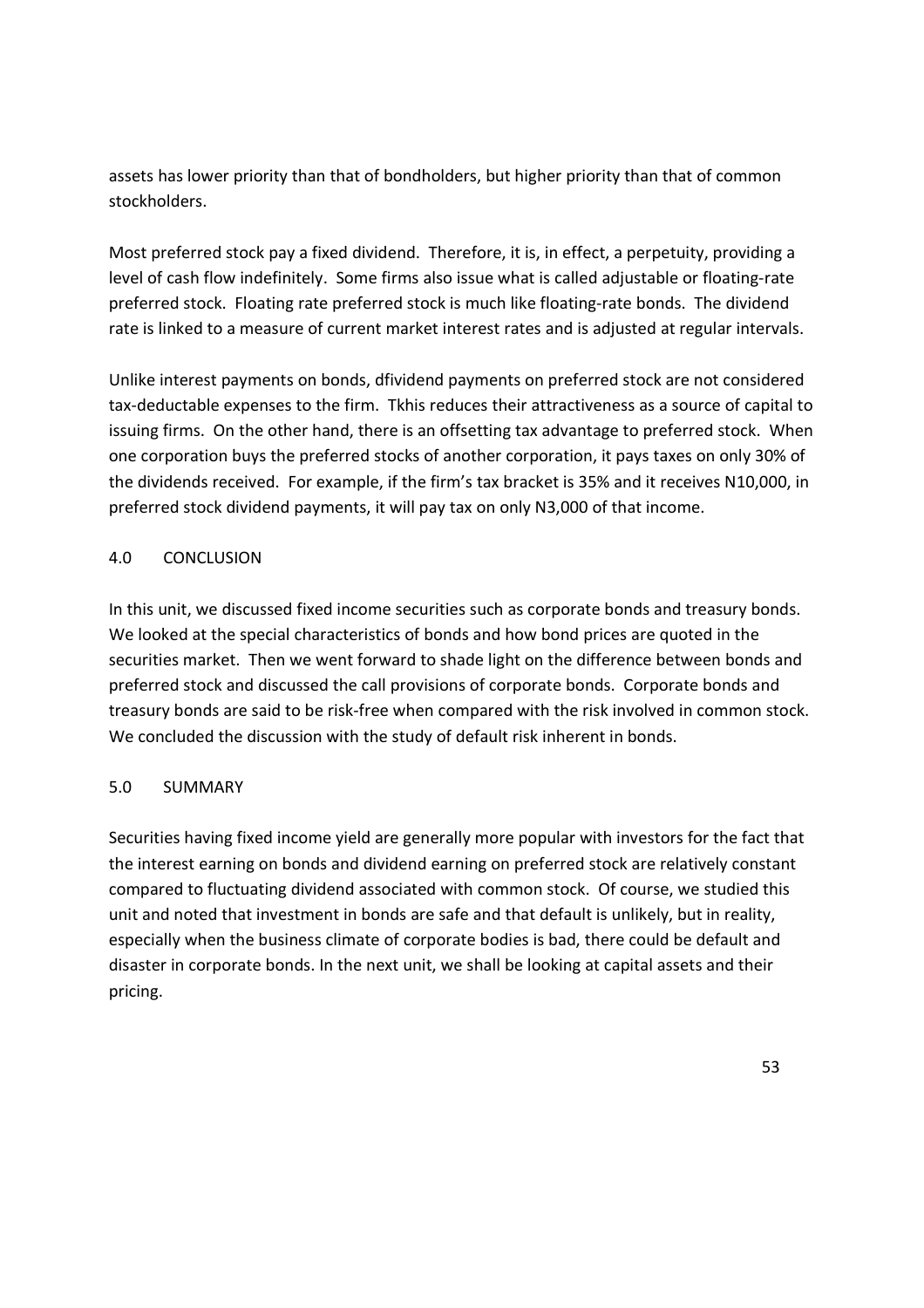assets has lower priority than that of bondholders, but higher priority than that of common stockholders.

Most preferred stock pay a fixed dividend. Therefore, it is, in effect, a perpetuity, providing a level of cash flow indefinitely. Some firms also issue what is called adjustable or floating-rate preferred stock. Floating rate preferred stock is much like floating-rate bonds. The dividend rate is linked to a measure of current market interest rates and is adjusted at regular intervals.

Unlike interest payments on bonds, dfividend payments on preferred stock are not considered tax-deductable expenses to the firm. Tkhis reduces their attractiveness as a source of capital to issuing firms. On the other hand, there is an offsetting tax advantage to preferred stock. When one corporation buys the preferred stocks of another corporation, it pays taxes on only 30% of the dividends received. For example, if the firm's tax bracket is 35% and it receives N10,000, in preferred stock dividend payments, it will pay tax on only N3,000 of that income.

## 4.0 CONCLUSION

In this unit, we discussed fixed income securities such as corporate bonds and treasury bonds. We looked at the special characteristics of bonds and how bond prices are quoted in the securities market. Then we went forward to shade light on the difference between bonds and preferred stock and discussed the call provisions of corporate bonds. Corporate bonds and treasury bonds are said to be risk-free when compared with the risk involved in common stock. We concluded the discussion with the study of default risk inherent in bonds.

## 5.0 SUMMARY

Securities having fixed income yield are generally more popular with investors for the fact that the interest earning on bonds and dividend earning on preferred stock are relatively constant compared to fluctuating dividend associated with common stock. Of course, we studied this unit and noted that investment in bonds are safe and that default is unlikely, but in reality, especially when the business climate of corporate bodies is bad, there could be default and disaster in corporate bonds. In the next unit, we shall be looking at capital assets and their pricing.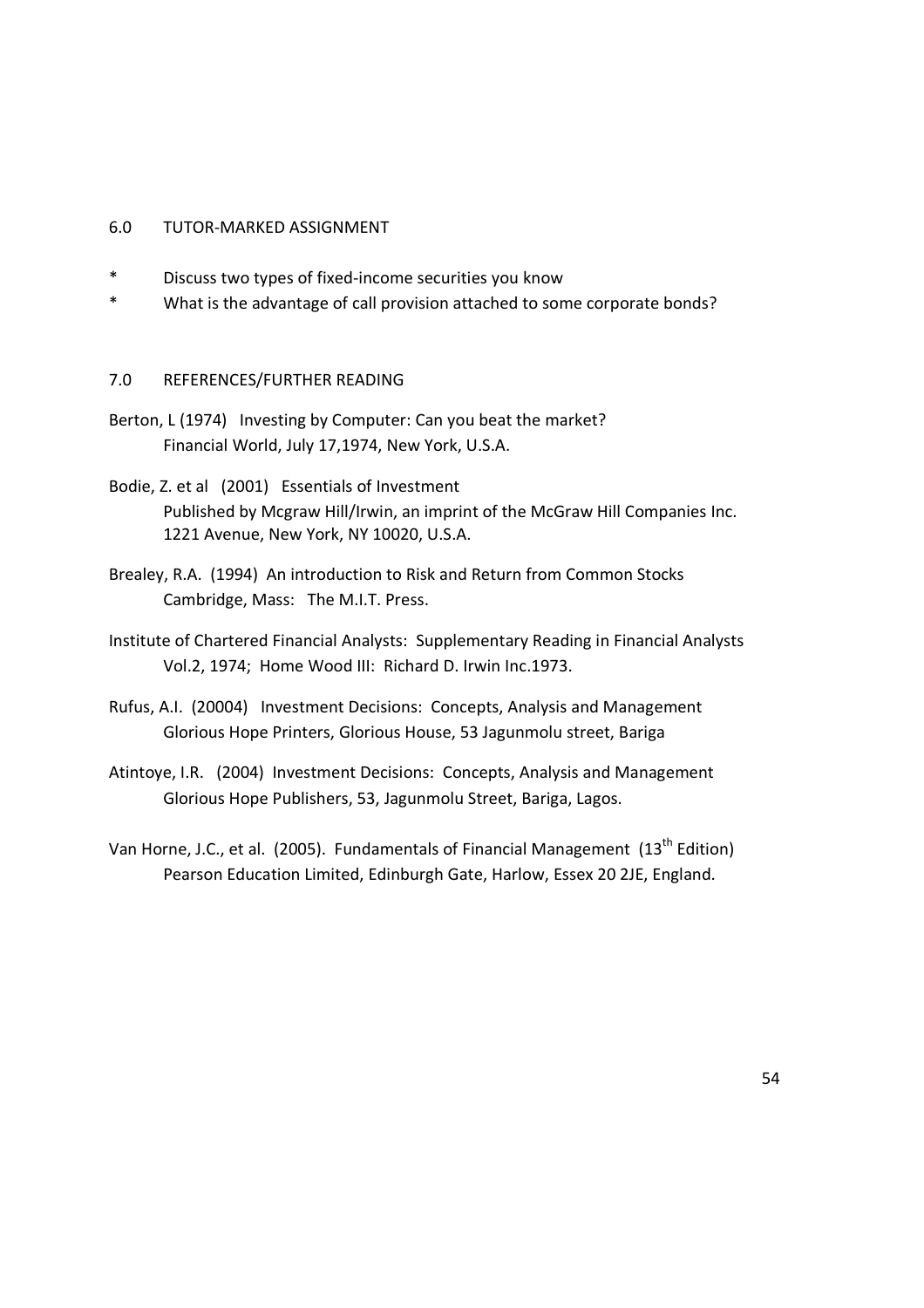## 6.0 TUTOR-MARKED ASSIGNMENT

* Discuss two types of fixed-income securities you know
* What is the advantage of call provision attached to some corporate bonds?

## 7.0 REFERENCES/FURTHER READING

Berton, L (1974) Investing by Computer: Can you beat the market? Financial World, July 17,1974, New York, U.S.A.

Bodie, Z. et al (2001) Essentials of Investment Published by Mcgraw Hill/Irwin, an imprint of the McGraw Hill Companies Inc. 1221 Avenue, New York, NY 10020, U.S.A.

Brealey, R.A. (1994) An introduction to Risk and Return from Common Stocks Cambridge, Mass: The M.I.T. Press.

Institute of Chartered Financial Analysts: Supplementary Reading in Financial Analysts Vol.2, 1974; Home Wood III: Richard D. Irwin Inc.1973.

Rufus, A.I. (20004) Investment Decisions: Concepts, Analysis and Management Glorious Hope Printers, Glorious House, 53 Jagunmolu street, Bariga

Atintoye, I.R. (2004) Investment Decisions: Concepts, Analysis and Management Glorious Hope Publishers, 53, Jagunmolu Street, Bariga, Lagos.

Van Horne, J.C., et al. (2005). Fundamentals of Financial Management (13th Edition) Pearson Education Limited, Edinburgh Gate, Harlow, Essex 20 2JE, England.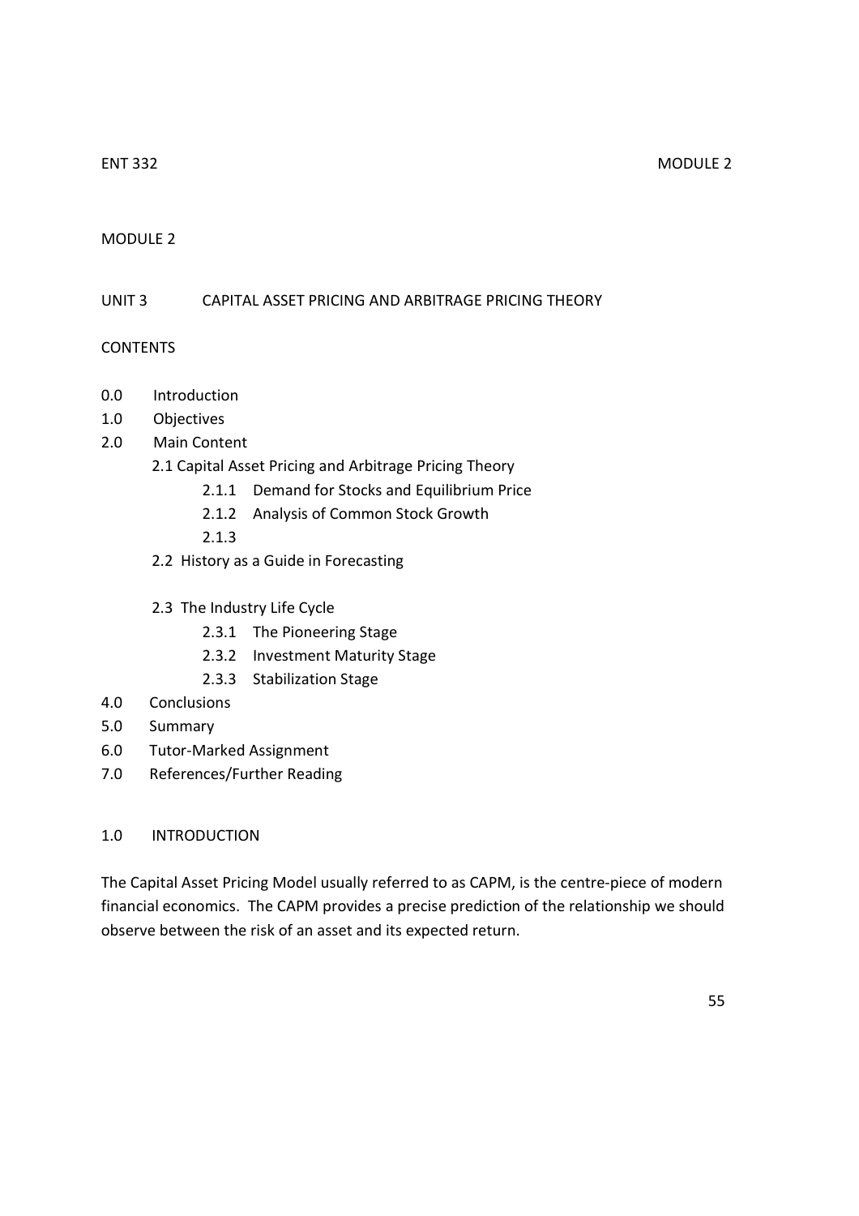## MODULE 2

## UNIT 3 CAPITAL ASSET PRICING AND ARBITRAGE PRICING THEORY

### CONTENTS

- 0.0 Introduction
- 1.0 Objectives
- 2.0 Main Content
  - 2.1 Capital Asset Pricing and Arbitrage Pricing Theory
    - 2.1.1 Demand for Stocks and Equilibrium Price
    - 2.1.2 Analysis of Common Stock Growth
    - 2.1.3
  - 2.2 History as a Guide in Forecasting
  - 2.3 The Industry Life Cycle
    - 2.3.1 The Pioneering Stage
    - 2.3.2 Investment Maturity Stage
    - 2.3.3 Stabilization Stage
- 4.0 Conclusions
- 5.0 Summary
- 6.0 Tutor-Marked Assignment
- 7.0 References/Further Reading

### 1.0 INTRODUCTION

The Capital Asset Pricing Model usually referred to as CAPM, is the centre-piece of modern financial economics. The CAPM provides a precise prediction of the relationship we should observe between the risk of an asset and its expected return.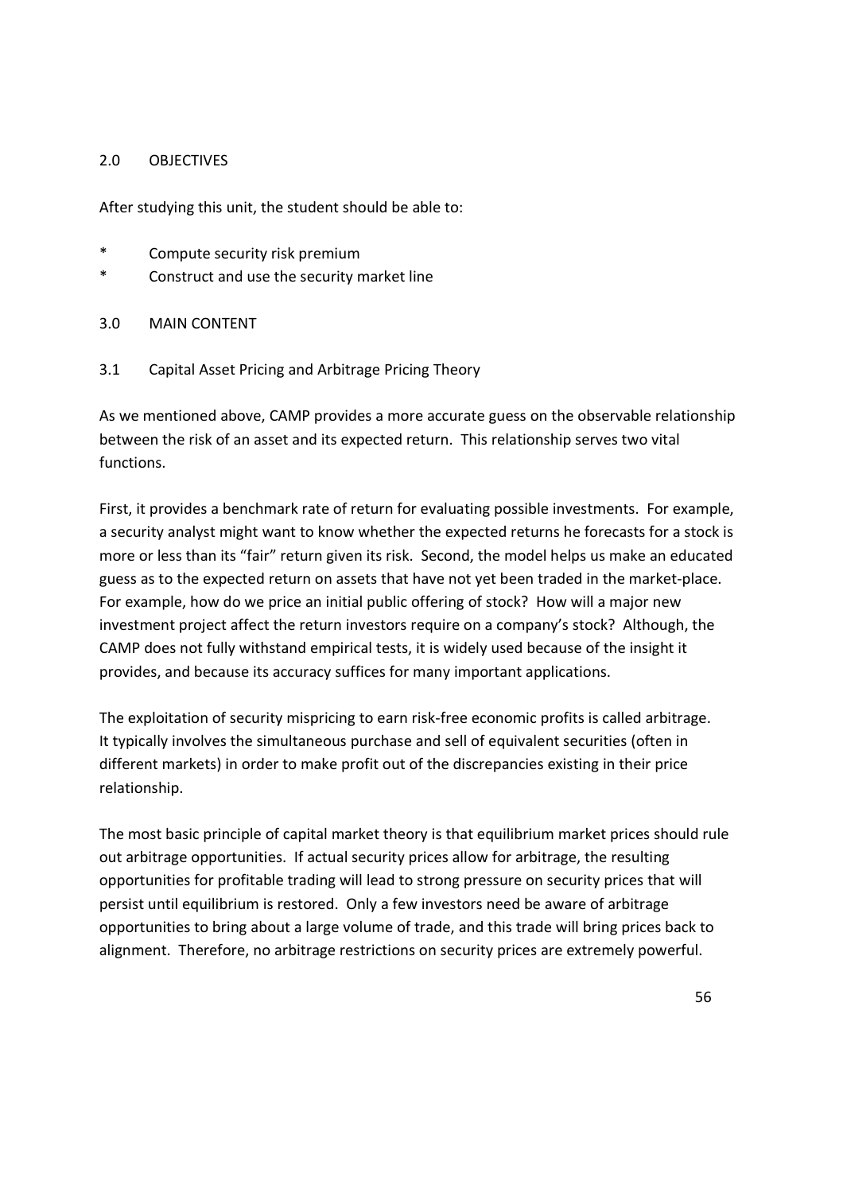## 2.0 OBJECTIVES

After studying this unit, the student should be able to:

* Compute security risk premium
* Construct and use the security market line

## 3.0 MAIN CONTENT

### 3.1 Capital Asset Pricing and Arbitrage Pricing Theory

As we mentioned above, CAMP provides a more accurate guess on the observable relationship between the risk of an asset and its expected return. This relationship serves two vital functions.

First, it provides a benchmark rate of return for evaluating possible investments. For example, a security analyst might want to know whether the expected returns he forecasts for a stock is more or less than its "fair" return given its risk. Second, the model helps us make an educated guess as to the expected return on assets that have not yet been traded in the market-place. For example, how do we price an initial public offering of stock? How will a major new investment project affect the return investors require on a company's stock? Although, the CAMP does not fully withstand empirical tests, it is widely used because of the insight it provides, and because its accuracy suffices for many important applications.

The exploitation of security mispricing to earn risk-free economic profits is called arbitrage. It typically involves the simultaneous purchase and sell of equivalent securities (often in different markets) in order to make profit out of the discrepancies existing in their price relationship.

The most basic principle of capital market theory is that equilibrium market prices should rule out arbitrage opportunities. If actual security prices allow for arbitrage, the resulting opportunities for profitable trading will lead to strong pressure on security prices that will persist until equilibrium is restored. Only a few investors need be aware of arbitrage opportunities to bring about a large volume of trade, and this trade will bring prices back to alignment. Therefore, no arbitrage restrictions on security prices are extremely powerful.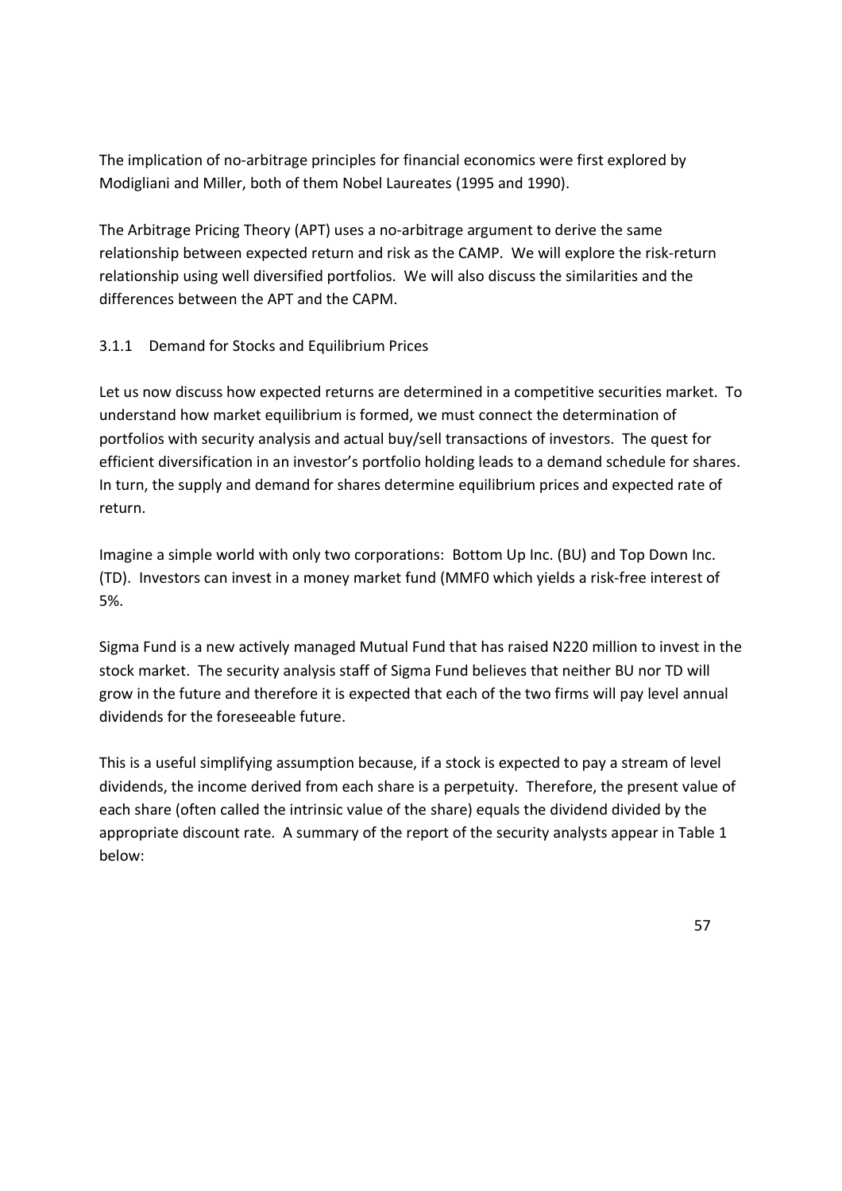The implication of no-arbitrage principles for financial economics were first explored by Modigliani and Miller, both of them Nobel Laureates (1995 and 1990).

The Arbitrage Pricing Theory (APT) uses a no-arbitrage argument to derive the same relationship between expected return and risk as the CAMP. We will explore the risk-return relationship using well diversified portfolios. We will also discuss the similarities and the differences between the APT and the CAPM.

### 3.1.1 Demand for Stocks and Equilibrium Prices

Let us now discuss how expected returns are determined in a competitive securities market. To understand how market equilibrium is formed, we must connect the determination of portfolios with security analysis and actual buy/sell transactions of investors. The quest for efficient diversification in an investor's portfolio holding leads to a demand schedule for shares. In turn, the supply and demand for shares determine equilibrium prices and expected rate of return.

Imagine a simple world with only two corporations: Bottom Up Inc. (BU) and Top Down Inc. (TD). Investors can invest in a money market fund (MMF0 which yields a risk-free interest of 5%.

Sigma Fund is a new actively managed Mutual Fund that has raised N220 million to invest in the stock market. The security analysis staff of Sigma Fund believes that neither BU nor TD will grow in the future and therefore it is expected that each of the two firms will pay level annual dividends for the foreseeable future.

This is a useful simplifying assumption because, if a stock is expected to pay a stream of level dividends, the income derived from each share is a perpetuity. Therefore, the present value of each share (often called the intrinsic value of the share) equals the dividend divided by the appropriate discount rate. A summary of the report of the security analysts appear in Table 1 below: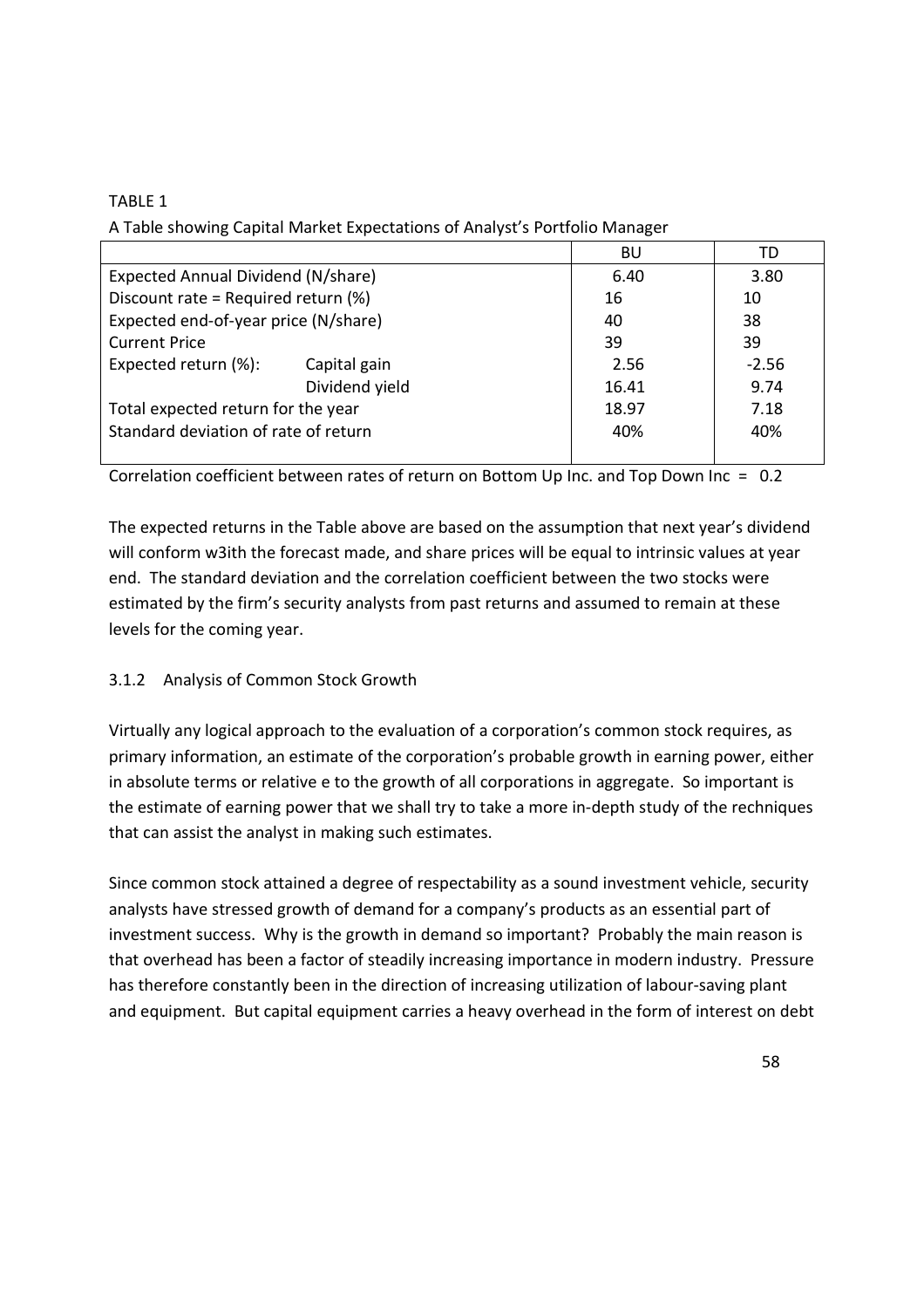TABLE 1

A Table showing Capital Market Expectations of Analyst's Portfolio Manager

| | | BU | TD |
|---|---|---|---|
| Expected Annual Dividend (N/share) | | 6.40 | 3.80 |
| Discount rate = Required return (%) | | 16 | 10 |
| Expected end-of-year price (N/share) | | 40 | 38 |
| Current Price | | 39 | 39 |
| Expected return (%): | Capital gain | 2.56 | -2.56 |
| | Dividend yield | 16.41 | 9.74 |
| Total expected return for the year | | 18.97 | 7.18 |
| Standard deviation of rate of return | | 40% | 40% |

Correlation coefficient between rates of return on Bottom Up Inc. and Top Down Inc = 0.2

The expected returns in the Table above are based on the assumption that next year's dividend will conform w3ith the forecast made, and share prices will be equal to intrinsic values at year end. The standard deviation and the correlation coefficient between the two stocks were estimated by the firm's security analysts from past returns and assumed to remain at these levels for the coming year.

### 3.1.2 Analysis of Common Stock Growth

Virtually any logical approach to the evaluation of a corporation's common stock requires, as primary information, an estimate of the corporation's probable growth in earning power, either in absolute terms or relative e to the growth of all corporations in aggregate. So important is the estimate of earning power that we shall try to take a more in-depth study of the rechniques that can assist the analyst in making such estimates.

Since common stock attained a degree of respectability as a sound investment vehicle, security analysts have stressed growth of demand for a company's products as an essential part of investment success. Why is the growth in demand so important? Probably the main reason is that overhead has been a factor of steadily increasing importance in modern industry. Pressure has therefore constantly been in the direction of increasing utilization of labour-saving plant and equipment. But capital equipment carries a heavy overhead in the form of interest on debt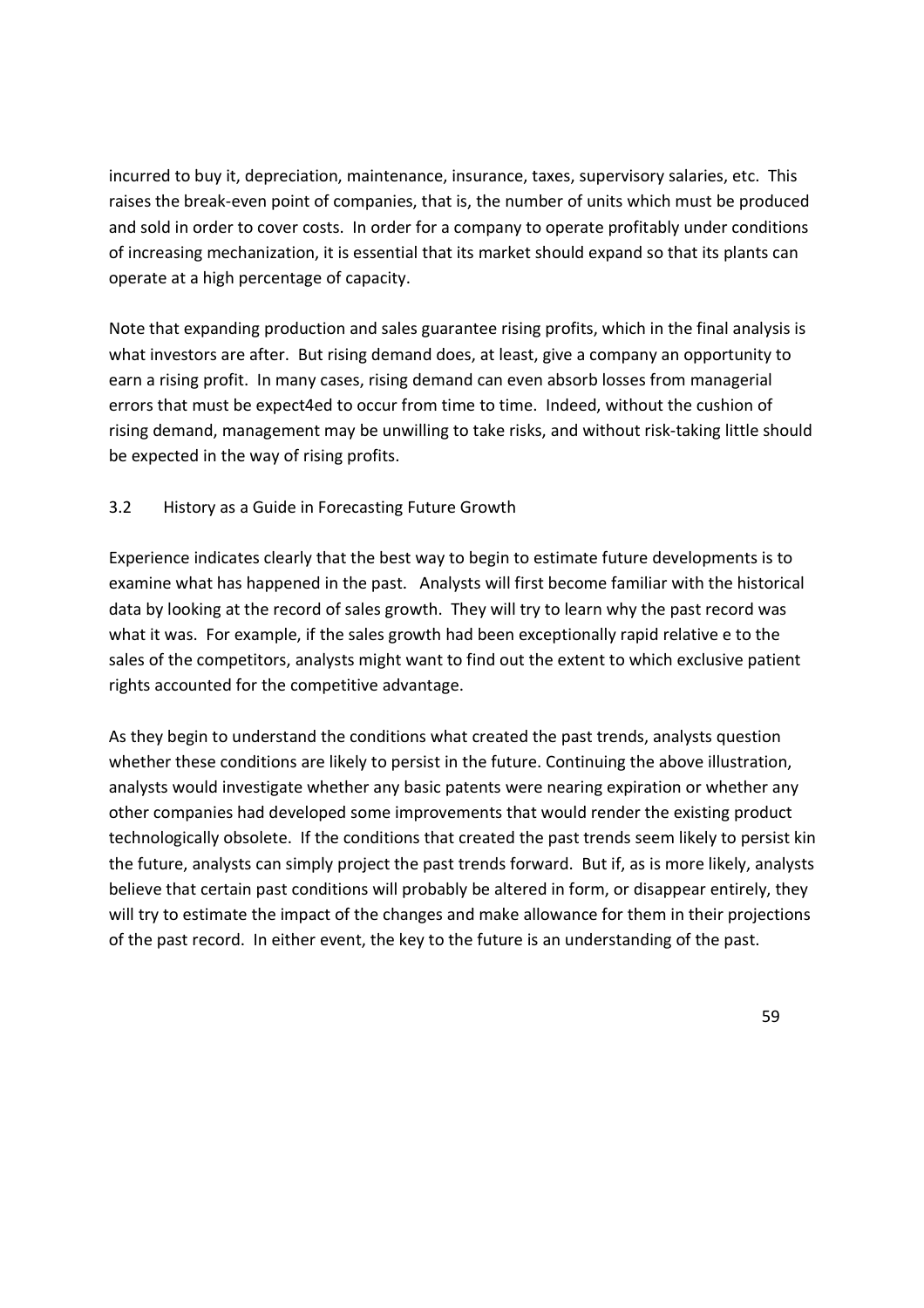incurred to buy it, depreciation, maintenance, insurance, taxes, supervisory salaries, etc. This raises the break-even point of companies, that is, the number of units which must be produced and sold in order to cover costs. In order for a company to operate profitably under conditions of increasing mechanization, it is essential that its market should expand so that its plants can operate at a high percentage of capacity.

Note that expanding production and sales guarantee rising profits, which in the final analysis is what investors are after. But rising demand does, at least, give a company an opportunity to earn a rising profit. In many cases, rising demand can even absorb losses from managerial errors that must be expect4ed to occur from time to time. Indeed, without the cushion of rising demand, management may be unwilling to take risks, and without risk-taking little should be expected in the way of rising profits.

### 3.2 History as a Guide in Forecasting Future Growth

Experience indicates clearly that the best way to begin to estimate future developments is to examine what has happened in the past. Analysts will first become familiar with the historical data by looking at the record of sales growth. They will try to learn why the past record was what it was. For example, if the sales growth had been exceptionally rapid relative e to the sales of the competitors, analysts might want to find out the extent to which exclusive patient rights accounted for the competitive advantage.

As they begin to understand the conditions what created the past trends, analysts question whether these conditions are likely to persist in the future. Continuing the above illustration, analysts would investigate whether any basic patents were nearing expiration or whether any other companies had developed some improvements that would render the existing product technologically obsolete. If the conditions that created the past trends seem likely to persist kin the future, analysts can simply project the past trends forward. But if, as is more likely, analysts believe that certain past conditions will probably be altered in form, or disappear entirely, they will try to estimate the impact of the changes and make allowance for them in their projections of the past record. In either event, the key to the future is an understanding of the past.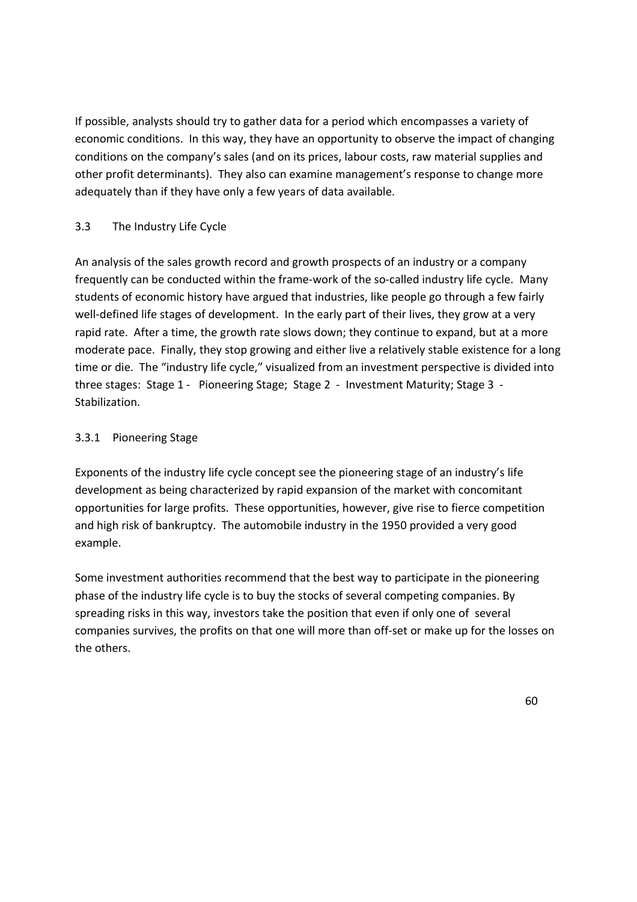If possible, analysts should try to gather data for a period which encompasses a variety of economic conditions. In this way, they have an opportunity to observe the impact of changing conditions on the company's sales (and on its prices, labour costs, raw material supplies and other profit determinants). They also can examine management's response to change more adequately than if they have only a few years of data available.

## 3.3 The Industry Life Cycle

An analysis of the sales growth record and growth prospects of an industry or a company frequently can be conducted within the frame-work of the so-called industry life cycle. Many students of economic history have argued that industries, like people go through a few fairly well-defined life stages of development. In the early part of their lives, they grow at a very rapid rate. After a time, the growth rate slows down; they continue to expand, but at a more moderate pace. Finally, they stop growing and either live a relatively stable existence for a long time or die. The "industry life cycle," visualized from an investment perspective is divided into three stages: Stage 1 - Pioneering Stage; Stage 2 - Investment Maturity; Stage 3 - Stabilization.

### 3.3.1 Pioneering Stage

Exponents of the industry life cycle concept see the pioneering stage of an industry's life development as being characterized by rapid expansion of the market with concomitant opportunities for large profits. These opportunities, however, give rise to fierce competition and high risk of bankruptcy. The automobile industry in the 1950 provided a very good example.

Some investment authorities recommend that the best way to participate in the pioneering phase of the industry life cycle is to buy the stocks of several competing companies. By spreading risks in this way, investors take the position that even if only one of several companies survives, the profits on that one will more than off-set or make up for the losses on the others.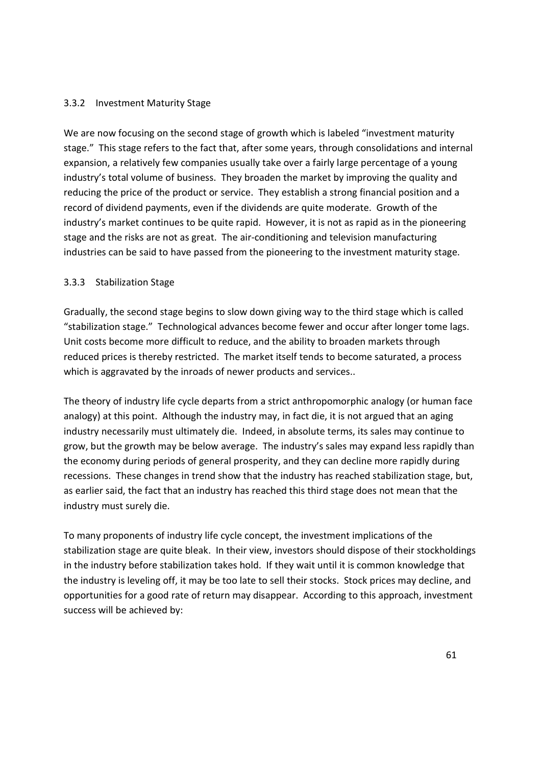### 3.3.2 Investment Maturity Stage

We are now focusing on the second stage of growth which is labeled "investment maturity stage." This stage refers to the fact that, after some years, through consolidations and internal expansion, a relatively few companies usually take over a fairly large percentage of a young industry's total volume of business. They broaden the market by improving the quality and reducing the price of the product or service. They establish a strong financial position and a record of dividend payments, even if the dividends are quite moderate. Growth of the industry's market continues to be quite rapid. However, it is not as rapid as in the pioneering stage and the risks are not as great. The air-conditioning and television manufacturing industries can be said to have passed from the pioneering to the investment maturity stage.

### 3.3.3 Stabilization Stage

Gradually, the second stage begins to slow down giving way to the third stage which is called "stabilization stage." Technological advances become fewer and occur after longer tome lags. Unit costs become more difficult to reduce, and the ability to broaden markets through reduced prices is thereby restricted. The market itself tends to become saturated, a process which is aggravated by the inroads of newer products and services..

The theory of industry life cycle departs from a strict anthropomorphic analogy (or human face analogy) at this point. Although the industry may, in fact die, it is not argued that an aging industry necessarily must ultimately die. Indeed, in absolute terms, its sales may continue to grow, but the growth may be below average. The industry's sales may expand less rapidly than the economy during periods of general prosperity, and they can decline more rapidly during recessions. These changes in trend show that the industry has reached stabilization stage, but, as earlier said, the fact that an industry has reached this third stage does not mean that the industry must surely die.

To many proponents of industry life cycle concept, the investment implications of the stabilization stage are quite bleak. In their view, investors should dispose of their stockholdings in the industry before stabilization takes hold. If they wait until it is common knowledge that the industry is leveling off, it may be too late to sell their stocks. Stock prices may decline, and opportunities for a good rate of return may disappear. According to this approach, investment success will be achieved by: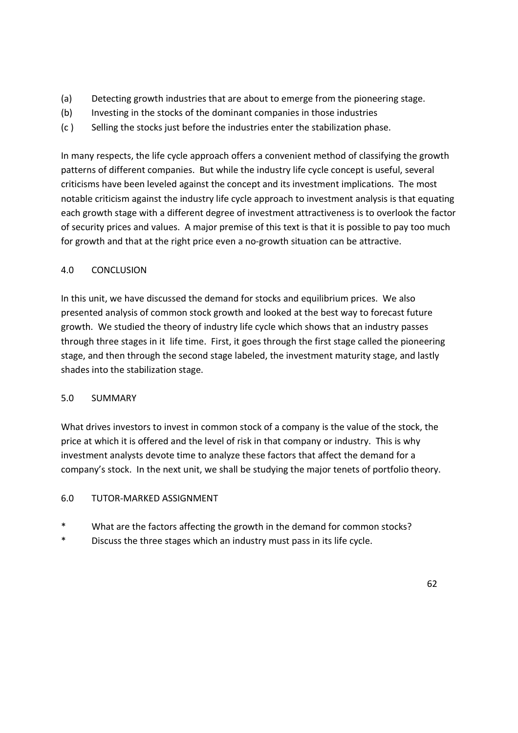(a) Detecting growth industries that are about to emerge from the pioneering stage.

(b) Investing in the stocks of the dominant companies in those industries

(c ) Selling the stocks just before the industries enter the stabilization phase.

In many respects, the life cycle approach offers a convenient method of classifying the growth patterns of different companies. But while the industry life cycle concept is useful, several criticisms have been leveled against the concept and its investment implications. The most notable criticism against the industry life cycle approach to investment analysis is that equating each growth stage with a different degree of investment attractiveness is to overlook the factor of security prices and values. A major premise of this text is that it is possible to pay too much for growth and that at the right price even a no-growth situation can be attractive.

## 4.0 CONCLUSION

In this unit, we have discussed the demand for stocks and equilibrium prices. We also presented analysis of common stock growth and looked at the best way to forecast future growth. We studied the theory of industry life cycle which shows that an industry passes through three stages in it life time. First, it goes through the first stage called the pioneering stage, and then through the second stage labeled, the investment maturity stage, and lastly shades into the stabilization stage.

## 5.0 SUMMARY

What drives investors to invest in common stock of a company is the value of the stock, the price at which it is offered and the level of risk in that company or industry. This is why investment analysts devote time to analyze these factors that affect the demand for a company's stock. In the next unit, we shall be studying the major tenets of portfolio theory.

## 6.0 TUTOR-MARKED ASSIGNMENT

* What are the factors affecting the growth in the demand for common stocks?
* Discuss the three stages which an industry must pass in its life cycle.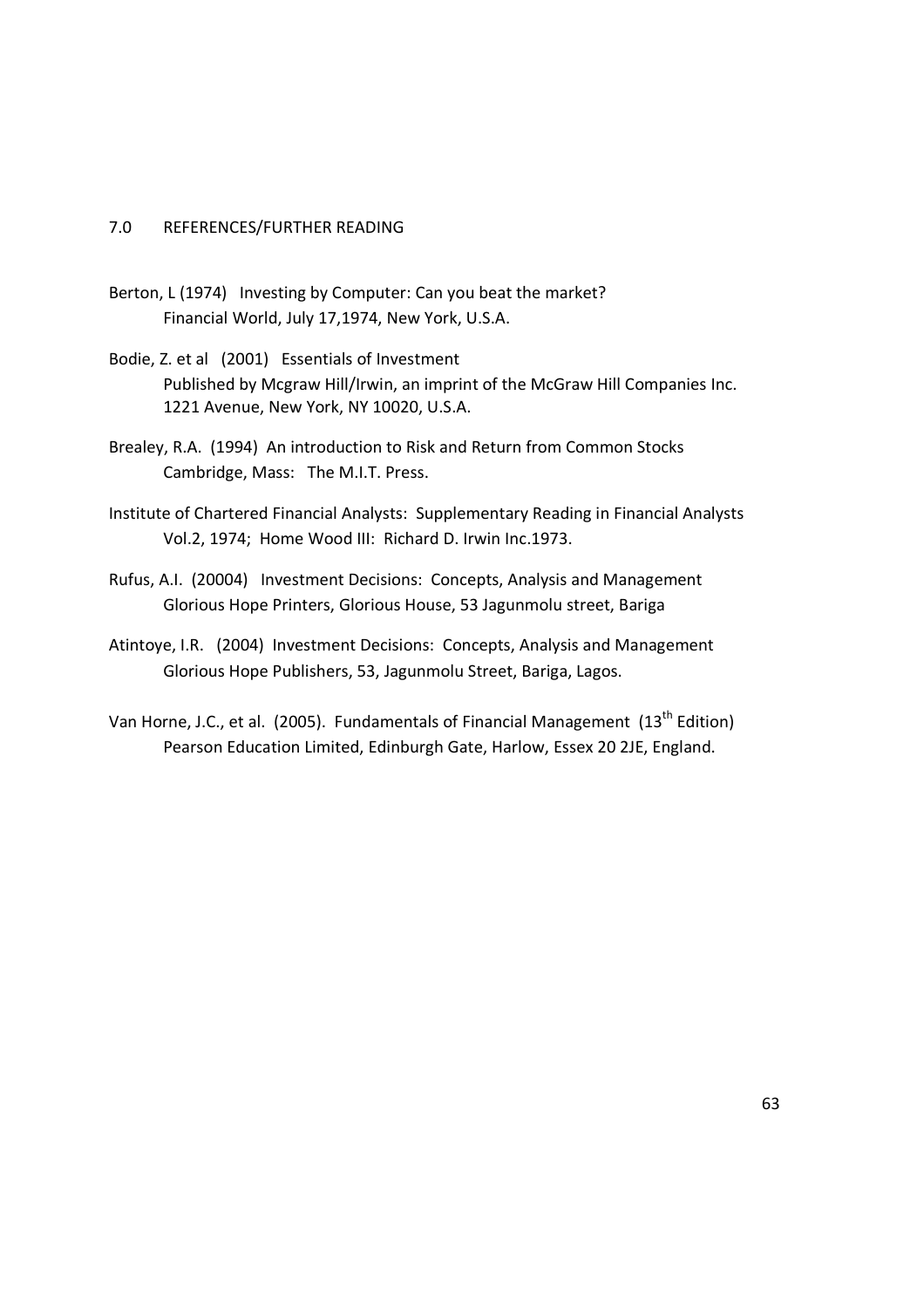## 7.0 REFERENCES/FURTHER READING

Berton, L (1974) Investing by Computer: Can you beat the market?
Financial World, July 17,1974, New York, U.S.A.

Bodie, Z. et al (2001) Essentials of Investment
Published by Mcgraw Hill/Irwin, an imprint of the McGraw Hill Companies Inc.
1221 Avenue, New York, NY 10020, U.S.A.

Brealey, R.A. (1994) An introduction to Risk and Return from Common Stocks
Cambridge, Mass: The M.I.T. Press.

Institute of Chartered Financial Analysts: Supplementary Reading in Financial Analysts
Vol.2, 1974; Home Wood III: Richard D. Irwin Inc.1973.

Rufus, A.I. (20004) Investment Decisions: Concepts, Analysis and Management
Glorious Hope Printers, Glorious House, 53 Jagunmolu street, Bariga

Atintoye, I.R. (2004) Investment Decisions: Concepts, Analysis and Management
Glorious Hope Publishers, 53, Jagunmolu Street, Bariga, Lagos.

Van Horne, J.C., et al. (2005). Fundamentals of Financial Management (13th Edition)
Pearson Education Limited, Edinburgh Gate, Harlow, Essex 20 2JE, England.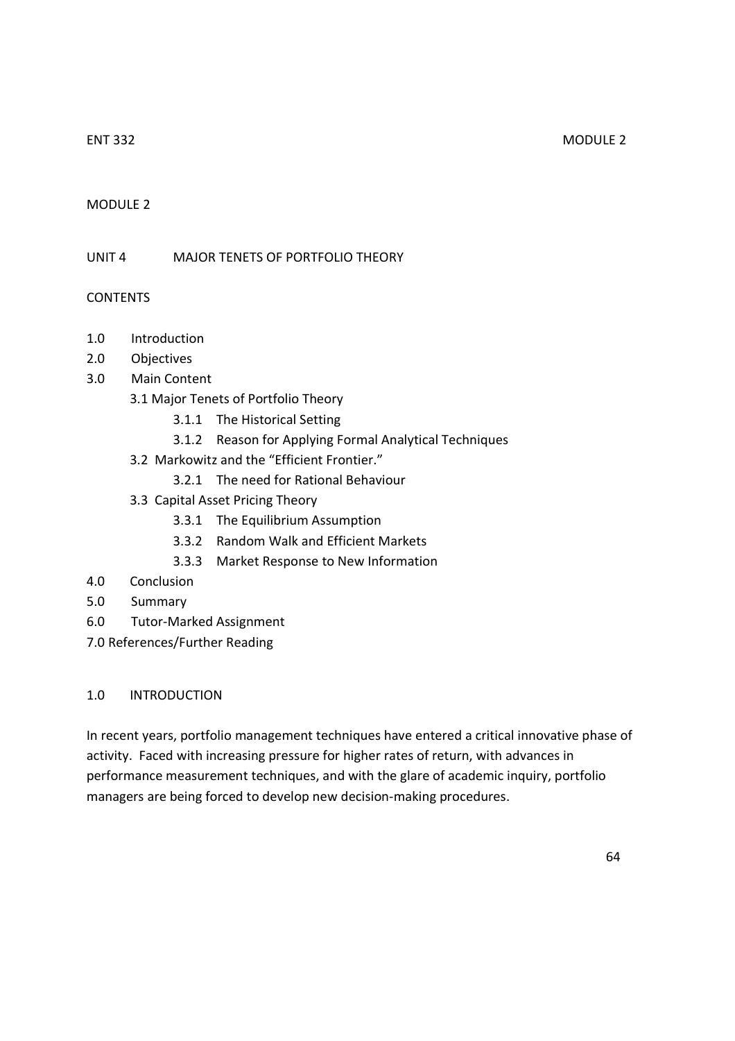# MODULE 2

## UNIT 4 MAJOR TENETS OF PORTFOLIO THEORY

### CONTENTS

1.0 Introduction
2.0 Objectives
3.0 Main Content
  3.1 Major Tenets of Portfolio Theory
    3.1.1 The Historical Setting
    3.1.2 Reason for Applying Formal Analytical Techniques
  3.2 Markowitz and the "Efficient Frontier."
    3.2.1 The need for Rational Behaviour
  3.3 Capital Asset Pricing Theory
    3.3.1 The Equilibrium Assumption
    3.3.2 Random Walk and Efficient Markets
    3.3.3 Market Response to New Information
4.0 Conclusion
5.0 Summary
6.0 Tutor-Marked Assignment
7.0 References/Further Reading

### 1.0 INTRODUCTION

In recent years, portfolio management techniques have entered a critical innovative phase of activity. Faced with increasing pressure for higher rates of return, with advances in performance measurement techniques, and with the glare of academic inquiry, portfolio managers are being forced to develop new decision-making procedures.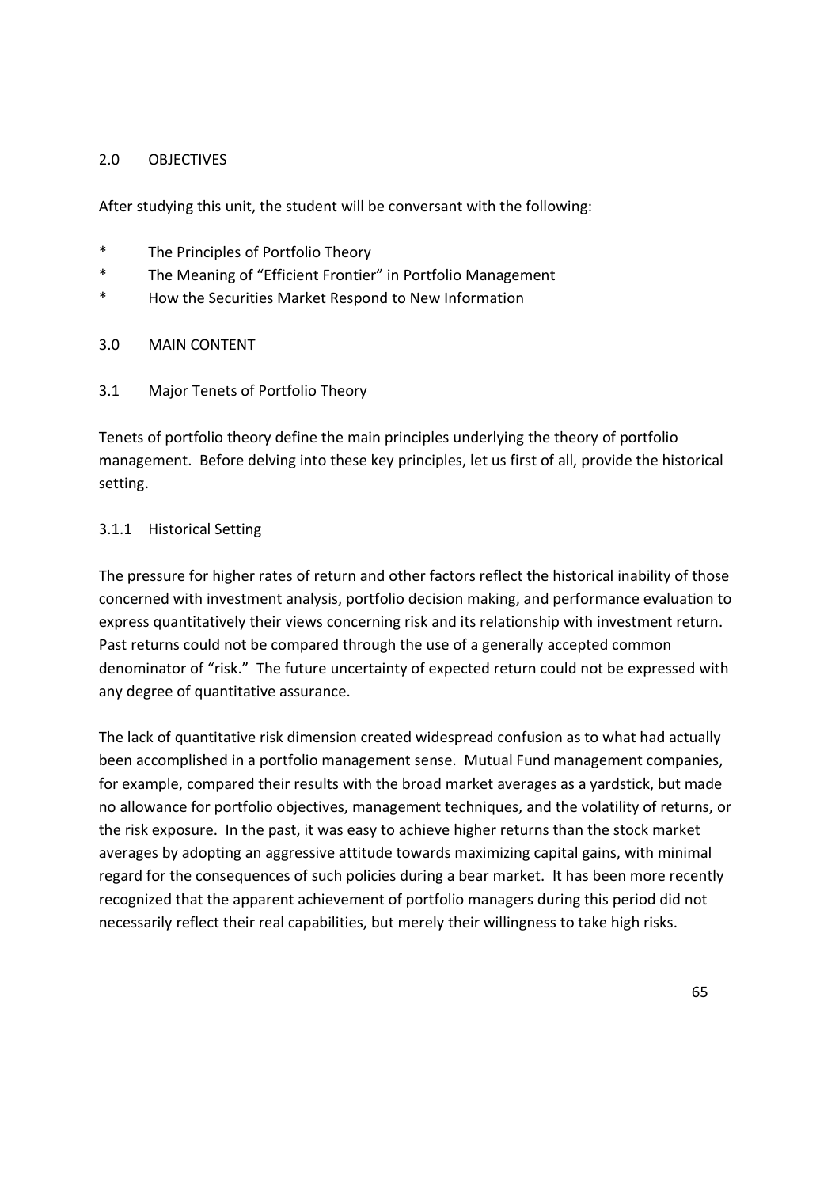## 2.0 OBJECTIVES

After studying this unit, the student will be conversant with the following:

- The Principles of Portfolio Theory
- The Meaning of "Efficient Frontier" in Portfolio Management
- How the Securities Market Respond to New Information

## 3.0 MAIN CONTENT

### 3.1 Major Tenets of Portfolio Theory

Tenets of portfolio theory define the main principles underlying the theory of portfolio management. Before delving into these key principles, let us first of all, provide the historical setting.

#### 3.1.1 Historical Setting

The pressure for higher rates of return and other factors reflect the historical inability of those concerned with investment analysis, portfolio decision making, and performance evaluation to express quantitatively their views concerning risk and its relationship with investment return. Past returns could not be compared through the use of a generally accepted common denominator of "risk." The future uncertainty of expected return could not be expressed with any degree of quantitative assurance.

The lack of quantitative risk dimension created widespread confusion as to what had actually been accomplished in a portfolio management sense. Mutual Fund management companies, for example, compared their results with the broad market averages as a yardstick, but made no allowance for portfolio objectives, management techniques, and the volatility of returns, or the risk exposure. In the past, it was easy to achieve higher returns than the stock market averages by adopting an aggressive attitude towards maximizing capital gains, with minimal regard for the consequences of such policies during a bear market. It has been more recently recognized that the apparent achievement of portfolio managers during this period did not necessarily reflect their real capabilities, but merely their willingness to take high risks.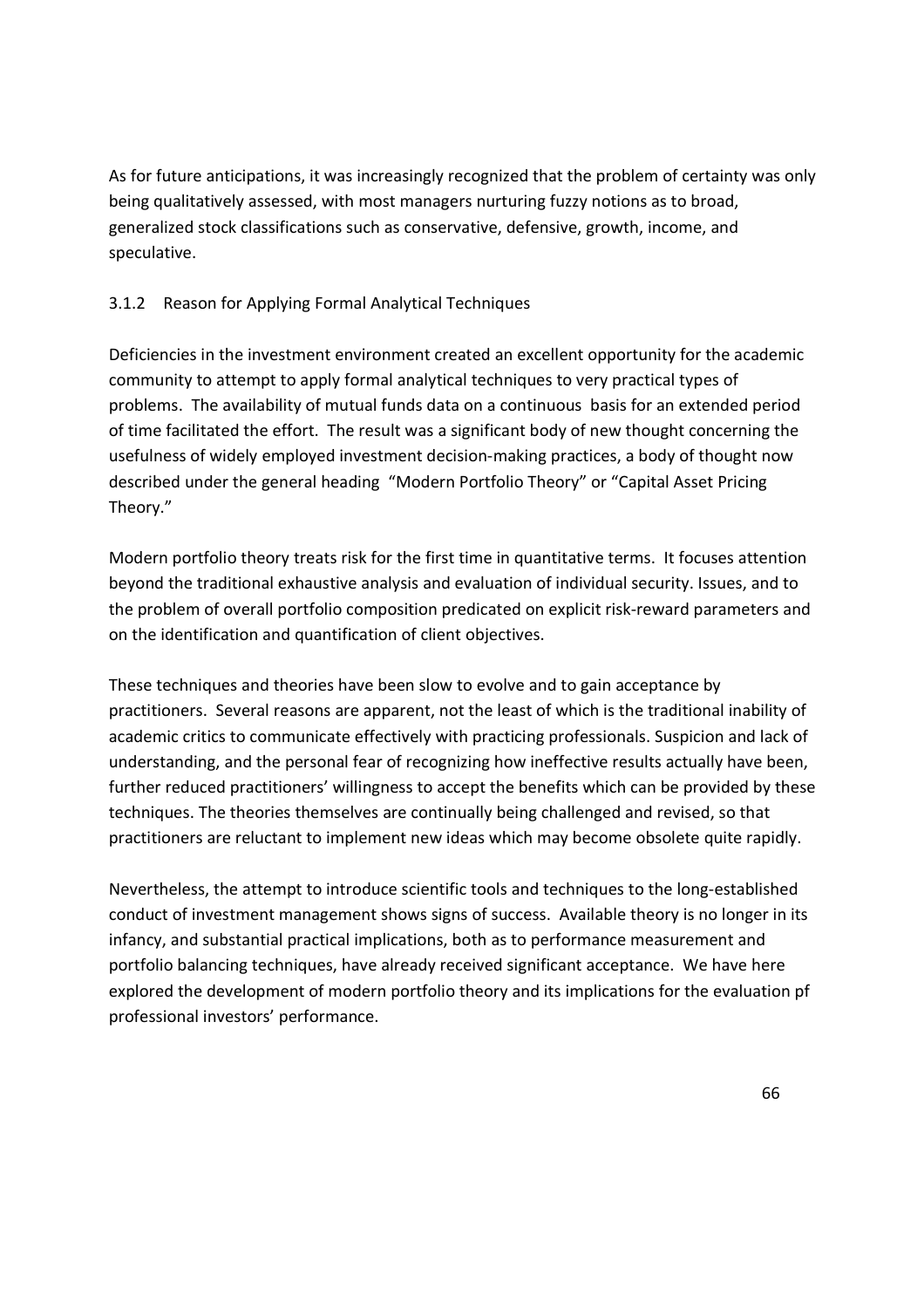As for future anticipations, it was increasingly recognized that the problem of certainty was only being qualitatively assessed, with most managers nurturing fuzzy notions as to broad, generalized stock classifications such as conservative, defensive, growth, income, and speculative.

### 3.1.2 Reason for Applying Formal Analytical Techniques

Deficiencies in the investment environment created an excellent opportunity for the academic community to attempt to apply formal analytical techniques to very practical types of problems. The availability of mutual funds data on a continuous basis for an extended period of time facilitated the effort. The result was a significant body of new thought concerning the usefulness of widely employed investment decision-making practices, a body of thought now described under the general heading "Modern Portfolio Theory" or "Capital Asset Pricing Theory."

Modern portfolio theory treats risk for the first time in quantitative terms. It focuses attention beyond the traditional exhaustive analysis and evaluation of individual security. Issues, and to the problem of overall portfolio composition predicated on explicit risk-reward parameters and on the identification and quantification of client objectives.

These techniques and theories have been slow to evolve and to gain acceptance by practitioners. Several reasons are apparent, not the least of which is the traditional inability of academic critics to communicate effectively with practicing professionals. Suspicion and lack of understanding, and the personal fear of recognizing how ineffective results actually have been, further reduced practitioners' willingness to accept the benefits which can be provided by these techniques. The theories themselves are continually being challenged and revised, so that practitioners are reluctant to implement new ideas which may become obsolete quite rapidly.

Nevertheless, the attempt to introduce scientific tools and techniques to the long-established conduct of investment management shows signs of success. Available theory is no longer in its infancy, and substantial practical implications, both as to performance measurement and portfolio balancing techniques, have already received significant acceptance. We have here explored the development of modern portfolio theory and its implications for the evaluation pf professional investors' performance.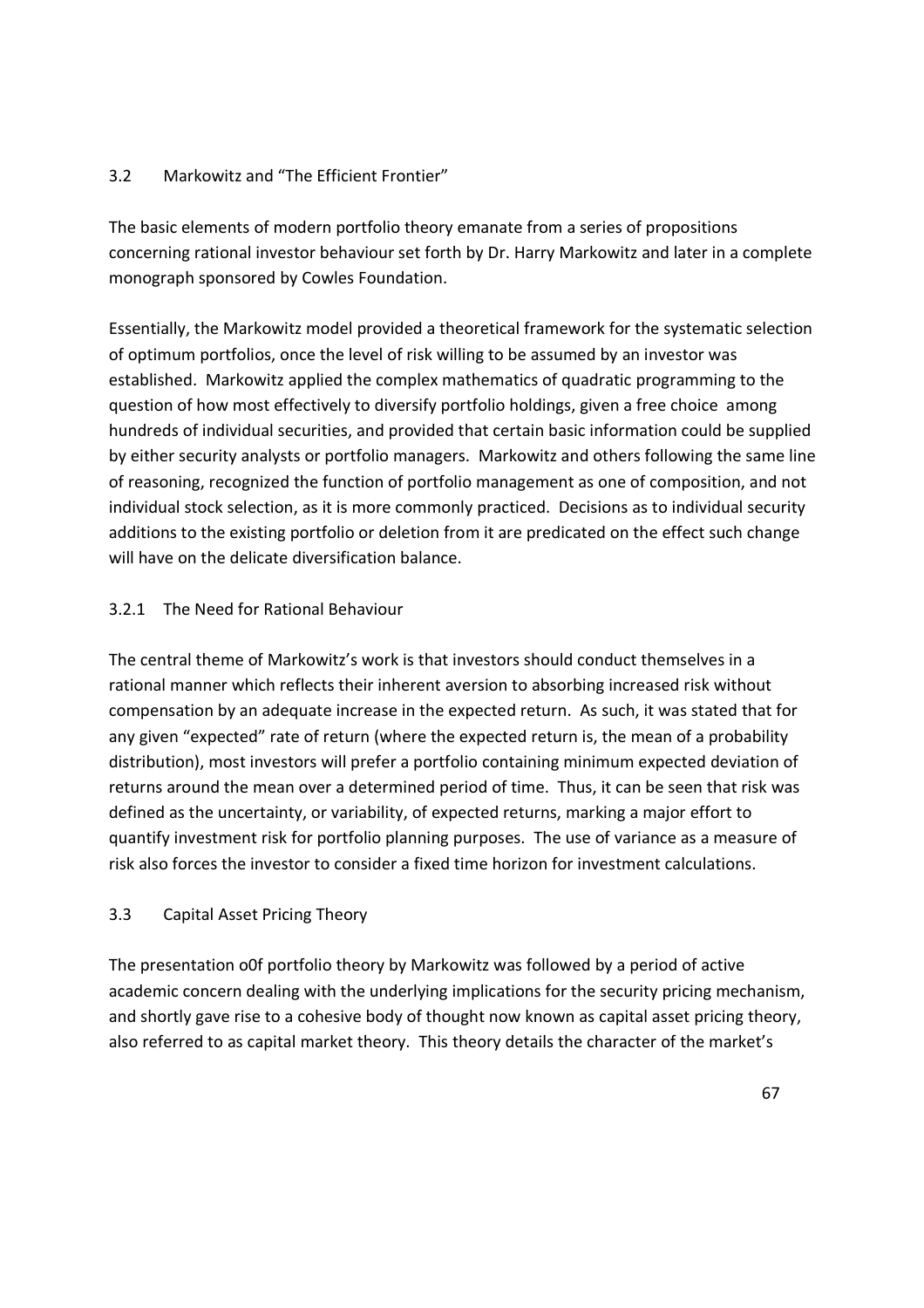## 3.2 Markowitz and "The Efficient Frontier"

The basic elements of modern portfolio theory emanate from a series of propositions concerning rational investor behaviour set forth by Dr. Harry Markowitz and later in a complete monograph sponsored by Cowles Foundation.

Essentially, the Markowitz model provided a theoretical framework for the systematic selection of optimum portfolios, once the level of risk willing to be assumed by an investor was established. Markowitz applied the complex mathematics of quadratic programming to the question of how most effectively to diversify portfolio holdings, given a free choice among hundreds of individual securities, and provided that certain basic information could be supplied by either security analysts or portfolio managers. Markowitz and others following the same line of reasoning, recognized the function of portfolio management as one of composition, and not individual stock selection, as it is more commonly practiced. Decisions as to individual security additions to the existing portfolio or deletion from it are predicated on the effect such change will have on the delicate diversification balance.

### 3.2.1 The Need for Rational Behaviour

The central theme of Markowitz's work is that investors should conduct themselves in a rational manner which reflects their inherent aversion to absorbing increased risk without compensation by an adequate increase in the expected return. As such, it was stated that for any given "expected" rate of return (where the expected return is, the mean of a probability distribution), most investors will prefer a portfolio containing minimum expected deviation of returns around the mean over a determined period of time. Thus, it can be seen that risk was defined as the uncertainty, or variability, of expected returns, marking a major effort to quantify investment risk for portfolio planning purposes. The use of variance as a measure of risk also forces the investor to consider a fixed time horizon for investment calculations.

## 3.3 Capital Asset Pricing Theory

The presentation o0f portfolio theory by Markowitz was followed by a period of active academic concern dealing with the underlying implications for the security pricing mechanism, and shortly gave rise to a cohesive body of thought now known as capital asset pricing theory, also referred to as capital market theory. This theory details the character of the market's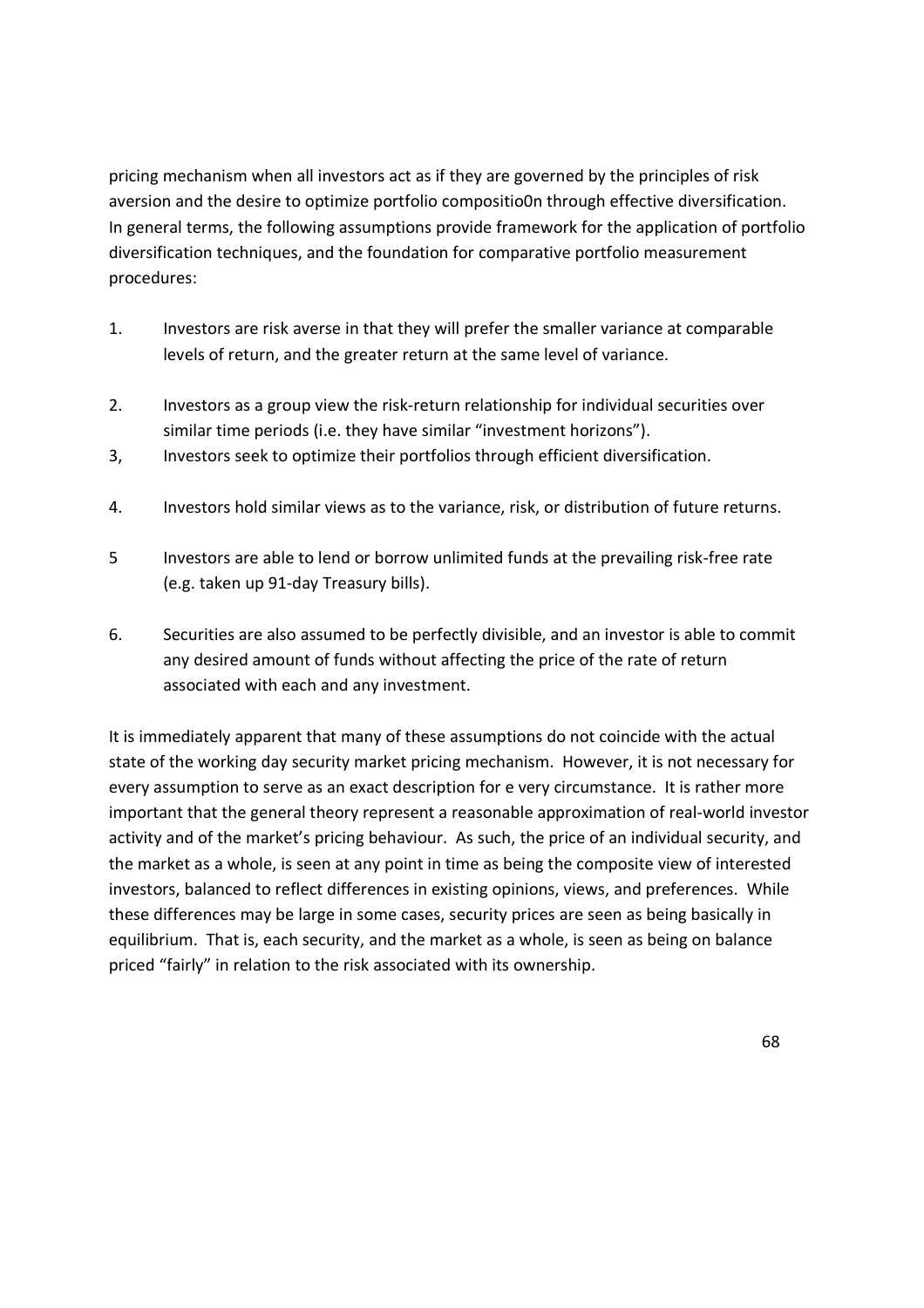pricing mechanism when all investors act as if they are governed by the principles of risk aversion and the desire to optimize portfolio compositio0n through effective diversification. In general terms, the following assumptions provide framework for the application of portfolio diversification techniques, and the foundation for comparative portfolio measurement procedures:

1. Investors are risk averse in that they will prefer the smaller variance at comparable levels of return, and the greater return at the same level of variance.

2. Investors as a group view the risk-return relationship for individual securities over similar time periods (i.e. they have similar "investment horizons").

3, Investors seek to optimize their portfolios through efficient diversification.

4. Investors hold similar views as to the variance, risk, or distribution of future returns.

5 Investors are able to lend or borrow unlimited funds at the prevailing risk-free rate (e.g. taken up 91-day Treasury bills).

6. Securities are also assumed to be perfectly divisible, and an investor is able to commit any desired amount of funds without affecting the price of the rate of return associated with each and any investment.

It is immediately apparent that many of these assumptions do not coincide with the actual state of the working day security market pricing mechanism. However, it is not necessary for every assumption to serve as an exact description for e very circumstance. It is rather more important that the general theory represent a reasonable approximation of real-world investor activity and of the market's pricing behaviour. As such, the price of an individual security, and the market as a whole, is seen at any point in time as being the composite view of interested investors, balanced to reflect differences in existing opinions, views, and preferences. While these differences may be large in some cases, security prices are seen as being basically in equilibrium. That is, each security, and the market as a whole, is seen as being on balance priced "fairly" in relation to the risk associated with its ownership.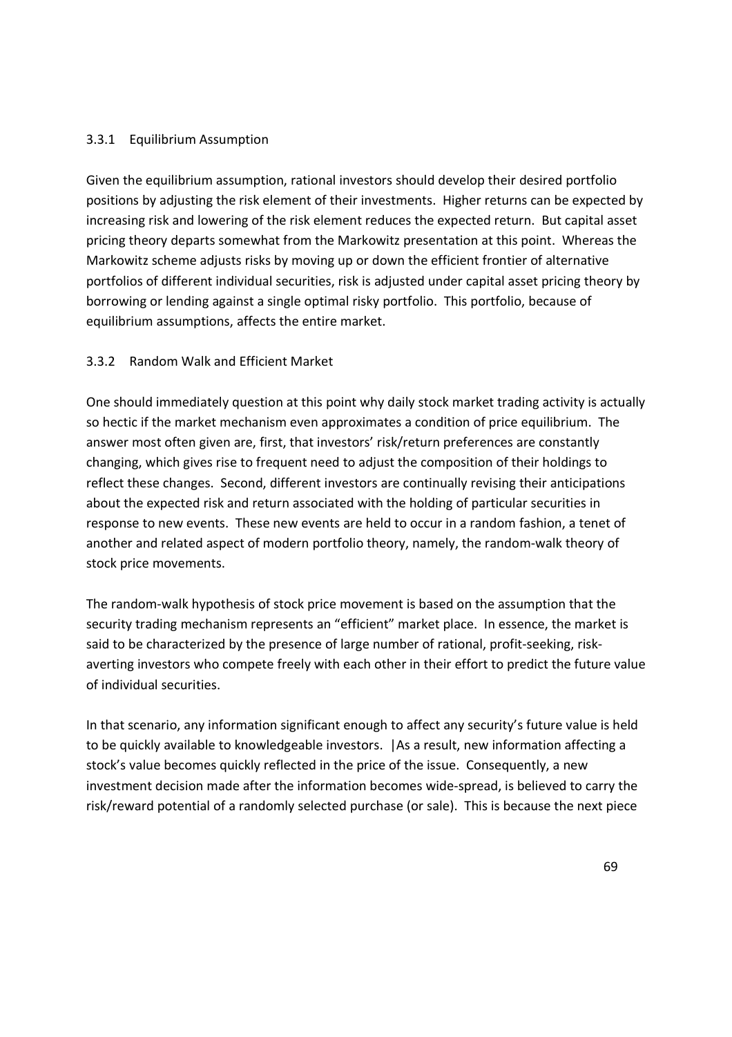### 3.3.1 Equilibrium Assumption

Given the equilibrium assumption, rational investors should develop their desired portfolio positions by adjusting the risk element of their investments. Higher returns can be expected by increasing risk and lowering of the risk element reduces the expected return. But capital asset pricing theory departs somewhat from the Markowitz presentation at this point. Whereas the Markowitz scheme adjusts risks by moving up or down the efficient frontier of alternative portfolios of different individual securities, risk is adjusted under capital asset pricing theory by borrowing or lending against a single optimal risky portfolio. This portfolio, because of equilibrium assumptions, affects the entire market.

### 3.3.2 Random Walk and Efficient Market

One should immediately question at this point why daily stock market trading activity is actually so hectic if the market mechanism even approximates a condition of price equilibrium. The answer most often given are, first, that investors' risk/return preferences are constantly changing, which gives rise to frequent need to adjust the composition of their holdings to reflect these changes. Second, different investors are continually revising their anticipations about the expected risk and return associated with the holding of particular securities in response to new events. These new events are held to occur in a random fashion, a tenet of another and related aspect of modern portfolio theory, namely, the random-walk theory of stock price movements.

The random-walk hypothesis of stock price movement is based on the assumption that the security trading mechanism represents an "efficient" market place. In essence, the market is said to be characterized by the presence of large number of rational, profit-seeking, risk-averting investors who compete freely with each other in their effort to predict the future value of individual securities.

In that scenario, any information significant enough to affect any security's future value is held to be quickly available to knowledgeable investors. |As a result, new information affecting a stock's value becomes quickly reflected in the price of the issue. Consequently, a new investment decision made after the information becomes wide-spread, is believed to carry the risk/reward potential of a randomly selected purchase (or sale). This is because the next piece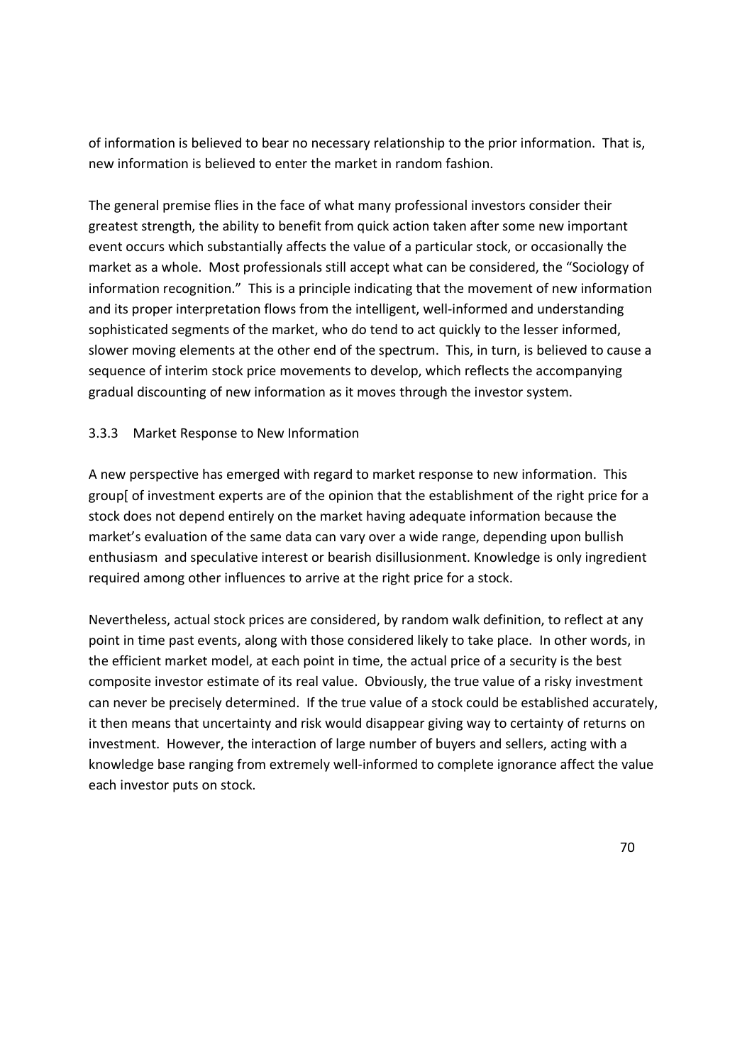of information is believed to bear no necessary relationship to the prior information. That is, new information is believed to enter the market in random fashion.

The general premise flies in the face of what many professional investors consider their greatest strength, the ability to benefit from quick action taken after some new important event occurs which substantially affects the value of a particular stock, or occasionally the market as a whole. Most professionals still accept what can be considered, the "Sociology of information recognition." This is a principle indicating that the movement of new information and its proper interpretation flows from the intelligent, well-informed and understanding sophisticated segments of the market, who do tend to act quickly to the lesser informed, slower moving elements at the other end of the spectrum. This, in turn, is believed to cause a sequence of interim stock price movements to develop, which reflects the accompanying gradual discounting of new information as it moves through the investor system.

### 3.3.3 Market Response to New Information

A new perspective has emerged with regard to market response to new information. This group[ of investment experts are of the opinion that the establishment of the right price for a stock does not depend entirely on the market having adequate information because the market's evaluation of the same data can vary over a wide range, depending upon bullish enthusiasm and speculative interest or bearish disillusionment. Knowledge is only ingredient required among other influences to arrive at the right price for a stock.

Nevertheless, actual stock prices are considered, by random walk definition, to reflect at any point in time past events, along with those considered likely to take place. In other words, in the efficient market model, at each point in time, the actual price of a security is the best composite investor estimate of its real value. Obviously, the true value of a risky investment can never be precisely determined. If the true value of a stock could be established accurately, it then means that uncertainty and risk would disappear giving way to certainty of returns on investment. However, the interaction of large number of buyers and sellers, acting with a knowledge base ranging from extremely well-informed to complete ignorance affect the value each investor puts on stock.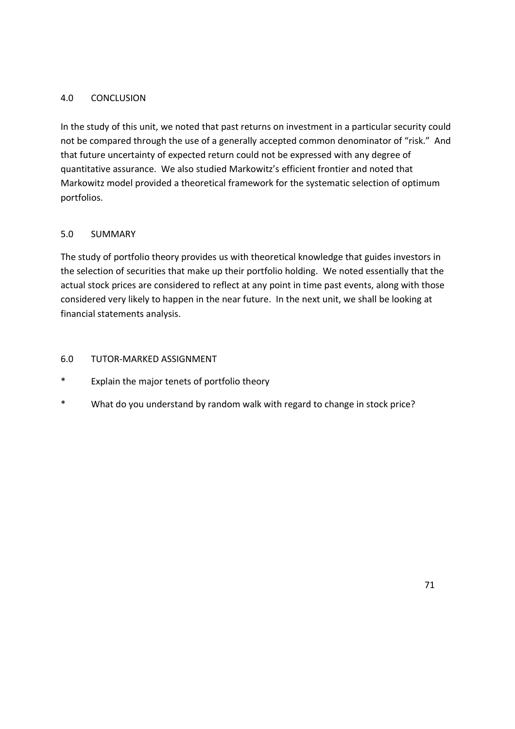## 4.0 CONCLUSION

In the study of this unit, we noted that past returns on investment in a particular security could not be compared through the use of a generally accepted common denominator of "risk." And that future uncertainty of expected return could not be expressed with any degree of quantitative assurance. We also studied Markowitz's efficient frontier and noted that Markowitz model provided a theoretical framework for the systematic selection of optimum portfolios.

## 5.0 SUMMARY

The study of portfolio theory provides us with theoretical knowledge that guides investors in the selection of securities that make up their portfolio holding. We noted essentially that the actual stock prices are considered to reflect at any point in time past events, along with those considered very likely to happen in the near future. In the next unit, we shall be looking at financial statements analysis.

## 6.0 TUTOR-MARKED ASSIGNMENT

- Explain the major tenets of portfolio theory
- What do you understand by random walk with regard to change in stock price?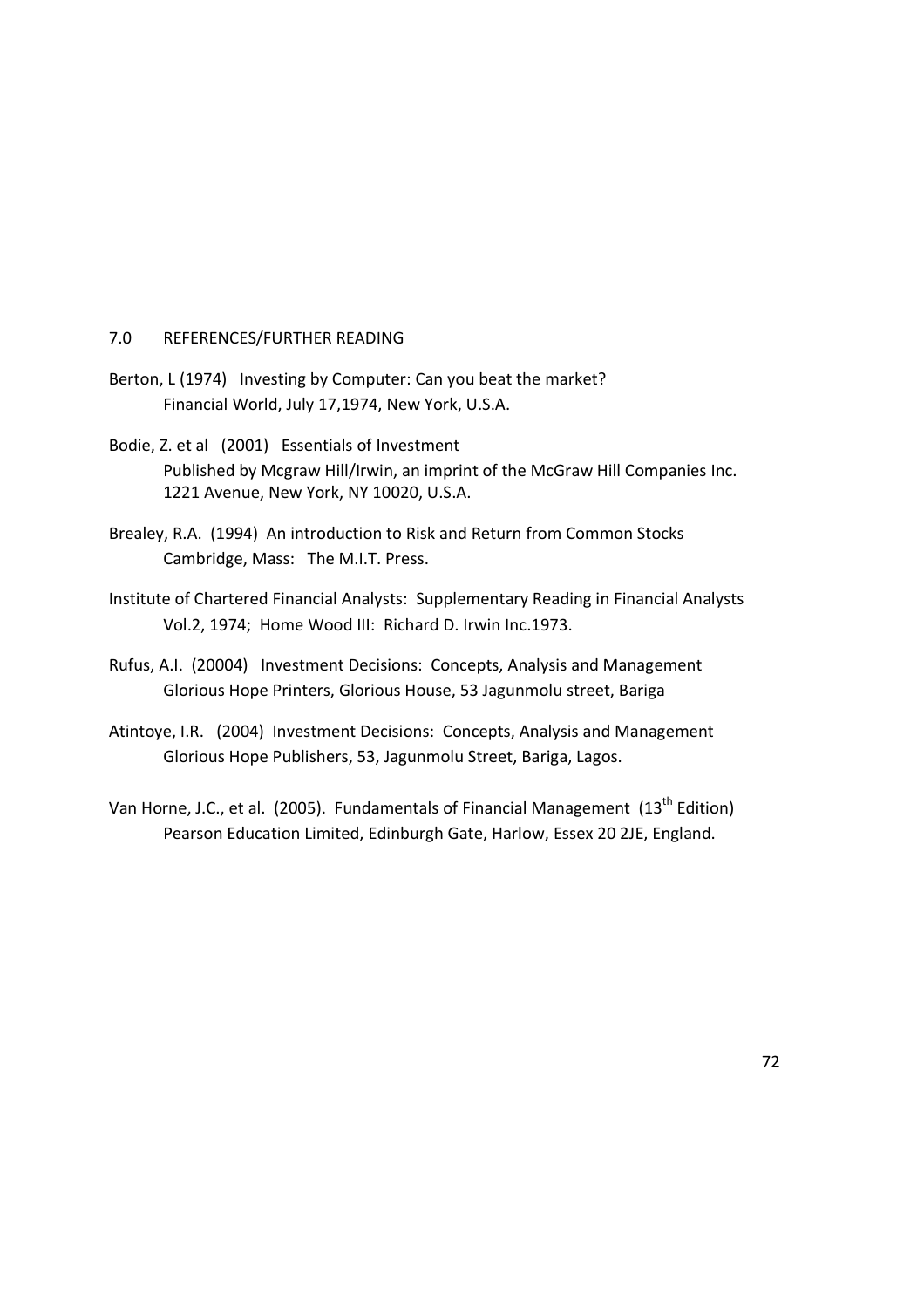## 7.0 REFERENCES/FURTHER READING

Berton, L (1974) Investing by Computer: Can you beat the market?
Financial World, July 17,1974, New York, U.S.A.

Bodie, Z. et al (2001) Essentials of Investment
Published by Mcgraw Hill/Irwin, an imprint of the McGraw Hill Companies Inc. 1221 Avenue, New York, NY 10020, U.S.A.

Brealey, R.A. (1994) An introduction to Risk and Return from Common Stocks
Cambridge, Mass: The M.I.T. Press.

Institute of Chartered Financial Analysts: Supplementary Reading in Financial Analysts
Vol.2, 1974; Home Wood III: Richard D. Irwin Inc.1973.

Rufus, A.I. (20004) Investment Decisions: Concepts, Analysis and Management
Glorious Hope Printers, Glorious House, 53 Jagunmolu street, Bariga

Atintoye, I.R. (2004) Investment Decisions: Concepts, Analysis and Management
Glorious Hope Publishers, 53, Jagunmolu Street, Bariga, Lagos.

Van Horne, J.C., et al. (2005). Fundamentals of Financial Management (13th Edition)
Pearson Education Limited, Edinburgh Gate, Harlow, Essex 20 2JE, England.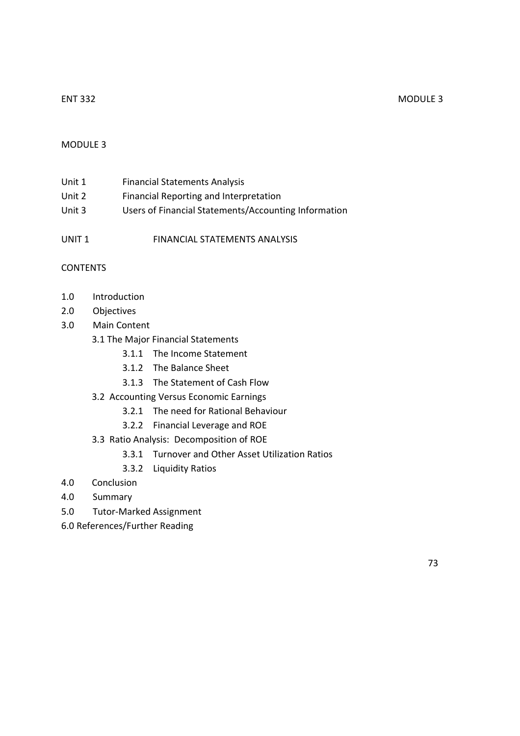# MODULE 3

Unit 1 Financial Statements Analysis
Unit 2 Financial Reporting and Interpretation
Unit 3 Users of Financial Statements/Accounting Information

## UNIT 1 FINANCIAL STATEMENTS ANALYSIS

### CONTENTS

1.0 Introduction
2.0 Objectives
3.0 Main Content
   3.1 The Major Financial Statements
      3.1.1 The Income Statement
      3.1.2 The Balance Sheet
      3.1.3 The Statement of Cash Flow
   3.2 Accounting Versus Economic Earnings
      3.2.1 The need for Rational Behaviour
      3.2.2 Financial Leverage and ROE
   3.3 Ratio Analysis: Decomposition of ROE
      3.3.1 Turnover and Other Asset Utilization Ratios
      3.3.2 Liquidity Ratios
4.0 Conclusion
4.0 Summary
5.0 Tutor-Marked Assignment
6.0 References/Further Reading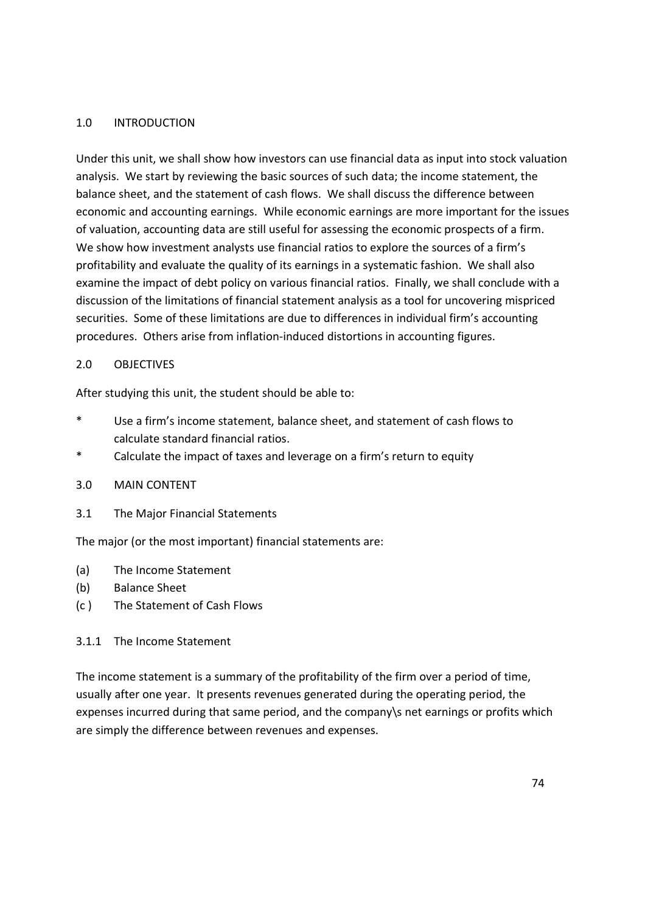## 1.0 INTRODUCTION

Under this unit, we shall show how investors can use financial data as input into stock valuation analysis. We start by reviewing the basic sources of such data; the income statement, the balance sheet, and the statement of cash flows. We shall discuss the difference between economic and accounting earnings. While economic earnings are more important for the issues of valuation, accounting data are still useful for assessing the economic prospects of a firm. We show how investment analysts use financial ratios to explore the sources of a firm's profitability and evaluate the quality of its earnings in a systematic fashion. We shall also examine the impact of debt policy on various financial ratios. Finally, we shall conclude with a discussion of the limitations of financial statement analysis as a tool for uncovering mispriced securities. Some of these limitations are due to differences in individual firm's accounting procedures. Others arise from inflation-induced distortions in accounting figures.

## 2.0 OBJECTIVES

After studying this unit, the student should be able to:

- Use a firm's income statement, balance sheet, and statement of cash flows to calculate standard financial ratios.
- Calculate the impact of taxes and leverage on a firm's return to equity

## 3.0 MAIN CONTENT

### 3.1 The Major Financial Statements

The major (or the most important) financial statements are:

(a) The Income Statement
(b) Balance Sheet
(c ) The Statement of Cash Flows

#### 3.1.1 The Income Statement

The income statement is a summary of the profitability of the firm over a period of time, usually after one year. It presents revenues generated during the operating period, the expenses incurred during that same period, and the company\s net earnings or profits which are simply the difference between revenues and expenses.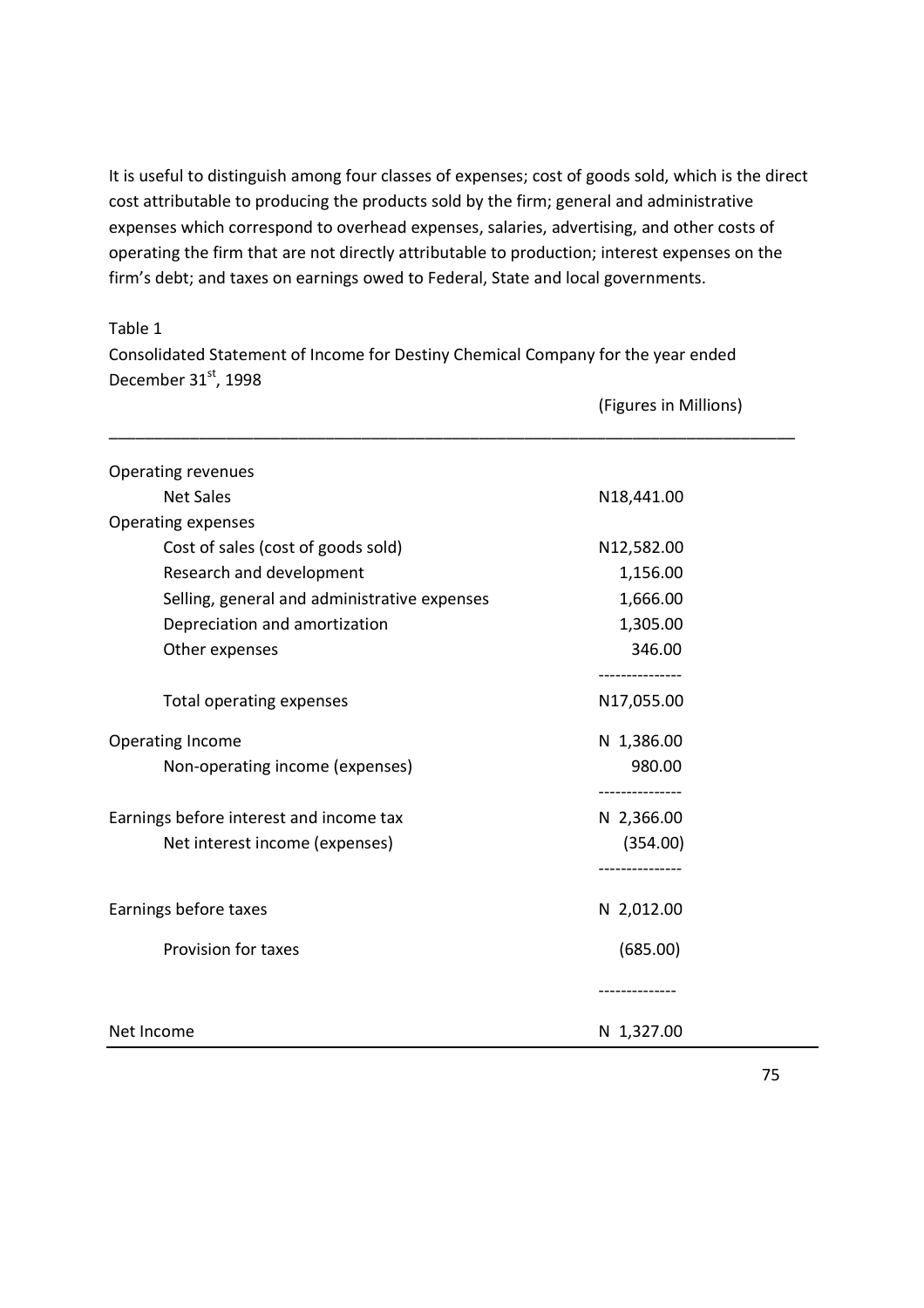It is useful to distinguish among four classes of expenses; cost of goods sold, which is the direct cost attributable to producing the products sold by the firm; general and administrative expenses which correspond to overhead expenses, salaries, advertising, and other costs of operating the firm that are not directly attributable to production; interest expenses on the firm's debt; and taxes on earnings owed to Federal, State and local governments.

Table 1

Consolidated Statement of Income for Destiny Chemical Company for the year ended December 31st, 1998

| | (Figures in Millions) |
|---|---|
| Operating revenues | |
| Net Sales | N18,441.00 |
| Operating expenses | |
| Cost of sales (cost of goods sold) | N12,582.00 |
| Research and development | 1,156.00 |
| Selling, general and administrative expenses | 1,666.00 |
| Depreciation and amortization | 1,305.00 |
| Other expenses | 346.00 |
| Total operating expenses | N17,055.00 |
| Operating Income | N 1,386.00 |
| Non-operating income (expenses) | 980.00 |
| Earnings before interest and income tax | N 2,366.00 |
| Net interest income (expenses) | (354.00) |
| Earnings before taxes | N 2,012.00 |
| Provision for taxes | (685.00) |
| Net Income | N 1,327.00 |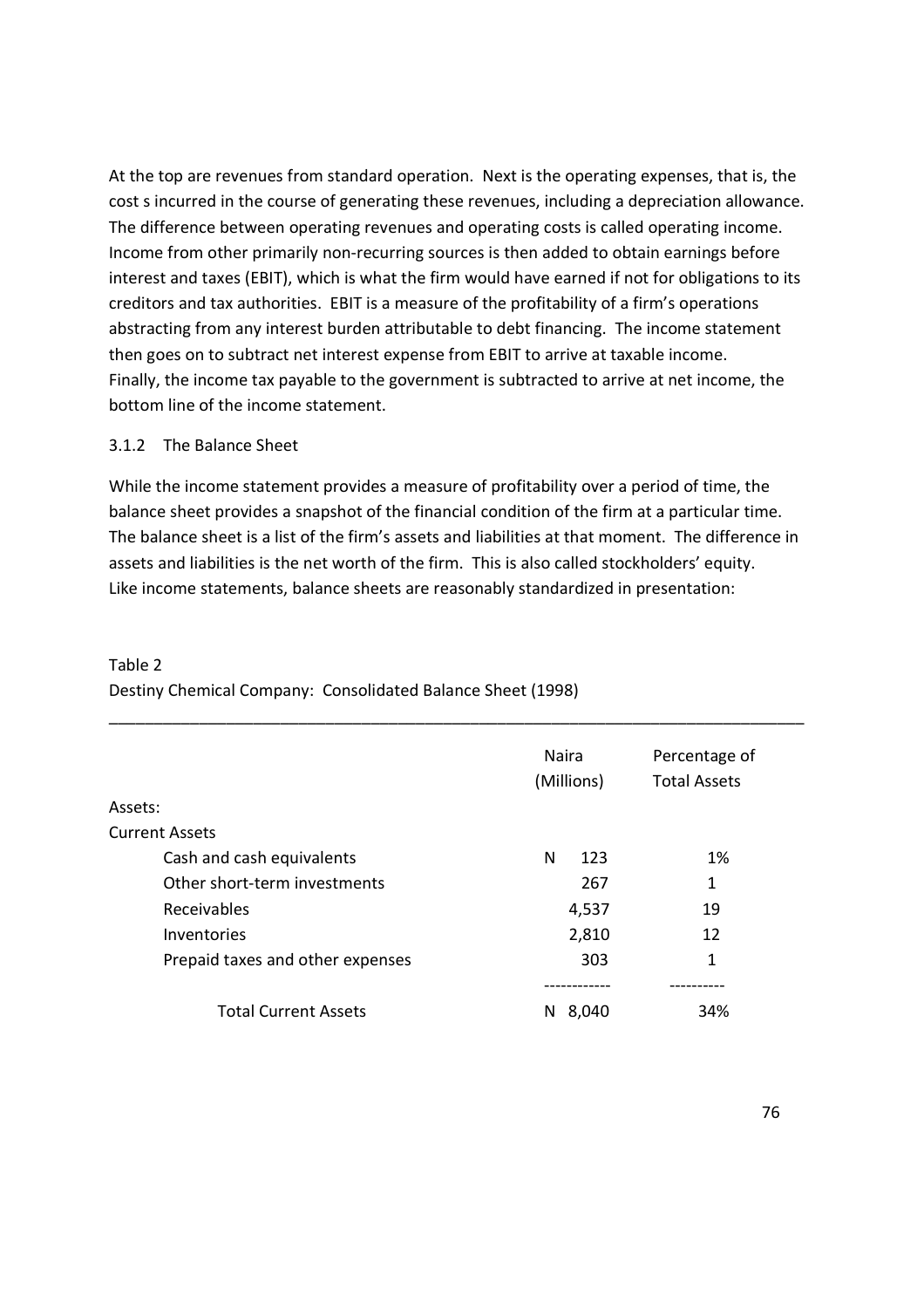At the top are revenues from standard operation. Next is the operating expenses, that is, the cost s incurred in the course of generating these revenues, including a depreciation allowance. The difference between operating revenues and operating costs is called operating income. Income from other primarily non-recurring sources is then added to obtain earnings before interest and taxes (EBIT), which is what the firm would have earned if not for obligations to its creditors and tax authorities. EBIT is a measure of the profitability of a firm's operations abstracting from any interest burden attributable to debt financing. The income statement then goes on to subtract net interest expense from EBIT to arrive at taxable income. Finally, the income tax payable to the government is subtracted to arrive at net income, the bottom line of the income statement.

### 3.1.2 The Balance Sheet

While the income statement provides a measure of profitability over a period of time, the balance sheet provides a snapshot of the financial condition of the firm at a particular time. The balance sheet is a list of the firm's assets and liabilities at that moment. The difference in assets and liabilities is the net worth of the firm. This is also called stockholders' equity. Like income statements, balance sheets are reasonably standardized in presentation:

Table 2
Destiny Chemical Company: Consolidated Balance Sheet (1998)

| | Naira (Millions) | Percentage of Total Assets |
|---|---|---|
| Assets: | | |
| Current Assets | | |
| Cash and cash equivalents | N 123 | 1% |
| Other short-term investments | 267 | 1 |
| Receivables | 4,537 | 19 |
| Inventories | 2,810 | 12 |
| Prepaid taxes and other expenses | 303 | 1 |
| Total Current Assets | N 8,040 | 34% |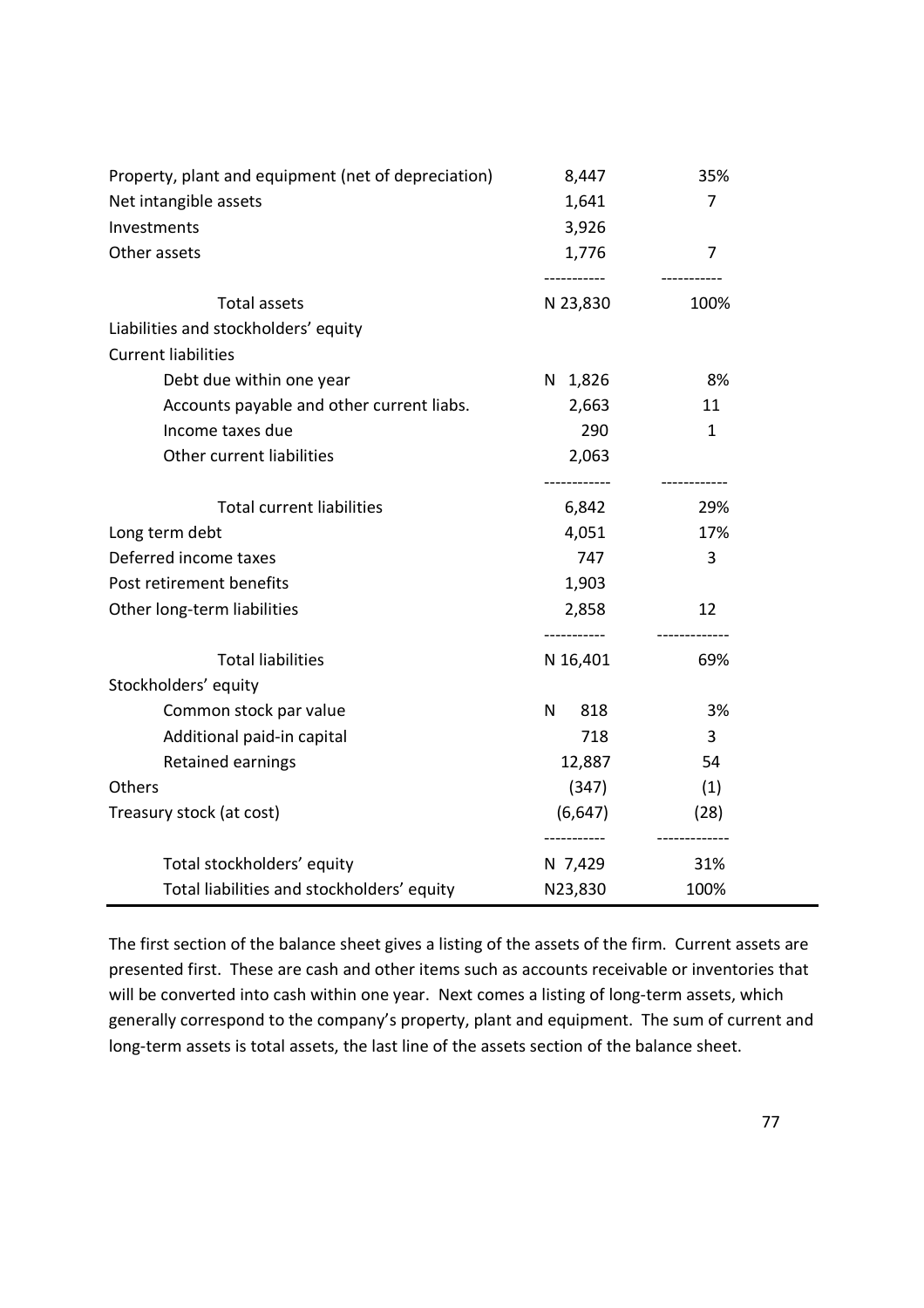| | | |
|---|---|---|
| Property, plant and equipment (net of depreciation) | 8,447 | 35% |
| Net intangible assets | 1,641 | 7 |
| Investments | 3,926 | |
| Other assets | 1,776 | 7 |
| Total assets | N 23,830 | 100% |
| Liabilities and stockholders' equity | | |
| Current liabilities | | |
| Debt due within one year | N 1,826 | 8% |
| Accounts payable and other current liabs. | 2,663 | 11 |
| Income taxes due | 290 | 1 |
| Other current liabilities | 2,063 | |
| Total current liabilities | 6,842 | 29% |
| Long term debt | 4,051 | 17% |
| Deferred income taxes | 747 | 3 |
| Post retirement benefits | 1,903 | |
| Other long-term liabilities | 2,858 | 12 |
| Total liabilities | N 16,401 | 69% |
| Stockholders' equity | | |
| Common stock par value | N 818 | 3% |
| Additional paid-in capital | 718 | 3 |
| Retained earnings | 12,887 | 54 |
| Others | (347) | (1) |
| Treasury stock (at cost) | (6,647) | (28) |
| Total stockholders' equity | N 7,429 | 31% |
| Total liabilities and stockholders' equity | N23,830 | 100% |

The first section of the balance sheet gives a listing of the assets of the firm. Current assets are presented first. These are cash and other items such as accounts receivable or inventories that will be converted into cash within one year. Next comes a listing of long-term assets, which generally correspond to the company's property, plant and equipment. The sum of current and long-term assets is total assets, the last line of the assets section of the balance sheet.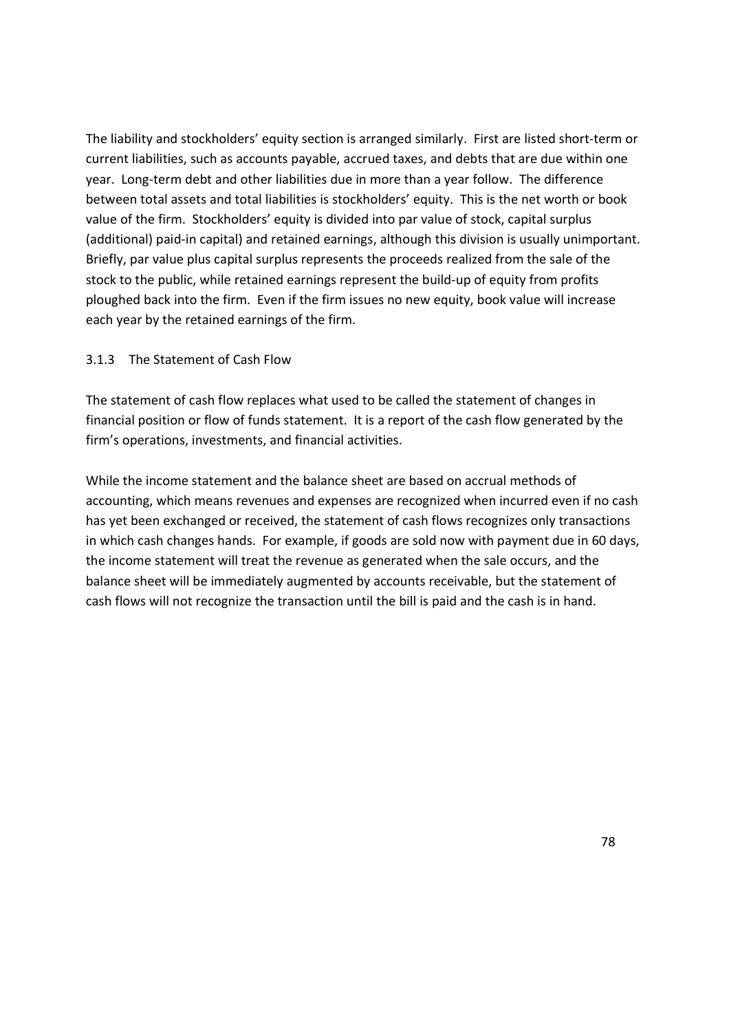The liability and stockholders' equity section is arranged similarly. First are listed short-term or current liabilities, such as accounts payable, accrued taxes, and debts that are due within one year. Long-term debt and other liabilities due in more than a year follow. The difference between total assets and total liabilities is stockholders' equity. This is the net worth or book value of the firm. Stockholders' equity is divided into par value of stock, capital surplus (additional) paid-in capital) and retained earnings, although this division is usually unimportant. Briefly, par value plus capital surplus represents the proceeds realized from the sale of the stock to the public, while retained earnings represent the build-up of equity from profits ploughed back into the firm. Even if the firm issues no new equity, book value will increase each year by the retained earnings of the firm.

### 3.1.3 The Statement of Cash Flow

The statement of cash flow replaces what used to be called the statement of changes in financial position or flow of funds statement. It is a report of the cash flow generated by the firm's operations, investments, and financial activities.

While the income statement and the balance sheet are based on accrual methods of accounting, which means revenues and expenses are recognized when incurred even if no cash has yet been exchanged or received, the statement of cash flows recognizes only transactions in which cash changes hands. For example, if goods are sold now with payment due in 60 days, the income statement will treat the revenue as generated when the sale occurs, and the balance sheet will be immediately augmented by accounts receivable, but the statement of cash flows will not recognize the transaction until the bill is paid and the cash is in hand.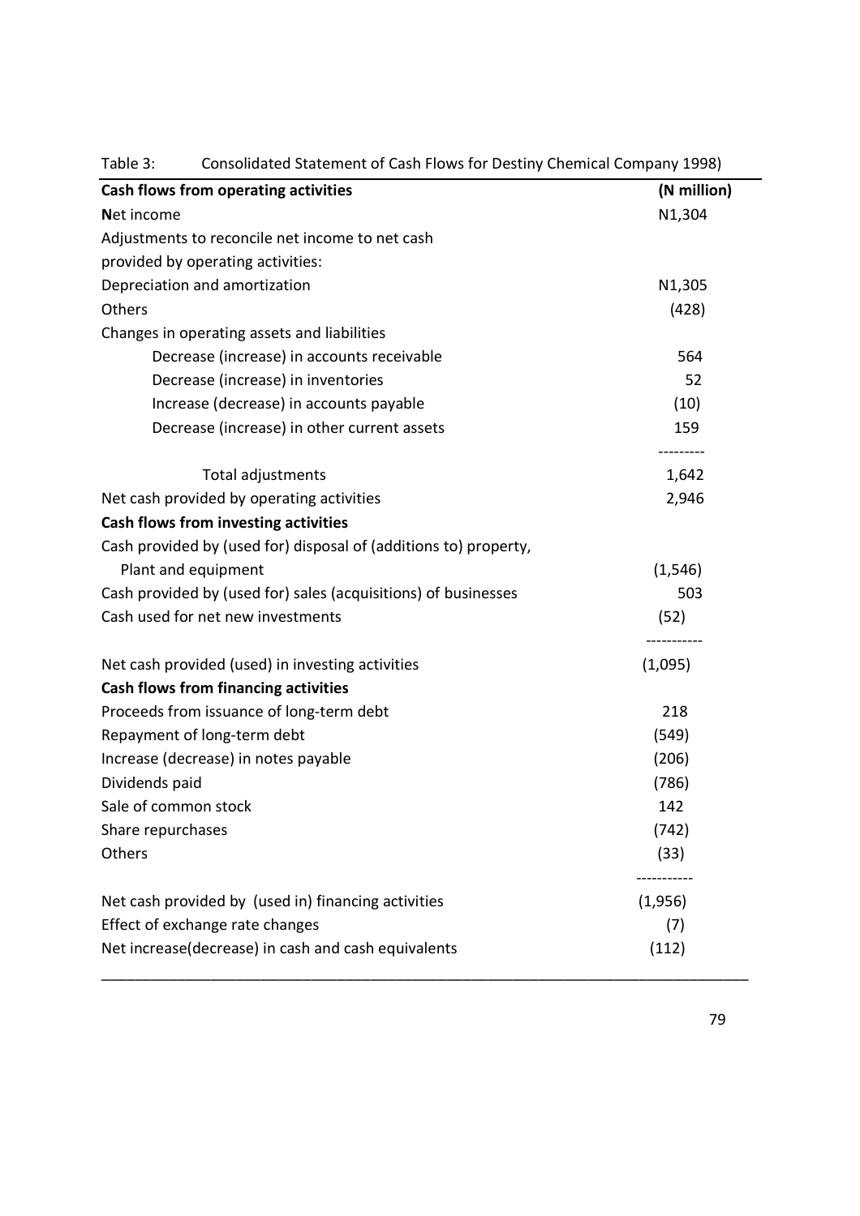Table 3: Consolidated Statement of Cash Flows for Destiny Chemical Company 1998)

| **Cash flows from operating activities** | **(N million)** |
|---|---|
| **N**et income | N1,304 |
| Adjustments to reconcile net income to net cash provided by operating activities: | |
| Depreciation and amortization | N1,305 |
| Others | (428) |
| Changes in operating assets and liabilities | |
| Decrease (increase) in accounts receivable | 564 |
| Decrease (increase) in inventories | 52 |
| Increase (decrease) in accounts payable | (10) |
| Decrease (increase) in other current assets | 159 |
| Total adjustments | 1,642 |
| Net cash provided by operating activities | 2,946 |
| **Cash flows from investing activities** | |
| Cash provided by (used for) disposal of (additions to) property, Plant and equipment | (1,546) |
| Cash provided by (used for) sales (acquisitions) of businesses | 503 |
| Cash used for net new investments | (52) |
| Net cash provided (used) in investing activities | (1,095) |
| **Cash flows from financing activities** | |
| Proceeds from issuance of long-term debt | 218 |
| Repayment of long-term debt | (549) |
| Increase (decrease) in notes payable | (206) |
| Dividends paid | (786) |
| Sale of common stock | 142 |
| Share repurchases | (742) |
| Others | (33) |
| Net cash provided by (used in) financing activities | (1,956) |
| Effect of exchange rate changes | (7) |
| Net increase(decrease) in cash and cash equivalents | (112) |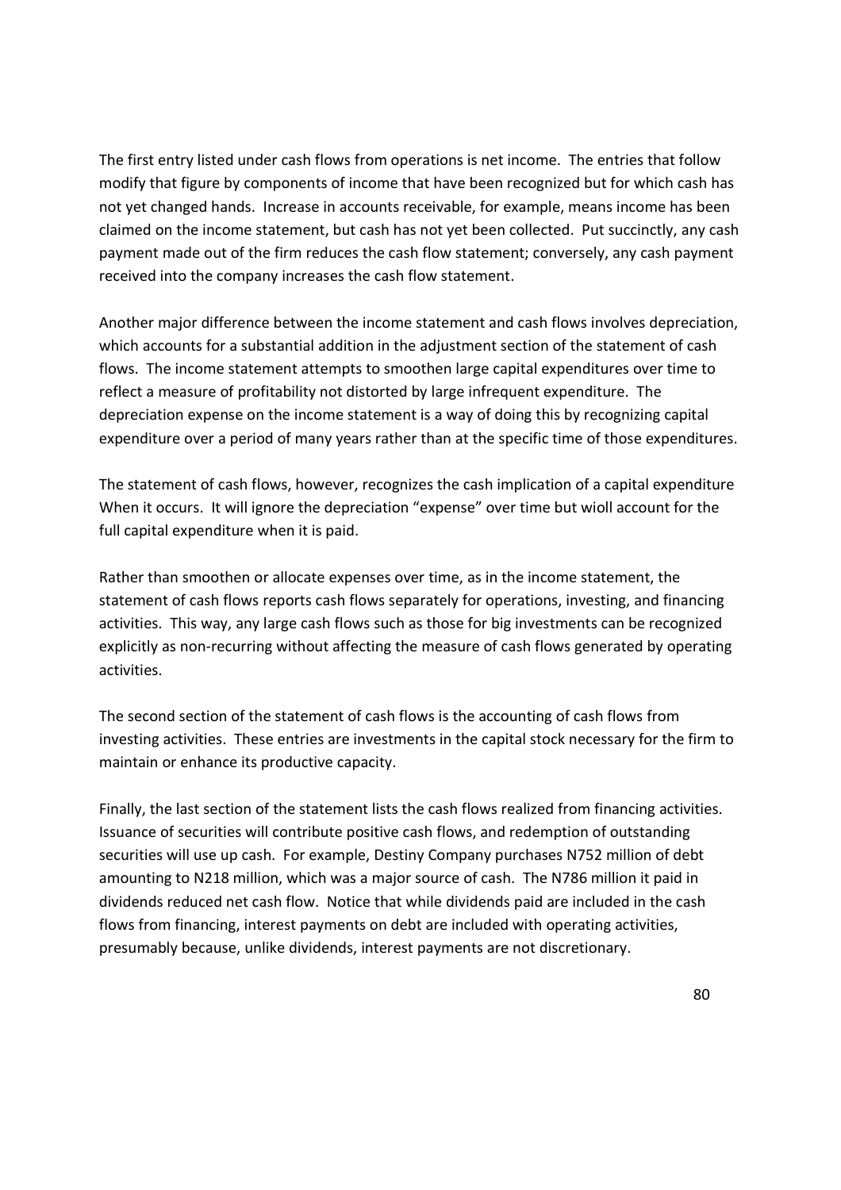The first entry listed under cash flows from operations is net income. The entries that follow modify that figure by components of income that have been recognized but for which cash has not yet changed hands. Increase in accounts receivable, for example, means income has been claimed on the income statement, but cash has not yet been collected. Put succinctly, any cash payment made out of the firm reduces the cash flow statement; conversely, any cash payment received into the company increases the cash flow statement.

Another major difference between the income statement and cash flows involves depreciation, which accounts for a substantial addition in the adjustment section of the statement of cash flows. The income statement attempts to smoothen large capital expenditures over time to reflect a measure of profitability not distorted by large infrequent expenditure. The depreciation expense on the income statement is a way of doing this by recognizing capital expenditure over a period of many years rather than at the specific time of those expenditures.

The statement of cash flows, however, recognizes the cash implication of a capital expenditure When it occurs. It will ignore the depreciation "expense" over time but wioll account for the full capital expenditure when it is paid.

Rather than smoothen or allocate expenses over time, as in the income statement, the statement of cash flows reports cash flows separately for operations, investing, and financing activities. This way, any large cash flows such as those for big investments can be recognized explicitly as non-recurring without affecting the measure of cash flows generated by operating activities.

The second section of the statement of cash flows is the accounting of cash flows from investing activities. These entries are investments in the capital stock necessary for the firm to maintain or enhance its productive capacity.

Finally, the last section of the statement lists the cash flows realized from financing activities. Issuance of securities will contribute positive cash flows, and redemption of outstanding securities will use up cash. For example, Destiny Company purchases N752 million of debt amounting to N218 million, which was a major source of cash. The N786 million it paid in dividends reduced net cash flow. Notice that while dividends paid are included in the cash flows from financing, interest payments on debt are included with operating activities, presumably because, unlike dividends, interest payments are not discretionary.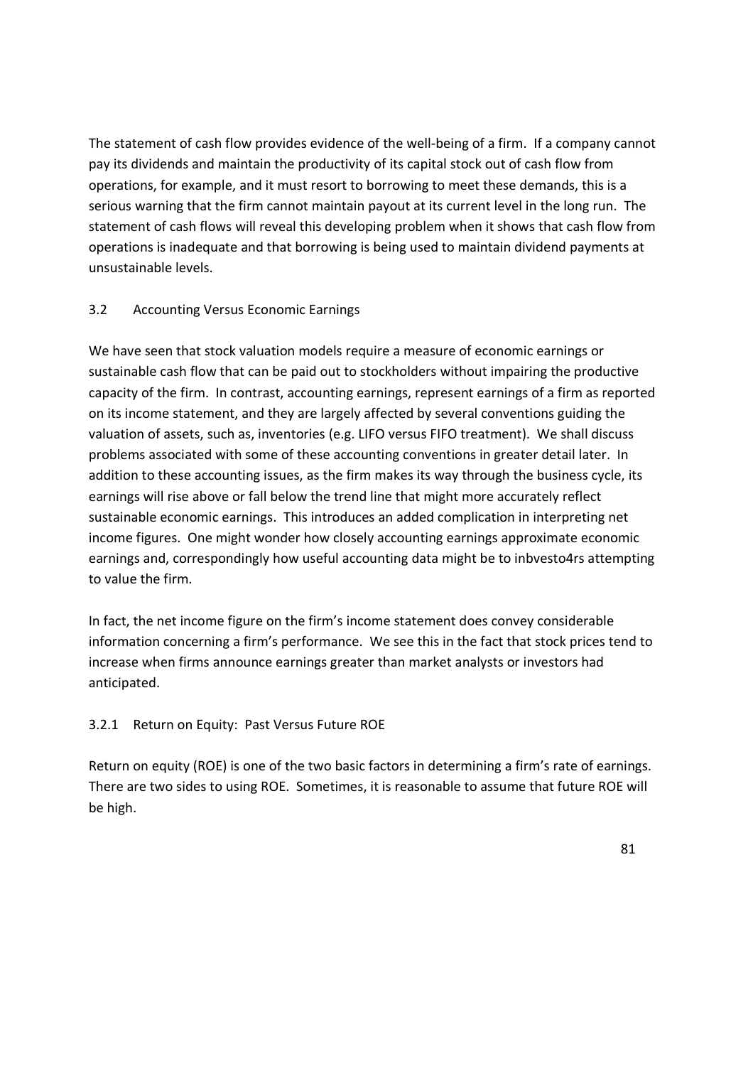The statement of cash flow provides evidence of the well-being of a firm. If a company cannot pay its dividends and maintain the productivity of its capital stock out of cash flow from operations, for example, and it must resort to borrowing to meet these demands, this is a serious warning that the firm cannot maintain payout at its current level in the long run. The statement of cash flows will reveal this developing problem when it shows that cash flow from operations is inadequate and that borrowing is being used to maintain dividend payments at unsustainable levels.

## 3.2 Accounting Versus Economic Earnings

We have seen that stock valuation models require a measure of economic earnings or sustainable cash flow that can be paid out to stockholders without impairing the productive capacity of the firm. In contrast, accounting earnings, represent earnings of a firm as reported on its income statement, and they are largely affected by several conventions guiding the valuation of assets, such as, inventories (e.g. LIFO versus FIFO treatment). We shall discuss problems associated with some of these accounting conventions in greater detail later. In addition to these accounting issues, as the firm makes its way through the business cycle, its earnings will rise above or fall below the trend line that might more accurately reflect sustainable economic earnings. This introduces an added complication in interpreting net income figures. One might wonder how closely accounting earnings approximate economic earnings and, correspondingly how useful accounting data might be to inbvesto4rs attempting to value the firm.

In fact, the net income figure on the firm's income statement does convey considerable information concerning a firm's performance. We see this in the fact that stock prices tend to increase when firms announce earnings greater than market analysts or investors had anticipated.

### 3.2.1 Return on Equity: Past Versus Future ROE

Return on equity (ROE) is one of the two basic factors in determining a firm's rate of earnings. There are two sides to using ROE. Sometimes, it is reasonable to assume that future ROE will be high.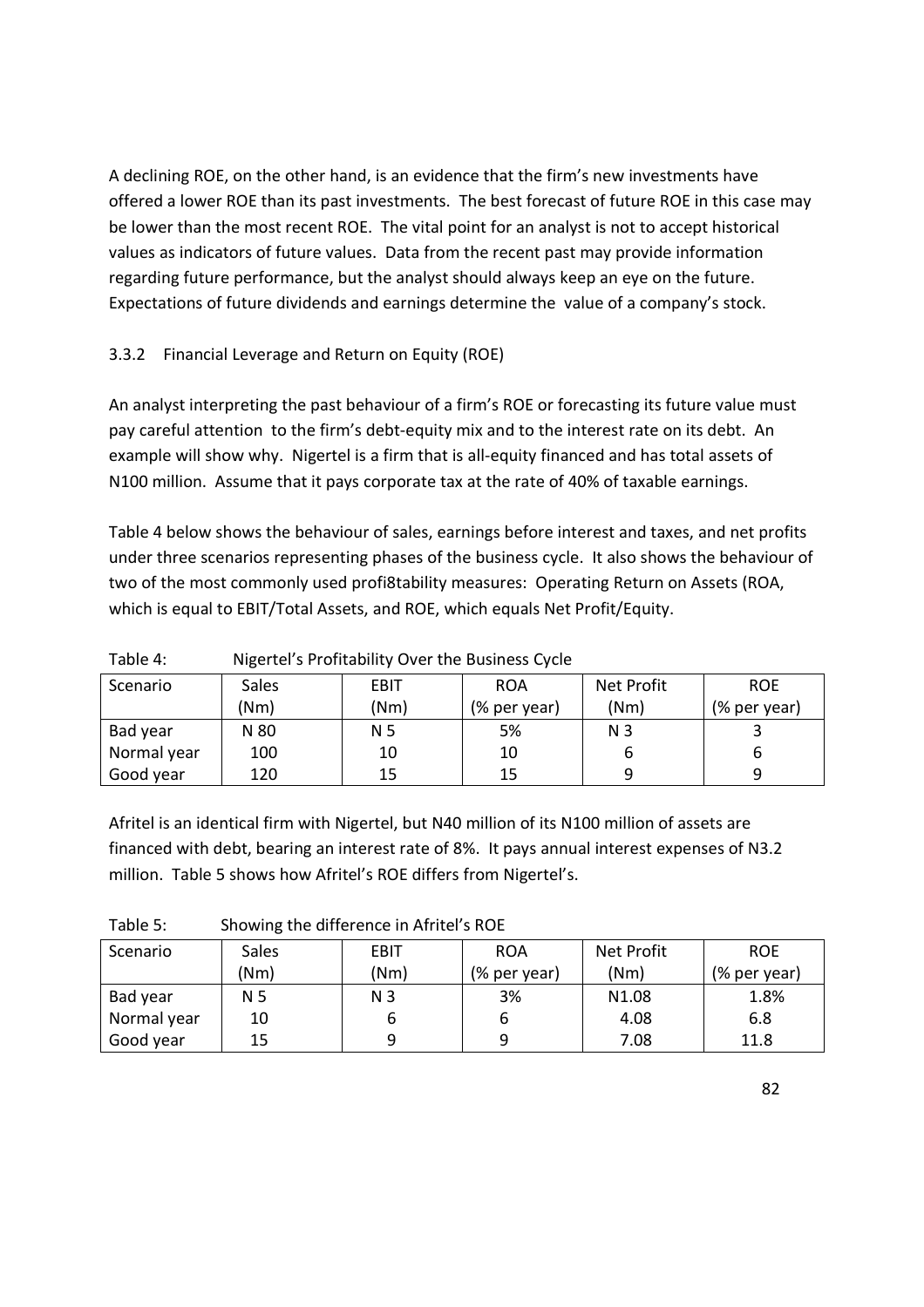A declining ROE, on the other hand, is an evidence that the firm's new investments have offered a lower ROE than its past investments. The best forecast of future ROE in this case may be lower than the most recent ROE. The vital point for an analyst is not to accept historical values as indicators of future values. Data from the recent past may provide information regarding future performance, but the analyst should always keep an eye on the future. Expectations of future dividends and earnings determine the value of a company's stock.

### 3.3.2 Financial Leverage and Return on Equity (ROE)

An analyst interpreting the past behaviour of a firm's ROE or forecasting its future value must pay careful attention to the firm's debt-equity mix and to the interest rate on its debt. An example will show why. Nigertel is a firm that is all-equity financed and has total assets of N100 million. Assume that it pays corporate tax at the rate of 40% of taxable earnings.

Table 4 below shows the behaviour of sales, earnings before interest and taxes, and net profits under three scenarios representing phases of the business cycle. It also shows the behaviour of two of the most commonly used profi8tability measures: Operating Return on Assets (ROA, which is equal to EBIT/Total Assets, and ROE, which equals Net Profit/Equity.

Table 4: Nigertel's Profitability Over the Business Cycle

| Scenario | Sales (Nm) | EBIT (Nm) | ROA (% per year) | Net Profit (Nm) | ROE (% per year) |
|---|---|---|---|---|---|
| Bad year | N 80 | N 5 | 5% | N 3 | 3 |
| Normal year | 100 | 10 | 10 | 6 | 6 |
| Good year | 120 | 15 | 15 | 9 | 9 |

Afritel is an identical firm with Nigertel, but N40 million of its N100 million of assets are financed with debt, bearing an interest rate of 8%. It pays annual interest expenses of N3.2 million. Table 5 shows how Afritel's ROE differs from Nigertel's.

Table 5: Showing the difference in Afritel's ROE

| Scenario | Sales (Nm) | EBIT (Nm) | ROA (% per year) | Net Profit (Nm) | ROE (% per year) |
|---|---|---|---|---|---|
| Bad year | N 5 | N 3 | 3% | N1.08 | 1.8% |
| Normal year | 10 | 6 | 6 | 4.08 | 6.8 |
| Good year | 15 | 9 | 9 | 7.08 | 11.8 |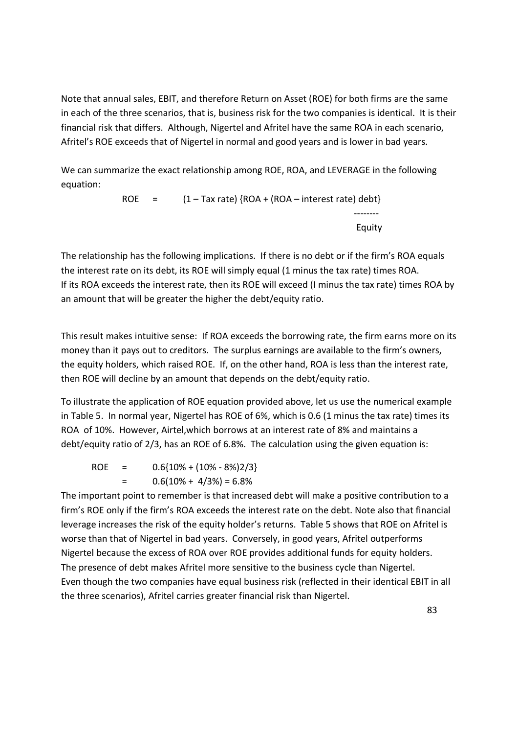Note that annual sales, EBIT, and therefore Return on Asset (ROE) for both firms are the same in each of the three scenarios, that is, business risk for the two companies is identical. It is their financial risk that differs. Although, Nigertel and Afritel have the same ROA in each scenario, Afritel's ROE exceeds that of Nigertel in normal and good years and is lower in bad years.

We can summarize the exact relationship among ROE, ROA, and LEVERAGE in the following equation:

$$\text{ROE} = (1 - \text{Tax rate})\left\{\text{ROA} + (\text{ROA} - \text{interest rate})\frac{\text{debt}}{\text{Equity}}\right\}$$

The relationship has the following implications. If there is no debt or if the firm's ROA equals the interest rate on its debt, its ROE will simply equal (1 minus the tax rate) times ROA. If its ROA exceeds the interest rate, then its ROE will exceed (I minus the tax rate) times ROA by an amount that will be greater the higher the debt/equity ratio.

This result makes intuitive sense: If ROA exceeds the borrowing rate, the firm earns more on its money than it pays out to creditors. The surplus earnings are available to the firm's owners, the equity holders, which raised ROE. If, on the other hand, ROA is less than the interest rate, then ROE will decline by an amount that depends on the debt/equity ratio.

To illustrate the application of ROE equation provided above, let us use the numerical example in Table 5. In normal year, Nigertel has ROE of 6%, which is 0.6 (1 minus the tax rate) times its ROA of 10%. However, Airtel,which borrows at an interest rate of 8% and maintains a debt/equity ratio of 2/3, has an ROE of 6.8%. The calculation using the given equation is:

$$\begin{aligned} \text{ROE} &= 0.6\{10\% + (10\% - 8\%)2/3\} \\ &= 0.6(10\% + 4/3\%) = 6.8\% \end{aligned}$$

The important point to remember is that increased debt will make a positive contribution to a firm's ROE only if the firm's ROA exceeds the interest rate on the debt. Note also that financial leverage increases the risk of the equity holder's returns. Table 5 shows that ROE on Afritel is worse than that of Nigertel in bad years. Conversely, in good years, Afritel outperforms Nigertel because the excess of ROA over ROE provides additional funds for equity holders. The presence of debt makes Afritel more sensitive to the business cycle than Nigertel. Even though the two companies have equal business risk (reflected in their identical EBIT in all the three scenarios), Afritel carries greater financial risk than Nigertel.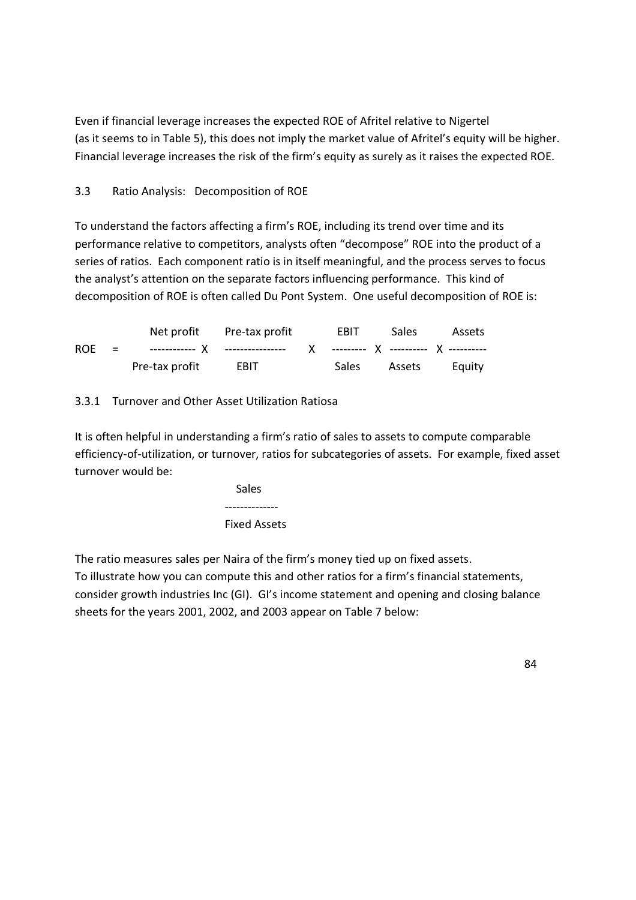Even if financial leverage increases the expected ROE of Afritel relative to Nigertel (as it seems to in Table 5), this does not imply the market value of Afritel's equity will be higher. Financial leverage increases the risk of the firm's equity as surely as it raises the expected ROE.

### 3.3 Ratio Analysis: Decomposition of ROE

To understand the factors affecting a firm's ROE, including its trend over time and its performance relative to competitors, analysts often "decompose" ROE into the product of a series of ratios. Each component ratio is in itself meaningful, and the process serves to focus the analyst's attention on the separate factors influencing performance. This kind of decomposition of ROE is often called Du Pont System. One useful decomposition of ROE is:

$$ROE = \frac{\text{Net profit}}{\text{Pre-tax profit}} \times \frac{\text{Pre-tax profit}}{\text{EBIT}} \times \frac{\text{EBIT}}{\text{Sales}} \times \frac{\text{Sales}}{\text{Assets}} \times \frac{\text{Assets}}{\text{Equity}}$$

#### 3.3.1 Turnover and Other Asset Utilization Ratiosa

It is often helpful in understanding a firm's ratio of sales to assets to compute comparable efficiency-of-utilization, or turnover, ratios for subcategories of assets. For example, fixed asset turnover would be:

$$\frac{\text{Sales}}{\text{Fixed Assets}}$$

The ratio measures sales per Naira of the firm's money tied up on fixed assets.
To illustrate how you can compute this and other ratios for a firm's financial statements, consider growth industries Inc (GI). GI's income statement and opening and closing balance sheets for the years 2001, 2002, and 2003 appear on Table 7 below: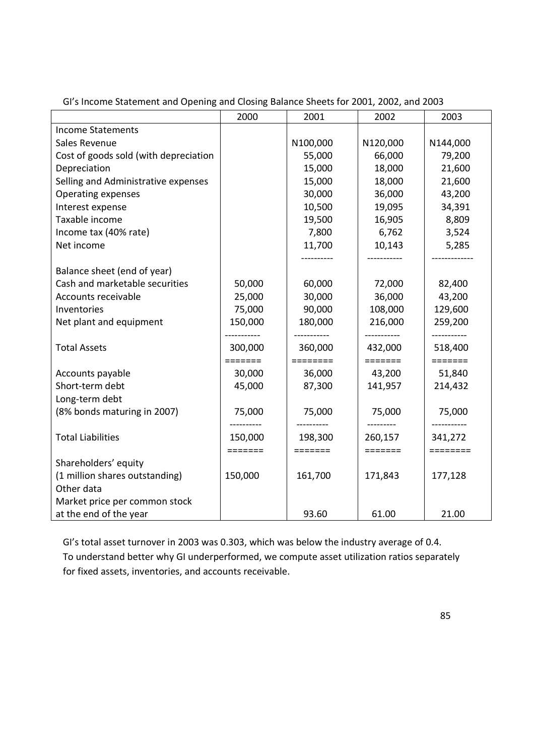GI's Income Statement and Opening and Closing Balance Sheets for 2001, 2002, and 2003

| | 2000 | 2001 | 2002 | 2003 |
|---|---|---|---|---|
| Income Statements | | | | |
| Sales Revenue | | N100,000 | N120,000 | N144,000 |
| Cost of goods sold (with depreciation | | 55,000 | 66,000 | 79,200 |
| Depreciation | | 15,000 | 18,000 | 21,600 |
| Selling and Administrative expenses | | 15,000 | 18,000 | 21,600 |
| Operating expenses | | 30,000 | 36,000 | 43,200 |
| Interest expense | | 10,500 | 19,095 | 34,391 |
| Taxable income | | 19,500 | 16,905 | 8,809 |
| Income tax (40% rate) | | 7,800 | 6,762 | 3,524 |
| Net income | | 11,700 | 10,143 | 5,285 |
| Balance sheet (end of year) | | | | |
| Cash and marketable securities | 50,000 | 60,000 | 72,000 | 82,400 |
| Accounts receivable | 25,000 | 30,000 | 36,000 | 43,200 |
| Inventories | 75,000 | 90,000 | 108,000 | 129,600 |
| Net plant and equipment | 150,000 | 180,000 | 216,000 | 259,200 |
| Total Assets | 300,000 | 360,000 | 432,000 | 518,400 |
| Accounts payable | 30,000 | 36,000 | 43,200 | 51,840 |
| Short-term debt | 45,000 | 87,300 | 141,957 | 214,432 |
| Long-term debt (8% bonds maturing in 2007) | 75,000 | 75,000 | 75,000 | 75,000 |
| Total Liabilities | 150,000 | 198,300 | 260,157 | 341,272 |
| Shareholders' equity (1 million shares outstanding) | 150,000 | 161,700 | 171,843 | 177,128 |
| Other data | | | | |
| Market price per common stock at the end of the year | | 93.60 | 61.00 | 21.00 |

GI's total asset turnover in 2003 was 0.303, which was below the industry average of 0.4. To understand better why GI underperformed, we compute asset utilization ratios separately for fixed assets, inventories, and accounts receivable.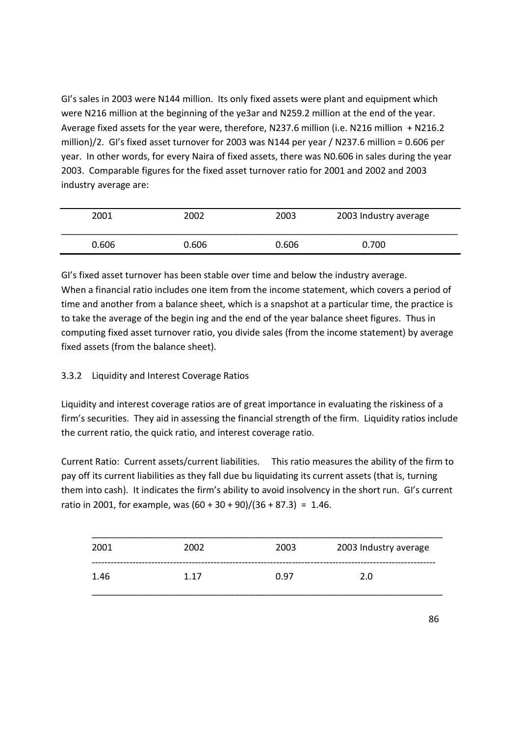GI's sales in 2003 were N144 million. Its only fixed assets were plant and equipment which were N216 million at the beginning of the ye3ar and N259.2 million at the end of the year. Average fixed assets for the year were, therefore, N237.6 million (i.e. N216 million + N216.2 million)/2. GI's fixed asset turnover for 2003 was N144 per year / N237.6 million = 0.606 per year. In other words, for every Naira of fixed assets, there was N0.606 in sales during the year 2003. Comparable figures for the fixed asset turnover ratio for 2001 and 2002 and 2003 industry average are:

| 2001 | 2002 | 2003 | 2003 Industry average |
|---|---|---|---|
| 0.606 | 0.606 | 0.606 | 0.700 |

GI's fixed asset turnover has been stable over time and below the industry average.
When a financial ratio includes one item from the income statement, which covers a period of time and another from a balance sheet, which is a snapshot at a particular time, the practice is to take the average of the begin ing and the end of the year balance sheet figures. Thus in computing fixed asset turnover ratio, you divide sales (from the income statement) by average fixed assets (from the balance sheet).

### 3.3.2 Liquidity and Interest Coverage Ratios

Liquidity and interest coverage ratios are of great importance in evaluating the riskiness of a firm's securities. They aid in assessing the financial strength of the firm. Liquidity ratios include the current ratio, the quick ratio, and interest coverage ratio.

Current Ratio: Current assets/current liabilities. This ratio measures the ability of the firm to pay off its current liabilities as they fall due bu liquidating its current assets (that is, turning them into cash). It indicates the firm's ability to avoid insolvency in the short run. GI's current ratio in 2001, for example, was (60 + 30 + 90)/(36 + 87.3) = 1.46.

| 2001 | 2002 | 2003 | 2003 Industry average |
|---|---|---|---|
| 1.46 | 1.17 | 0.97 | 2.0 |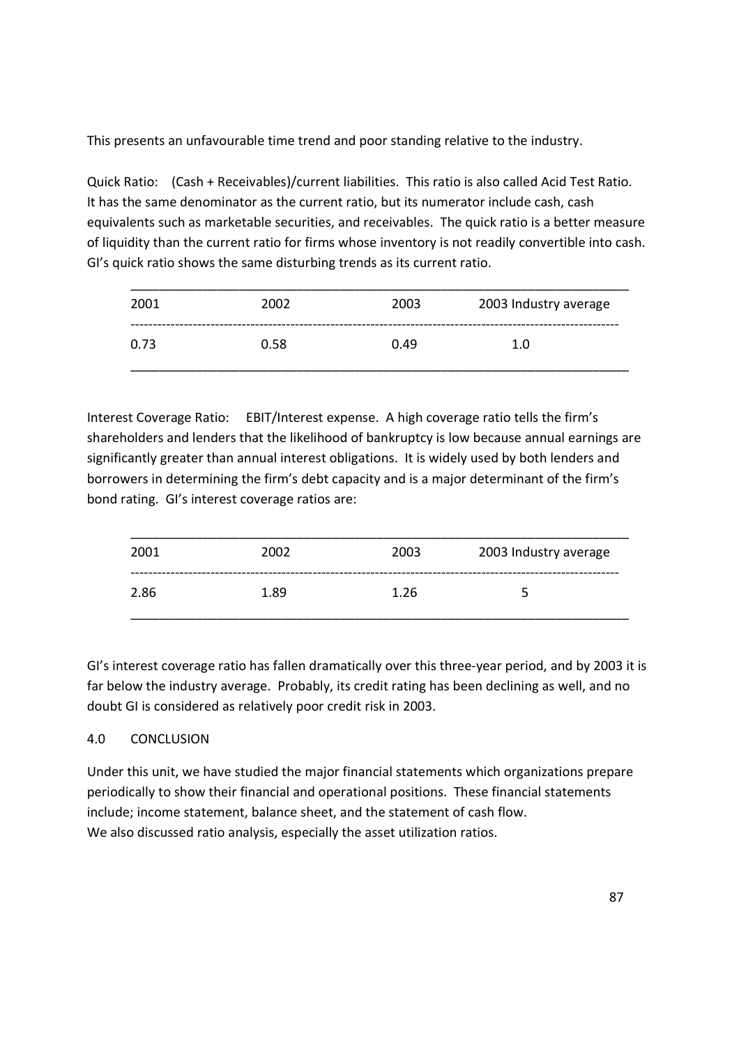This presents an unfavourable time trend and poor standing relative to the industry.

Quick Ratio: (Cash + Receivables)/current liabilities. This ratio is also called Acid Test Ratio. It has the same denominator as the current ratio, but its numerator include cash, cash equivalents such as marketable securities, and receivables. The quick ratio is a better measure of liquidity than the current ratio for firms whose inventory is not readily convertible into cash. GI's quick ratio shows the same disturbing trends as its current ratio.

| 2001 | 2002 | 2003 | 2003 Industry average |
|---|---|---|---|
| 0.73 | 0.58 | 0.49 | 1.0 |

Interest Coverage Ratio: EBIT/Interest expense. A high coverage ratio tells the firm's shareholders and lenders that the likelihood of bankruptcy is low because annual earnings are significantly greater than annual interest obligations. It is widely used by both lenders and borrowers in determining the firm's debt capacity and is a major determinant of the firm's bond rating. GI's interest coverage ratios are:

| 2001 | 2002 | 2003 | 2003 Industry average |
|---|---|---|---|
| 2.86 | 1.89 | 1.26 | 5 |

GI's interest coverage ratio has fallen dramatically over this three-year period, and by 2003 it is far below the industry average. Probably, its credit rating has been declining as well, and no doubt GI is considered as relatively poor credit risk in 2003.

## 4.0 CONCLUSION

Under this unit, we have studied the major financial statements which organizations prepare periodically to show their financial and operational positions. These financial statements include; income statement, balance sheet, and the statement of cash flow.
We also discussed ratio analysis, especially the asset utilization ratios.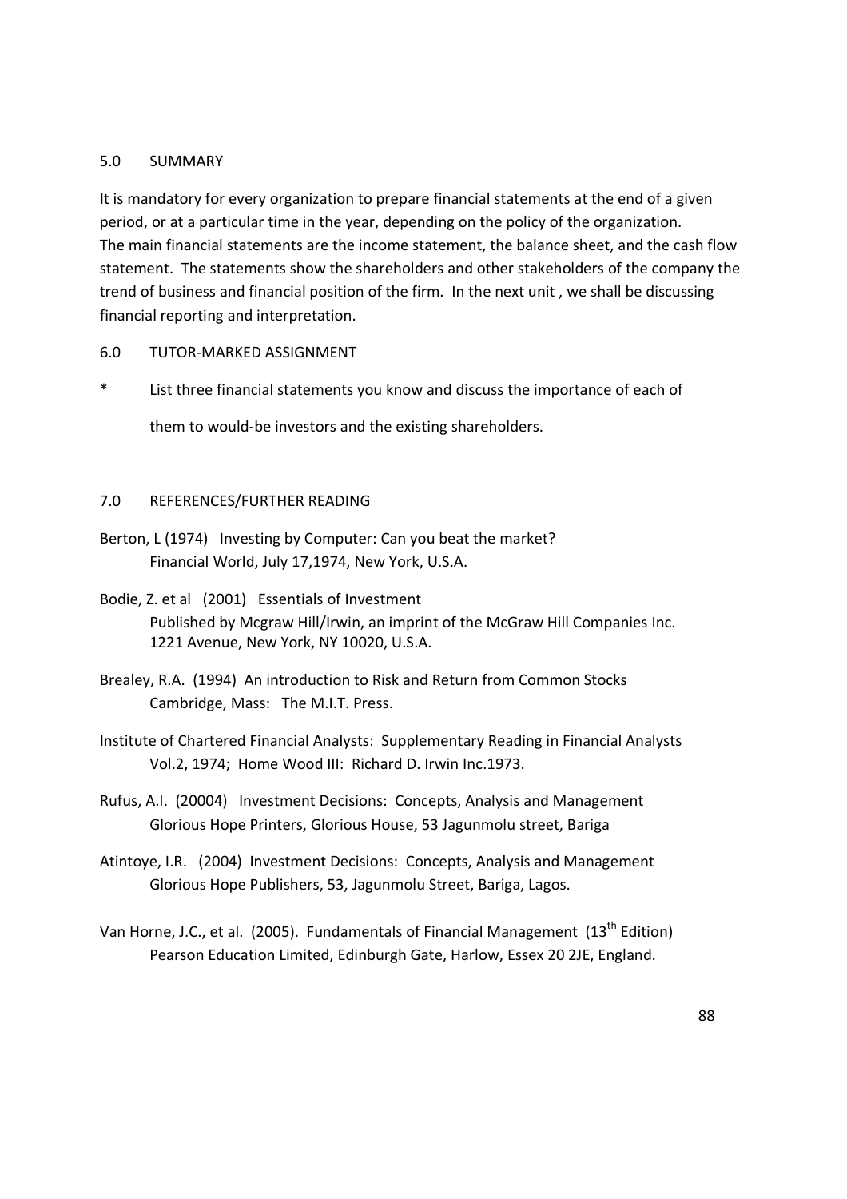## 5.0 SUMMARY

It is mandatory for every organization to prepare financial statements at the end of a given period, or at a particular time in the year, depending on the policy of the organization. The main financial statements are the income statement, the balance sheet, and the cash flow statement. The statements show the shareholders and other stakeholders of the company the trend of business and financial position of the firm. In the next unit , we shall be discussing financial reporting and interpretation.

## 6.0 TUTOR-MARKED ASSIGNMENT

* List three financial statements you know and discuss the importance of each of them to would-be investors and the existing shareholders.

## 7.0 REFERENCES/FURTHER READING

Berton, L (1974) Investing by Computer: Can you beat the market? Financial World, July 17,1974, New York, U.S.A.

Bodie, Z. et al (2001) Essentials of Investment Published by Mcgraw Hill/Irwin, an imprint of the McGraw Hill Companies Inc. 1221 Avenue, New York, NY 10020, U.S.A.

Brealey, R.A. (1994) An introduction to Risk and Return from Common Stocks Cambridge, Mass: The M.I.T. Press.

Institute of Chartered Financial Analysts: Supplementary Reading in Financial Analysts Vol.2, 1974; Home Wood III: Richard D. Irwin Inc.1973.

Rufus, A.I. (20004) Investment Decisions: Concepts, Analysis and Management Glorious Hope Printers, Glorious House, 53 Jagunmolu street, Bariga

Atintoye, I.R. (2004) Investment Decisions: Concepts, Analysis and Management Glorious Hope Publishers, 53, Jagunmolu Street, Bariga, Lagos.

Van Horne, J.C., et al. (2005). Fundamentals of Financial Management (13th Edition) Pearson Education Limited, Edinburgh Gate, Harlow, Essex 20 2JE, England.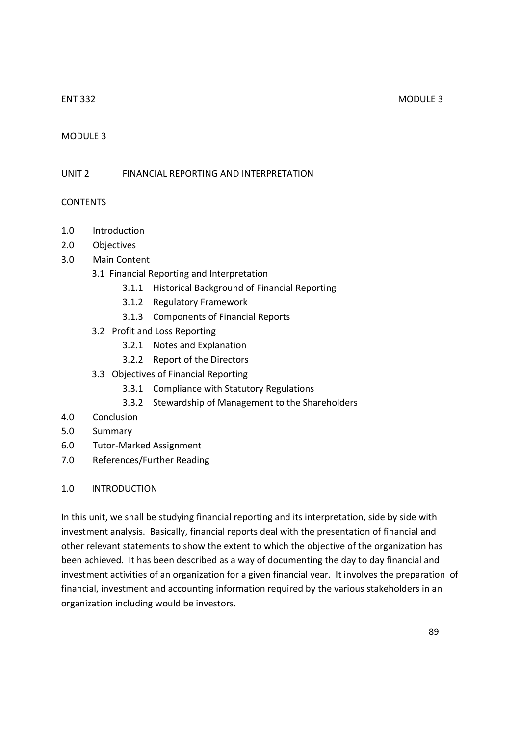## MODULE 3

### UNIT 2 FINANCIAL REPORTING AND INTERPRETATION

CONTENTS

- 1.0 Introduction
- 2.0 Objectives
- 3.0 Main Content
  - 3.1 Financial Reporting and Interpretation
    - 3.1.1 Historical Background of Financial Reporting
    - 3.1.2 Regulatory Framework
    - 3.1.3 Components of Financial Reports
  - 3.2 Profit and Loss Reporting
    - 3.2.1 Notes and Explanation
    - 3.2.2 Report of the Directors
  - 3.3 Objectives of Financial Reporting
    - 3.3.1 Compliance with Statutory Regulations
    - 3.3.2 Stewardship of Management to the Shareholders
- 4.0 Conclusion
- 5.0 Summary
- 6.0 Tutor-Marked Assignment
- 7.0 References/Further Reading

### 1.0 INTRODUCTION

In this unit, we shall be studying financial reporting and its interpretation, side by side with investment analysis. Basically, financial reports deal with the presentation of financial and other relevant statements to show the extent to which the objective of the organization has been achieved. It has been described as a way of documenting the day to day financial and investment activities of an organization for a given financial year. It involves the preparation of financial, investment and accounting information required by the various stakeholders in an organization including would be investors.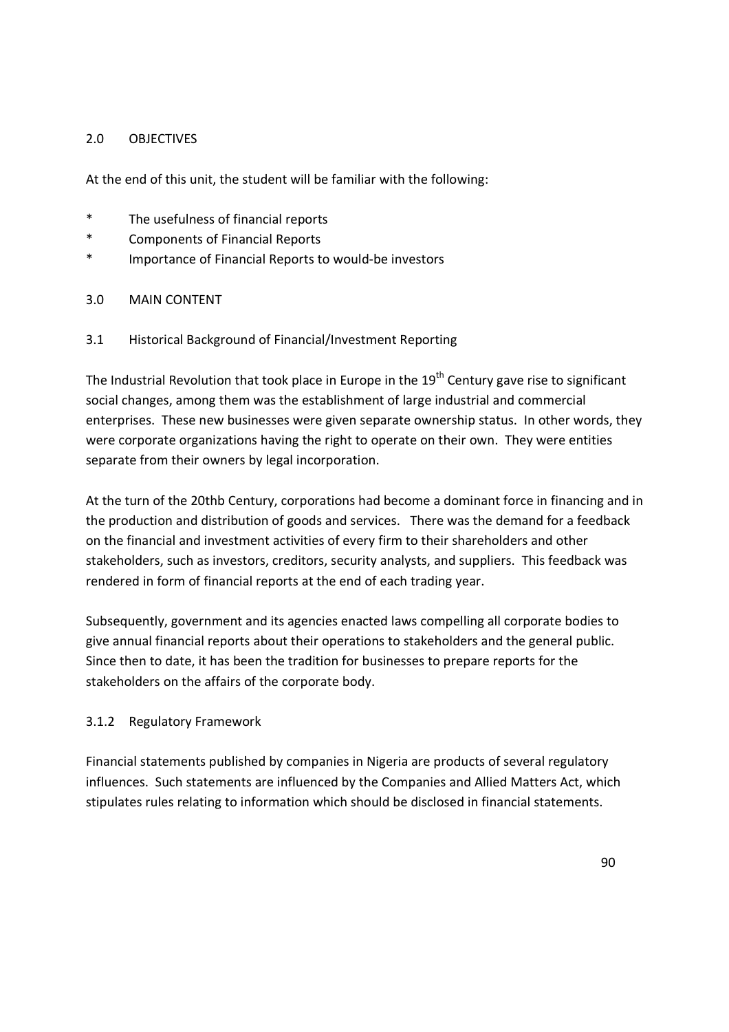## 2.0 OBJECTIVES

At the end of this unit, the student will be familiar with the following:

* The usefulness of financial reports
* Components of Financial Reports
* Importance of Financial Reports to would-be investors

## 3.0 MAIN CONTENT

### 3.1 Historical Background of Financial/Investment Reporting

The Industrial Revolution that took place in Europe in the 19th Century gave rise to significant social changes, among them was the establishment of large industrial and commercial enterprises. These new businesses were given separate ownership status. In other words, they were corporate organizations having the right to operate on their own. They were entities separate from their owners by legal incorporation.

At the turn of the 20thb Century, corporations had become a dominant force in financing and in the production and distribution of goods and services. There was the demand for a feedback on the financial and investment activities of every firm to their shareholders and other stakeholders, such as investors, creditors, security analysts, and suppliers. This feedback was rendered in form of financial reports at the end of each trading year.

Subsequently, government and its agencies enacted laws compelling all corporate bodies to give annual financial reports about their operations to stakeholders and the general public. Since then to date, it has been the tradition for businesses to prepare reports for the stakeholders on the affairs of the corporate body.

#### 3.1.2 Regulatory Framework

Financial statements published by companies in Nigeria are products of several regulatory influences. Such statements are influenced by the Companies and Allied Matters Act, which stipulates rules relating to information which should be disclosed in financial statements.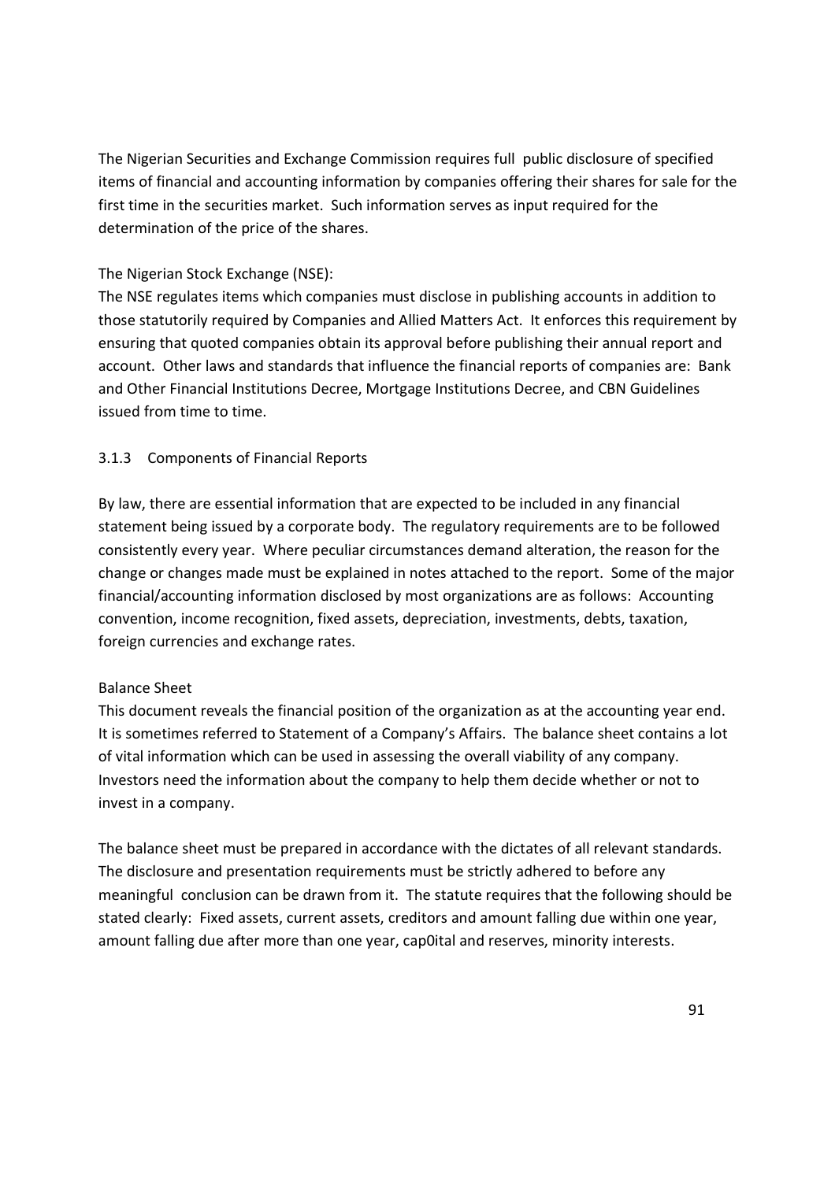The Nigerian Securities and Exchange Commission requires full public disclosure of specified items of financial and accounting information by companies offering their shares for sale for the first time in the securities market. Such information serves as input required for the determination of the price of the shares.

The Nigerian Stock Exchange (NSE):

The NSE regulates items which companies must disclose in publishing accounts in addition to those statutorily required by Companies and Allied Matters Act. It enforces this requirement by ensuring that quoted companies obtain its approval before publishing their annual report and account. Other laws and standards that influence the financial reports of companies are: Bank and Other Financial Institutions Decree, Mortgage Institutions Decree, and CBN Guidelines issued from time to time.

### 3.1.3 Components of Financial Reports

By law, there are essential information that are expected to be included in any financial statement being issued by a corporate body. The regulatory requirements are to be followed consistently every year. Where peculiar circumstances demand alteration, the reason for the change or changes made must be explained in notes attached to the report. Some of the major financial/accounting information disclosed by most organizations are as follows: Accounting convention, income recognition, fixed assets, depreciation, investments, debts, taxation, foreign currencies and exchange rates.

Balance Sheet

This document reveals the financial position of the organization as at the accounting year end. It is sometimes referred to Statement of a Company's Affairs. The balance sheet contains a lot of vital information which can be used in assessing the overall viability of any company. Investors need the information about the company to help them decide whether or not to invest in a company.

The balance sheet must be prepared in accordance with the dictates of all relevant standards. The disclosure and presentation requirements must be strictly adhered to before any meaningful conclusion can be drawn from it. The statute requires that the following should be stated clearly: Fixed assets, current assets, creditors and amount falling due within one year, amount falling due after more than one year, cap0ital and reserves, minority interests.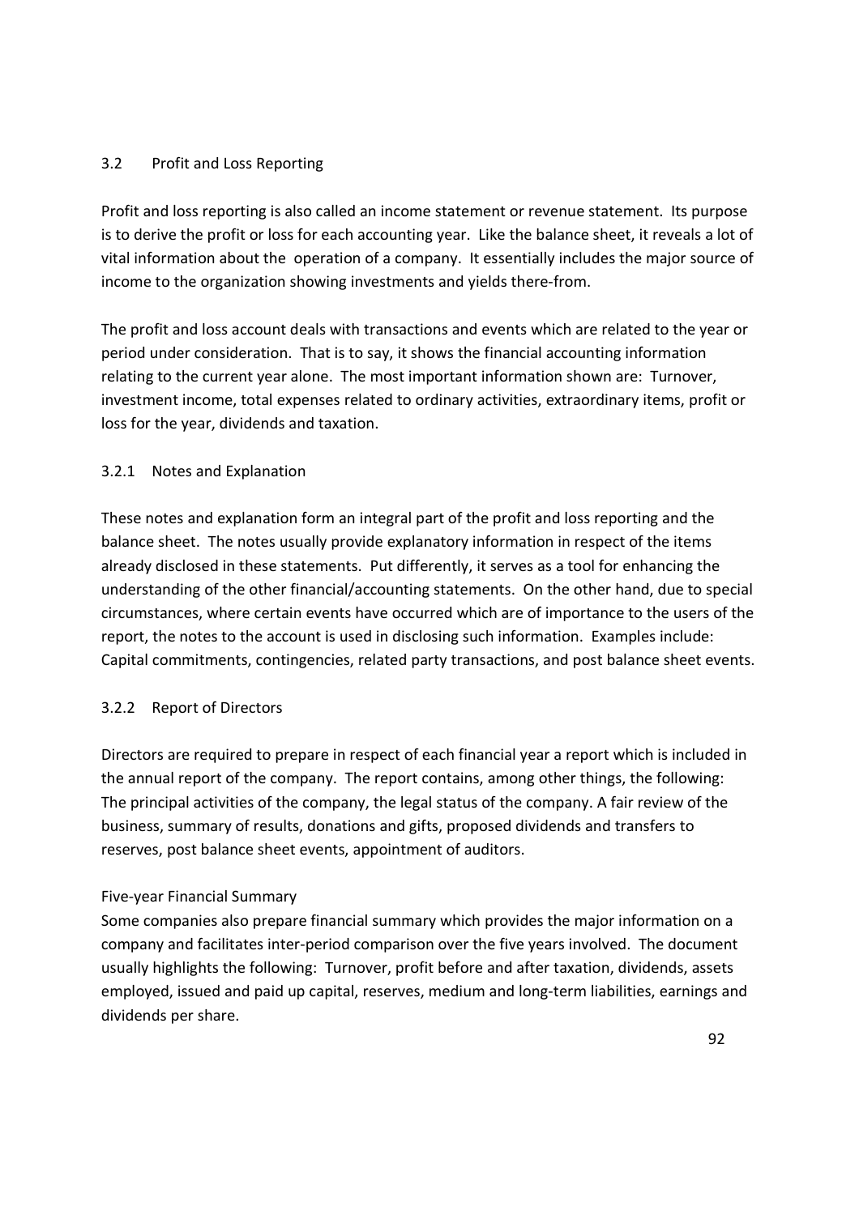## 3.2 Profit and Loss Reporting

Profit and loss reporting is also called an income statement or revenue statement. Its purpose is to derive the profit or loss for each accounting year. Like the balance sheet, it reveals a lot of vital information about the operation of a company. It essentially includes the major source of income to the organization showing investments and yields there-from.

The profit and loss account deals with transactions and events which are related to the year or period under consideration. That is to say, it shows the financial accounting information relating to the current year alone. The most important information shown are: Turnover, investment income, total expenses related to ordinary activities, extraordinary items, profit or loss for the year, dividends and taxation.

### 3.2.1 Notes and Explanation

These notes and explanation form an integral part of the profit and loss reporting and the balance sheet. The notes usually provide explanatory information in respect of the items already disclosed in these statements. Put differently, it serves as a tool for enhancing the understanding of the other financial/accounting statements. On the other hand, due to special circumstances, where certain events have occurred which are of importance to the users of the report, the notes to the account is used in disclosing such information. Examples include: Capital commitments, contingencies, related party transactions, and post balance sheet events.

### 3.2.2 Report of Directors

Directors are required to prepare in respect of each financial year a report which is included in the annual report of the company. The report contains, among other things, the following: The principal activities of the company, the legal status of the company. A fair review of the business, summary of results, donations and gifts, proposed dividends and transfers to reserves, post balance sheet events, appointment of auditors.

Five-year Financial Summary

Some companies also prepare financial summary which provides the major information on a company and facilitates inter-period comparison over the five years involved. The document usually highlights the following: Turnover, profit before and after taxation, dividends, assets employed, issued and paid up capital, reserves, medium and long-term liabilities, earnings and dividends per share.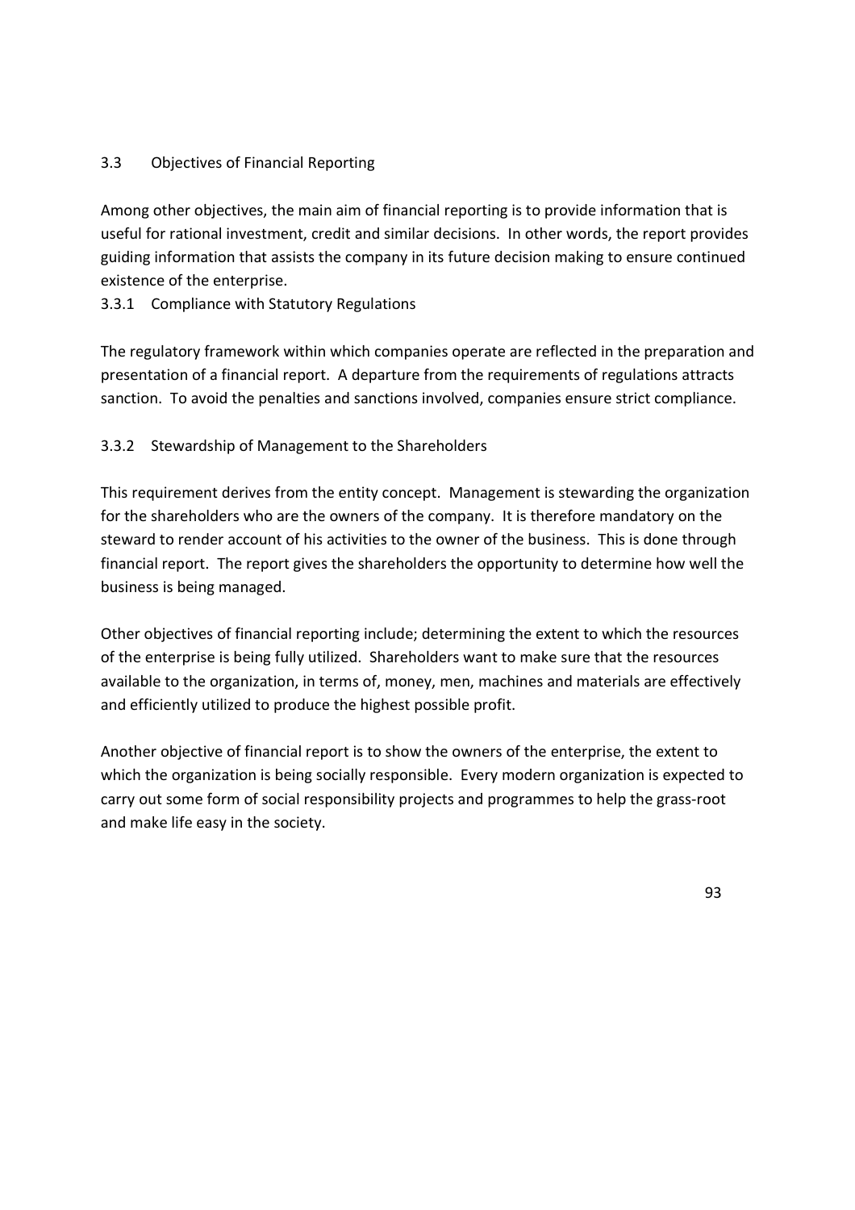## 3.3 Objectives of Financial Reporting

Among other objectives, the main aim of financial reporting is to provide information that is useful for rational investment, credit and similar decisions. In other words, the report provides guiding information that assists the company in its future decision making to ensure continued existence of the enterprise.

### 3.3.1 Compliance with Statutory Regulations

The regulatory framework within which companies operate are reflected in the preparation and presentation of a financial report. A departure from the requirements of regulations attracts sanction. To avoid the penalties and sanctions involved, companies ensure strict compliance.

### 3.3.2 Stewardship of Management to the Shareholders

This requirement derives from the entity concept. Management is stewarding the organization for the shareholders who are the owners of the company. It is therefore mandatory on the steward to render account of his activities to the owner of the business. This is done through financial report. The report gives the shareholders the opportunity to determine how well the business is being managed.

Other objectives of financial reporting include; determining the extent to which the resources of the enterprise is being fully utilized. Shareholders want to make sure that the resources available to the organization, in terms of, money, men, machines and materials are effectively and efficiently utilized to produce the highest possible profit.

Another objective of financial report is to show the owners of the enterprise, the extent to which the organization is being socially responsible. Every modern organization is expected to carry out some form of social responsibility projects and programmes to help the grass-root and make life easy in the society.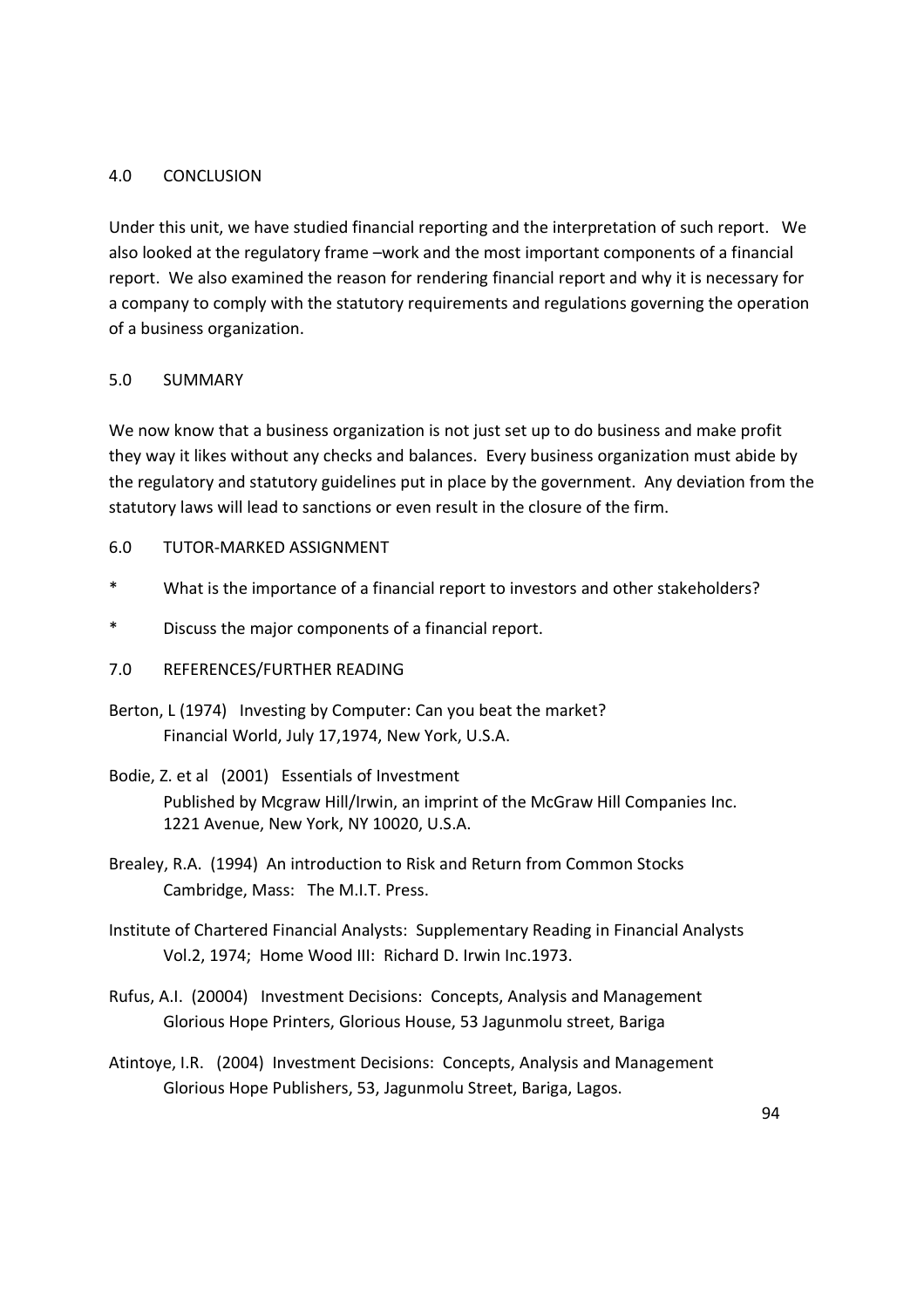## 4.0 CONCLUSION

Under this unit, we have studied financial reporting and the interpretation of such report. We also looked at the regulatory frame –work and the most important components of a financial report. We also examined the reason for rendering financial report and why it is necessary for a company to comply with the statutory requirements and regulations governing the operation of a business organization.

## 5.0 SUMMARY

We now know that a business organization is not just set up to do business and make profit they way it likes without any checks and balances. Every business organization must abide by the regulatory and statutory guidelines put in place by the government. Any deviation from the statutory laws will lead to sanctions or even result in the closure of the firm.

## 6.0 TUTOR-MARKED ASSIGNMENT

* What is the importance of a financial report to investors and other stakeholders?
* Discuss the major components of a financial report.

## 7.0 REFERENCES/FURTHER READING

Berton, L (1974) Investing by Computer: Can you beat the market?
Financial World, July 17,1974, New York, U.S.A.

Bodie, Z. et al (2001) Essentials of Investment
Published by Mcgraw Hill/Irwin, an imprint of the McGraw Hill Companies Inc. 1221 Avenue, New York, NY 10020, U.S.A.

Brealey, R.A. (1994) An introduction to Risk and Return from Common Stocks
Cambridge, Mass: The M.I.T. Press.

Institute of Chartered Financial Analysts: Supplementary Reading in Financial Analysts
Vol.2, 1974; Home Wood III: Richard D. Irwin Inc.1973.

Rufus, A.I. (20004) Investment Decisions: Concepts, Analysis and Management
Glorious Hope Printers, Glorious House, 53 Jagunmolu street, Bariga

Atintoye, I.R. (2004) Investment Decisions: Concepts, Analysis and Management
Glorious Hope Publishers, 53, Jagunmolu Street, Bariga, Lagos.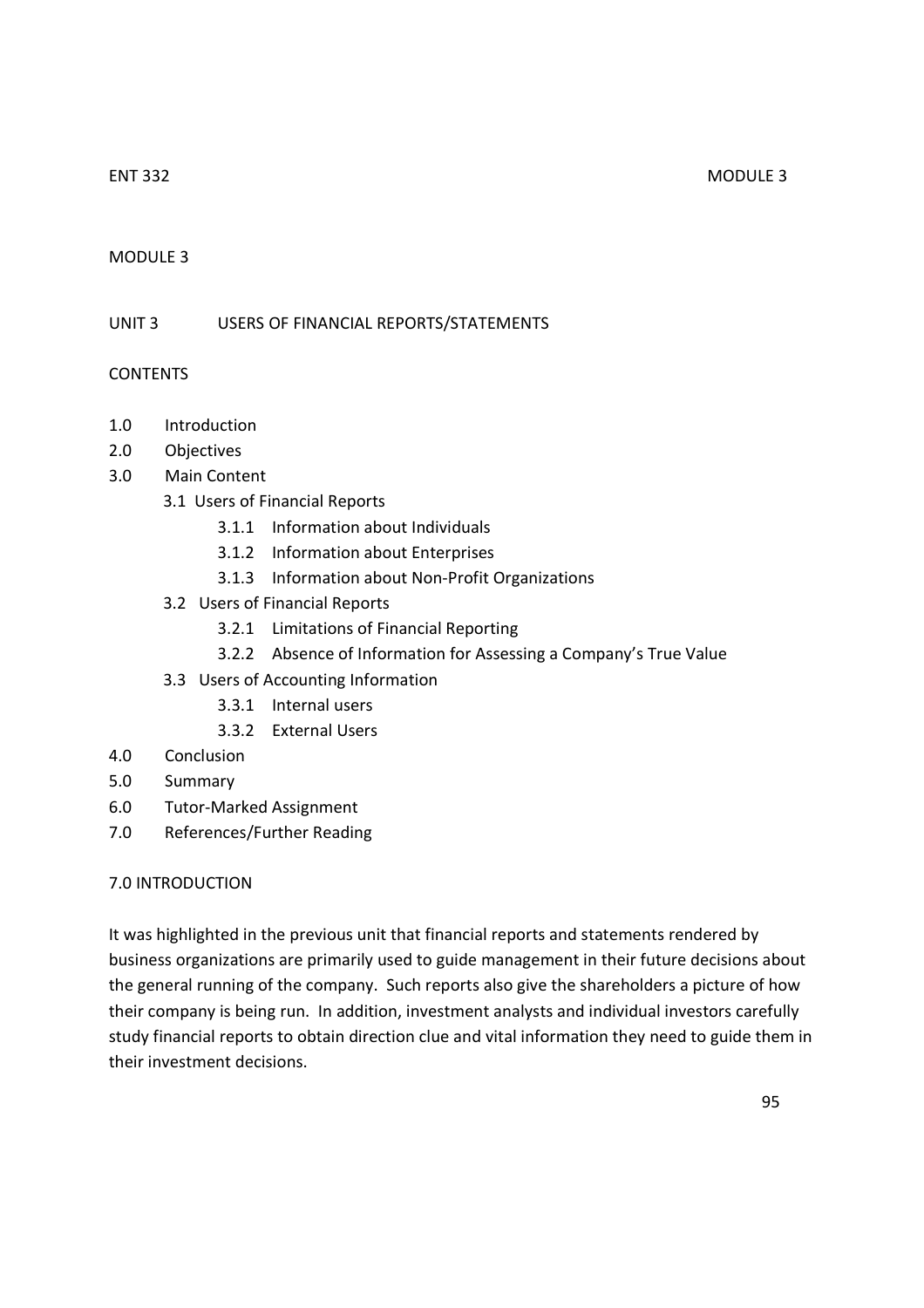MODULE 3

## UNIT 3 USERS OF FINANCIAL REPORTS/STATEMENTS

CONTENTS

- 1.0 Introduction
- 2.0 Objectives
- 3.0 Main Content
    - 3.1 Users of Financial Reports
        - 3.1.1 Information about Individuals
        - 3.1.2 Information about Enterprises
        - 3.1.3 Information about Non-Profit Organizations
    - 3.2 Users of Financial Reports
        - 3.2.1 Limitations of Financial Reporting
        - 3.2.2 Absence of Information for Assessing a Company's True Value
    - 3.3 Users of Accounting Information
        - 3.3.1 Internal users
        - 3.3.2 External Users
- 4.0 Conclusion
- 5.0 Summary
- 6.0 Tutor-Marked Assignment
- 7.0 References/Further Reading

### 7.0 INTRODUCTION

It was highlighted in the previous unit that financial reports and statements rendered by business organizations are primarily used to guide management in their future decisions about the general running of the company. Such reports also give the shareholders a picture of how their company is being run. In addition, investment analysts and individual investors carefully study financial reports to obtain direction clue and vital information they need to guide them in their investment decisions.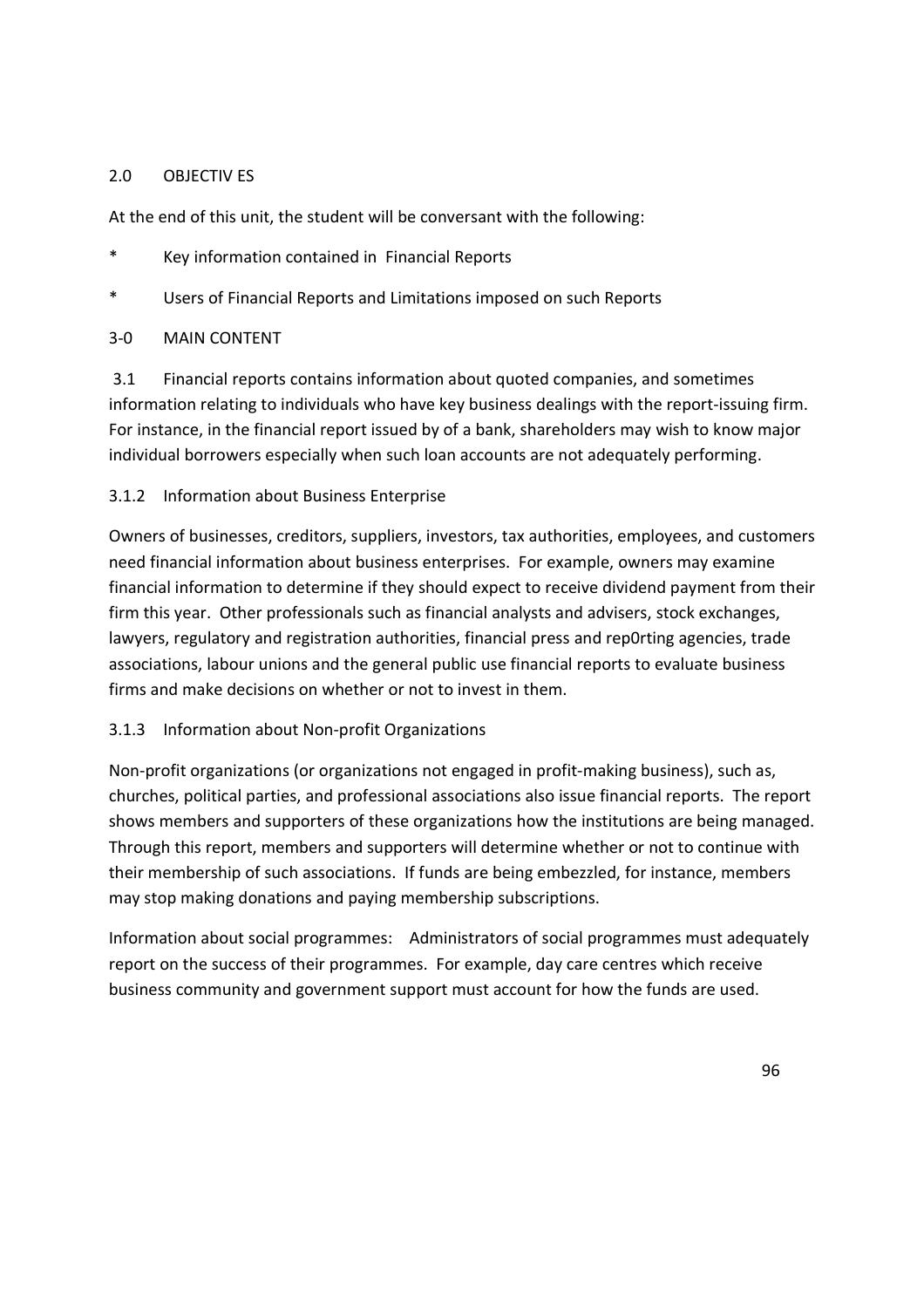## 2.0 OBJECTIV ES

At the end of this unit, the student will be conversant with the following:

\* Key information contained in Financial Reports

\* Users of Financial Reports and Limitations imposed on such Reports

## 3-0 MAIN CONTENT

3.1 Financial reports contains information about quoted companies, and sometimes information relating to individuals who have key business dealings with the report-issuing firm. For instance, in the financial report issued by of a bank, shareholders may wish to know major individual borrowers especially when such loan accounts are not adequately performing.

### 3.1.2 Information about Business Enterprise

Owners of businesses, creditors, suppliers, investors, tax authorities, employees, and customers need financial information about business enterprises. For example, owners may examine financial information to determine if they should expect to receive dividend payment from their firm this year. Other professionals such as financial analysts and advisers, stock exchanges, lawyers, regulatory and registration authorities, financial press and rep0rting agencies, trade associations, labour unions and the general public use financial reports to evaluate business firms and make decisions on whether or not to invest in them.

### 3.1.3 Information about Non-profit Organizations

Non-profit organizations (or organizations not engaged in profit-making business), such as, churches, political parties, and professional associations also issue financial reports. The report shows members and supporters of these organizations how the institutions are being managed. Through this report, members and supporters will determine whether or not to continue with their membership of such associations. If funds are being embezzled, for instance, members may stop making donations and paying membership subscriptions.

Information about social programmes: Administrators of social programmes must adequately report on the success of their programmes. For example, day care centres which receive business community and government support must account for how the funds are used.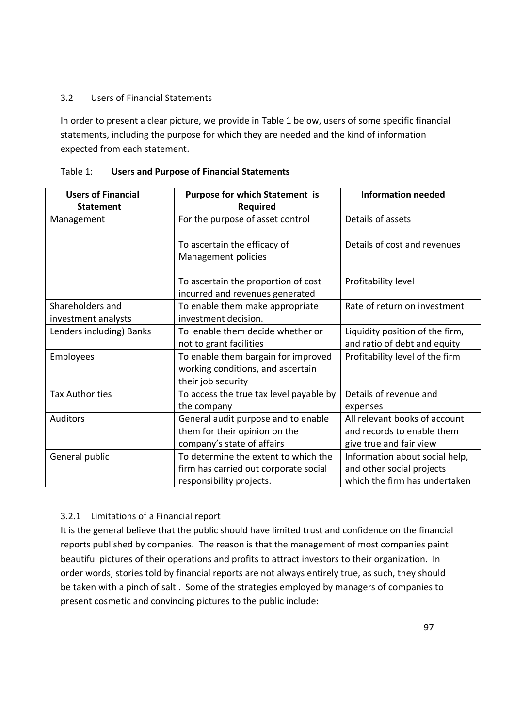## 3.2 Users of Financial Statements

In order to present a clear picture, we provide in Table 1 below, users of some specific financial statements, including the purpose for which they are needed and the kind of information expected from each statement.

Table 1: **Users and Purpose of Financial Statements**

| Users of Financial Statement | Purpose for which Statement is Required | Information needed |
|---|---|---|
| Management | For the purpose of asset control | Details of assets |
| | To ascertain the efficacy of Management policies | Details of cost and revenues |
| | To ascertain the proportion of cost incurred and revenues generated | Profitability level |
| Shareholders and investment analysts | To enable them make appropriate investment decision. | Rate of return on investment |
| Lenders including) Banks | To enable them decide whether or not to grant facilities | Liquidity position of the firm, and ratio of debt and equity |
| Employees | To enable them bargain for improved working conditions, and ascertain their job security | Profitability level of the firm |
| Tax Authorities | To access the true tax level payable by the company | Details of revenue and expenses |
| Auditors | General audit purpose and to enable them for their opinion on the company's state of affairs | All relevant books of account and records to enable them give true and fair view |
| General public | To determine the extent to which the firm has carried out corporate social responsibility projects. | Information about social help, and other social projects which the firm has undertaken |

### 3.2.1 Limitations of a Financial report

It is the general believe that the public should have limited trust and confidence on the financial reports published by companies. The reason is that the management of most companies paint beautiful pictures of their operations and profits to attract investors to their organization. In order words, stories told by financial reports are not always entirely true, as such, they should be taken with a pinch of salt . Some of the strategies employed by managers of companies to present cosmetic and convincing pictures to the public include: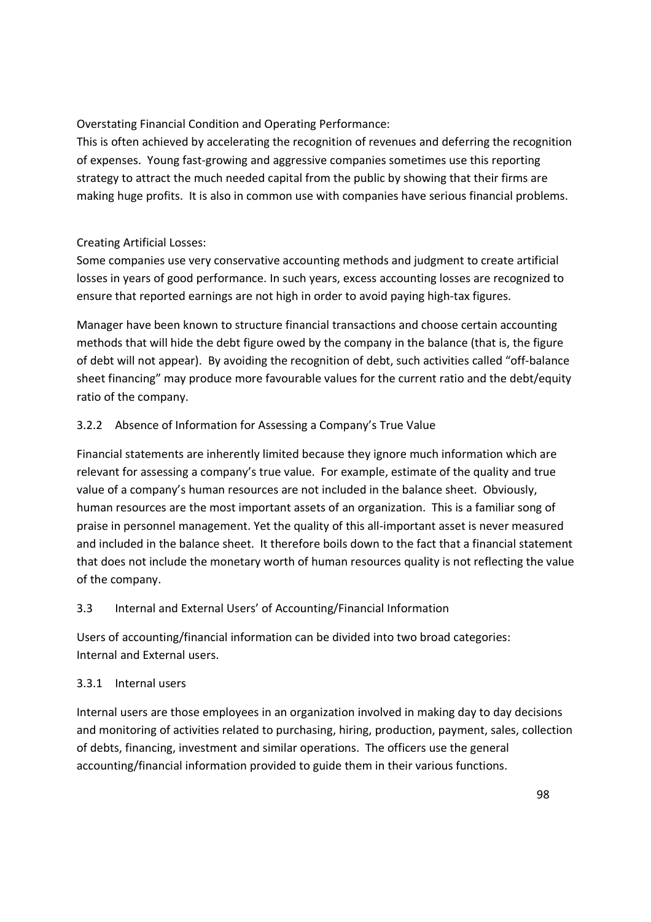Overstating Financial Condition and Operating Performance:
This is often achieved by accelerating the recognition of revenues and deferring the recognition of expenses. Young fast-growing and aggressive companies sometimes use this reporting strategy to attract the much needed capital from the public by showing that their firms are making huge profits. It is also in common use with companies have serious financial problems.

Creating Artificial Losses:
Some companies use very conservative accounting methods and judgment to create artificial losses in years of good performance. In such years, excess accounting losses are recognized to ensure that reported earnings are not high in order to avoid paying high-tax figures.

Manager have been known to structure financial transactions and choose certain accounting methods that will hide the debt figure owed by the company in the balance (that is, the figure of debt will not appear). By avoiding the recognition of debt, such activities called "off-balance sheet financing" may produce more favourable values for the current ratio and the debt/equity ratio of the company.

### 3.2.2 Absence of Information for Assessing a Company's True Value

Financial statements are inherently limited because they ignore much information which are relevant for assessing a company's true value. For example, estimate of the quality and true value of a company's human resources are not included in the balance sheet. Obviously, human resources are the most important assets of an organization. This is a familiar song of praise in personnel management. Yet the quality of this all-important asset is never measured and included in the balance sheet. It therefore boils down to the fact that a financial statement that does not include the monetary worth of human resources quality is not reflecting the value of the company.

## 3.3 Internal and External Users' of Accounting/Financial Information

Users of accounting/financial information can be divided into two broad categories:
Internal and External users.

### 3.3.1 Internal users

Internal users are those employees in an organization involved in making day to day decisions and monitoring of activities related to purchasing, hiring, production, payment, sales, collection of debts, financing, investment and similar operations. The officers use the general accounting/financial information provided to guide them in their various functions.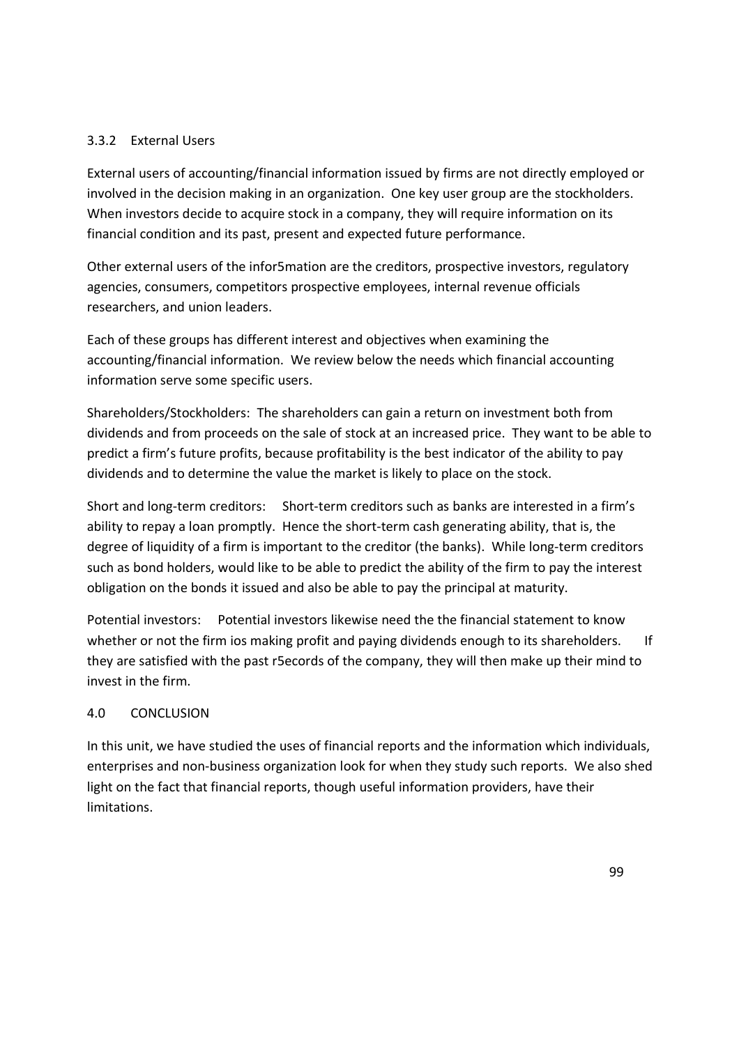### 3.3.2 External Users

External users of accounting/financial information issued by firms are not directly employed or involved in the decision making in an organization. One key user group are the stockholders. When investors decide to acquire stock in a company, they will require information on its financial condition and its past, present and expected future performance.

Other external users of the infor5mation are the creditors, prospective investors, regulatory agencies, consumers, competitors prospective employees, internal revenue officials researchers, and union leaders.

Each of these groups has different interest and objectives when examining the accounting/financial information. We review below the needs which financial accounting information serve some specific users.

Shareholders/Stockholders: The shareholders can gain a return on investment both from dividends and from proceeds on the sale of stock at an increased price. They want to be able to predict a firm's future profits, because profitability is the best indicator of the ability to pay dividends and to determine the value the market is likely to place on the stock.

Short and long-term creditors: Short-term creditors such as banks are interested in a firm's ability to repay a loan promptly. Hence the short-term cash generating ability, that is, the degree of liquidity of a firm is important to the creditor (the banks). While long-term creditors such as bond holders, would like to be able to predict the ability of the firm to pay the interest obligation on the bonds it issued and also be able to pay the principal at maturity.

Potential investors: Potential investors likewise need the the financial statement to know whether or not the firm ios making profit and paying dividends enough to its shareholders. If they are satisfied with the past r5ecords of the company, they will then make up their mind to invest in the firm.

## 4.0 CONCLUSION

In this unit, we have studied the uses of financial reports and the information which individuals, enterprises and non-business organization look for when they study such reports. We also shed light on the fact that financial reports, though useful information providers, have their limitations.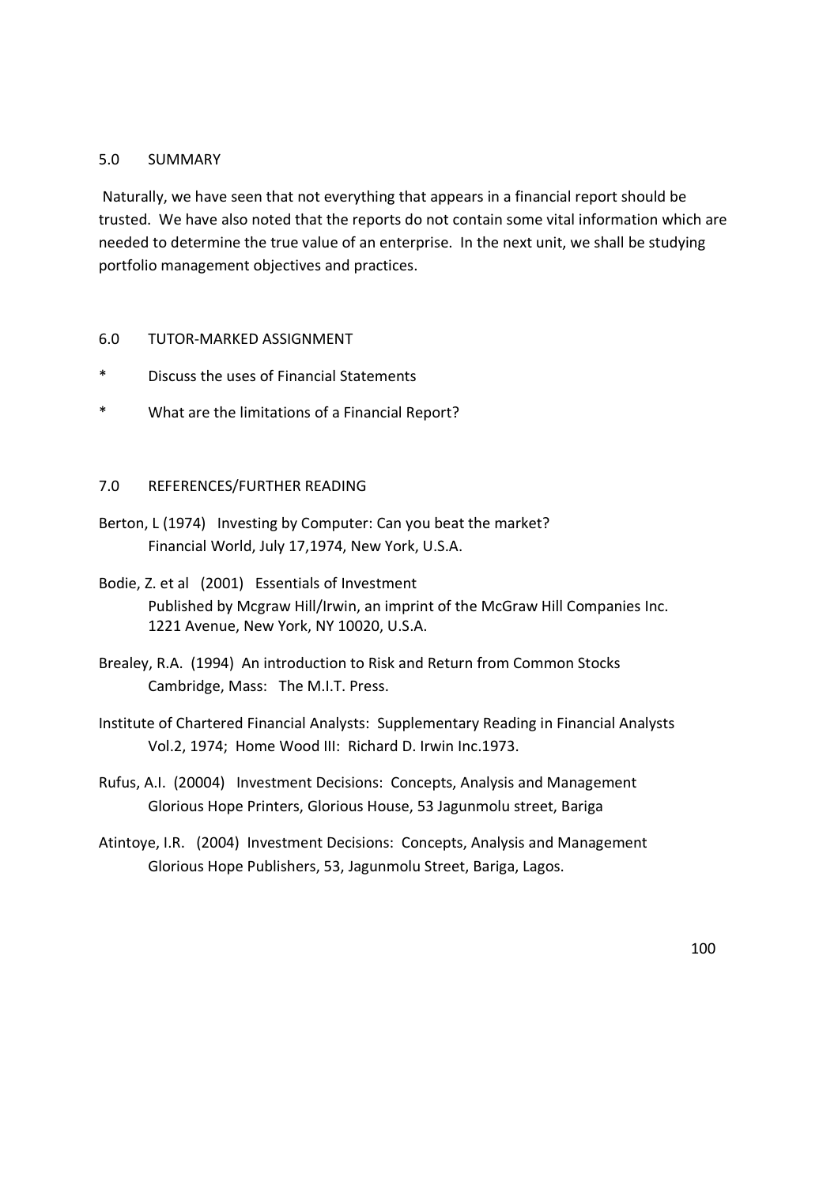## 5.0 SUMMARY

Naturally, we have seen that not everything that appears in a financial report should be trusted. We have also noted that the reports do not contain some vital information which are needed to determine the true value of an enterprise. In the next unit, we shall be studying portfolio management objectives and practices.

## 6.0 TUTOR-MARKED ASSIGNMENT

* Discuss the uses of Financial Statements
* What are the limitations of a Financial Report?

## 7.0 REFERENCES/FURTHER READING

Berton, L (1974) Investing by Computer: Can you beat the market?
Financial World, July 17,1974, New York, U.S.A.

Bodie, Z. et al (2001) Essentials of Investment
Published by Mcgraw Hill/Irwin, an imprint of the McGraw Hill Companies Inc.
1221 Avenue, New York, NY 10020, U.S.A.

Brealey, R.A. (1994) An introduction to Risk and Return from Common Stocks
Cambridge, Mass: The M.I.T. Press.

Institute of Chartered Financial Analysts: Supplementary Reading in Financial Analysts
Vol.2, 1974; Home Wood III: Richard D. Irwin Inc.1973.

Rufus, A.I. (20004) Investment Decisions: Concepts, Analysis and Management
Glorious Hope Printers, Glorious House, 53 Jagunmolu street, Bariga

Atintoye, I.R. (2004) Investment Decisions: Concepts, Analysis and Management
Glorious Hope Publishers, 53, Jagunmolu Street, Bariga, Lagos.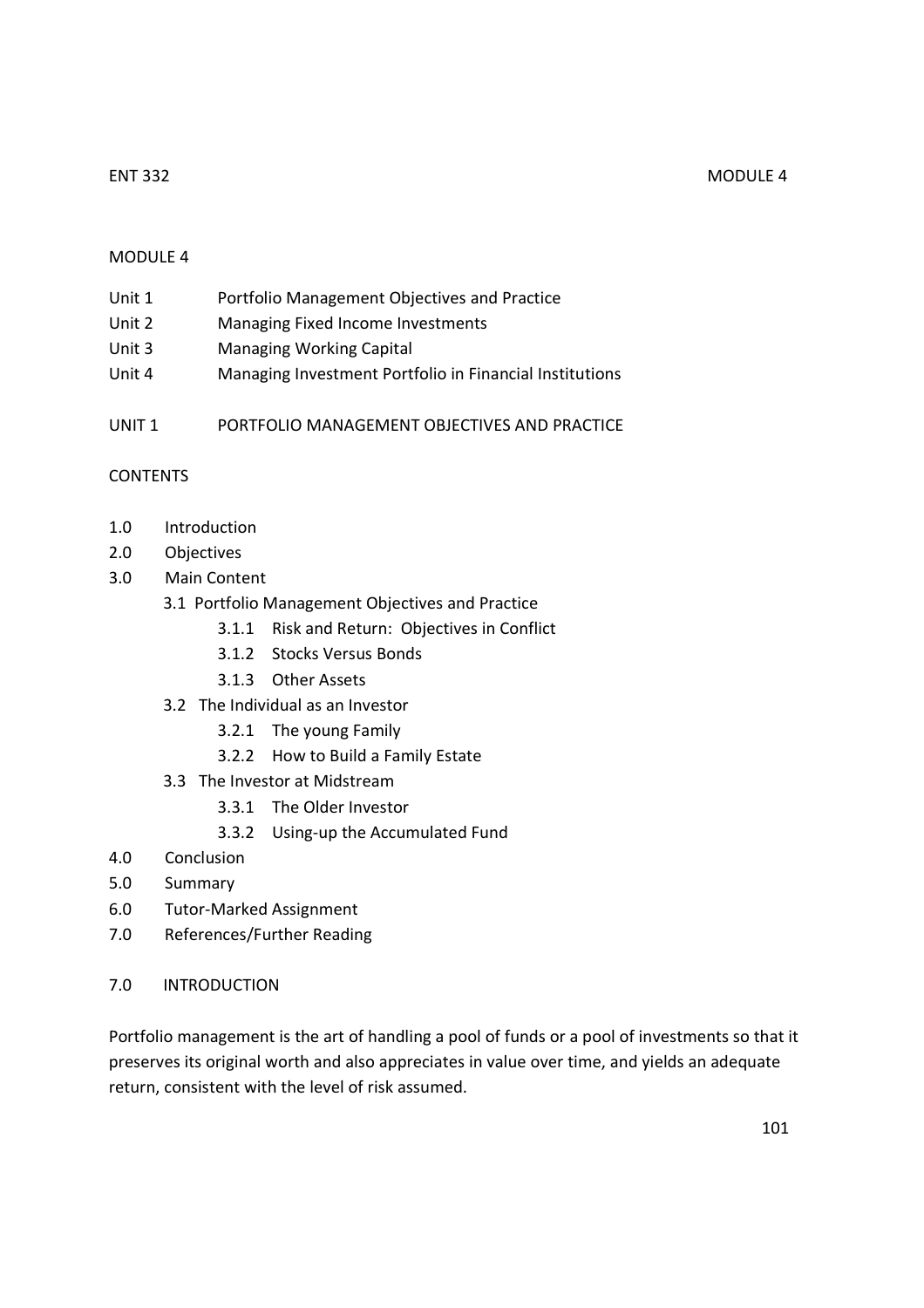# MODULE 4

| | |
|---|---|
| Unit 1 | Portfolio Management Objectives and Practice |
| Unit 2 | Managing Fixed Income Investments |
| Unit 3 | Managing Working Capital |
| Unit 4 | Managing Investment Portfolio in Financial Institutions |

## UNIT 1 PORTFOLIO MANAGEMENT OBJECTIVES AND PRACTICE

### CONTENTS

- 1.0 Introduction
- 2.0 Objectives
- 3.0 Main Content
  - 3.1 Portfolio Management Objectives and Practice
    - 3.1.1 Risk and Return: Objectives in Conflict
    - 3.1.2 Stocks Versus Bonds
    - 3.1.3 Other Assets
  - 3.2 The Individual as an Investor
    - 3.2.1 The young Family
    - 3.2.2 How to Build a Family Estate
  - 3.3 The Investor at Midstream
    - 3.3.1 The Older Investor
    - 3.3.2 Using-up the Accumulated Fund
- 4.0 Conclusion
- 5.0 Summary
- 6.0 Tutor-Marked Assignment
- 7.0 References/Further Reading

### 7.0 INTRODUCTION

Portfolio management is the art of handling a pool of funds or a pool of investments so that it preserves its original worth and also appreciates in value over time, and yields an adequate return, consistent with the level of risk assumed.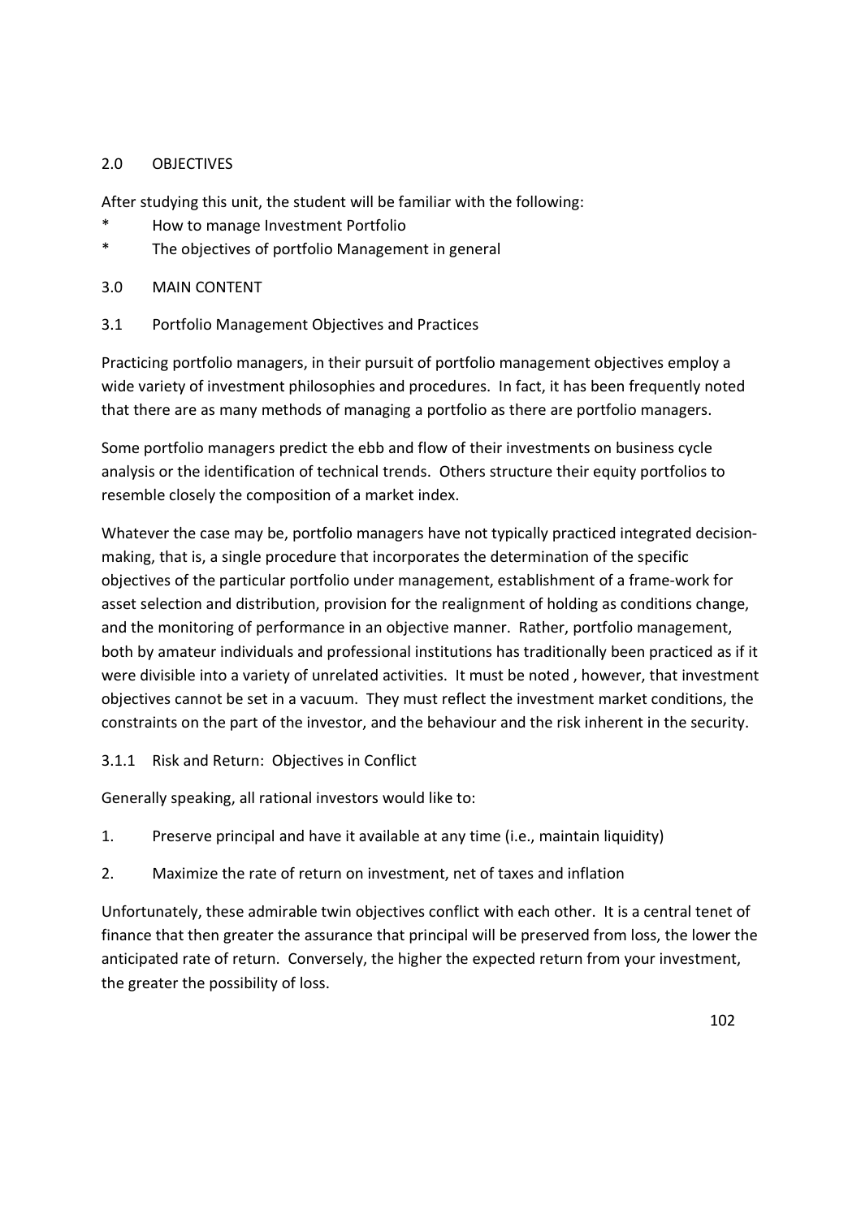## 2.0 OBJECTIVES

After studying this unit, the student will be familiar with the following:

* How to manage Investment Portfolio
* The objectives of portfolio Management in general

## 3.0 MAIN CONTENT

### 3.1 Portfolio Management Objectives and Practices

Practicing portfolio managers, in their pursuit of portfolio management objectives employ a wide variety of investment philosophies and procedures. In fact, it has been frequently noted that there are as many methods of managing a portfolio as there are portfolio managers.

Some portfolio managers predict the ebb and flow of their investments on business cycle analysis or the identification of technical trends. Others structure their equity portfolios to resemble closely the composition of a market index.

Whatever the case may be, portfolio managers have not typically practiced integrated decision-making, that is, a single procedure that incorporates the determination of the specific objectives of the particular portfolio under management, establishment of a frame-work for asset selection and distribution, provision for the realignment of holding as conditions change, and the monitoring of performance in an objective manner. Rather, portfolio management, both by amateur individuals and professional institutions has traditionally been practiced as if it were divisible into a variety of unrelated activities. It must be noted , however, that investment objectives cannot be set in a vacuum. They must reflect the investment market conditions, the constraints on the part of the investor, and the behaviour and the risk inherent in the security.

#### 3.1.1 Risk and Return: Objectives in Conflict

Generally speaking, all rational investors would like to:

1. Preserve principal and have it available at any time (i.e., maintain liquidity)
2. Maximize the rate of return on investment, net of taxes and inflation

Unfortunately, these admirable twin objectives conflict with each other. It is a central tenet of finance that then greater the assurance that principal will be preserved from loss, the lower the anticipated rate of return. Conversely, the higher the expected return from your investment, the greater the possibility of loss.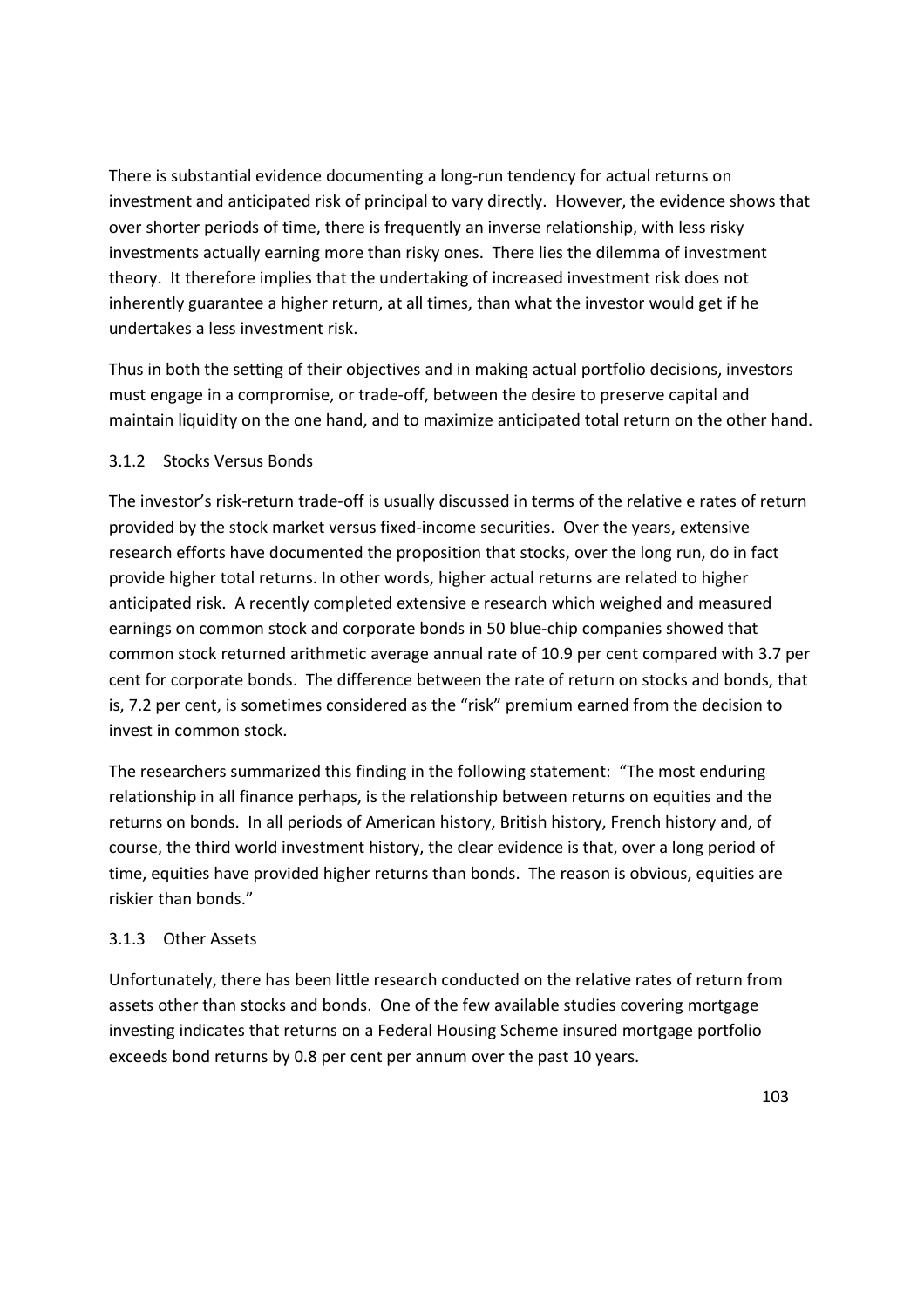There is substantial evidence documenting a long-run tendency for actual returns on investment and anticipated risk of principal to vary directly. However, the evidence shows that over shorter periods of time, there is frequently an inverse relationship, with less risky investments actually earning more than risky ones. There lies the dilemma of investment theory. It therefore implies that the undertaking of increased investment risk does not inherently guarantee a higher return, at all times, than what the investor would get if he undertakes a less investment risk.

Thus in both the setting of their objectives and in making actual portfolio decisions, investors must engage in a compromise, or trade-off, between the desire to preserve capital and maintain liquidity on the one hand, and to maximize anticipated total return on the other hand.

### 3.1.2 Stocks Versus Bonds

The investor's risk-return trade-off is usually discussed in terms of the relative e rates of return provided by the stock market versus fixed-income securities. Over the years, extensive research efforts have documented the proposition that stocks, over the long run, do in fact provide higher total returns. In other words, higher actual returns are related to higher anticipated risk. A recently completed extensive e research which weighed and measured earnings on common stock and corporate bonds in 50 blue-chip companies showed that common stock returned arithmetic average annual rate of 10.9 per cent compared with 3.7 per cent for corporate bonds. The difference between the rate of return on stocks and bonds, that is, 7.2 per cent, is sometimes considered as the "risk" premium earned from the decision to invest in common stock.

The researchers summarized this finding in the following statement: "The most enduring relationship in all finance perhaps, is the relationship between returns on equities and the returns on bonds. In all periods of American history, British history, French history and, of course, the third world investment history, the clear evidence is that, over a long period of time, equities have provided higher returns than bonds. The reason is obvious, equities are riskier than bonds."

### 3.1.3 Other Assets

Unfortunately, there has been little research conducted on the relative rates of return from assets other than stocks and bonds. One of the few available studies covering mortgage investing indicates that returns on a Federal Housing Scheme insured mortgage portfolio exceeds bond returns by 0.8 per cent per annum over the past 10 years.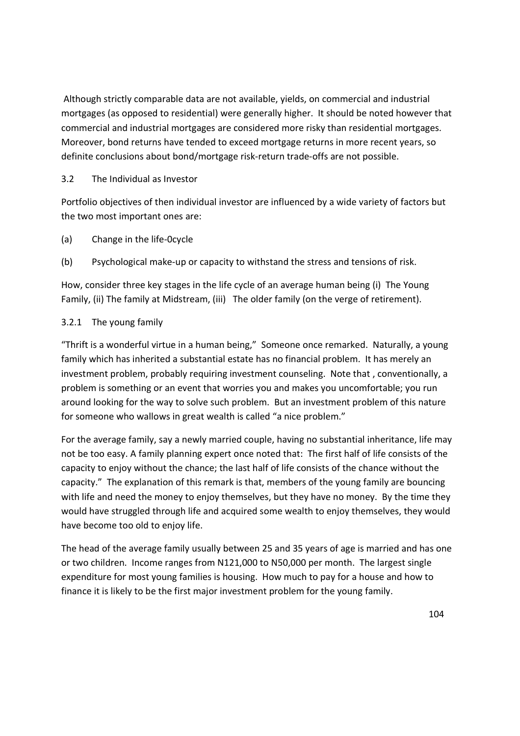Although strictly comparable data are not available, yields, on commercial and industrial mortgages (as opposed to residential) were generally higher. It should be noted however that commercial and industrial mortgages are considered more risky than residential mortgages. Moreover, bond returns have tended to exceed mortgage returns in more recent years, so definite conclusions about bond/mortgage risk-return trade-offs are not possible.

## 3.2 The Individual as Investor

Portfolio objectives of then individual investor are influenced by a wide variety of factors but the two most important ones are:

(a) Change in the life-0cycle

(b) Psychological make-up or capacity to withstand the stress and tensions of risk.

How, consider three key stages in the life cycle of an average human being (i) The Young Family, (ii) The family at Midstream, (iii) The older family (on the verge of retirement).

### 3.2.1 The young family

"Thrift is a wonderful virtue in a human being," Someone once remarked. Naturally, a young family which has inherited a substantial estate has no financial problem. It has merely an investment problem, probably requiring investment counseling. Note that , conventionally, a problem is something or an event that worries you and makes you uncomfortable; you run around looking for the way to solve such problem. But an investment problem of this nature for someone who wallows in great wealth is called "a nice problem."

For the average family, say a newly married couple, having no substantial inheritance, life may not be too easy. A family planning expert once noted that: The first half of life consists of the capacity to enjoy without the chance; the last half of life consists of the chance without the capacity." The explanation of this remark is that, members of the young family are bouncing with life and need the money to enjoy themselves, but they have no money. By the time they would have struggled through life and acquired some wealth to enjoy themselves, they would have become too old to enjoy life.

The head of the average family usually between 25 and 35 years of age is married and has one or two children. Income ranges from N121,000 to N50,000 per month. The largest single expenditure for most young families is housing. How much to pay for a house and how to finance it is likely to be the first major investment problem for the young family.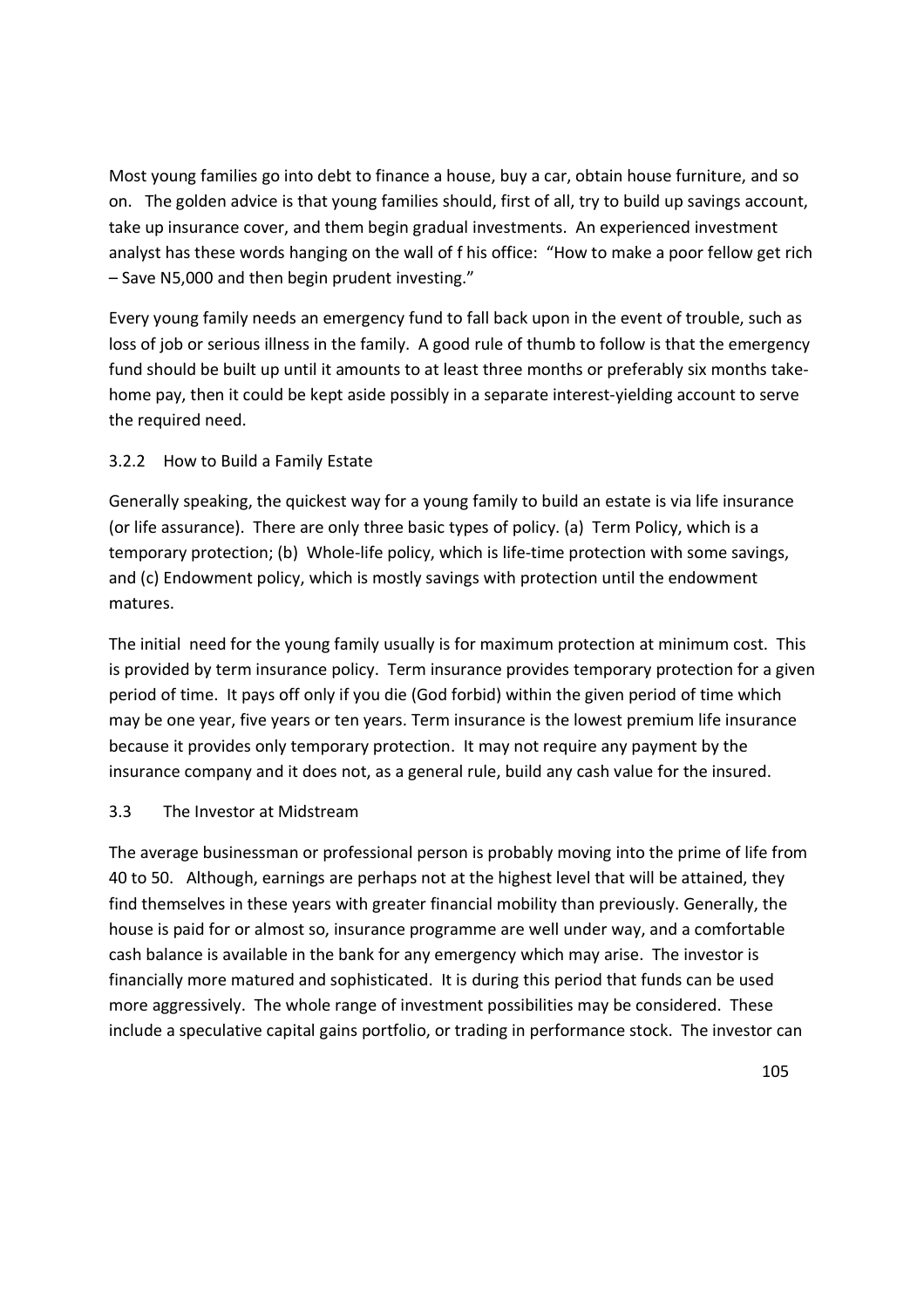Most young families go into debt to finance a house, buy a car, obtain house furniture, and so on. The golden advice is that young families should, first of all, try to build up savings account, take up insurance cover, and them begin gradual investments. An experienced investment analyst has these words hanging on the wall of f his office: "How to make a poor fellow get rich – Save N5,000 and then begin prudent investing."

Every young family needs an emergency fund to fall back upon in the event of trouble, such as loss of job or serious illness in the family. A good rule of thumb to follow is that the emergency fund should be built up until it amounts to at least three months or preferably six months take-home pay, then it could be kept aside possibly in a separate interest-yielding account to serve the required need.

### 3.2.2 How to Build a Family Estate

Generally speaking, the quickest way for a young family to build an estate is via life insurance (or life assurance). There are only three basic types of policy. (a) Term Policy, which is a temporary protection; (b) Whole-life policy, which is life-time protection with some savings, and (c) Endowment policy, which is mostly savings with protection until the endowment matures.

The initial need for the young family usually is for maximum protection at minimum cost. This is provided by term insurance policy. Term insurance provides temporary protection for a given period of time. It pays off only if you die (God forbid) within the given period of time which may be one year, five years or ten years. Term insurance is the lowest premium life insurance because it provides only temporary protection. It may not require any payment by the insurance company and it does not, as a general rule, build any cash value for the insured.

## 3.3 The Investor at Midstream

The average businessman or professional person is probably moving into the prime of life from 40 to 50. Although, earnings are perhaps not at the highest level that will be attained, they find themselves in these years with greater financial mobility than previously. Generally, the house is paid for or almost so, insurance programme are well under way, and a comfortable cash balance is available in the bank for any emergency which may arise. The investor is financially more matured and sophisticated. It is during this period that funds can be used more aggressively. The whole range of investment possibilities may be considered. These include a speculative capital gains portfolio, or trading in performance stock. The investor can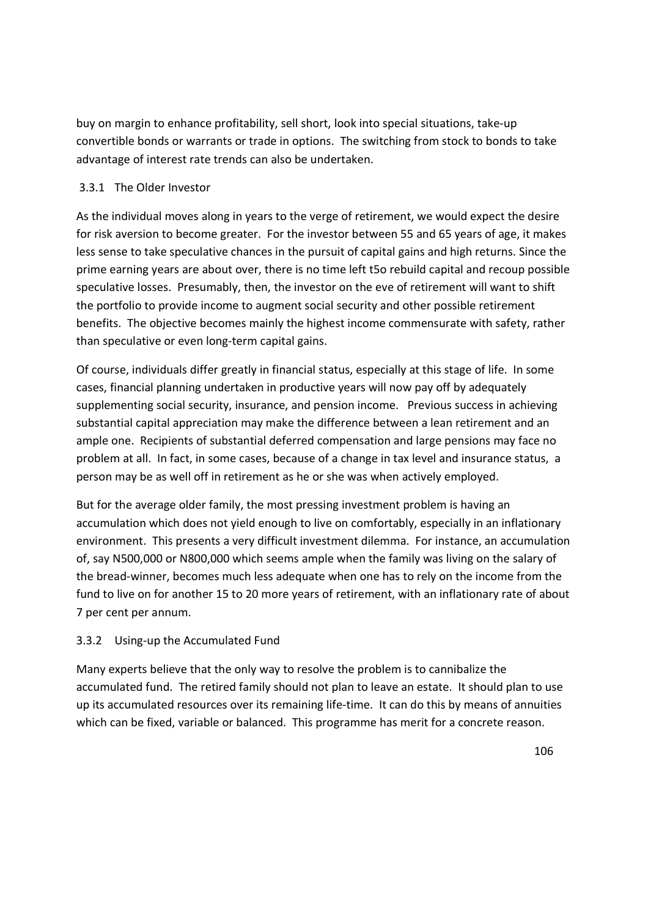buy on margin to enhance profitability, sell short, look into special situations, take-up convertible bonds or warrants or trade in options. The switching from stock to bonds to take advantage of interest rate trends can also be undertaken.

### 3.3.1 The Older Investor

As the individual moves along in years to the verge of retirement, we would expect the desire for risk aversion to become greater. For the investor between 55 and 65 years of age, it makes less sense to take speculative chances in the pursuit of capital gains and high returns. Since the prime earning years are about over, there is no time left t5o rebuild capital and recoup possible speculative losses. Presumably, then, the investor on the eve of retirement will want to shift the portfolio to provide income to augment social security and other possible retirement benefits. The objective becomes mainly the highest income commensurate with safety, rather than speculative or even long-term capital gains.

Of course, individuals differ greatly in financial status, especially at this stage of life. In some cases, financial planning undertaken in productive years will now pay off by adequately supplementing social security, insurance, and pension income. Previous success in achieving substantial capital appreciation may make the difference between a lean retirement and an ample one. Recipients of substantial deferred compensation and large pensions may face no problem at all. In fact, in some cases, because of a change in tax level and insurance status, a person may be as well off in retirement as he or she was when actively employed.

But for the average older family, the most pressing investment problem is having an accumulation which does not yield enough to live on comfortably, especially in an inflationary environment. This presents a very difficult investment dilemma. For instance, an accumulation of, say N500,000 or N800,000 which seems ample when the family was living on the salary of the bread-winner, becomes much less adequate when one has to rely on the income from the fund to live on for another 15 to 20 more years of retirement, with an inflationary rate of about 7 per cent per annum.

### 3.3.2 Using-up the Accumulated Fund

Many experts believe that the only way to resolve the problem is to cannibalize the accumulated fund. The retired family should not plan to leave an estate. It should plan to use up its accumulated resources over its remaining life-time. It can do this by means of annuities which can be fixed, variable or balanced. This programme has merit for a concrete reason.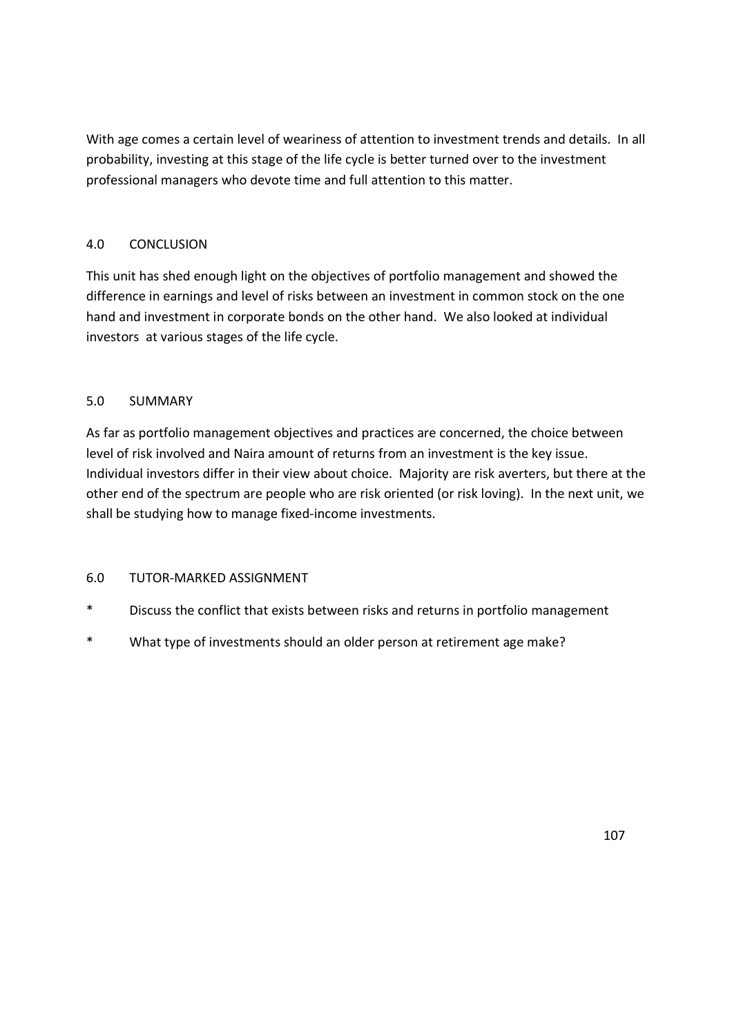With age comes a certain level of weariness of attention to investment trends and details. In all probability, investing at this stage of the life cycle is better turned over to the investment professional managers who devote time and full attention to this matter.

## 4.0 CONCLUSION

This unit has shed enough light on the objectives of portfolio management and showed the difference in earnings and level of risks between an investment in common stock on the one hand and investment in corporate bonds on the other hand. We also looked at individual investors at various stages of the life cycle.

## 5.0 SUMMARY

As far as portfolio management objectives and practices are concerned, the choice between level of risk involved and Naira amount of returns from an investment is the key issue. Individual investors differ in their view about choice. Majority are risk averters, but there at the other end of the spectrum are people who are risk oriented (or risk loving). In the next unit, we shall be studying how to manage fixed-income investments.

## 6.0 TUTOR-MARKED ASSIGNMENT

- Discuss the conflict that exists between risks and returns in portfolio management
- What type of investments should an older person at retirement age make?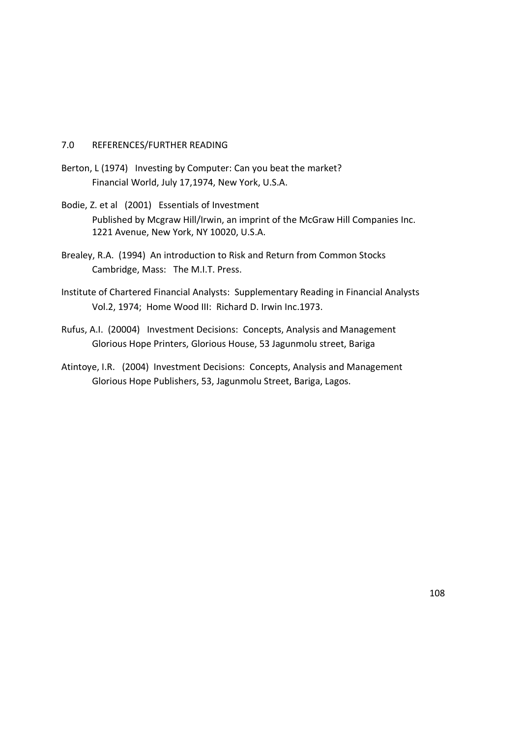## 7.0 REFERENCES/FURTHER READING

Berton, L (1974) Investing by Computer: Can you beat the market?
Financial World, July 17,1974, New York, U.S.A.

Bodie, Z. et al (2001) Essentials of Investment
Published by Mcgraw Hill/Irwin, an imprint of the McGraw Hill Companies Inc. 1221 Avenue, New York, NY 10020, U.S.A.

Brealey, R.A. (1994) An introduction to Risk and Return from Common Stocks
Cambridge, Mass: The M.I.T. Press.

Institute of Chartered Financial Analysts: Supplementary Reading in Financial Analysts
Vol.2, 1974; Home Wood III: Richard D. Irwin Inc.1973.

Rufus, A.I. (20004) Investment Decisions: Concepts, Analysis and Management
Glorious Hope Printers, Glorious House, 53 Jagunmolu street, Bariga

Atintoye, I.R. (2004) Investment Decisions: Concepts, Analysis and Management
Glorious Hope Publishers, 53, Jagunmolu Street, Bariga, Lagos.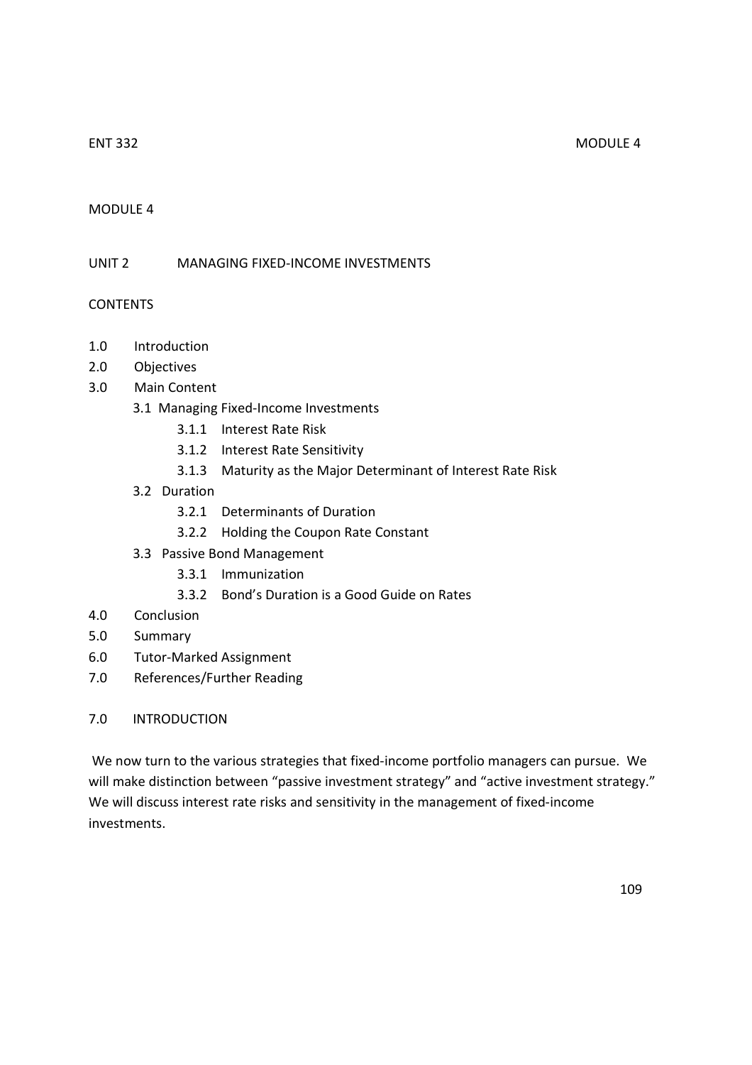MODULE 4

UNIT 2 MANAGING FIXED-INCOME INVESTMENTS

CONTENTS

- 1.0 Introduction
- 2.0 Objectives
- 3.0 Main Content
  - 3.1 Managing Fixed-Income Investments
    - 3.1.1 Interest Rate Risk
    - 3.1.2 Interest Rate Sensitivity
    - 3.1.3 Maturity as the Major Determinant of Interest Rate Risk
  - 3.2 Duration
    - 3.2.1 Determinants of Duration
    - 3.2.2 Holding the Coupon Rate Constant
  - 3.3 Passive Bond Management
    - 3.3.1 Immunization
    - 3.3.2 Bond's Duration is a Good Guide on Rates
- 4.0 Conclusion
- 5.0 Summary
- 6.0 Tutor-Marked Assignment
- 7.0 References/Further Reading

7.0 INTRODUCTION

We now turn to the various strategies that fixed-income portfolio managers can pursue. We will make distinction between "passive investment strategy" and "active investment strategy." We will discuss interest rate risks and sensitivity in the management of fixed-income investments.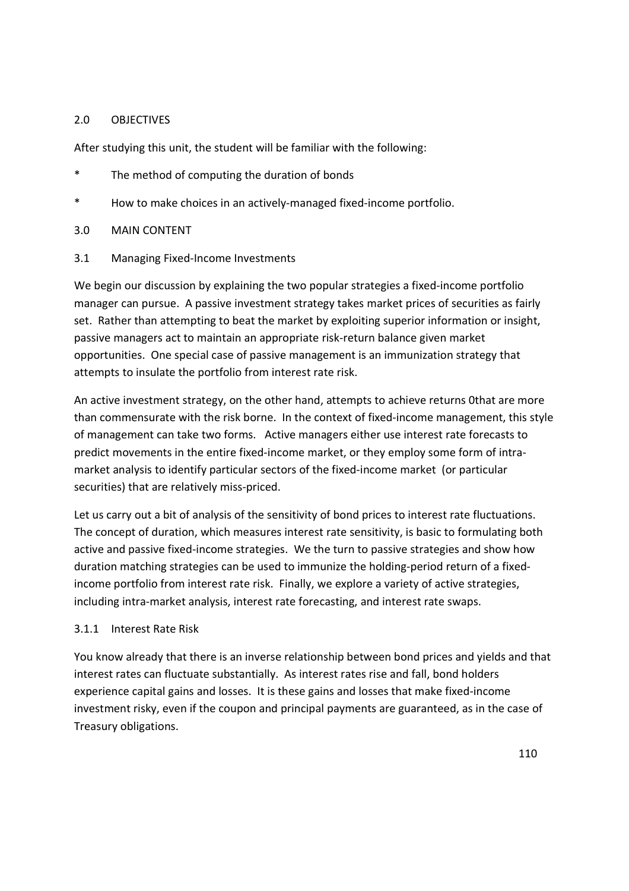## 2.0 OBJECTIVES

After studying this unit, the student will be familiar with the following:

* The method of computing the duration of bonds
* How to make choices in an actively-managed fixed-income portfolio.

## 3.0 MAIN CONTENT

### 3.1 Managing Fixed-Income Investments

We begin our discussion by explaining the two popular strategies a fixed-income portfolio manager can pursue. A passive investment strategy takes market prices of securities as fairly set. Rather than attempting to beat the market by exploiting superior information or insight, passive managers act to maintain an appropriate risk-return balance given market opportunities. One special case of passive management is an immunization strategy that attempts to insulate the portfolio from interest rate risk.

An active investment strategy, on the other hand, attempts to achieve returns 0that are more than commensurate with the risk borne. In the context of fixed-income management, this style of management can take two forms. Active managers either use interest rate forecasts to predict movements in the entire fixed-income market, or they employ some form of intra-market analysis to identify particular sectors of the fixed-income market (or particular securities) that are relatively miss-priced.

Let us carry out a bit of analysis of the sensitivity of bond prices to interest rate fluctuations. The concept of duration, which measures interest rate sensitivity, is basic to formulating both active and passive fixed-income strategies. We the turn to passive strategies and show how duration matching strategies can be used to immunize the holding-period return of a fixed-income portfolio from interest rate risk. Finally, we explore a variety of active strategies, including intra-market analysis, interest rate forecasting, and interest rate swaps.

#### 3.1.1 Interest Rate Risk

You know already that there is an inverse relationship between bond prices and yields and that interest rates can fluctuate substantially. As interest rates rise and fall, bond holders experience capital gains and losses. It is these gains and losses that make fixed-income investment risky, even if the coupon and principal payments are guaranteed, as in the case of Treasury obligations.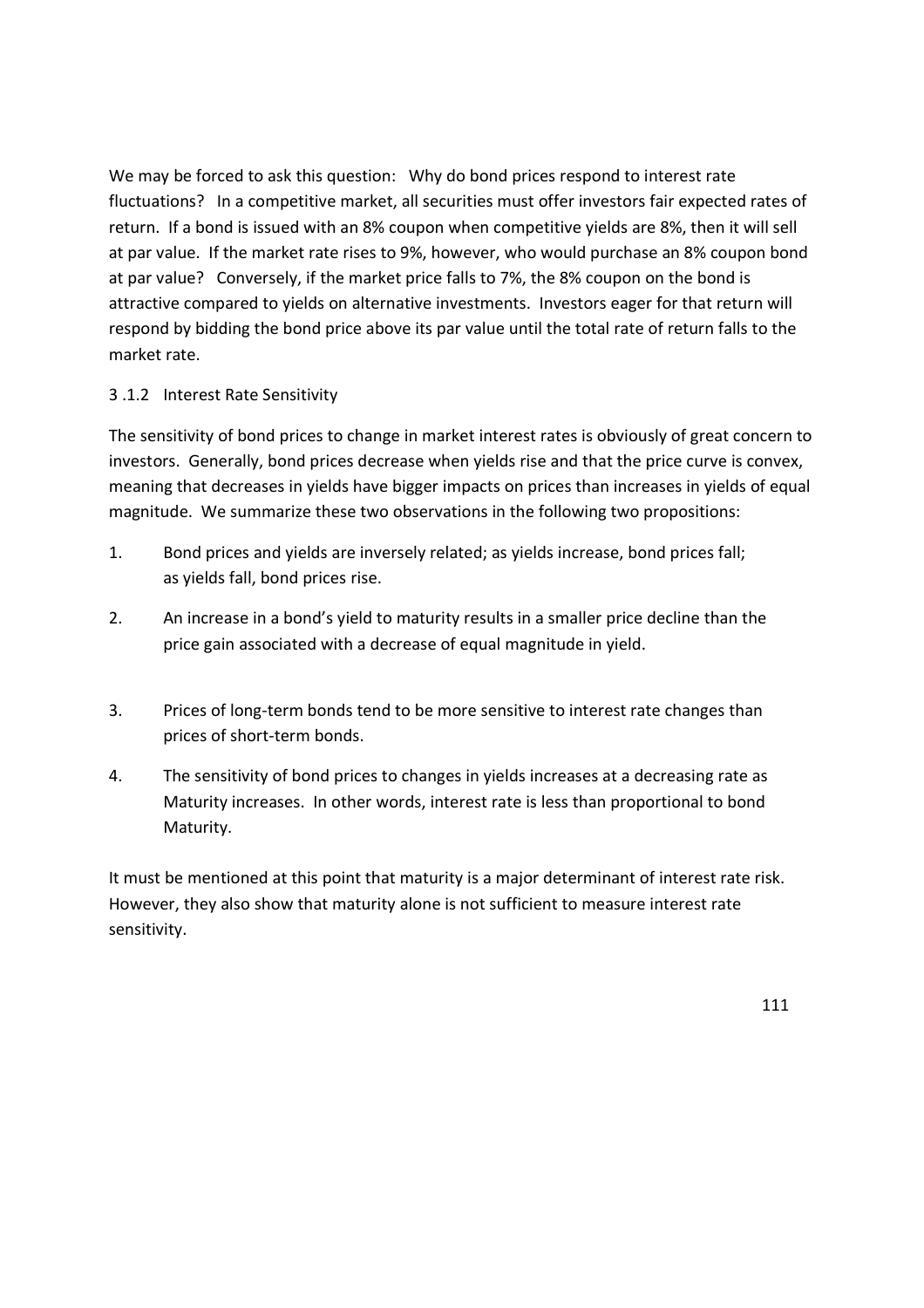We may be forced to ask this question: Why do bond prices respond to interest rate fluctuations? In a competitive market, all securities must offer investors fair expected rates of return. If a bond is issued with an 8% coupon when competitive yields are 8%, then it will sell at par value. If the market rate rises to 9%, however, who would purchase an 8% coupon bond at par value? Conversely, if the market price falls to 7%, the 8% coupon on the bond is attractive compared to yields on alternative investments. Investors eager for that return will respond by bidding the bond price above its par value until the total rate of return falls to the market rate.

### 3 .1.2 Interest Rate Sensitivity

The sensitivity of bond prices to change in market interest rates is obviously of great concern to investors. Generally, bond prices decrease when yields rise and that the price curve is convex, meaning that decreases in yields have bigger impacts on prices than increases in yields of equal magnitude. We summarize these two observations in the following two propositions:

1. Bond prices and yields are inversely related; as yields increase, bond prices fall; as yields fall, bond prices rise.
2. An increase in a bond's yield to maturity results in a smaller price decline than the price gain associated with a decrease of equal magnitude in yield.
3. Prices of long-term bonds tend to be more sensitive to interest rate changes than prices of short-term bonds.
4. The sensitivity of bond prices to changes in yields increases at a decreasing rate as Maturity increases. In other words, interest rate is less than proportional to bond Maturity.

It must be mentioned at this point that maturity is a major determinant of interest rate risk. However, they also show that maturity alone is not sufficient to measure interest rate sensitivity.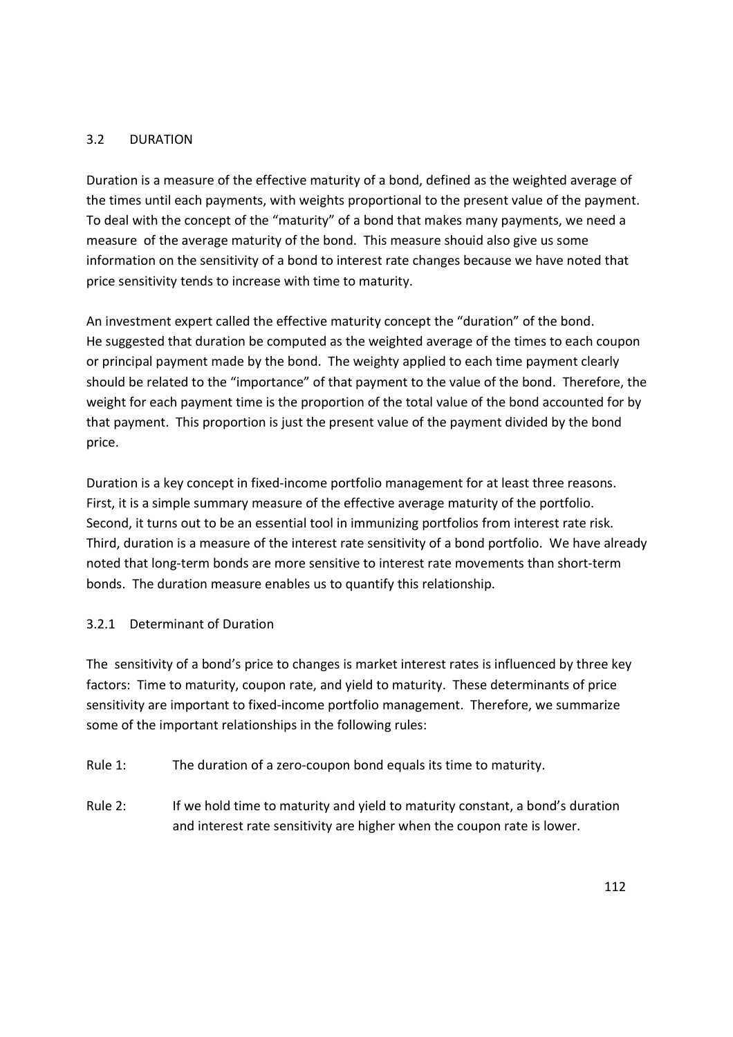## 3.2 DURATION

Duration is a measure of the effective maturity of a bond, defined as the weighted average of the times until each payments, with weights proportional to the present value of the payment. To deal with the concept of the "maturity" of a bond that makes many payments, we need a measure of the average maturity of the bond. This measure shouid also give us some information on the sensitivity of a bond to interest rate changes because we have noted that price sensitivity tends to increase with time to maturity.

An investment expert called the effective maturity concept the "duration" of the bond. He suggested that duration be computed as the weighted average of the times to each coupon or principal payment made by the bond. The weighty applied to each time payment clearly should be related to the "importance" of that payment to the value of the bond. Therefore, the weight for each payment time is the proportion of the total value of the bond accounted for by that payment. This proportion is just the present value of the payment divided by the bond price.

Duration is a key concept in fixed-income portfolio management for at least three reasons. First, it is a simple summary measure of the effective average maturity of the portfolio. Second, it turns out to be an essential tool in immunizing portfolios from interest rate risk. Third, duration is a measure of the interest rate sensitivity of a bond portfolio. We have already noted that long-term bonds are more sensitive to interest rate movements than short-term bonds. The duration measure enables us to quantify this relationship.

### 3.2.1 Determinant of Duration

The sensitivity of a bond's price to changes is market interest rates is influenced by three key factors: Time to maturity, coupon rate, and yield to maturity. These determinants of price sensitivity are important to fixed-income portfolio management. Therefore, we summarize some of the important relationships in the following rules:

Rule 1: The duration of a zero-coupon bond equals its time to maturity.

Rule 2: If we hold time to maturity and yield to maturity constant, a bond's duration and interest rate sensitivity are higher when the coupon rate is lower.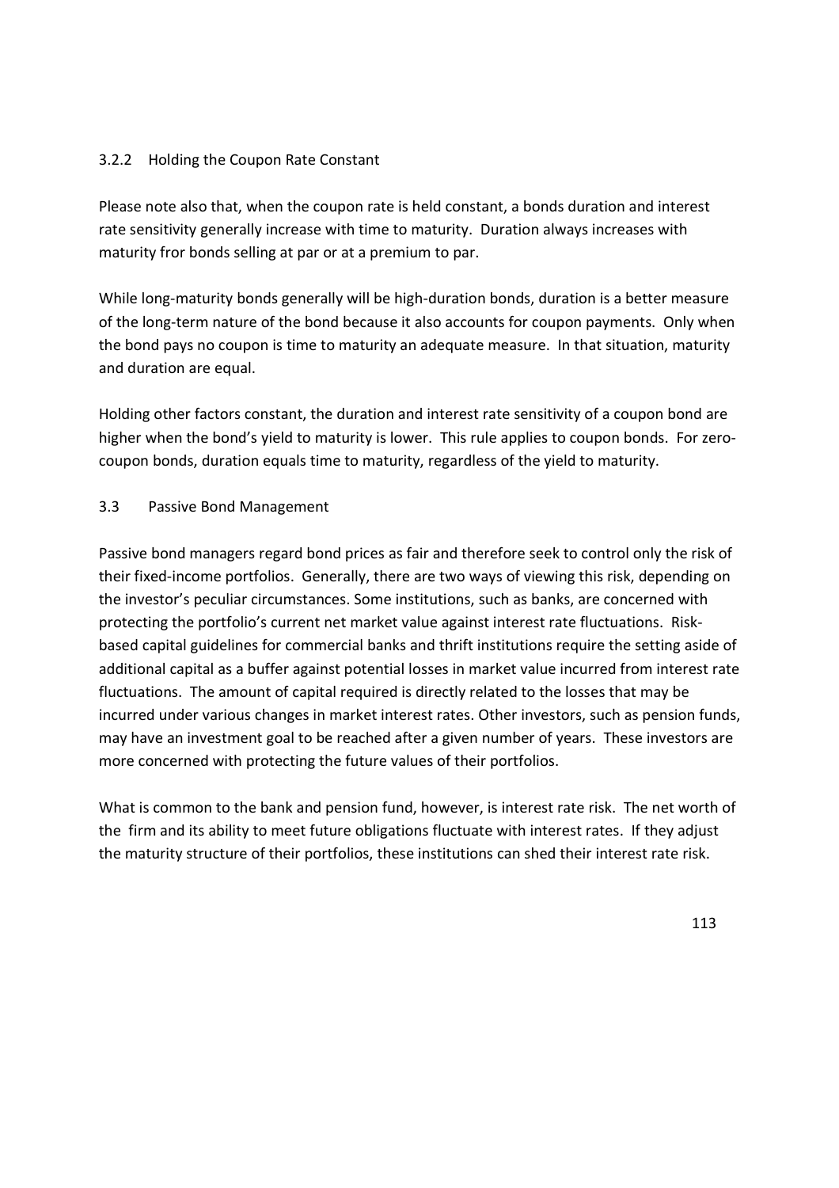### 3.2.2 Holding the Coupon Rate Constant

Please note also that, when the coupon rate is held constant, a bonds duration and interest rate sensitivity generally increase with time to maturity. Duration always increases with maturity fror bonds selling at par or at a premium to par.

While long-maturity bonds generally will be high-duration bonds, duration is a better measure of the long-term nature of the bond because it also accounts for coupon payments. Only when the bond pays no coupon is time to maturity an adequate measure. In that situation, maturity and duration are equal.

Holding other factors constant, the duration and interest rate sensitivity of a coupon bond are higher when the bond's yield to maturity is lower. This rule applies to coupon bonds. For zero-coupon bonds, duration equals time to maturity, regardless of the yield to maturity.

## 3.3 Passive Bond Management

Passive bond managers regard bond prices as fair and therefore seek to control only the risk of their fixed-income portfolios. Generally, there are two ways of viewing this risk, depending on the investor's peculiar circumstances. Some institutions, such as banks, are concerned with protecting the portfolio's current net market value against interest rate fluctuations. Risk-based capital guidelines for commercial banks and thrift institutions require the setting aside of additional capital as a buffer against potential losses in market value incurred from interest rate fluctuations. The amount of capital required is directly related to the losses that may be incurred under various changes in market interest rates. Other investors, such as pension funds, may have an investment goal to be reached after a given number of years. These investors are more concerned with protecting the future values of their portfolios.

What is common to the bank and pension fund, however, is interest rate risk. The net worth of the firm and its ability to meet future obligations fluctuate with interest rates. If they adjust the maturity structure of their portfolios, these institutions can shed their interest rate risk.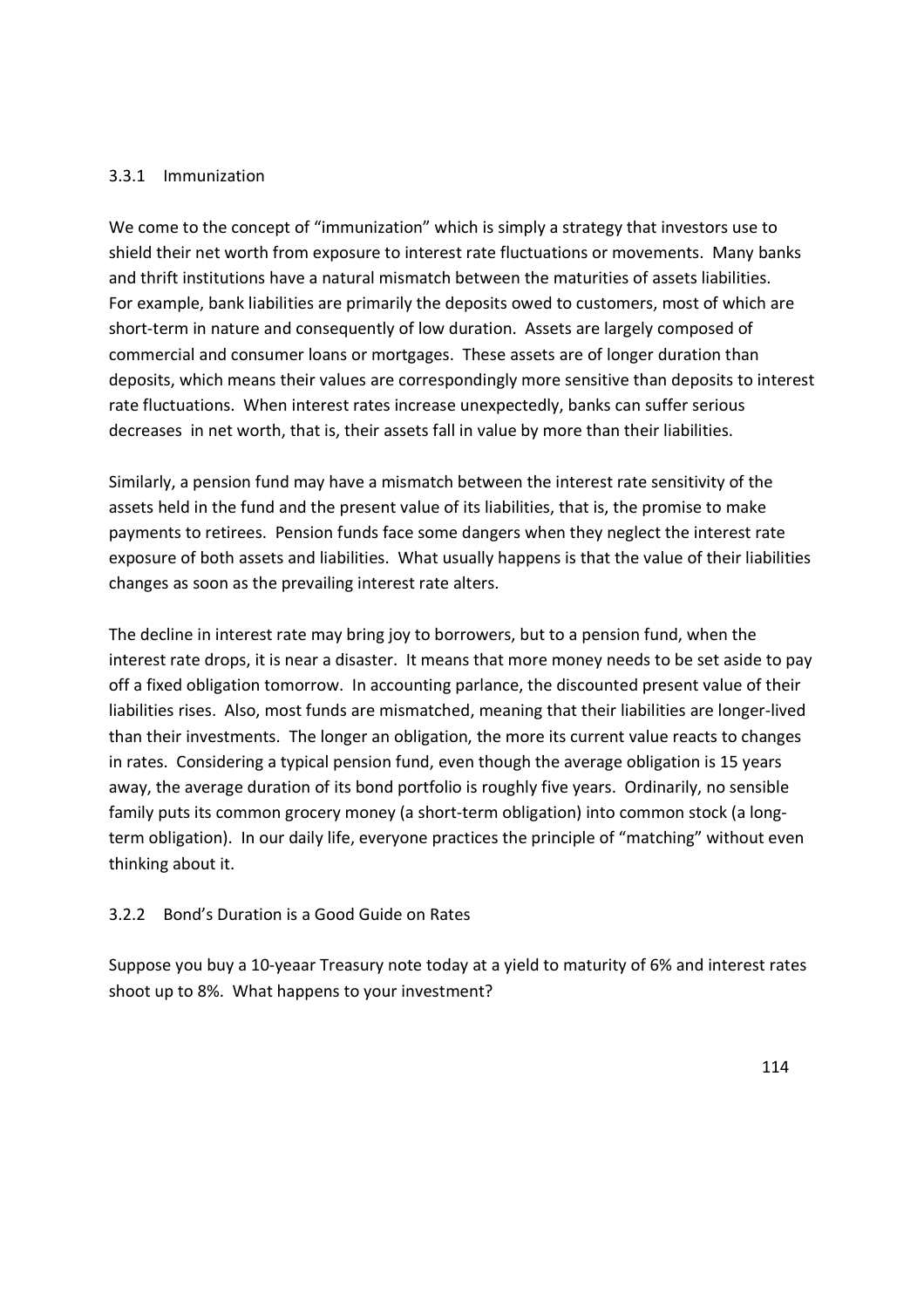### 3.3.1 Immunization

We come to the concept of "immunization" which is simply a strategy that investors use to shield their net worth from exposure to interest rate fluctuations or movements. Many banks and thrift institutions have a natural mismatch between the maturities of assets liabilities. For example, bank liabilities are primarily the deposits owed to customers, most of which are short-term in nature and consequently of low duration. Assets are largely composed of commercial and consumer loans or mortgages. These assets are of longer duration than deposits, which means their values are correspondingly more sensitive than deposits to interest rate fluctuations. When interest rates increase unexpectedly, banks can suffer serious decreases in net worth, that is, their assets fall in value by more than their liabilities.

Similarly, a pension fund may have a mismatch between the interest rate sensitivity of the assets held in the fund and the present value of its liabilities, that is, the promise to make payments to retirees. Pension funds face some dangers when they neglect the interest rate exposure of both assets and liabilities. What usually happens is that the value of their liabilities changes as soon as the prevailing interest rate alters.

The decline in interest rate may bring joy to borrowers, but to a pension fund, when the interest rate drops, it is near a disaster. It means that more money needs to be set aside to pay off a fixed obligation tomorrow. In accounting parlance, the discounted present value of their liabilities rises. Also, most funds are mismatched, meaning that their liabilities are longer-lived than their investments. The longer an obligation, the more its current value reacts to changes in rates. Considering a typical pension fund, even though the average obligation is 15 years away, the average duration of its bond portfolio is roughly five years. Ordinarily, no sensible family puts its common grocery money (a short-term obligation) into common stock (a long-term obligation). In our daily life, everyone practices the principle of "matching" without even thinking about it.

### 3.2.2 Bond's Duration is a Good Guide on Rates

Suppose you buy a 10-yeaar Treasury note today at a yield to maturity of 6% and interest rates shoot up to 8%. What happens to your investment?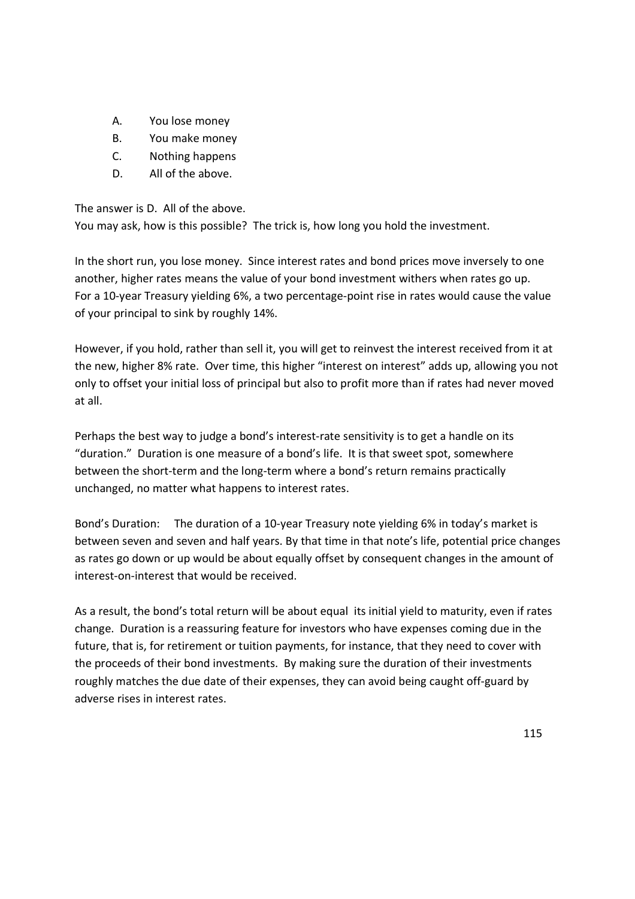A. You lose money
B. You make money
C. Nothing happens
D. All of the above.

The answer is D. All of the above.
You may ask, how is this possible? The trick is, how long you hold the investment.

In the short run, you lose money. Since interest rates and bond prices move inversely to one another, higher rates means the value of your bond investment withers when rates go up. For a 10-year Treasury yielding 6%, a two percentage-point rise in rates would cause the value of your principal to sink by roughly 14%.

However, if you hold, rather than sell it, you will get to reinvest the interest received from it at the new, higher 8% rate. Over time, this higher "interest on interest" adds up, allowing you not only to offset your initial loss of principal but also to profit more than if rates had never moved at all.

Perhaps the best way to judge a bond's interest-rate sensitivity is to get a handle on its "duration." Duration is one measure of a bond's life. It is that sweet spot, somewhere between the short-term and the long-term where a bond's return remains practically unchanged, no matter what happens to interest rates.

Bond's Duration: The duration of a 10-year Treasury note yielding 6% in today's market is between seven and seven and half years. By that time in that note's life, potential price changes as rates go down or up would be about equally offset by consequent changes in the amount of interest-on-interest that would be received.

As a result, the bond's total return will be about equal its initial yield to maturity, even if rates change. Duration is a reassuring feature for investors who have expenses coming due in the future, that is, for retirement or tuition payments, for instance, that they need to cover with the proceeds of their bond investments. By making sure the duration of their investments roughly matches the due date of their expenses, they can avoid being caught off-guard by adverse rises in interest rates.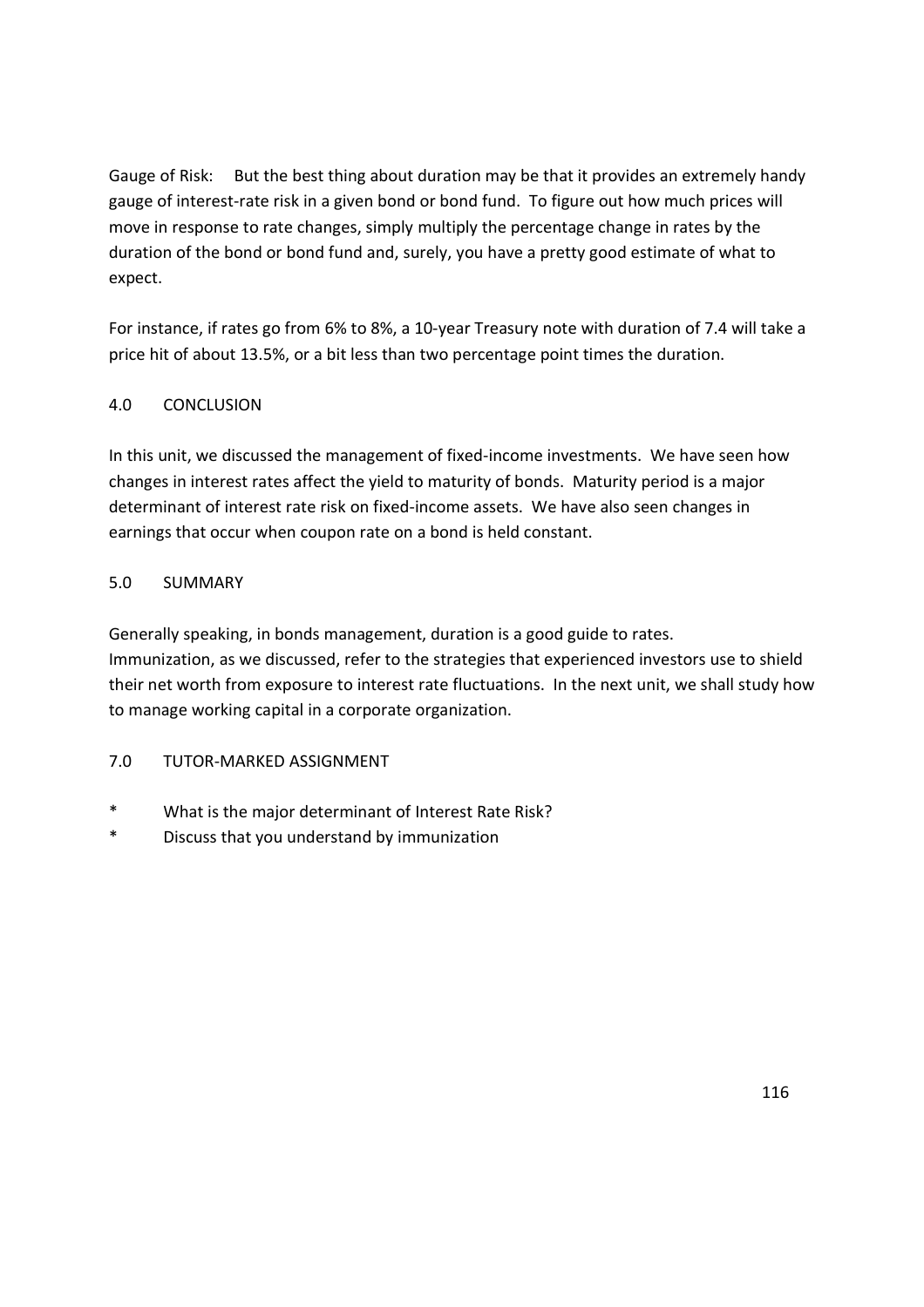Gauge of Risk: But the best thing about duration may be that it provides an extremely handy gauge of interest-rate risk in a given bond or bond fund. To figure out how much prices will move in response to rate changes, simply multiply the percentage change in rates by the duration of the bond or bond fund and, surely, you have a pretty good estimate of what to expect.

For instance, if rates go from 6% to 8%, a 10-year Treasury note with duration of 7.4 will take a price hit of about 13.5%, or a bit less than two percentage point times the duration.

## 4.0 CONCLUSION

In this unit, we discussed the management of fixed-income investments. We have seen how changes in interest rates affect the yield to maturity of bonds. Maturity period is a major determinant of interest rate risk on fixed-income assets. We have also seen changes in earnings that occur when coupon rate on a bond is held constant.

## 5.0 SUMMARY

Generally speaking, in bonds management, duration is a good guide to rates.
Immunization, as we discussed, refer to the strategies that experienced investors use to shield their net worth from exposure to interest rate fluctuations. In the next unit, we shall study how to manage working capital in a corporate organization.

## 7.0 TUTOR-MARKED ASSIGNMENT

- What is the major determinant of Interest Rate Risk?
- Discuss that you understand by immunization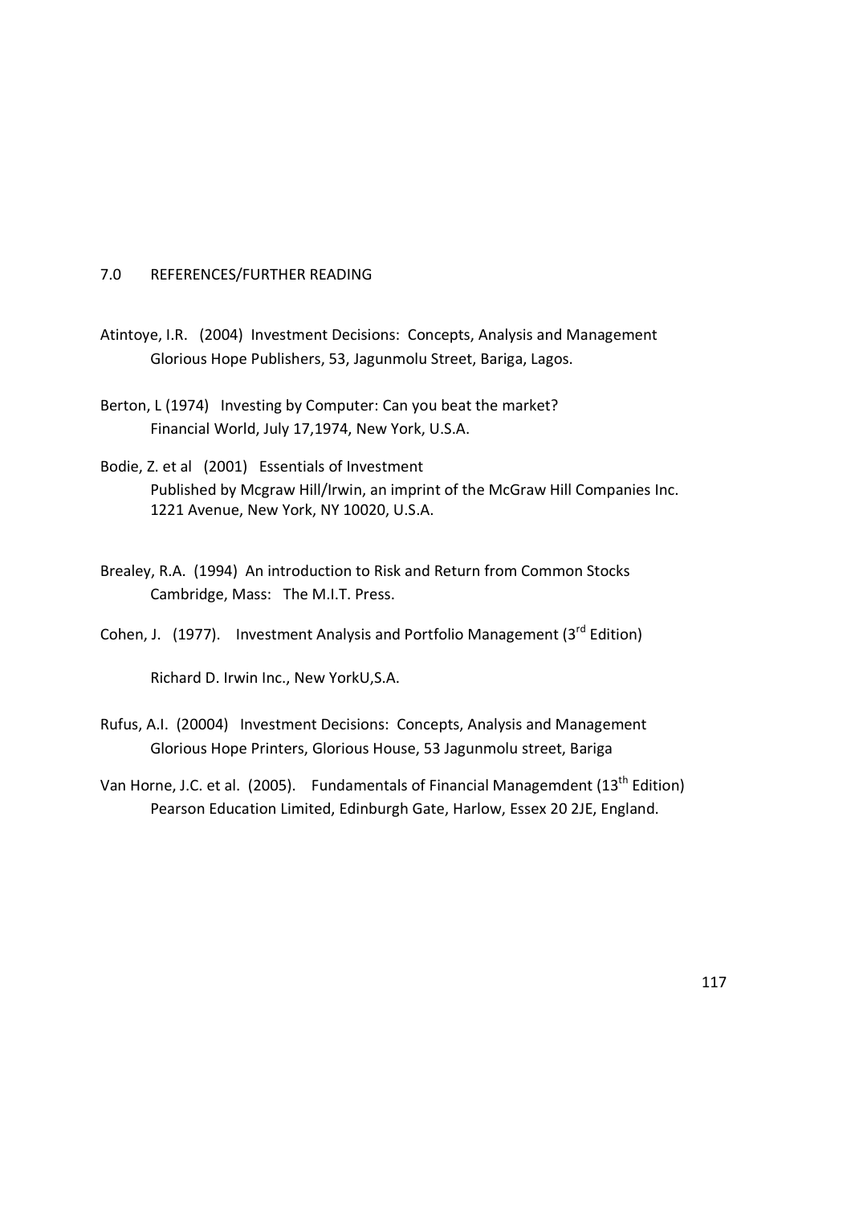## 7.0 REFERENCES/FURTHER READING

Atintoye, I.R. (2004) Investment Decisions: Concepts, Analysis and Management
Glorious Hope Publishers, 53, Jagunmolu Street, Bariga, Lagos.

Berton, L (1974) Investing by Computer: Can you beat the market?
Financial World, July 17,1974, New York, U.S.A.

Bodie, Z. et al (2001) Essentials of Investment
Published by Mcgraw Hill/Irwin, an imprint of the McGraw Hill Companies Inc.
1221 Avenue, New York, NY 10020, U.S.A.

Brealey, R.A. (1994) An introduction to Risk and Return from Common Stocks
Cambridge, Mass: The M.I.T. Press.

Cohen, J. (1977). Investment Analysis and Portfolio Management (3rd Edition)

Richard D. Irwin Inc., New YorkU,S.A.

Rufus, A.I. (20004) Investment Decisions: Concepts, Analysis and Management
Glorious Hope Printers, Glorious House, 53 Jagunmolu street, Bariga

Van Horne, J.C. et al. (2005). Fundamentals of Financial Managemdent (13th Edition)
Pearson Education Limited, Edinburgh Gate, Harlow, Essex 20 2JE, England.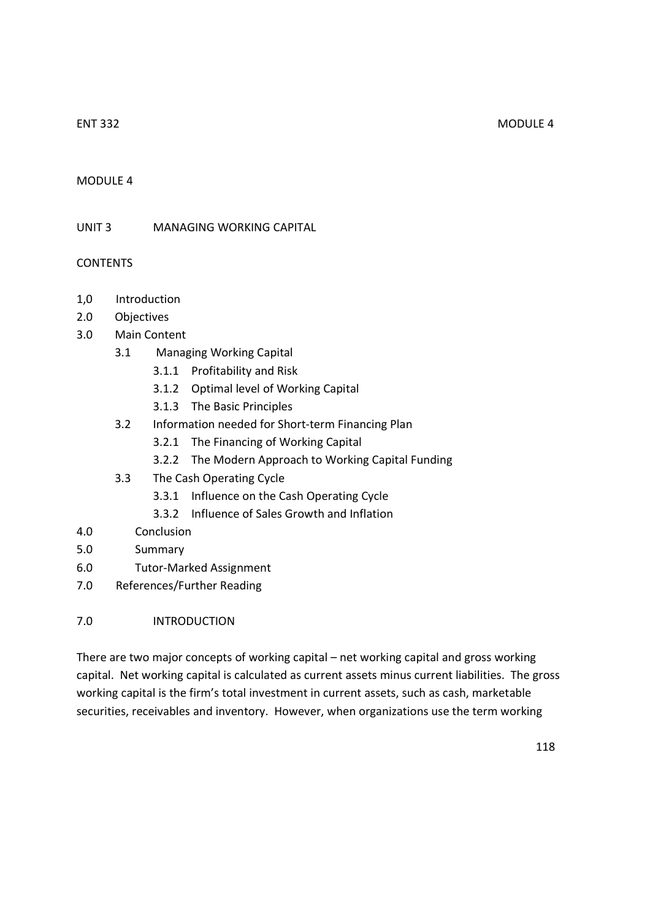MODULE 4

## UNIT 3 MANAGING WORKING CAPITAL

### CONTENTS

1,0 Introduction
2.0 Objectives
3.0 Main Content
- 3.1 Managing Working Capital
  - 3.1.1 Profitability and Risk
  - 3.1.2 Optimal level of Working Capital
  - 3.1.3 The Basic Principles
- 3.2 Information needed for Short-term Financing Plan
  - 3.2.1 The Financing of Working Capital
  - 3.2.2 The Modern Approach to Working Capital Funding
- 3.3 The Cash Operating Cycle
  - 3.3.1 Influence on the Cash Operating Cycle
  - 3.3.2 Influence of Sales Growth and Inflation

4.0 Conclusion
5.0 Summary
6.0 Tutor-Marked Assignment
7.0 References/Further Reading

### 7.0 INTRODUCTION

There are two major concepts of working capital – net working capital and gross working capital. Net working capital is calculated as current assets minus current liabilities. The gross working capital is the firm's total investment in current assets, such as cash, marketable securities, receivables and inventory. However, when organizations use the term working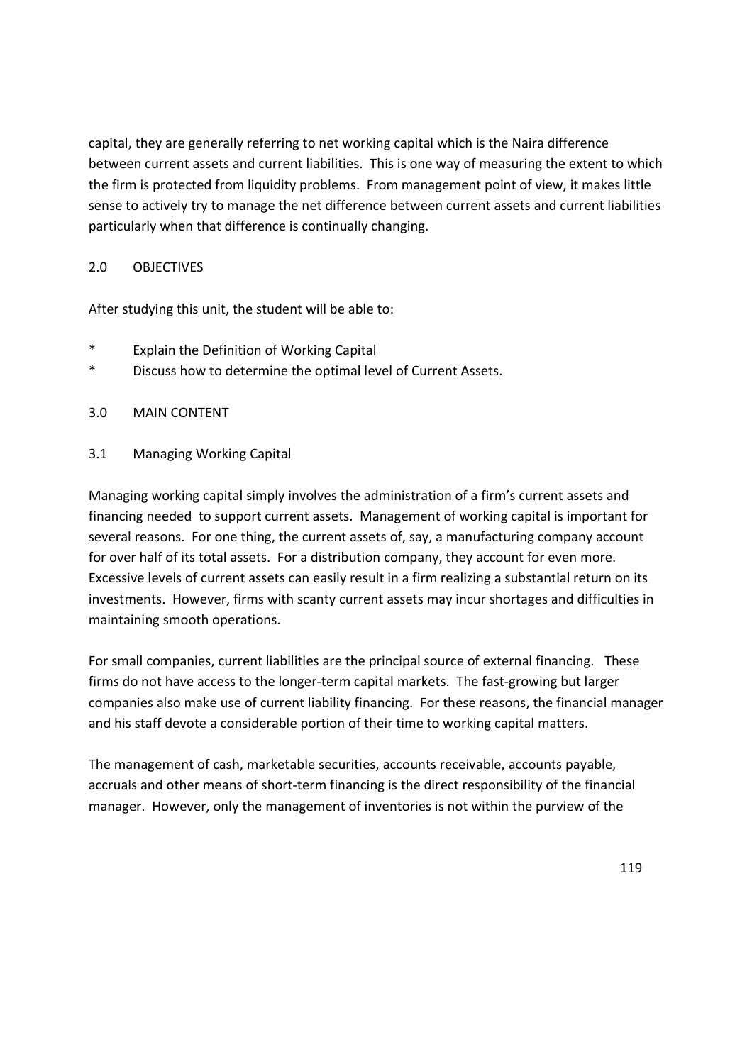capital, they are generally referring to net working capital which is the Naira difference between current assets and current liabilities. This is one way of measuring the extent to which the firm is protected from liquidity problems. From management point of view, it makes little sense to actively try to manage the net difference between current assets and current liabilities particularly when that difference is continually changing.

## 2.0 OBJECTIVES

After studying this unit, the student will be able to:

* Explain the Definition of Working Capital
* Discuss how to determine the optimal level of Current Assets.

## 3.0 MAIN CONTENT

### 3.1 Managing Working Capital

Managing working capital simply involves the administration of a firm's current assets and financing needed to support current assets. Management of working capital is important for several reasons. For one thing, the current assets of, say, a manufacturing company account for over half of its total assets. For a distribution company, they account for even more. Excessive levels of current assets can easily result in a firm realizing a substantial return on its investments. However, firms with scanty current assets may incur shortages and difficulties in maintaining smooth operations.

For small companies, current liabilities are the principal source of external financing. These firms do not have access to the longer-term capital markets. The fast-growing but larger companies also make use of current liability financing. For these reasons, the financial manager and his staff devote a considerable portion of their time to working capital matters.

The management of cash, marketable securities, accounts receivable, accounts payable, accruals and other means of short-term financing is the direct responsibility of the financial manager. However, only the management of inventories is not within the purview of the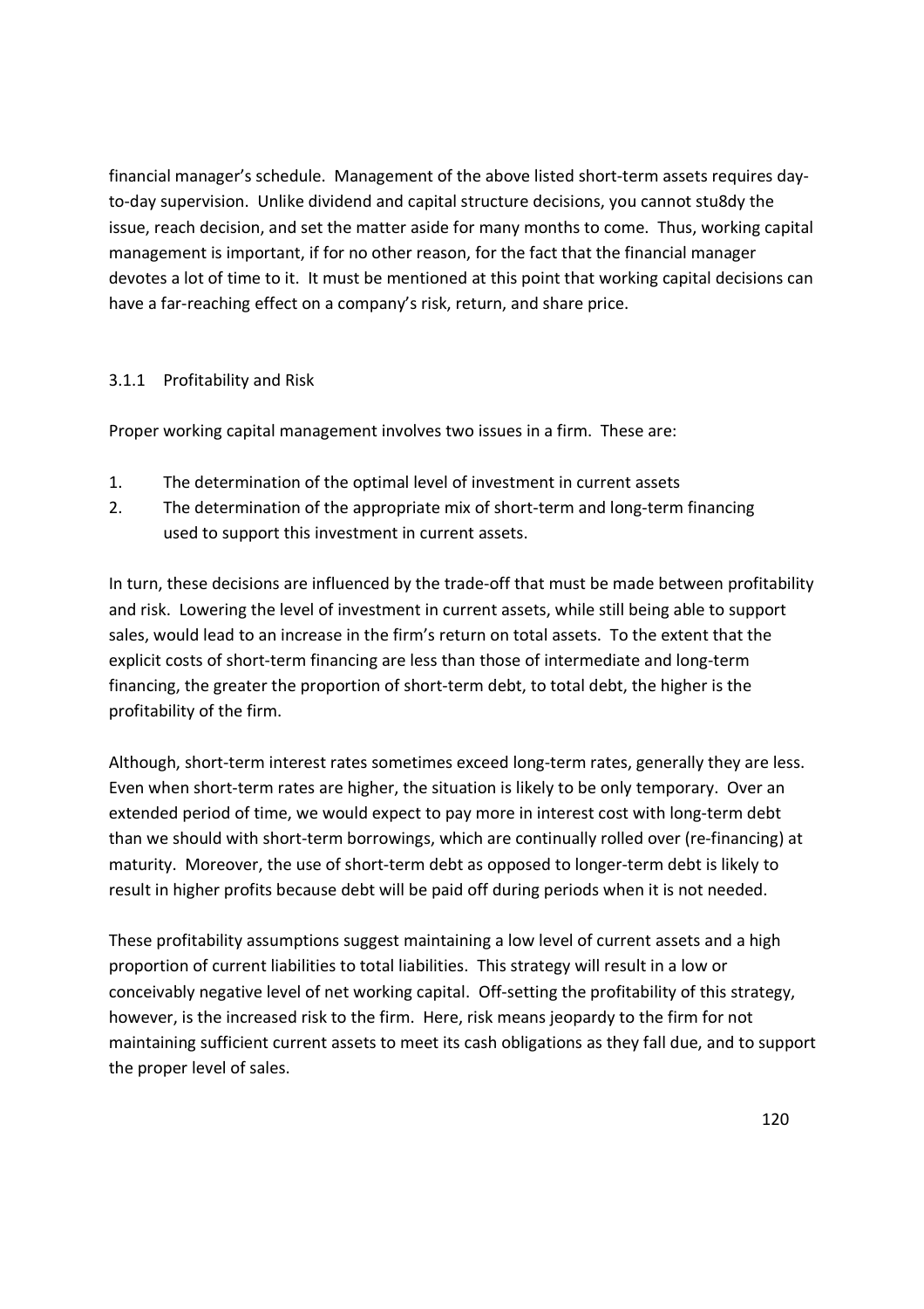financial manager's schedule. Management of the above listed short-term assets requires day-to-day supervision. Unlike dividend and capital structure decisions, you cannot stu8dy the issue, reach decision, and set the matter aside for many months to come. Thus, working capital management is important, if for no other reason, for the fact that the financial manager devotes a lot of time to it. It must be mentioned at this point that working capital decisions can have a far-reaching effect on a company's risk, return, and share price.

### 3.1.1 Profitability and Risk

Proper working capital management involves two issues in a firm. These are:

1. The determination of the optimal level of investment in current assets
2. The determination of the appropriate mix of short-term and long-term financing used to support this investment in current assets.

In turn, these decisions are influenced by the trade-off that must be made between profitability and risk. Lowering the level of investment in current assets, while still being able to support sales, would lead to an increase in the firm's return on total assets. To the extent that the explicit costs of short-term financing are less than those of intermediate and long-term financing, the greater the proportion of short-term debt, to total debt, the higher is the profitability of the firm.

Although, short-term interest rates sometimes exceed long-term rates, generally they are less. Even when short-term rates are higher, the situation is likely to be only temporary. Over an extended period of time, we would expect to pay more in interest cost with long-term debt than we should with short-term borrowings, which are continually rolled over (re-financing) at maturity. Moreover, the use of short-term debt as opposed to longer-term debt is likely to result in higher profits because debt will be paid off during periods when it is not needed.

These profitability assumptions suggest maintaining a low level of current assets and a high proportion of current liabilities to total liabilities. This strategy will result in a low or conceivably negative level of net working capital. Off-setting the profitability of this strategy, however, is the increased risk to the firm. Here, risk means jeopardy to the firm for not maintaining sufficient current assets to meet its cash obligations as they fall due, and to support the proper level of sales.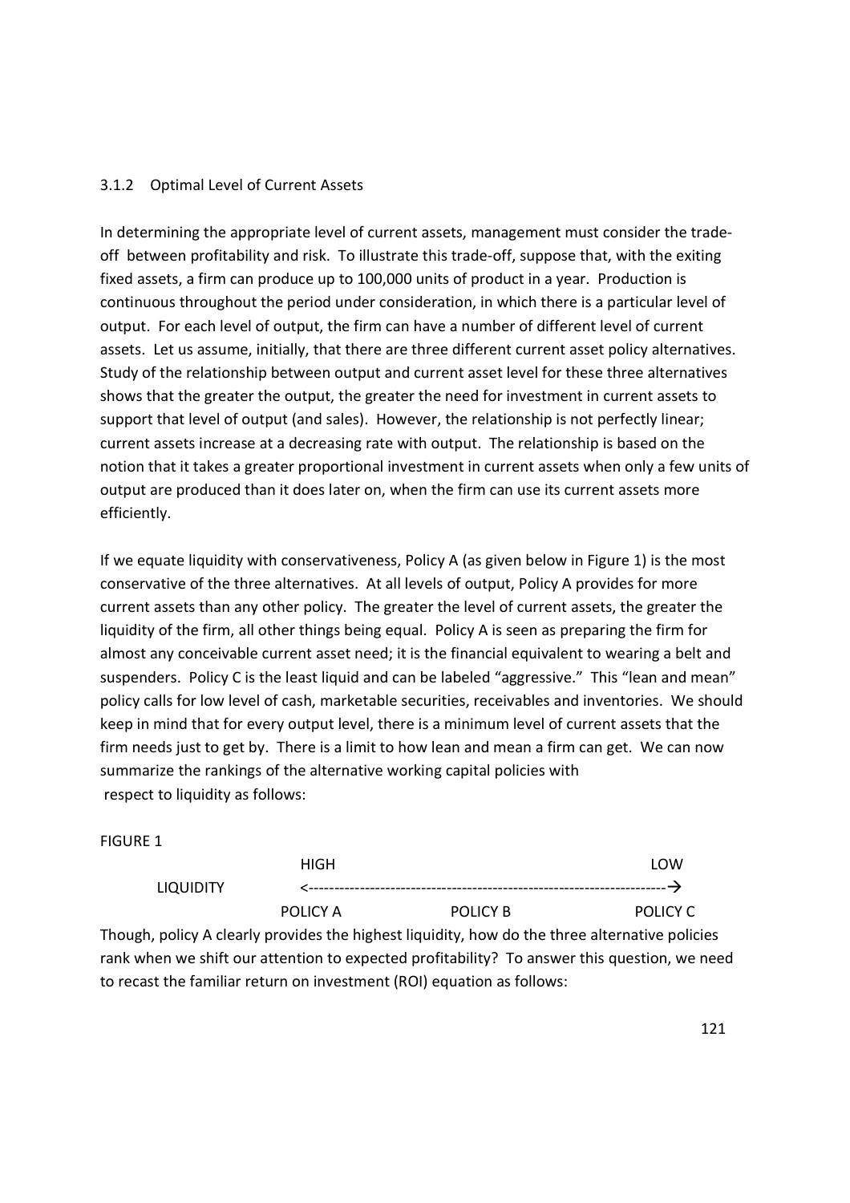### 3.1.2 Optimal Level of Current Assets

In determining the appropriate level of current assets, management must consider the trade-off between profitability and risk. To illustrate this trade-off, suppose that, with the exiting fixed assets, a firm can produce up to 100,000 units of product in a year. Production is continuous throughout the period under consideration, in which there is a particular level of output. For each level of output, the firm can have a number of different level of current assets. Let us assume, initially, that there are three different current asset policy alternatives. Study of the relationship between output and current asset level for these three alternatives shows that the greater the output, the greater the need for investment in current assets to support that level of output (and sales). However, the relationship is not perfectly linear; current assets increase at a decreasing rate with output. The relationship is based on the notion that it takes a greater proportional investment in current assets when only a few units of output are produced than it does later on, when the firm can use its current assets more efficiently.

If we equate liquidity with conservativeness, Policy A (as given below in Figure 1) is the most conservative of the three alternatives. At all levels of output, Policy A provides for more current assets than any other policy. The greater the level of current assets, the greater the liquidity of the firm, all other things being equal. Policy A is seen as preparing the firm for almost any conceivable current asset need; it is the financial equivalent to wearing a belt and suspenders. Policy C is the least liquid and can be labeled "aggressive." This "lean and mean" policy calls for low level of cash, marketable securities, receivables and inventories. We should keep in mind that for every output level, there is a minimum level of current assets that the firm needs just to get by. There is a limit to how lean and mean a firm can get. We can now summarize the rankings of the alternative working capital policies with respect to liquidity as follows:

FIGURE 1

| | HIGH | | LOW |
|---|---|---|---|
| LIQUIDITY | <-------------------------------------------------------------------------- | | → |
| | POLICY A | POLICY B | POLICY C |

Though, policy A clearly provides the highest liquidity, how do the three alternative policies rank when we shift our attention to expected profitability? To answer this question, we need to recast the familiar return on investment (ROI) equation as follows: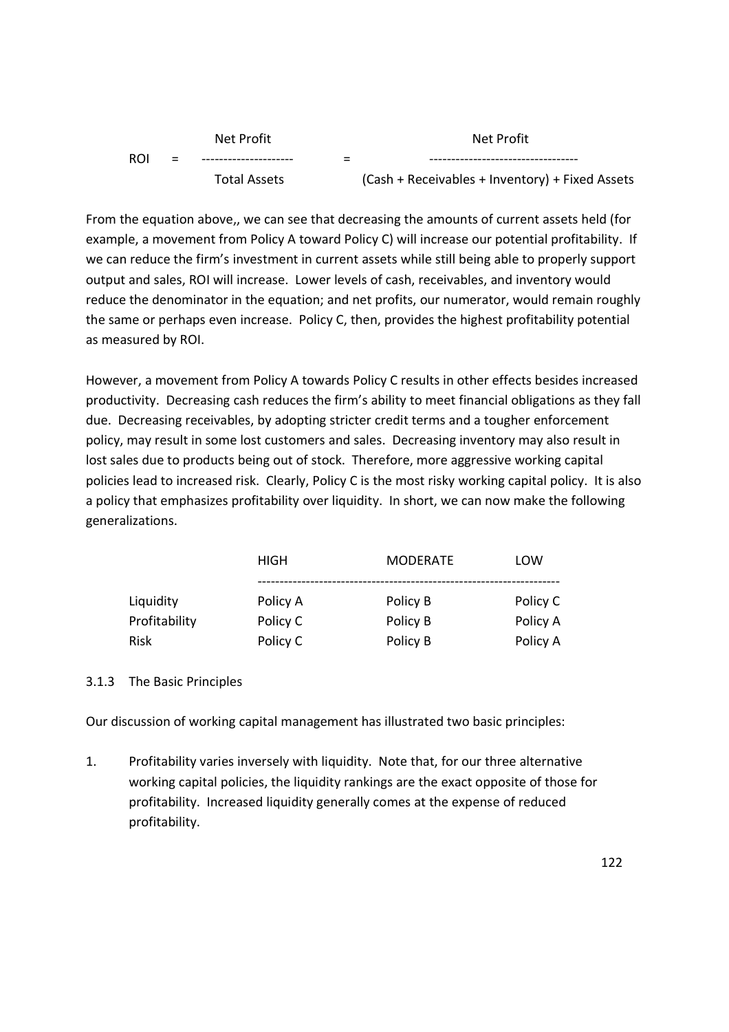$$ROI = \frac{\text{Net Profit}}{\text{Total Assets}} = \frac{\text{Net Profit}}{(\text{Cash} + \text{Receivables} + \text{Inventory}) + \text{Fixed Assets}}$$

From the equation above,, we can see that decreasing the amounts of current assets held (for example, a movement from Policy A toward Policy C) will increase our potential profitability. If we can reduce the firm's investment in current assets while still being able to properly support output and sales, ROI will increase. Lower levels of cash, receivables, and inventory would reduce the denominator in the equation; and net profits, our numerator, would remain roughly the same or perhaps even increase. Policy C, then, provides the highest profitability potential as measured by ROI.

However, a movement from Policy A towards Policy C results in other effects besides increased productivity. Decreasing cash reduces the firm's ability to meet financial obligations as they fall due. Decreasing receivables, by adopting stricter credit terms and a tougher enforcement policy, may result in some lost customers and sales. Decreasing inventory may also result in lost sales due to products being out of stock. Therefore, more aggressive working capital policies lead to increased risk. Clearly, Policy C is the most risky working capital policy. It is also a policy that emphasizes profitability over liquidity. In short, we can now make the following generalizations.

| | HIGH | MODERATE | LOW |
|---|---|---|---|
| Liquidity | Policy A | Policy B | Policy C |
| Profitability | Policy C | Policy B | Policy A |
| Risk | Policy C | Policy B | Policy A |

### 3.1.3 The Basic Principles

Our discussion of working capital management has illustrated two basic principles:

1. Profitability varies inversely with liquidity. Note that, for our three alternative working capital policies, the liquidity rankings are the exact opposite of those for profitability. Increased liquidity generally comes at the expense of reduced profitability.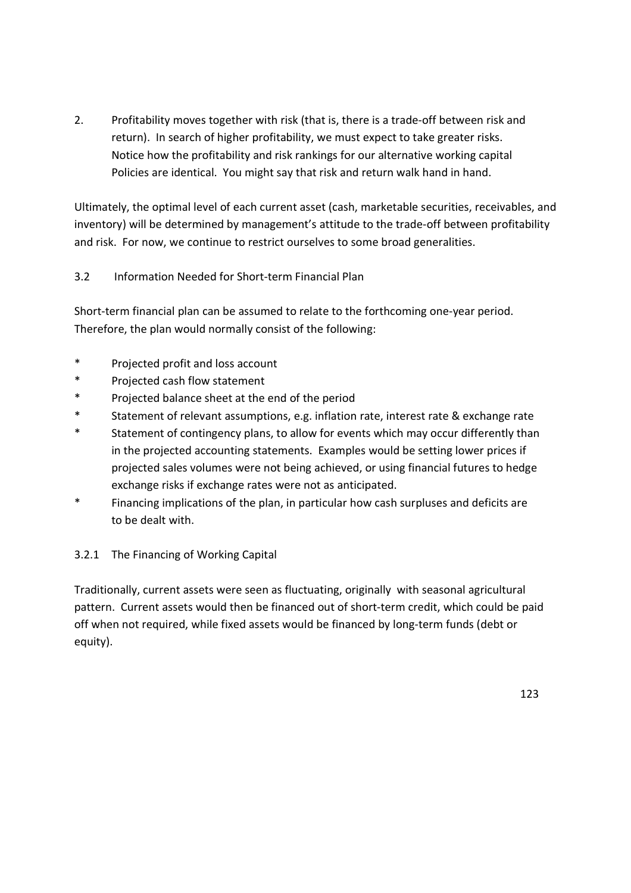2. Profitability moves together with risk (that is, there is a trade-off between risk and return). In search of higher profitability, we must expect to take greater risks. Notice how the profitability and risk rankings for our alternative working capital Policies are identical. You might say that risk and return walk hand in hand.

Ultimately, the optimal level of each current asset (cash, marketable securities, receivables, and inventory) will be determined by management's attitude to the trade-off between profitability and risk. For now, we continue to restrict ourselves to some broad generalities.

### 3.2 Information Needed for Short-term Financial Plan

Short-term financial plan can be assumed to relate to the forthcoming one-year period. Therefore, the plan would normally consist of the following:

* Projected profit and loss account
* Projected cash flow statement
* Projected balance sheet at the end of the period
* Statement of relevant assumptions, e.g. inflation rate, interest rate & exchange rate
* Statement of contingency plans, to allow for events which may occur differently than in the projected accounting statements. Examples would be setting lower prices if projected sales volumes were not being achieved, or using financial futures to hedge exchange risks if exchange rates were not as anticipated.
* Financing implications of the plan, in particular how cash surpluses and deficits are to be dealt with.

#### 3.2.1 The Financing of Working Capital

Traditionally, current assets were seen as fluctuating, originally with seasonal agricultural pattern. Current assets would then be financed out of short-term credit, which could be paid off when not required, while fixed assets would be financed by long-term funds (debt or equity).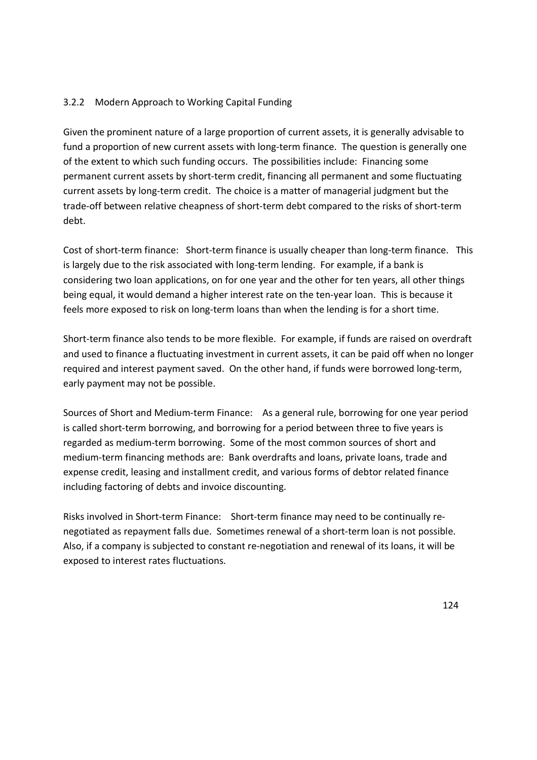### 3.2.2 Modern Approach to Working Capital Funding

Given the prominent nature of a large proportion of current assets, it is generally advisable to fund a proportion of new current assets with long-term finance. The question is generally one of the extent to which such funding occurs. The possibilities include: Financing some permanent current assets by short-term credit, financing all permanent and some fluctuating current assets by long-term credit. The choice is a matter of managerial judgment but the trade-off between relative cheapness of short-term debt compared to the risks of short-term debt.

Cost of short-term finance: Short-term finance is usually cheaper than long-term finance. This is largely due to the risk associated with long-term lending. For example, if a bank is considering two loan applications, on for one year and the other for ten years, all other things being equal, it would demand a higher interest rate on the ten-year loan. This is because it feels more exposed to risk on long-term loans than when the lending is for a short time.

Short-term finance also tends to be more flexible. For example, if funds are raised on overdraft and used to finance a fluctuating investment in current assets, it can be paid off when no longer required and interest payment saved. On the other hand, if funds were borrowed long-term, early payment may not be possible.

Sources of Short and Medium-term Finance: As a general rule, borrowing for one year period is called short-term borrowing, and borrowing for a period between three to five years is regarded as medium-term borrowing. Some of the most common sources of short and medium-term financing methods are: Bank overdrafts and loans, private loans, trade and expense credit, leasing and installment credit, and various forms of debtor related finance including factoring of debts and invoice discounting.

Risks involved in Short-term Finance: Short-term finance may need to be continually re-negotiated as repayment falls due. Sometimes renewal of a short-term loan is not possible. Also, if a company is subjected to constant re-negotiation and renewal of its loans, it will be exposed to interest rates fluctuations.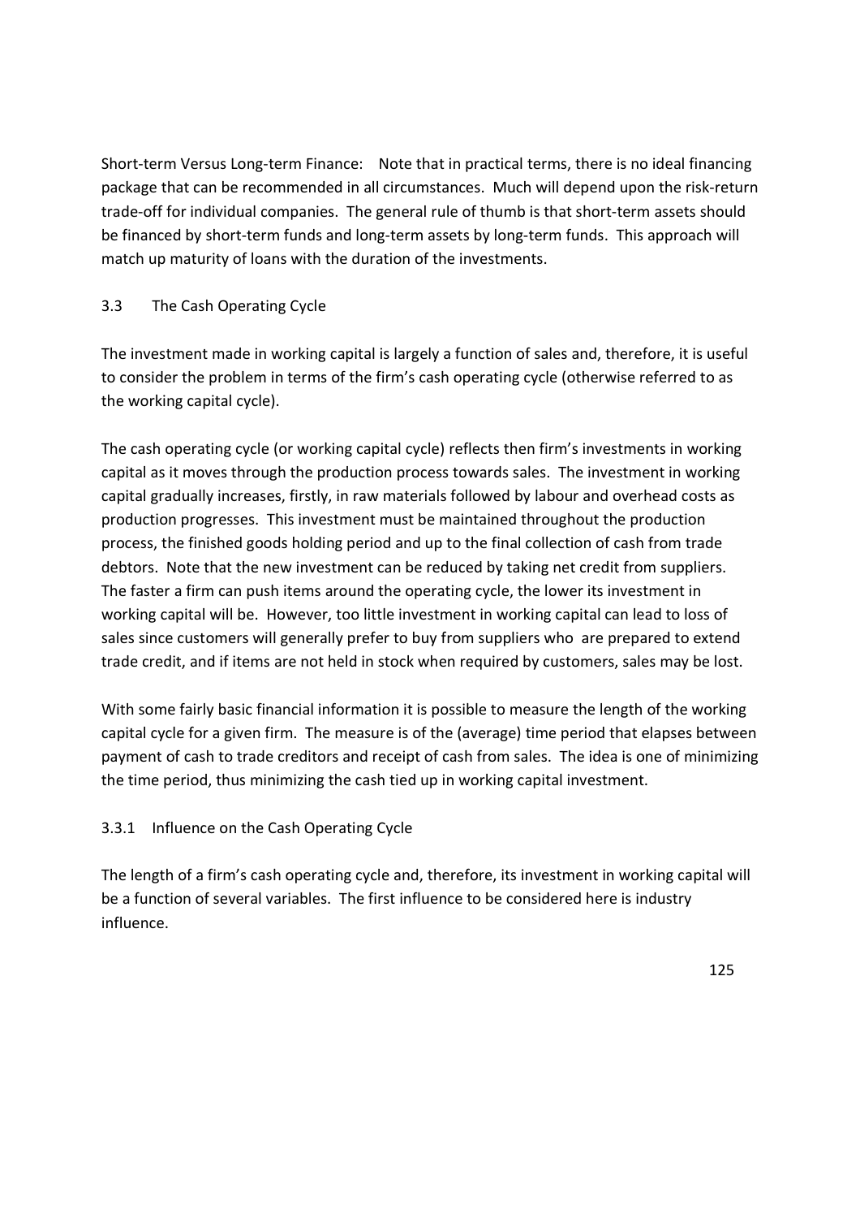Short-term Versus Long-term Finance: Note that in practical terms, there is no ideal financing package that can be recommended in all circumstances. Much will depend upon the risk-return trade-off for individual companies. The general rule of thumb is that short-term assets should be financed by short-term funds and long-term assets by long-term funds. This approach will match up maturity of loans with the duration of the investments.

## 3.3 The Cash Operating Cycle

The investment made in working capital is largely a function of sales and, therefore, it is useful to consider the problem in terms of the firm's cash operating cycle (otherwise referred to as the working capital cycle).

The cash operating cycle (or working capital cycle) reflects then firm's investments in working capital as it moves through the production process towards sales. The investment in working capital gradually increases, firstly, in raw materials followed by labour and overhead costs as production progresses. This investment must be maintained throughout the production process, the finished goods holding period and up to the final collection of cash from trade debtors. Note that the new investment can be reduced by taking net credit from suppliers. The faster a firm can push items around the operating cycle, the lower its investment in working capital will be. However, too little investment in working capital can lead to loss of sales since customers will generally prefer to buy from suppliers who are prepared to extend trade credit, and if items are not held in stock when required by customers, sales may be lost.

With some fairly basic financial information it is possible to measure the length of the working capital cycle for a given firm. The measure is of the (average) time period that elapses between payment of cash to trade creditors and receipt of cash from sales. The idea is one of minimizing the time period, thus minimizing the cash tied up in working capital investment.

### 3.3.1 Influence on the Cash Operating Cycle

The length of a firm's cash operating cycle and, therefore, its investment in working capital will be a function of several variables. The first influence to be considered here is industry influence.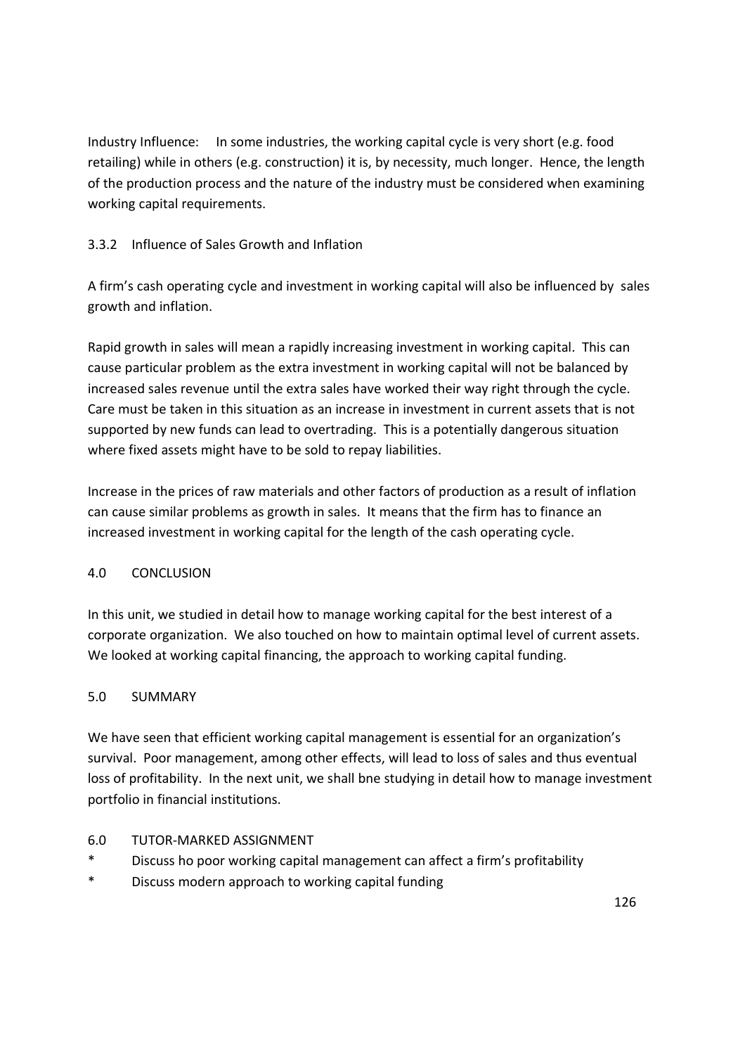Industry Influence: In some industries, the working capital cycle is very short (e.g. food retailing) while in others (e.g. construction) it is, by necessity, much longer. Hence, the length of the production process and the nature of the industry must be considered when examining working capital requirements.

### 3.3.2 Influence of Sales Growth and Inflation

A firm's cash operating cycle and investment in working capital will also be influenced by sales growth and inflation.

Rapid growth in sales will mean a rapidly increasing investment in working capital. This can cause particular problem as the extra investment in working capital will not be balanced by increased sales revenue until the extra sales have worked their way right through the cycle. Care must be taken in this situation as an increase in investment in current assets that is not supported by new funds can lead to overtrading. This is a potentially dangerous situation where fixed assets might have to be sold to repay liabilities.

Increase in the prices of raw materials and other factors of production as a result of inflation can cause similar problems as growth in sales. It means that the firm has to finance an increased investment in working capital for the length of the cash operating cycle.

## 4.0 CONCLUSION

In this unit, we studied in detail how to manage working capital for the best interest of a corporate organization. We also touched on how to maintain optimal level of current assets. We looked at working capital financing, the approach to working capital funding.

## 5.0 SUMMARY

We have seen that efficient working capital management is essential for an organization's survival. Poor management, among other effects, will lead to loss of sales and thus eventual loss of profitability. In the next unit, we shall bne studying in detail how to manage investment portfolio in financial institutions.

## 6.0 TUTOR-MARKED ASSIGNMENT

* Discuss ho poor working capital management can affect a firm's profitability
* Discuss modern approach to working capital funding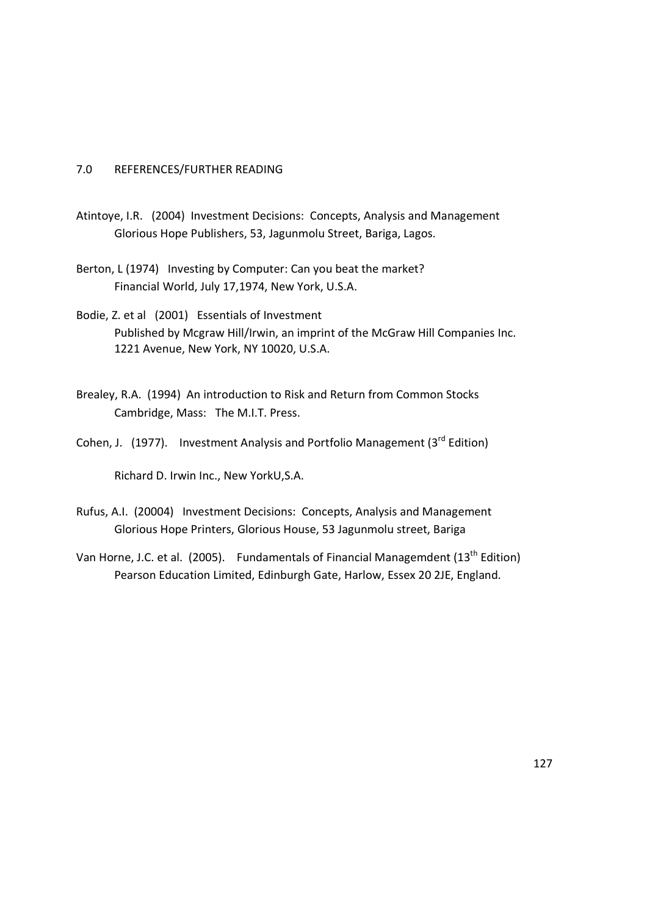## 7.0 REFERENCES/FURTHER READING

Atintoye, I.R. (2004) Investment Decisions: Concepts, Analysis and Management
Glorious Hope Publishers, 53, Jagunmolu Street, Bariga, Lagos.

Berton, L (1974) Investing by Computer: Can you beat the market?
Financial World, July 17,1974, New York, U.S.A.

Bodie, Z. et al (2001) Essentials of Investment
Published by Mcgraw Hill/Irwin, an imprint of the McGraw Hill Companies Inc.
1221 Avenue, New York, NY 10020, U.S.A.

Brealey, R.A. (1994) An introduction to Risk and Return from Common Stocks
Cambridge, Mass: The M.I.T. Press.

Cohen, J. (1977). Investment Analysis and Portfolio Management (3rd Edition)

Richard D. Irwin Inc., New YorkU,S.A.

Rufus, A.I. (20004) Investment Decisions: Concepts, Analysis and Management
Glorious Hope Printers, Glorious House, 53 Jagunmolu street, Bariga

Van Horne, J.C. et al. (2005). Fundamentals of Financial Managemdent (13th Edition)
Pearson Education Limited, Edinburgh Gate, Harlow, Essex 20 2JE, England.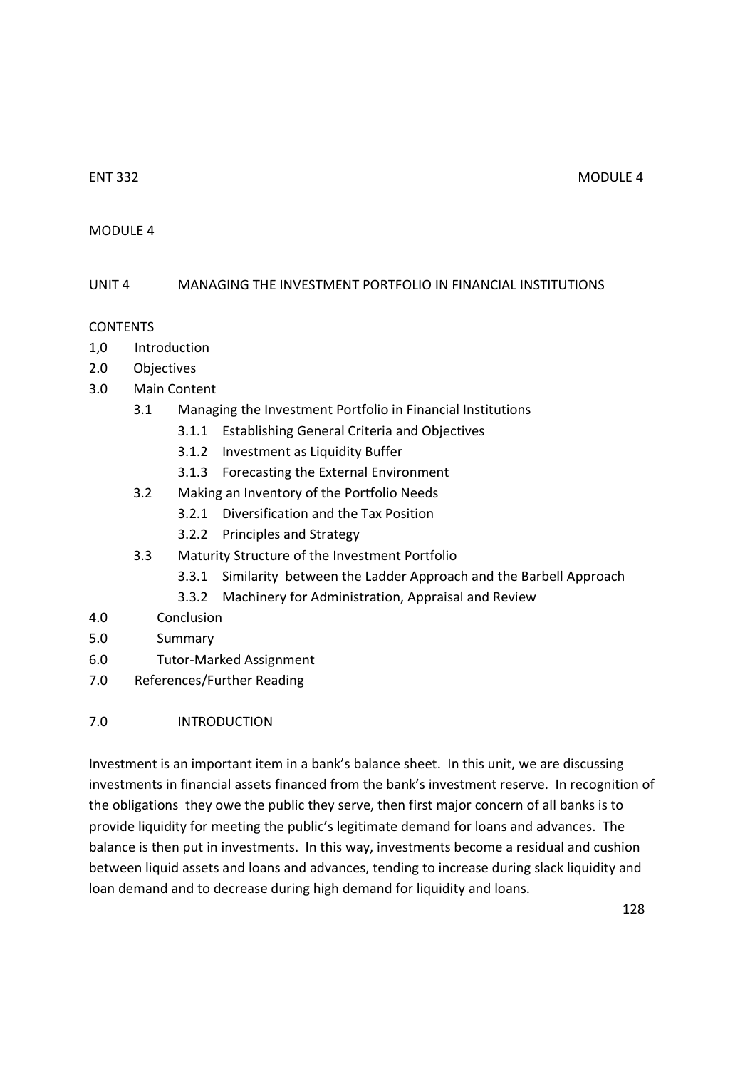MODULE 4

UNIT 4 MANAGING THE INVESTMENT PORTFOLIO IN FINANCIAL INSTITUTIONS

CONTENTS

1,0 Introduction
2.0 Objectives
3.0 Main Content
   - 3.1 Managing the Investment Portfolio in Financial Institutions
      - 3.1.1 Establishing General Criteria and Objectives
      - 3.1.2 Investment as Liquidity Buffer
      - 3.1.3 Forecasting the External Environment
   - 3.2 Making an Inventory of the Portfolio Needs
      - 3.2.1 Diversification and the Tax Position
      - 3.2.2 Principles and Strategy
   - 3.3 Maturity Structure of the Investment Portfolio
      - 3.3.1 Similarity between the Ladder Approach and the Barbell Approach
      - 3.3.2 Machinery for Administration, Appraisal and Review

4.0 Conclusion
5.0 Summary
6.0 Tutor-Marked Assignment
7.0 References/Further Reading

7.0 INTRODUCTION

Investment is an important item in a bank's balance sheet. In this unit, we are discussing investments in financial assets financed from the bank's investment reserve. In recognition of the obligations they owe the public they serve, then first major concern of all banks is to provide liquidity for meeting the public's legitimate demand for loans and advances. The balance is then put in investments. In this way, investments become a residual and cushion between liquid assets and loans and advances, tending to increase during slack liquidity and loan demand and to decrease during high demand for liquidity and loans.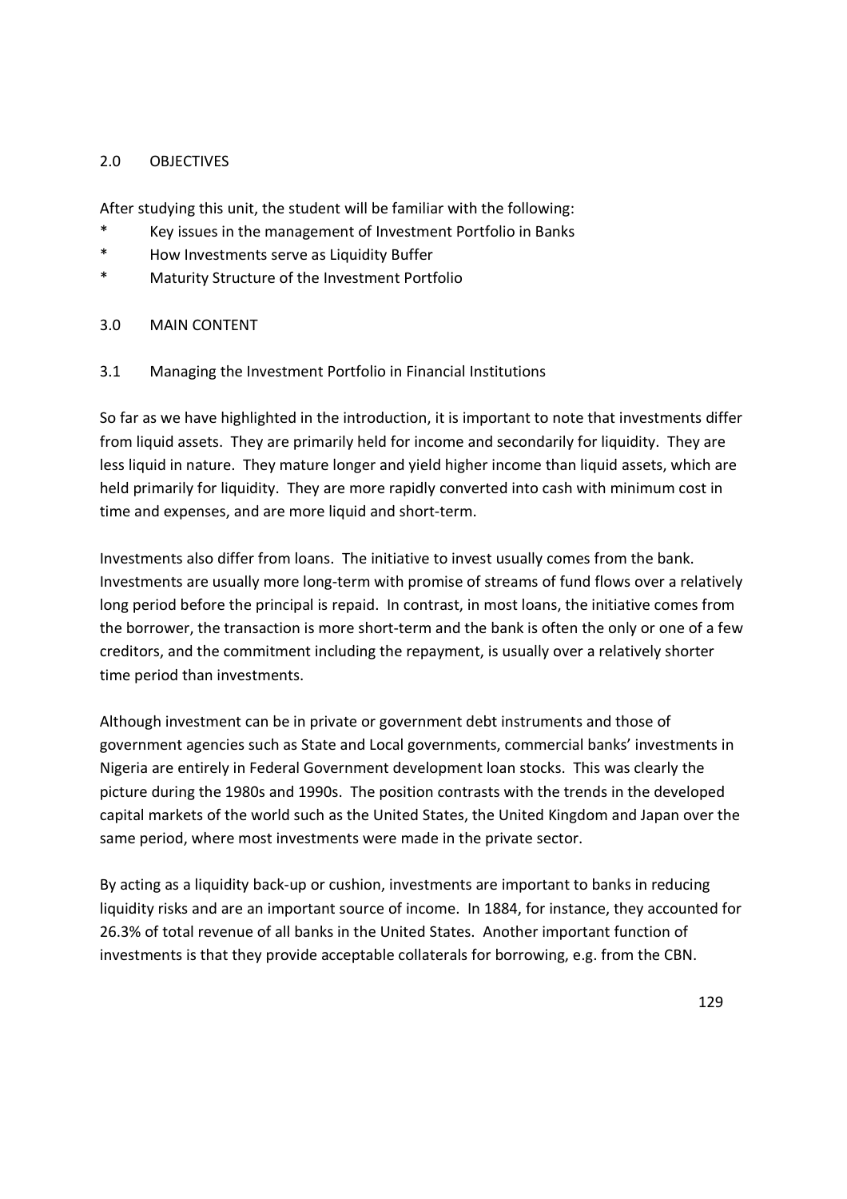## 2.0 OBJECTIVES

After studying this unit, the student will be familiar with the following:

* Key issues in the management of Investment Portfolio in Banks
* How Investments serve as Liquidity Buffer
* Maturity Structure of the Investment Portfolio

## 3.0 MAIN CONTENT

### 3.1 Managing the Investment Portfolio in Financial Institutions

So far as we have highlighted in the introduction, it is important to note that investments differ from liquid assets. They are primarily held for income and secondarily for liquidity. They are less liquid in nature. They mature longer and yield higher income than liquid assets, which are held primarily for liquidity. They are more rapidly converted into cash with minimum cost in time and expenses, and are more liquid and short-term.

Investments also differ from loans. The initiative to invest usually comes from the bank. Investments are usually more long-term with promise of streams of fund flows over a relatively long period before the principal is repaid. In contrast, in most loans, the initiative comes from the borrower, the transaction is more short-term and the bank is often the only or one of a few creditors, and the commitment including the repayment, is usually over a relatively shorter time period than investments.

Although investment can be in private or government debt instruments and those of government agencies such as State and Local governments, commercial banks' investments in Nigeria are entirely in Federal Government development loan stocks. This was clearly the picture during the 1980s and 1990s. The position contrasts with the trends in the developed capital markets of the world such as the United States, the United Kingdom and Japan over the same period, where most investments were made in the private sector.

By acting as a liquidity back-up or cushion, investments are important to banks in reducing liquidity risks and are an important source of income. In 1884, for instance, they accounted for 26.3% of total revenue of all banks in the United States. Another important function of investments is that they provide acceptable collaterals for borrowing, e.g. from the CBN.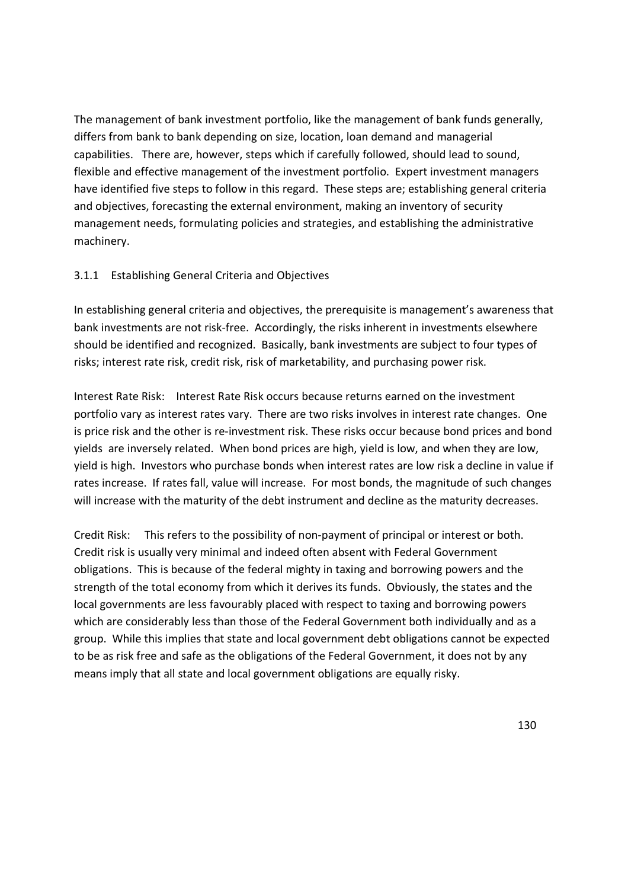The management of bank investment portfolio, like the management of bank funds generally, differs from bank to bank depending on size, location, loan demand and managerial capabilities. There are, however, steps which if carefully followed, should lead to sound, flexible and effective management of the investment portfolio. Expert investment managers have identified five steps to follow in this regard. These steps are; establishing general criteria and objectives, forecasting the external environment, making an inventory of security management needs, formulating policies and strategies, and establishing the administrative machinery.

### 3.1.1 Establishing General Criteria and Objectives

In establishing general criteria and objectives, the prerequisite is management's awareness that bank investments are not risk-free. Accordingly, the risks inherent in investments elsewhere should be identified and recognized. Basically, bank investments are subject to four types of risks; interest rate risk, credit risk, risk of marketability, and purchasing power risk.

Interest Rate Risk: Interest Rate Risk occurs because returns earned on the investment portfolio vary as interest rates vary. There are two risks involves in interest rate changes. One is price risk and the other is re-investment risk. These risks occur because bond prices and bond yields are inversely related. When bond prices are high, yield is low, and when they are low, yield is high. Investors who purchase bonds when interest rates are low risk a decline in value if rates increase. If rates fall, value will increase. For most bonds, the magnitude of such changes will increase with the maturity of the debt instrument and decline as the maturity decreases.

Credit Risk: This refers to the possibility of non-payment of principal or interest or both. Credit risk is usually very minimal and indeed often absent with Federal Government obligations. This is because of the federal mighty in taxing and borrowing powers and the strength of the total economy from which it derives its funds. Obviously, the states and the local governments are less favourably placed with respect to taxing and borrowing powers which are considerably less than those of the Federal Government both individually and as a group. While this implies that state and local government debt obligations cannot be expected to be as risk free and safe as the obligations of the Federal Government, it does not by any means imply that all state and local government obligations are equally risky.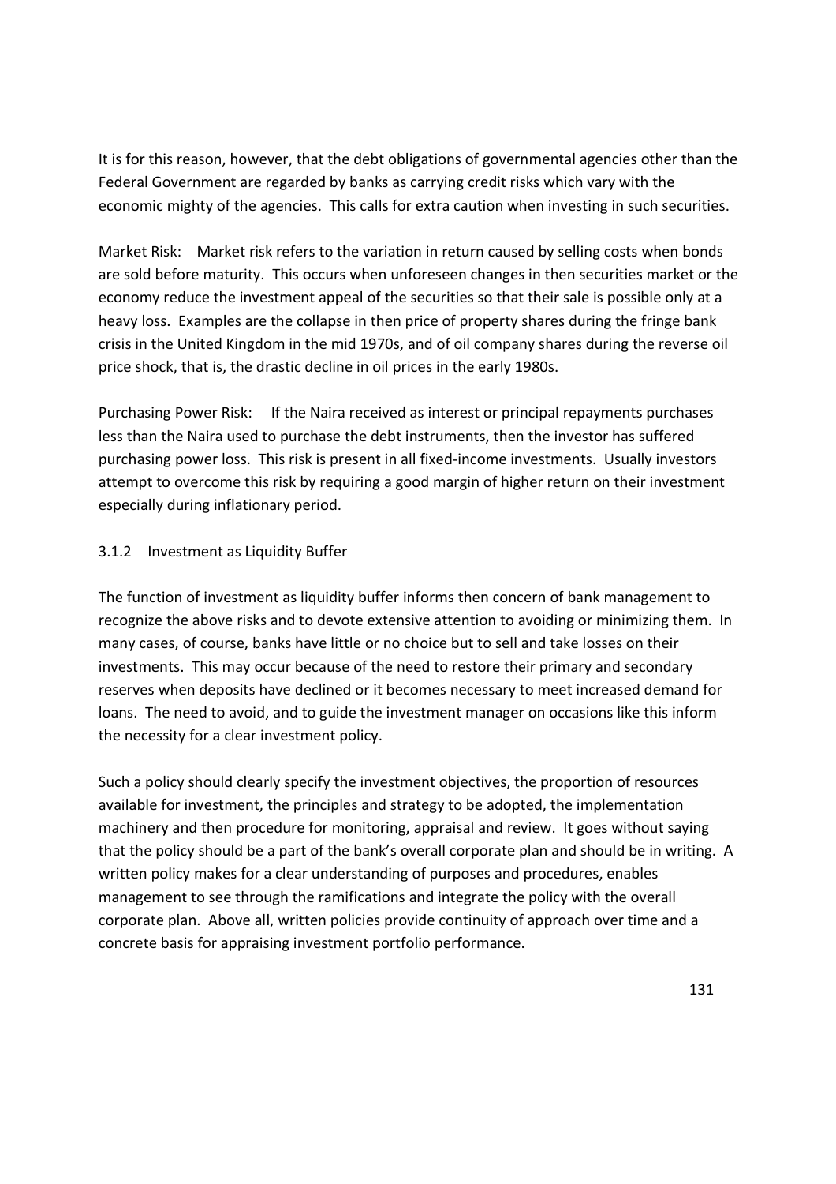It is for this reason, however, that the debt obligations of governmental agencies other than the Federal Government are regarded by banks as carrying credit risks which vary with the economic mighty of the agencies. This calls for extra caution when investing in such securities.

Market Risk: Market risk refers to the variation in return caused by selling costs when bonds are sold before maturity. This occurs when unforeseen changes in then securities market or the economy reduce the investment appeal of the securities so that their sale is possible only at a heavy loss. Examples are the collapse in then price of property shares during the fringe bank crisis in the United Kingdom in the mid 1970s, and of oil company shares during the reverse oil price shock, that is, the drastic decline in oil prices in the early 1980s.

Purchasing Power Risk: If the Naira received as interest or principal repayments purchases less than the Naira used to purchase the debt instruments, then the investor has suffered purchasing power loss. This risk is present in all fixed-income investments. Usually investors attempt to overcome this risk by requiring a good margin of higher return on their investment especially during inflationary period.

### 3.1.2 Investment as Liquidity Buffer

The function of investment as liquidity buffer informs then concern of bank management to recognize the above risks and to devote extensive attention to avoiding or minimizing them. In many cases, of course, banks have little or no choice but to sell and take losses on their investments. This may occur because of the need to restore their primary and secondary reserves when deposits have declined or it becomes necessary to meet increased demand for loans. The need to avoid, and to guide the investment manager on occasions like this inform the necessity for a clear investment policy.

Such a policy should clearly specify the investment objectives, the proportion of resources available for investment, the principles and strategy to be adopted, the implementation machinery and then procedure for monitoring, appraisal and review. It goes without saying that the policy should be a part of the bank's overall corporate plan and should be in writing. A written policy makes for a clear understanding of purposes and procedures, enables management to see through the ramifications and integrate the policy with the overall corporate plan. Above all, written policies provide continuity of approach over time and a concrete basis for appraising investment portfolio performance.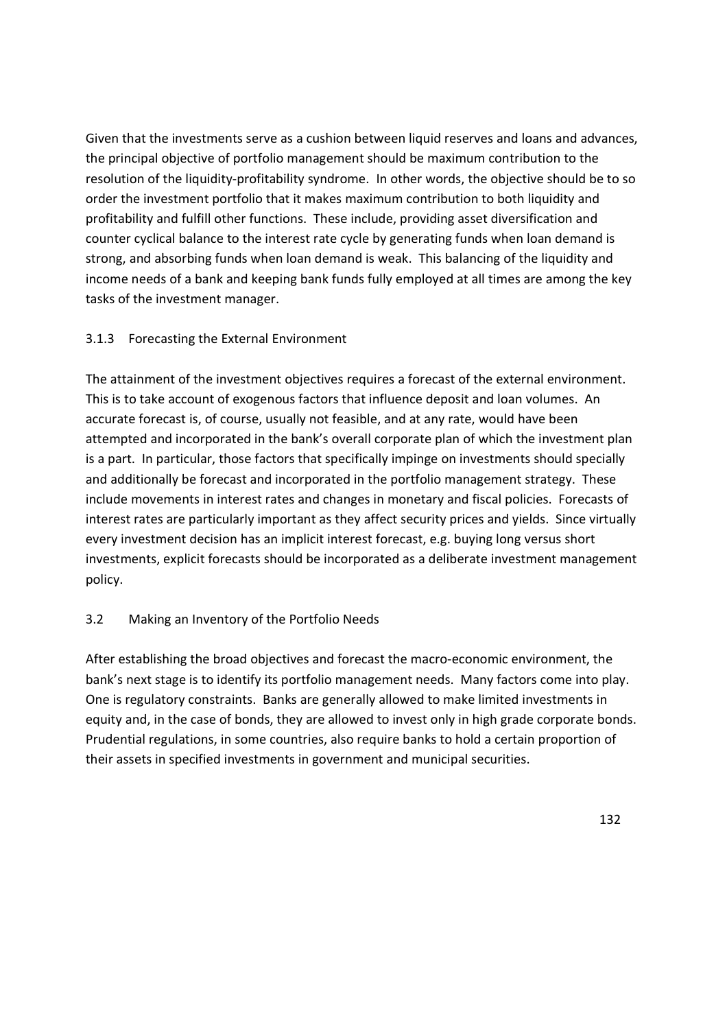Given that the investments serve as a cushion between liquid reserves and loans and advances, the principal objective of portfolio management should be maximum contribution to the resolution of the liquidity-profitability syndrome. In other words, the objective should be to so order the investment portfolio that it makes maximum contribution to both liquidity and profitability and fulfill other functions. These include, providing asset diversification and counter cyclical balance to the interest rate cycle by generating funds when loan demand is strong, and absorbing funds when loan demand is weak. This balancing of the liquidity and income needs of a bank and keeping bank funds fully employed at all times are among the key tasks of the investment manager.

### 3.1.3 Forecasting the External Environment

The attainment of the investment objectives requires a forecast of the external environment. This is to take account of exogenous factors that influence deposit and loan volumes. An accurate forecast is, of course, usually not feasible, and at any rate, would have been attempted and incorporated in the bank's overall corporate plan of which the investment plan is a part. In particular, those factors that specifically impinge on investments should specially and additionally be forecast and incorporated in the portfolio management strategy. These include movements in interest rates and changes in monetary and fiscal policies. Forecasts of interest rates are particularly important as they affect security prices and yields. Since virtually every investment decision has an implicit interest forecast, e.g. buying long versus short investments, explicit forecasts should be incorporated as a deliberate investment management policy.

## 3.2 Making an Inventory of the Portfolio Needs

After establishing the broad objectives and forecast the macro-economic environment, the bank's next stage is to identify its portfolio management needs. Many factors come into play. One is regulatory constraints. Banks are generally allowed to make limited investments in equity and, in the case of bonds, they are allowed to invest only in high grade corporate bonds. Prudential regulations, in some countries, also require banks to hold a certain proportion of their assets in specified investments in government and municipal securities.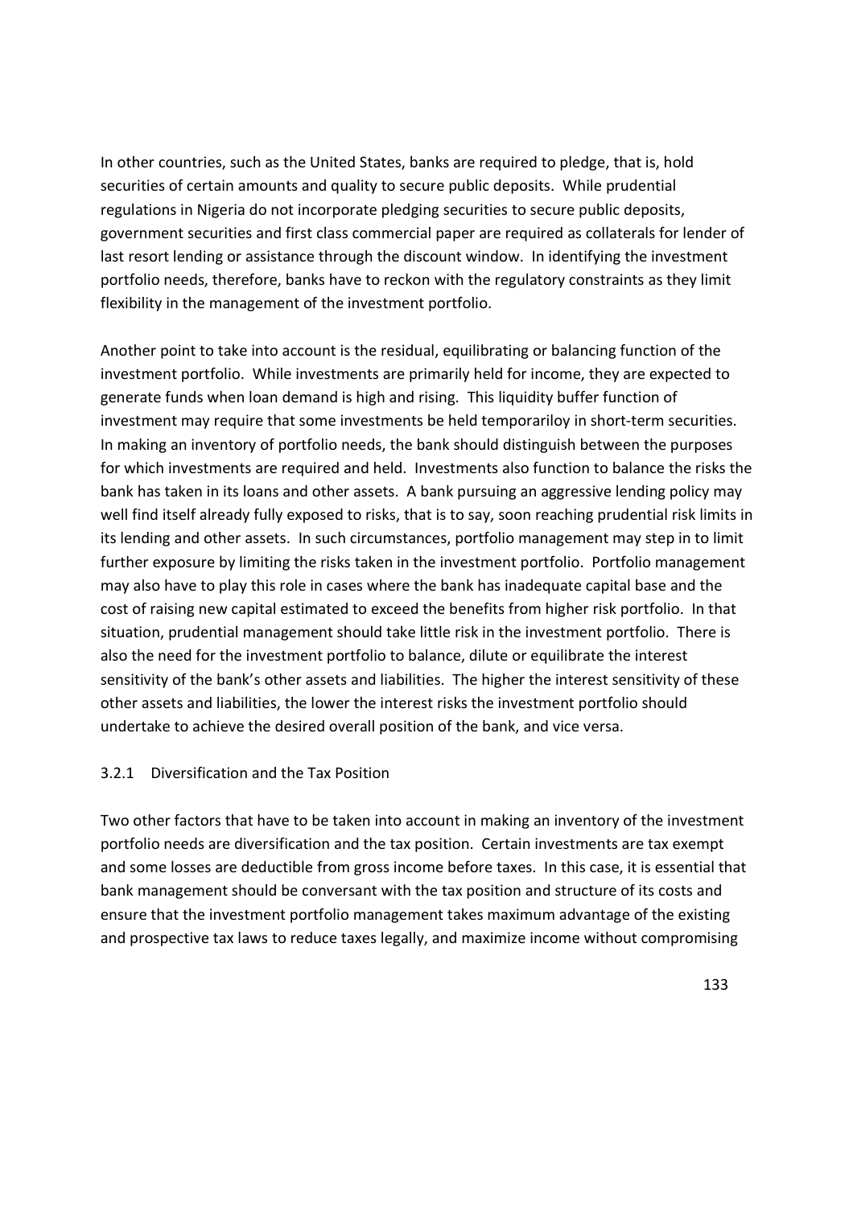In other countries, such as the United States, banks are required to pledge, that is, hold securities of certain amounts and quality to secure public deposits. While prudential regulations in Nigeria do not incorporate pledging securities to secure public deposits, government securities and first class commercial paper are required as collaterals for lender of last resort lending or assistance through the discount window. In identifying the investment portfolio needs, therefore, banks have to reckon with the regulatory constraints as they limit flexibility in the management of the investment portfolio.

Another point to take into account is the residual, equilibrating or balancing function of the investment portfolio. While investments are primarily held for income, they are expected to generate funds when loan demand is high and rising. This liquidity buffer function of investment may require that some investments be held temporariloy in short-term securities. In making an inventory of portfolio needs, the bank should distinguish between the purposes for which investments are required and held. Investments also function to balance the risks the bank has taken in its loans and other assets. A bank pursuing an aggressive lending policy may well find itself already fully exposed to risks, that is to say, soon reaching prudential risk limits in its lending and other assets. In such circumstances, portfolio management may step in to limit further exposure by limiting the risks taken in the investment portfolio. Portfolio management may also have to play this role in cases where the bank has inadequate capital base and the cost of raising new capital estimated to exceed the benefits from higher risk portfolio. In that situation, prudential management should take little risk in the investment portfolio. There is also the need for the investment portfolio to balance, dilute or equilibrate the interest sensitivity of the bank's other assets and liabilities. The higher the interest sensitivity of these other assets and liabilities, the lower the interest risks the investment portfolio should undertake to achieve the desired overall position of the bank, and vice versa.

### 3.2.1 Diversification and the Tax Position

Two other factors that have to be taken into account in making an inventory of the investment portfolio needs are diversification and the tax position. Certain investments are tax exempt and some losses are deductible from gross income before taxes. In this case, it is essential that bank management should be conversant with the tax position and structure of its costs and ensure that the investment portfolio management takes maximum advantage of the existing and prospective tax laws to reduce taxes legally, and maximize income without compromising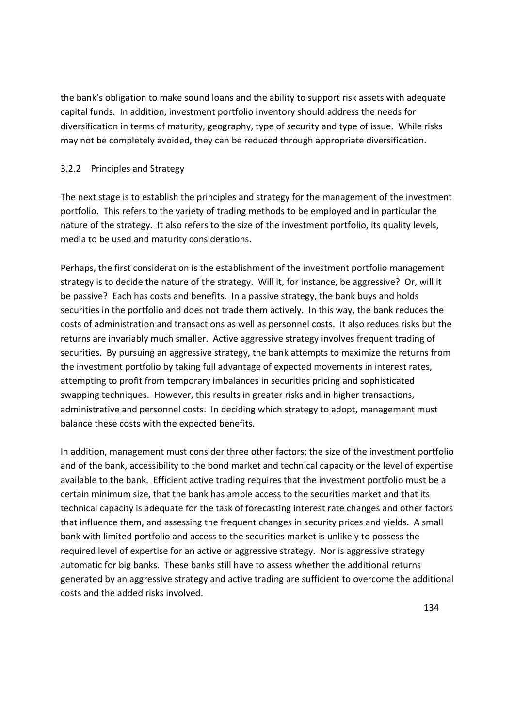the bank's obligation to make sound loans and the ability to support risk assets with adequate capital funds. In addition, investment portfolio inventory should address the needs for diversification in terms of maturity, geography, type of security and type of issue. While risks may not be completely avoided, they can be reduced through appropriate diversification.

### 3.2.2 Principles and Strategy

The next stage is to establish the principles and strategy for the management of the investment portfolio. This refers to the variety of trading methods to be employed and in particular the nature of the strategy. It also refers to the size of the investment portfolio, its quality levels, media to be used and maturity considerations.

Perhaps, the first consideration is the establishment of the investment portfolio management strategy is to decide the nature of the strategy. Will it, for instance, be aggressive? Or, will it be passive? Each has costs and benefits. In a passive strategy, the bank buys and holds securities in the portfolio and does not trade them actively. In this way, the bank reduces the costs of administration and transactions as well as personnel costs. It also reduces risks but the returns are invariably much smaller. Active aggressive strategy involves frequent trading of securities. By pursuing an aggressive strategy, the bank attempts to maximize the returns from the investment portfolio by taking full advantage of expected movements in interest rates, attempting to profit from temporary imbalances in securities pricing and sophisticated swapping techniques. However, this results in greater risks and in higher transactions, administrative and personnel costs. In deciding which strategy to adopt, management must balance these costs with the expected benefits.

In addition, management must consider three other factors; the size of the investment portfolio and of the bank, accessibility to the bond market and technical capacity or the level of expertise available to the bank. Efficient active trading requires that the investment portfolio must be a certain minimum size, that the bank has ample access to the securities market and that its technical capacity is adequate for the task of forecasting interest rate changes and other factors that influence them, and assessing the frequent changes in security prices and yields. A small bank with limited portfolio and access to the securities market is unlikely to possess the required level of expertise for an active or aggressive strategy. Nor is aggressive strategy automatic for big banks. These banks still have to assess whether the additional returns generated by an aggressive strategy and active trading are sufficient to overcome the additional costs and the added risks involved.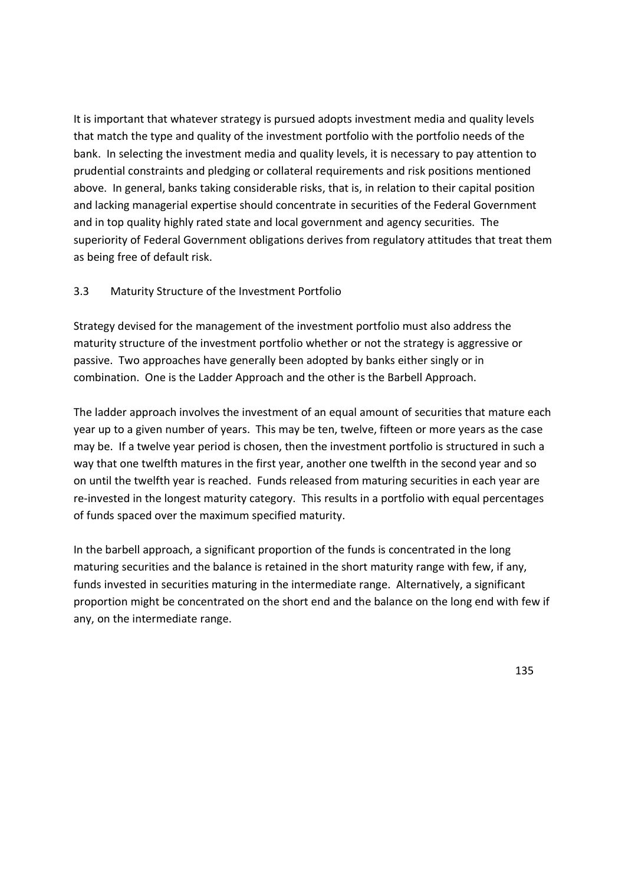It is important that whatever strategy is pursued adopts investment media and quality levels that match the type and quality of the investment portfolio with the portfolio needs of the bank. In selecting the investment media and quality levels, it is necessary to pay attention to prudential constraints and pledging or collateral requirements and risk positions mentioned above. In general, banks taking considerable risks, that is, in relation to their capital position and lacking managerial expertise should concentrate in securities of the Federal Government and in top quality highly rated state and local government and agency securities. The superiority of Federal Government obligations derives from regulatory attitudes that treat them as being free of default risk.

### 3.3 Maturity Structure of the Investment Portfolio

Strategy devised for the management of the investment portfolio must also address the maturity structure of the investment portfolio whether or not the strategy is aggressive or passive. Two approaches have generally been adopted by banks either singly or in combination. One is the Ladder Approach and the other is the Barbell Approach.

The ladder approach involves the investment of an equal amount of securities that mature each year up to a given number of years. This may be ten, twelve, fifteen or more years as the case may be. If a twelve year period is chosen, then the investment portfolio is structured in such a way that one twelfth matures in the first year, another one twelfth in the second year and so on until the twelfth year is reached. Funds released from maturing securities in each year are re-invested in the longest maturity category. This results in a portfolio with equal percentages of funds spaced over the maximum specified maturity.

In the barbell approach, a significant proportion of the funds is concentrated in the long maturing securities and the balance is retained in the short maturity range with few, if any, funds invested in securities maturing in the intermediate range. Alternatively, a significant proportion might be concentrated on the short end and the balance on the long end with few if any, on the intermediate range.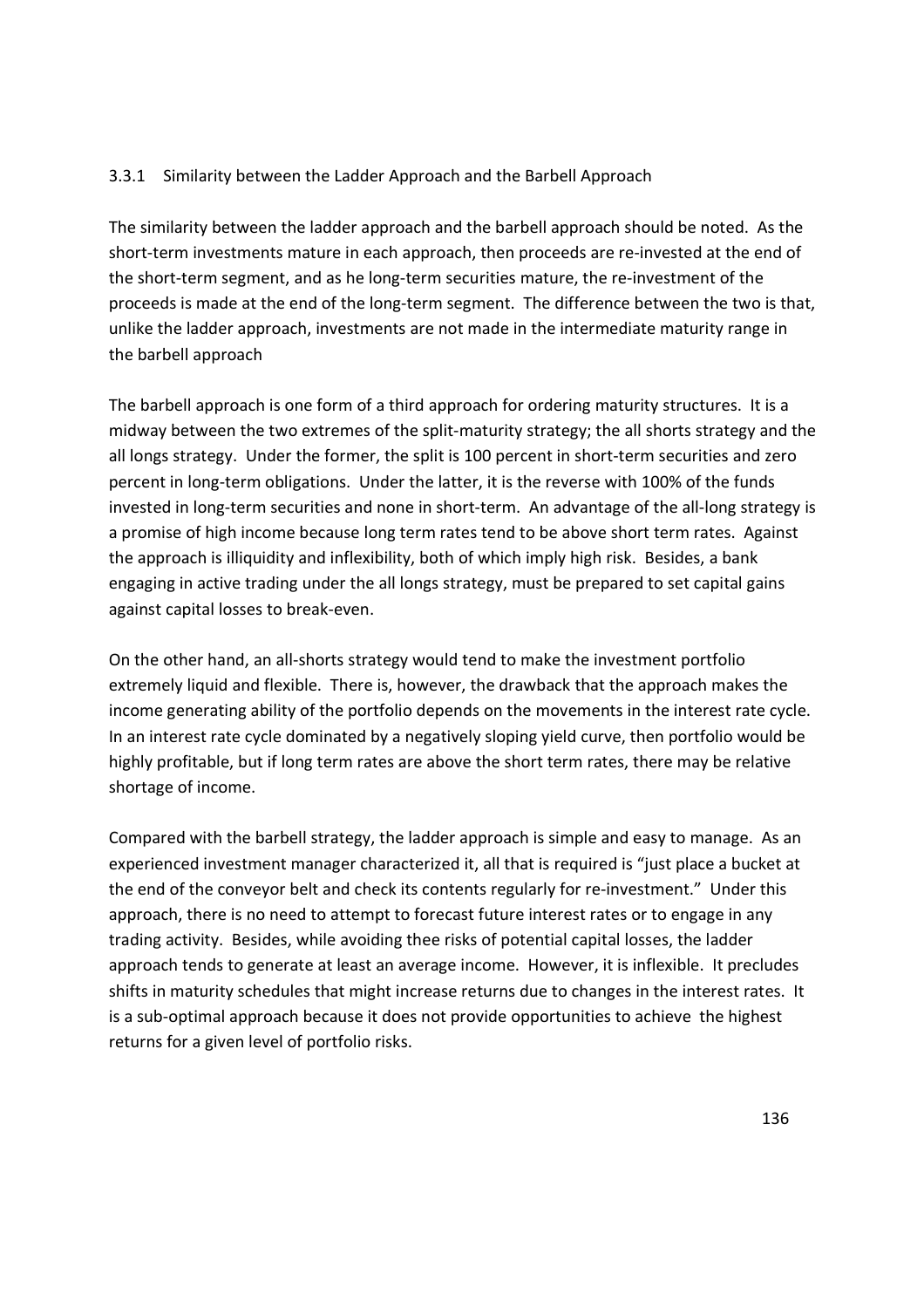### 3.3.1 Similarity between the Ladder Approach and the Barbell Approach

The similarity between the ladder approach and the barbell approach should be noted. As the short-term investments mature in each approach, then proceeds are re-invested at the end of the short-term segment, and as he long-term securities mature, the re-investment of the proceeds is made at the end of the long-term segment. The difference between the two is that, unlike the ladder approach, investments are not made in the intermediate maturity range in the barbell approach

The barbell approach is one form of a third approach for ordering maturity structures. It is a midway between the two extremes of the split-maturity strategy; the all shorts strategy and the all longs strategy. Under the former, the split is 100 percent in short-term securities and zero percent in long-term obligations. Under the latter, it is the reverse with 100% of the funds invested in long-term securities and none in short-term. An advantage of the all-long strategy is a promise of high income because long term rates tend to be above short term rates. Against the approach is illiquidity and inflexibility, both of which imply high risk. Besides, a bank engaging in active trading under the all longs strategy, must be prepared to set capital gains against capital losses to break-even.

On the other hand, an all-shorts strategy would tend to make the investment portfolio extremely liquid and flexible. There is, however, the drawback that the approach makes the income generating ability of the portfolio depends on the movements in the interest rate cycle. In an interest rate cycle dominated by a negatively sloping yield curve, then portfolio would be highly profitable, but if long term rates are above the short term rates, there may be relative shortage of income.

Compared with the barbell strategy, the ladder approach is simple and easy to manage. As an experienced investment manager characterized it, all that is required is "just place a bucket at the end of the conveyor belt and check its contents regularly for re-investment." Under this approach, there is no need to attempt to forecast future interest rates or to engage in any trading activity. Besides, while avoiding thee risks of potential capital losses, the ladder approach tends to generate at least an average income. However, it is inflexible. It precludes shifts in maturity schedules that might increase returns due to changes in the interest rates. It is a sub-optimal approach because it does not provide opportunities to achieve the highest returns for a given level of portfolio risks.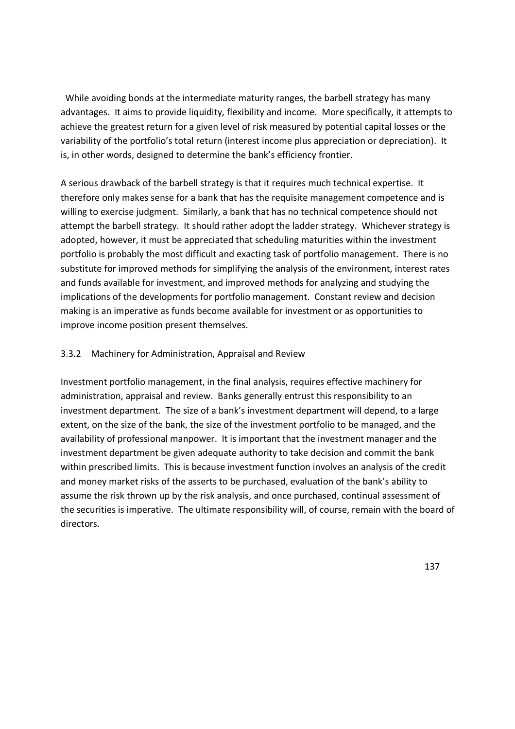While avoiding bonds at the intermediate maturity ranges, the barbell strategy has many advantages. It aims to provide liquidity, flexibility and income. More specifically, it attempts to achieve the greatest return for a given level of risk measured by potential capital losses or the variability of the portfolio's total return (interest income plus appreciation or depreciation). It is, in other words, designed to determine the bank's efficiency frontier.

A serious drawback of the barbell strategy is that it requires much technical expertise. It therefore only makes sense for a bank that has the requisite management competence and is willing to exercise judgment. Similarly, a bank that has no technical competence should not attempt the barbell strategy. It should rather adopt the ladder strategy. Whichever strategy is adopted, however, it must be appreciated that scheduling maturities within the investment portfolio is probably the most difficult and exacting task of portfolio management. There is no substitute for improved methods for simplifying the analysis of the environment, interest rates and funds available for investment, and improved methods for analyzing and studying the implications of the developments for portfolio management. Constant review and decision making is an imperative as funds become available for investment or as opportunities to improve income position present themselves.

### 3.3.2 Machinery for Administration, Appraisal and Review

Investment portfolio management, in the final analysis, requires effective machinery for administration, appraisal and review. Banks generally entrust this responsibility to an investment department. The size of a bank's investment department will depend, to a large extent, on the size of the bank, the size of the investment portfolio to be managed, and the availability of professional manpower. It is important that the investment manager and the investment department be given adequate authority to take decision and commit the bank within prescribed limits. This is because investment function involves an analysis of the credit and money market risks of the asserts to be purchased, evaluation of the bank's ability to assume the risk thrown up by the risk analysis, and once purchased, continual assessment of the securities is imperative. The ultimate responsibility will, of course, remain with the board of directors.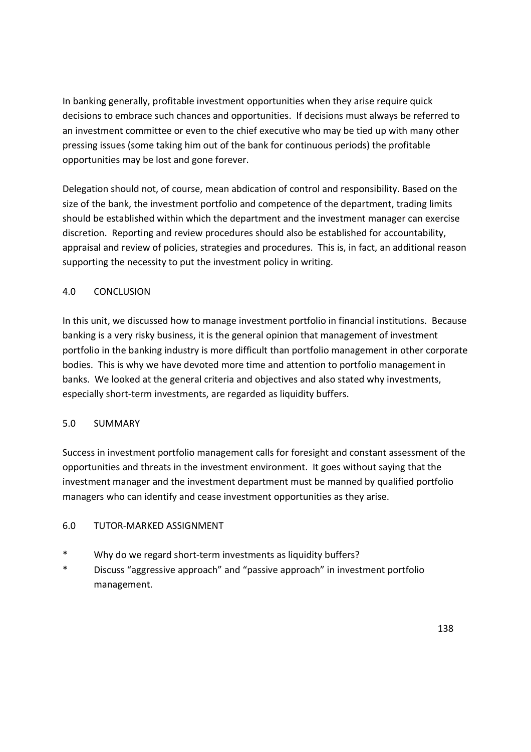In banking generally, profitable investment opportunities when they arise require quick decisions to embrace such chances and opportunities. If decisions must always be referred to an investment committee or even to the chief executive who may be tied up with many other pressing issues (some taking him out of the bank for continuous periods) the profitable opportunities may be lost and gone forever.

Delegation should not, of course, mean abdication of control and responsibility. Based on the size of the bank, the investment portfolio and competence of the department, trading limits should be established within which the department and the investment manager can exercise discretion. Reporting and review procedures should also be established for accountability, appraisal and review of policies, strategies and procedures. This is, in fact, an additional reason supporting the necessity to put the investment policy in writing.

## 4.0 CONCLUSION

In this unit, we discussed how to manage investment portfolio in financial institutions. Because banking is a very risky business, it is the general opinion that management of investment portfolio in the banking industry is more difficult than portfolio management in other corporate bodies. This is why we have devoted more time and attention to portfolio management in banks. We looked at the general criteria and objectives and also stated why investments, especially short-term investments, are regarded as liquidity buffers.

## 5.0 SUMMARY

Success in investment portfolio management calls for foresight and constant assessment of the opportunities and threats in the investment environment. It goes without saying that the investment manager and the investment department must be manned by qualified portfolio managers who can identify and cease investment opportunities as they arise.

## 6.0 TUTOR-MARKED ASSIGNMENT

* Why do we regard short-term investments as liquidity buffers?
* Discuss "aggressive approach" and "passive approach" in investment portfolio management.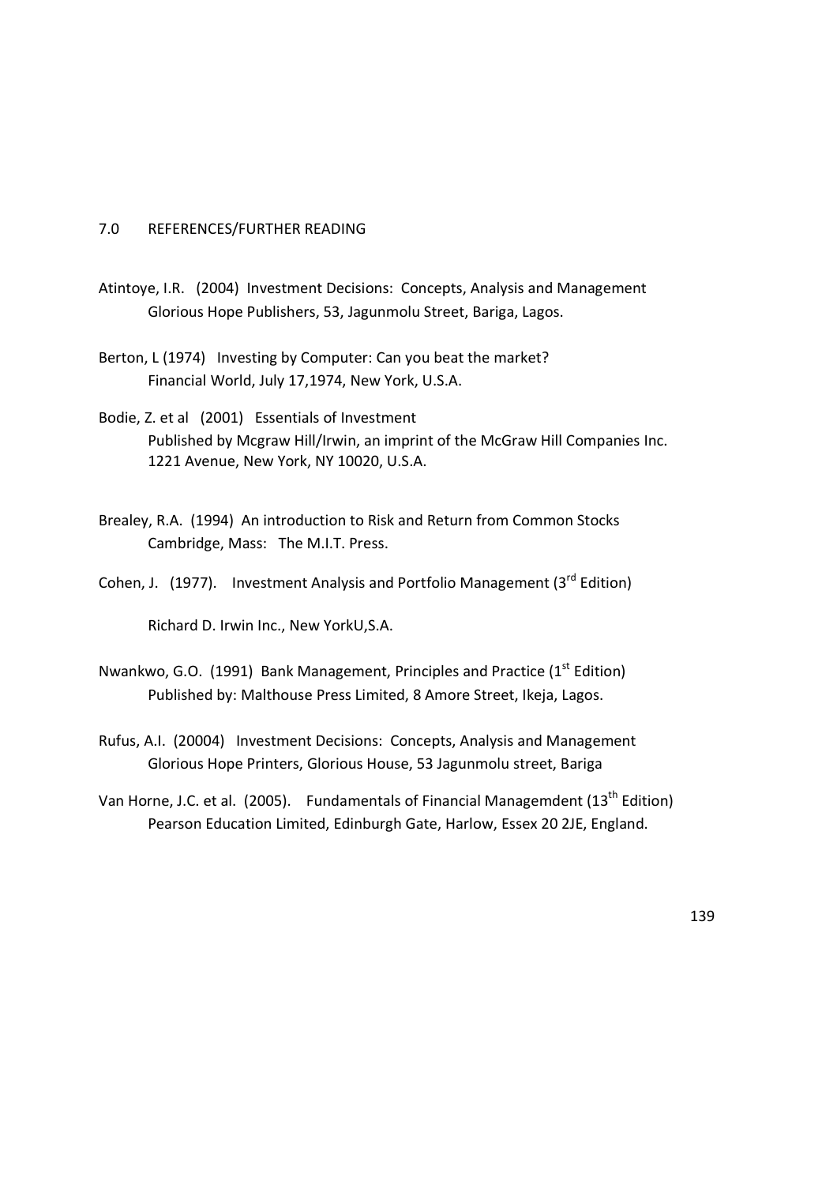## 7.0 REFERENCES/FURTHER READING

Atintoye, I.R. (2004) Investment Decisions: Concepts, Analysis and Management
Glorious Hope Publishers, 53, Jagunmolu Street, Bariga, Lagos.

Berton, L (1974) Investing by Computer: Can you beat the market?
Financial World, July 17,1974, New York, U.S.A.

Bodie, Z. et al (2001) Essentials of Investment
Published by Mcgraw Hill/lrwin, an imprint of the McGraw Hill Companies Inc.
1221 Avenue, New York, NY 10020, U.S.A.

Brealey, R.A. (1994) An introduction to Risk and Return from Common Stocks
Cambridge, Mass: The M.I.T. Press.

Cohen, J. (1977). Investment Analysis and Portfolio Management (3rd Edition)

Richard D. Irwin Inc., New YorkU,S.A.

Nwankwo, G.O. (1991) Bank Management, Principles and Practice (1st Edition)
Published by: Malthouse Press Limited, 8 Amore Street, Ikeja, Lagos.

Rufus, A.I. (20004) Investment Decisions: Concepts, Analysis and Management
Glorious Hope Printers, Glorious House, 53 Jagunmolu street, Bariga

Van Horne, J.C. et al. (2005). Fundamentals of Financial Managemdent (13th Edition)
Pearson Education Limited, Edinburgh Gate, Harlow, Essex 20 2JE, England.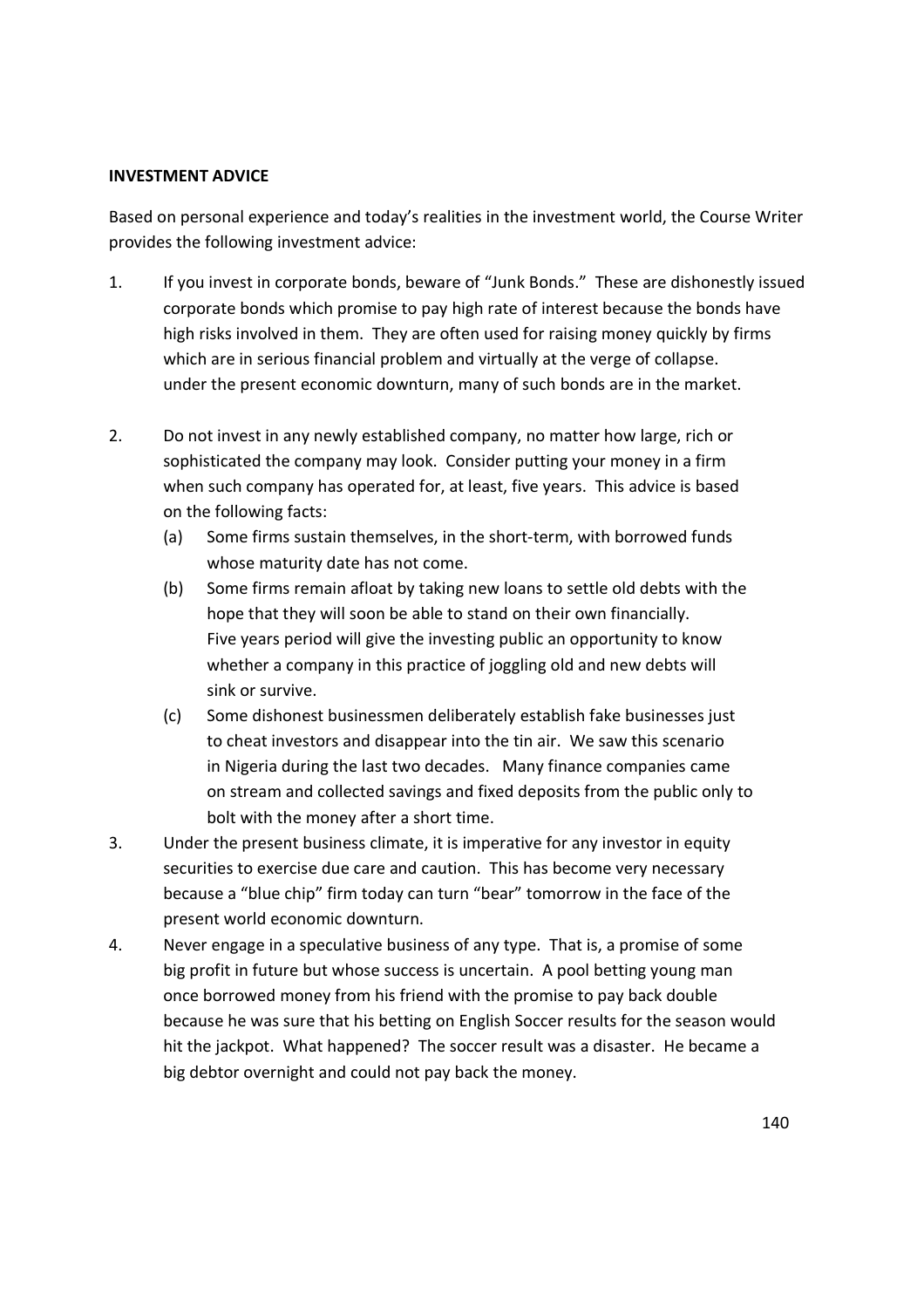**INVESTMENT ADVICE**

Based on personal experience and today's realities in the investment world, the Course Writer provides the following investment advice:

1. If you invest in corporate bonds, beware of "Junk Bonds." These are dishonestly issued corporate bonds which promise to pay high rate of interest because the bonds have high risks involved in them. They are often used for raising money quickly by firms which are in serious financial problem and virtually at the verge of collapse. under the present economic downturn, many of such bonds are in the market.

2. Do not invest in any newly established company, no matter how large, rich or sophisticated the company may look. Consider putting your money in a firm when such company has operated for, at least, five years. This advice is based on the following facts:
   (a) Some firms sustain themselves, in the short-term, with borrowed funds whose maturity date has not come.
   (b) Some firms remain afloat by taking new loans to settle old debts with the hope that they will soon be able to stand on their own financially. Five years period will give the investing public an opportunity to know whether a company in this practice of joggling old and new debts will sink or survive.
   (c) Some dishonest businessmen deliberately establish fake businesses just to cheat investors and disappear into the tin air. We saw this scenario in Nigeria during the last two decades. Many finance companies came on stream and collected savings and fixed deposits from the public only to bolt with the money after a short time.

3. Under the present business climate, it is imperative for any investor in equity securities to exercise due care and caution. This has become very necessary because a "blue chip" firm today can turn "bear" tomorrow in the face of the present world economic downturn.

4. Never engage in a speculative business of any type. That is, a promise of some big profit in future but whose success is uncertain. A pool betting young man once borrowed money from his friend with the promise to pay back double because he was sure that his betting on English Soccer results for the season would hit the jackpot. What happened? The soccer result was a disaster. He became a big debtor overnight and could not pay back the money.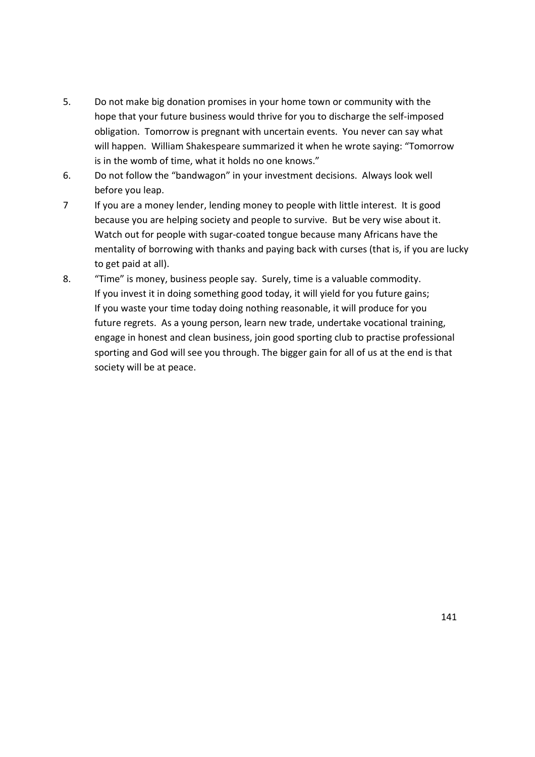5. Do not make big donation promises in your home town or community with the hope that your future business would thrive for you to discharge the self-imposed obligation. Tomorrow is pregnant with uncertain events. You never can say what will happen. William Shakespeare summarized it when he wrote saying: "Tomorrow is in the womb of time, what it holds no one knows."

6. Do not follow the "bandwagon" in your investment decisions. Always look well before you leap.

7 If you are a money lender, lending money to people with little interest. It is good because you are helping society and people to survive. But be very wise about it. Watch out for people with sugar-coated tongue because many Africans have the mentality of borrowing with thanks and paying back with curses (that is, if you are lucky to get paid at all).

8. "Time" is money, business people say. Surely, time is a valuable commodity. If you invest it in doing something good today, it will yield for you future gains; If you waste your time today doing nothing reasonable, it will produce for you future regrets. As a young person, learn new trade, undertake vocational training, engage in honest and clean business, join good sporting club to practise professional sporting and God will see you through. The bigger gain for all of us at the end is that society will be at peace.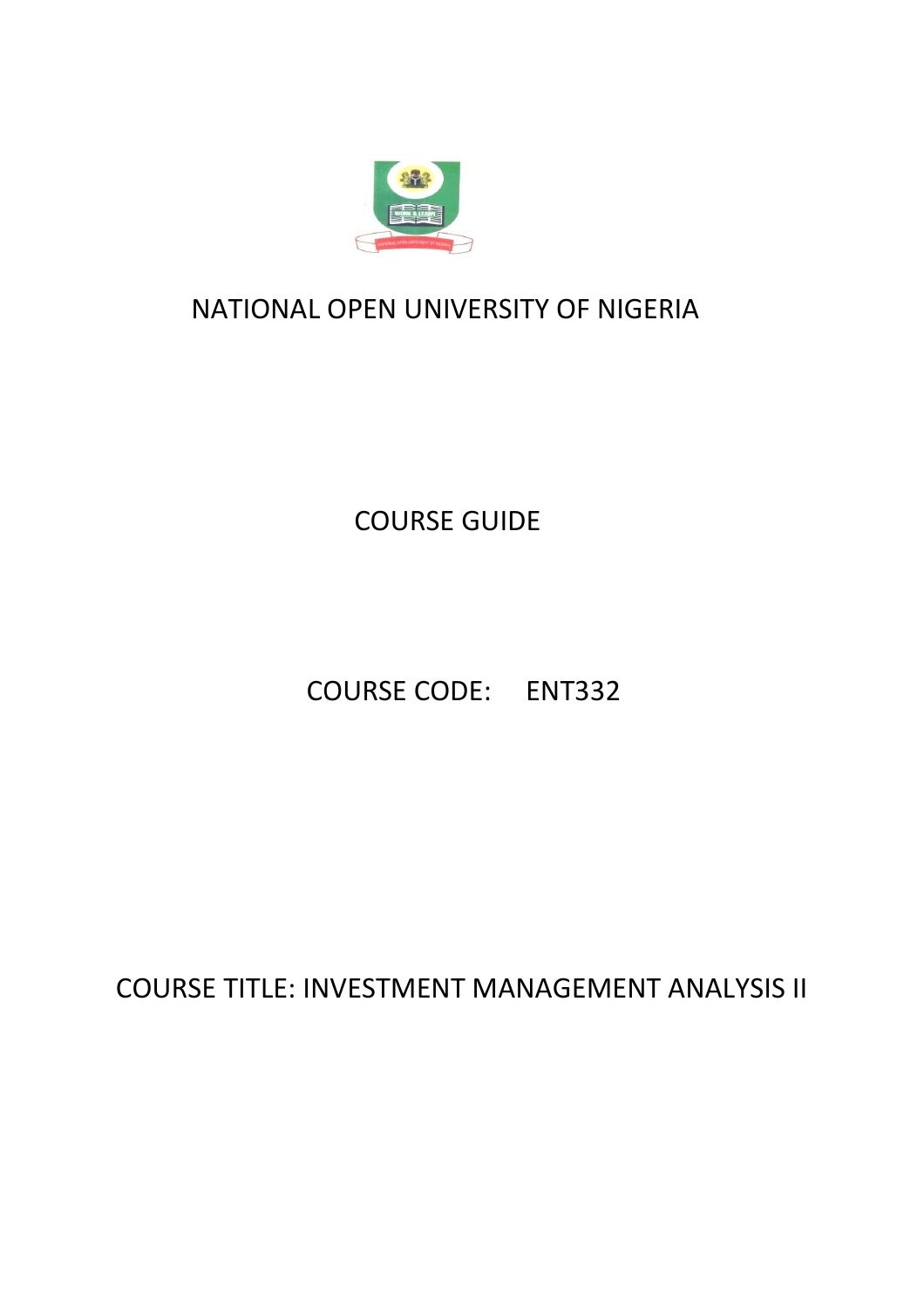NATIONAL OPEN UNIVERSITY OF NIGERIA

COURSE GUIDE

COURSE CODE: ENT332

COURSE TITLE: INVESTMENT MANAGEMENT ANALYSIS II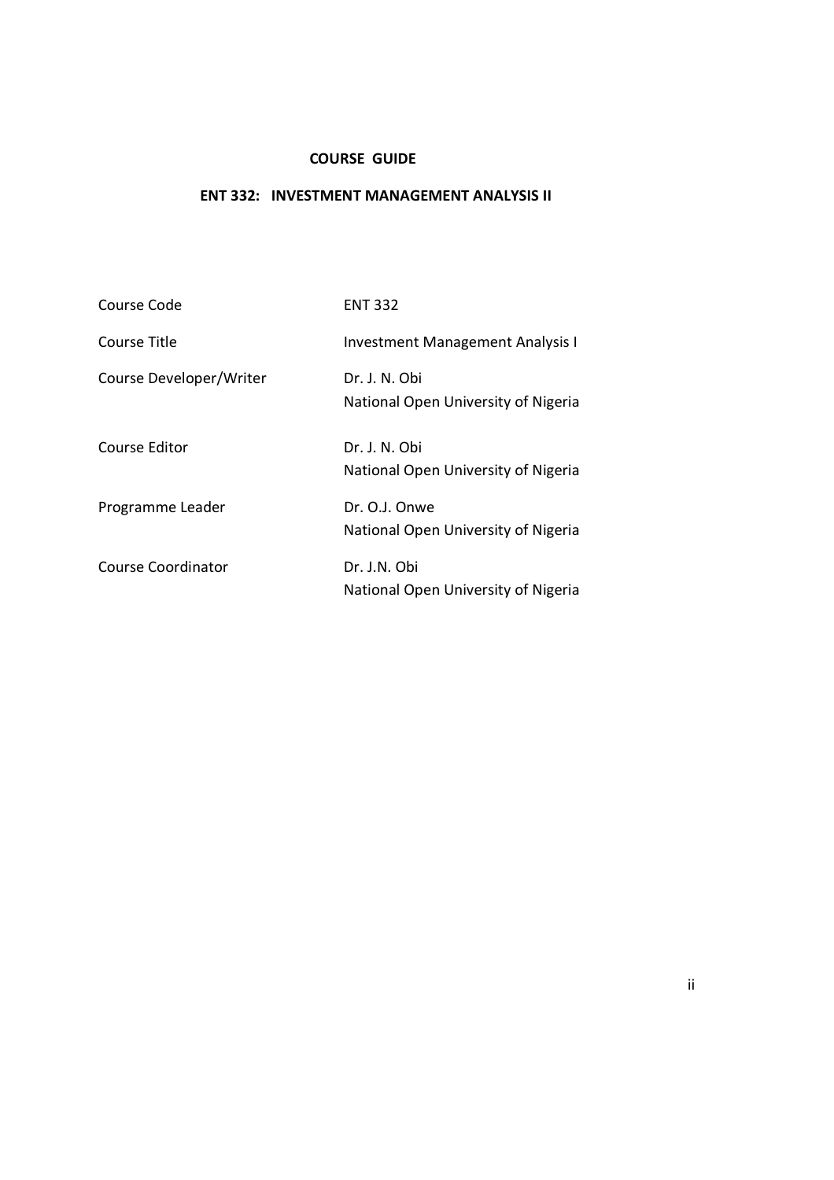**COURSE GUIDE**

**ENT 332: INVESTMENT MANAGEMENT ANALYSIS II**

| | |
|---|---|
| Course Code | ENT 332 |
| Course Title | Investment Management Analysis I |
| Course Developer/Writer | Dr. J. N. Obi<br>National Open University of Nigeria |
| Course Editor | Dr. J. N. Obi<br>National Open University of Nigeria |
| Programme Leader | Dr. O.J. Onwe<br>National Open University of Nigeria |
| Course Coordinator | Dr. J.N. Obi<br>National Open University of Nigeria |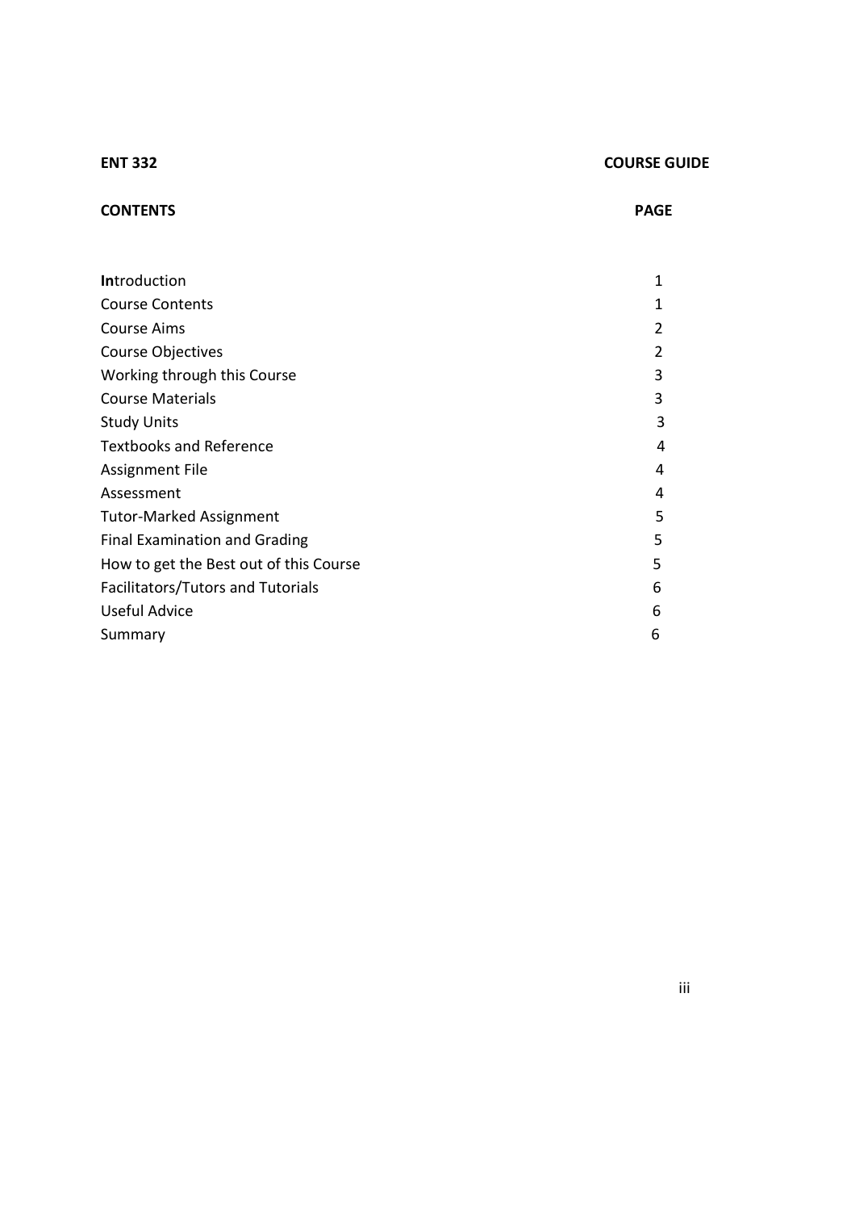**ENT 332** **COURSE GUIDE**

| **CONTENTS** | **PAGE** |
|---|---|
| **In**troduction | 1 |
| Course Contents | 1 |
| Course Aims | 2 |
| Course Objectives | 2 |
| Working through this Course | 3 |
| Course Materials | 3 |
| Study Units | 3 |
| Textbooks and Reference | 4 |
| Assignment File | 4 |
| Assessment | 4 |
| Tutor-Marked Assignment | 5 |
| Final Examination and Grading | 5 |
| How to get the Best out of this Course | 5 |
| Facilitators/Tutors and Tutorials | 6 |
| Useful Advice | 6 |
| Summary | 6 |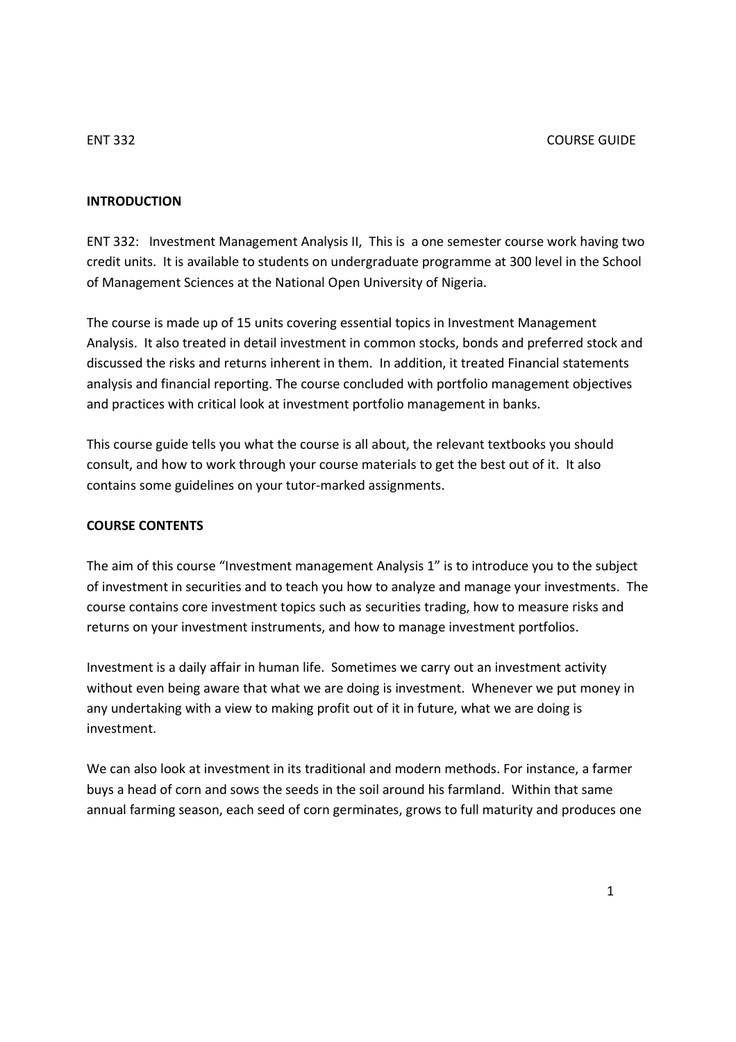ENT 332 COURSE GUIDE

**INTRODUCTION**

ENT 332: Investment Management Analysis II, This is a one semester course work having two credit units. It is available to students on undergraduate programme at 300 level in the School of Management Sciences at the National Open University of Nigeria.

The course is made up of 15 units covering essential topics in Investment Management Analysis. It also treated in detail investment in common stocks, bonds and preferred stock and discussed the risks and returns inherent in them. In addition, it treated Financial statements analysis and financial reporting. The course concluded with portfolio management objectives and practices with critical look at investment portfolio management in banks.

This course guide tells you what the course is all about, the relevant textbooks you should consult, and how to work through your course materials to get the best out of it. It also contains some guidelines on your tutor-marked assignments.

**COURSE CONTENTS**

The aim of this course "Investment management Analysis 1" is to introduce you to the subject of investment in securities and to teach you how to analyze and manage your investments. The course contains core investment topics such as securities trading, how to measure risks and returns on your investment instruments, and how to manage investment portfolios.

Investment is a daily affair in human life. Sometimes we carry out an investment activity without even being aware that what we are doing is investment. Whenever we put money in any undertaking with a view to making profit out of it in future, what we are doing is investment.

We can also look at investment in its traditional and modern methods. For instance, a farmer buys a head of corn and sows the seeds in the soil around his farmland. Within that same annual farming season, each seed of corn germinates, grows to full maturity and produces one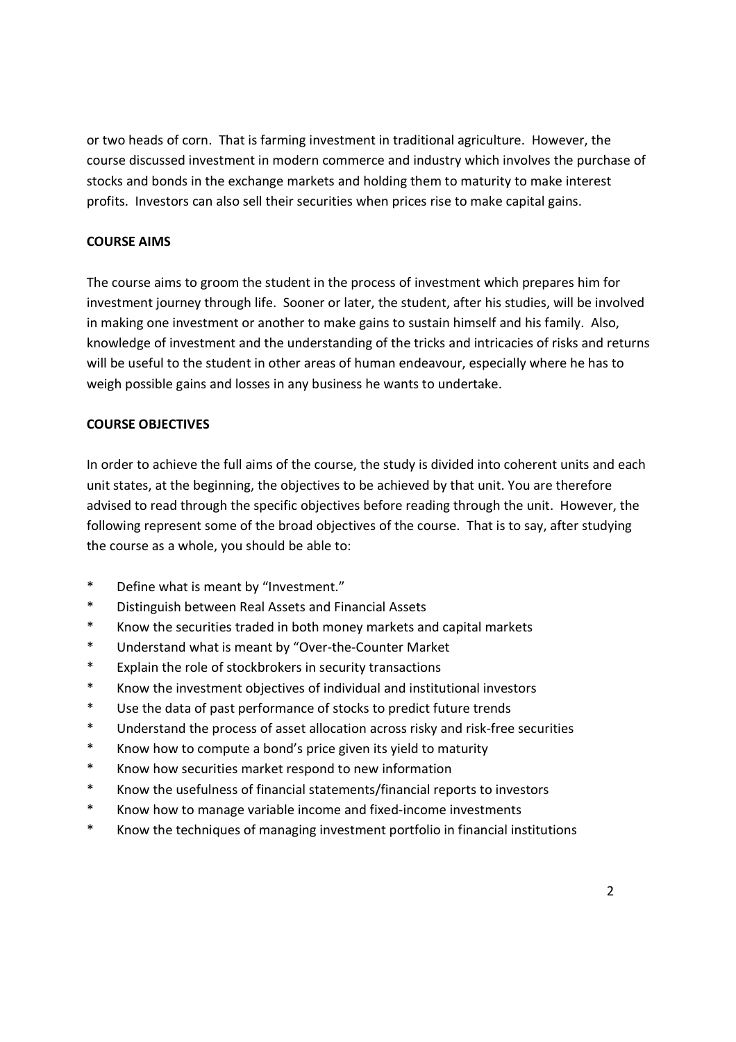or two heads of corn. That is farming investment in traditional agriculture. However, the course discussed investment in modern commerce and industry which involves the purchase of stocks and bonds in the exchange markets and holding them to maturity to make interest profits. Investors can also sell their securities when prices rise to make capital gains.

**COURSE AIMS**

The course aims to groom the student in the process of investment which prepares him for investment journey through life. Sooner or later, the student, after his studies, will be involved in making one investment or another to make gains to sustain himself and his family. Also, knowledge of investment and the understanding of the tricks and intricacies of risks and returns will be useful to the student in other areas of human endeavour, especially where he has to weigh possible gains and losses in any business he wants to undertake.

**COURSE OBJECTIVES**

In order to achieve the full aims of the course, the study is divided into coherent units and each unit states, at the beginning, the objectives to be achieved by that unit. You are therefore advised to read through the specific objectives before reading through the unit. However, the following represent some of the broad objectives of the course. That is to say, after studying the course as a whole, you should be able to:

* Define what is meant by "Investment."
* Distinguish between Real Assets and Financial Assets
* Know the securities traded in both money markets and capital markets
* Understand what is meant by "Over-the-Counter Market
* Explain the role of stockbrokers in security transactions
* Know the investment objectives of individual and institutional investors
* Use the data of past performance of stocks to predict future trends
* Understand the process of asset allocation across risky and risk-free securities
* Know how to compute a bond's price given its yield to maturity
* Know how securities market respond to new information
* Know the usefulness of financial statements/financial reports to investors
* Know how to manage variable income and fixed-income investments
* Know the techniques of managing investment portfolio in financial institutions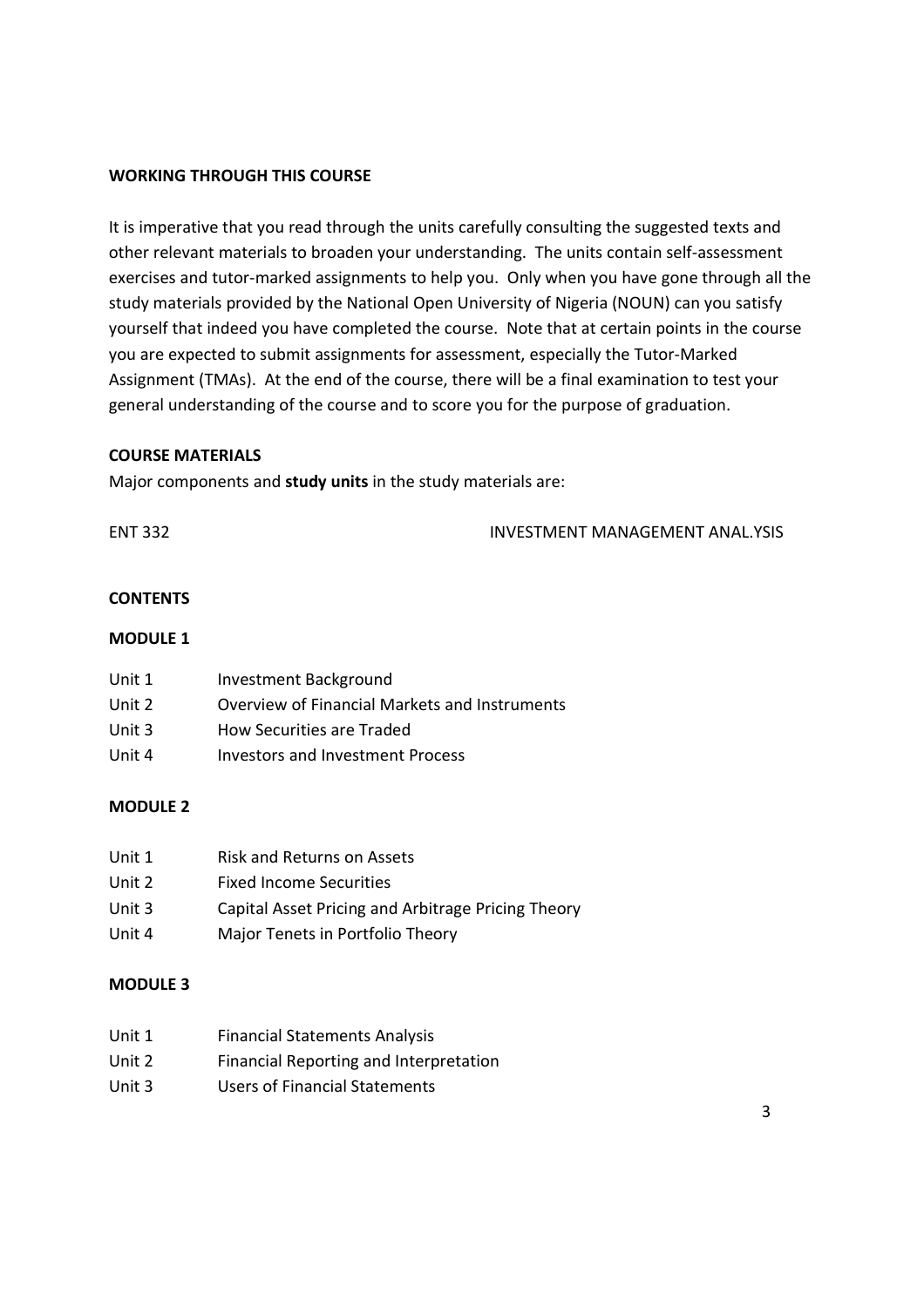**WORKING THROUGH THIS COURSE**

It is imperative that you read through the units carefully consulting the suggested texts and other relevant materials to broaden your understanding. The units contain self-assessment exercises and tutor-marked assignments to help you. Only when you have gone through all the study materials provided by the National Open University of Nigeria (NOUN) can you satisfy yourself that indeed you have completed the course. Note that at certain points in the course you are expected to submit assignments for assessment, especially the Tutor-Marked Assignment (TMAs). At the end of the course, there will be a final examination to test your general understanding of the course and to score you for the purpose of graduation.

**COURSE MATERIALS**

Major components and **study units** in the study materials are:

ENT 332 INVESTMENT MANAGEMENT ANAL.YSIS

**CONTENTS**

**MODULE 1**

Unit 1 Investment Background
Unit 2 Overview of Financial Markets and Instruments
Unit 3 How Securities are Traded
Unit 4 Investors and Investment Process

**MODULE 2**

Unit 1 Risk and Returns on Assets
Unit 2 Fixed Income Securities
Unit 3 Capital Asset Pricing and Arbitrage Pricing Theory
Unit 4 Major Tenets in Portfolio Theory

**MODULE 3**

Unit 1 Financial Statements Analysis
Unit 2 Financial Reporting and Interpretation
Unit 3 Users of Financial Statements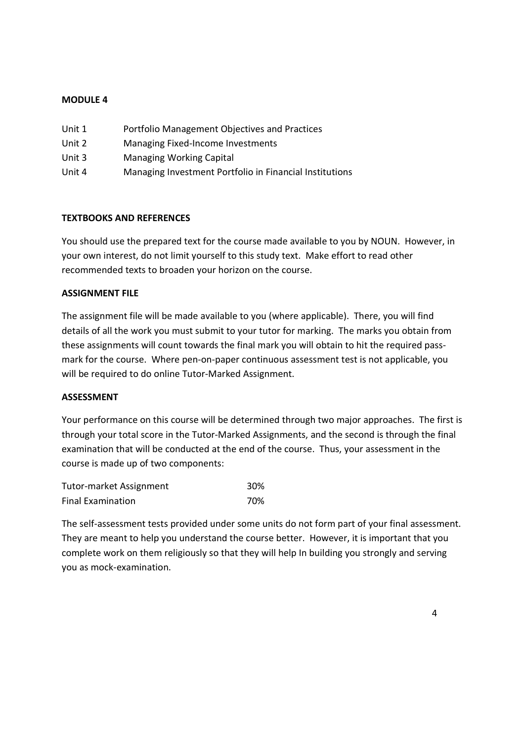**MODULE 4**

| | |
|---|---|
| Unit 1 | Portfolio Management Objectives and Practices |
| Unit 2 | Managing Fixed-Income Investments |
| Unit 3 | Managing Working Capital |
| Unit 4 | Managing Investment Portfolio in Financial Institutions |

**TEXTBOOKS AND REFERENCES**

You should use the prepared text for the course made available to you by NOUN. However, in your own interest, do not limit yourself to this study text. Make effort to read other recommended texts to broaden your horizon on the course.

**ASSIGNMENT FILE**

The assignment file will be made available to you (where applicable). There, you will find details of all the work you must submit to your tutor for marking. The marks you obtain from these assignments will count towards the final mark you will obtain to hit the required pass-mark for the course. Where pen-on-paper continuous assessment test is not applicable, you will be required to do online Tutor-Marked Assignment.

**ASSESSMENT**

Your performance on this course will be determined through two major approaches. The first is through your total score in the Tutor-Marked Assignments, and the second is through the final examination that will be conducted at the end of the course. Thus, your assessment in the course is made up of two components:

| | |
|---|---|
| Tutor-market Assignment | 30% |
| Final Examination | 70% |

The self-assessment tests provided under some units do not form part of your final assessment. They are meant to help you understand the course better. However, it is important that you complete work on them religiously so that they will help In building you strongly and serving you as mock-examination.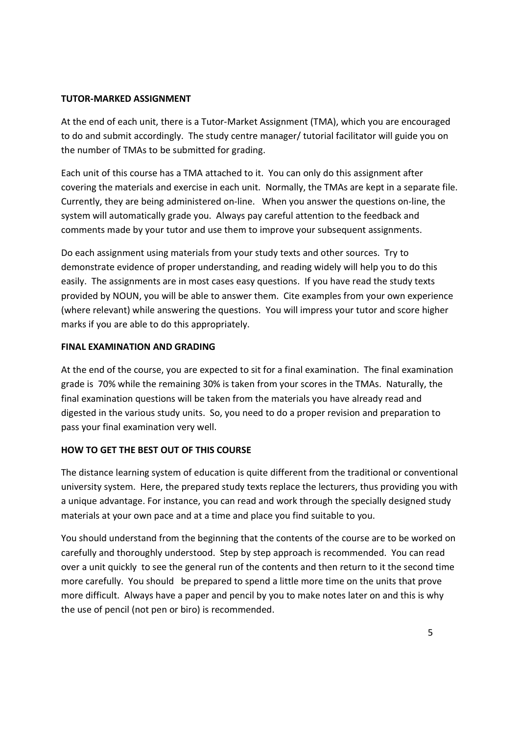**TUTOR-MARKED ASSIGNMENT**

At the end of each unit, there is a Tutor-Market Assignment (TMA), which you are encouraged to do and submit accordingly. The study centre manager/ tutorial facilitator will guide you on the number of TMAs to be submitted for grading.

Each unit of this course has a TMA attached to it. You can only do this assignment after covering the materials and exercise in each unit. Normally, the TMAs are kept in a separate file. Currently, they are being administered on-line. When you answer the questions on-line, the system will automatically grade you. Always pay careful attention to the feedback and comments made by your tutor and use them to improve your subsequent assignments.

Do each assignment using materials from your study texts and other sources. Try to demonstrate evidence of proper understanding, and reading widely will help you to do this easily. The assignments are in most cases easy questions. If you have read the study texts provided by NOUN, you will be able to answer them. Cite examples from your own experience (where relevant) while answering the questions. You will impress your tutor and score higher marks if you are able to do this appropriately.

**FINAL EXAMINATION AND GRADING**

At the end of the course, you are expected to sit for a final examination. The final examination grade is 70% while the remaining 30% is taken from your scores in the TMAs. Naturally, the final examination questions will be taken from the materials you have already read and digested in the various study units. So, you need to do a proper revision and preparation to pass your final examination very well.

**HOW TO GET THE BEST OUT OF THIS COURSE**

The distance learning system of education is quite different from the traditional or conventional university system. Here, the prepared study texts replace the lecturers, thus providing you with a unique advantage. For instance, you can read and work through the specially designed study materials at your own pace and at a time and place you find suitable to you.

You should understand from the beginning that the contents of the course are to be worked on carefully and thoroughly understood. Step by step approach is recommended. You can read over a unit quickly to see the general run of the contents and then return to it the second time more carefully. You should be prepared to spend a little more time on the units that prove more difficult. Always have a paper and pencil by you to make notes later on and this is why the use of pencil (not pen or biro) is recommended.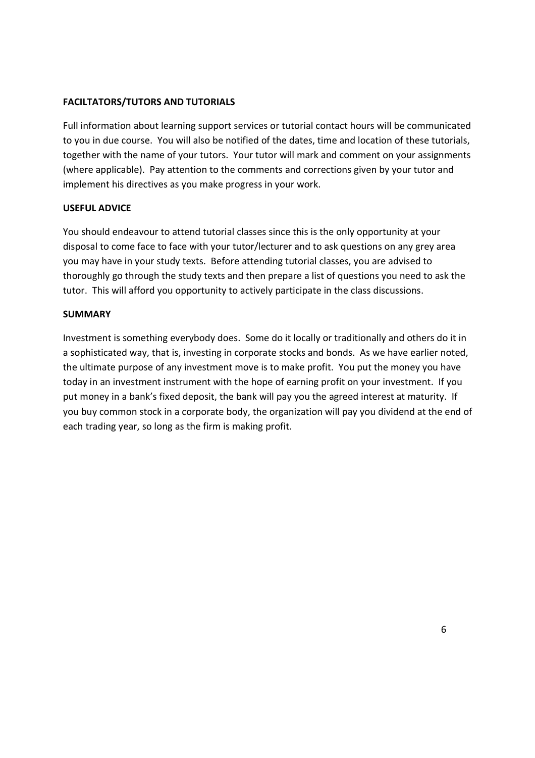**FACILTATORS/TUTORS AND TUTORIALS**

Full information about learning support services or tutorial contact hours will be communicated to you in due course. You will also be notified of the dates, time and location of these tutorials, together with the name of your tutors. Your tutor will mark and comment on your assignments (where applicable). Pay attention to the comments and corrections given by your tutor and implement his directives as you make progress in your work.

**USEFUL ADVICE**

You should endeavour to attend tutorial classes since this is the only opportunity at your disposal to come face to face with your tutor/lecturer and to ask questions on any grey area you may have in your study texts. Before attending tutorial classes, you are advised to thoroughly go through the study texts and then prepare a list of questions you need to ask the tutor. This will afford you opportunity to actively participate in the class discussions.

**SUMMARY**

Investment is something everybody does. Some do it locally or traditionally and others do it in a sophisticated way, that is, investing in corporate stocks and bonds. As we have earlier noted, the ultimate purpose of any investment move is to make profit. You put the money you have today in an investment instrument with the hope of earning profit on your investment. If you put money in a bank's fixed deposit, the bank will pay you the agreed interest at maturity. If you buy common stock in a corporate body, the organization will pay you dividend at the end of each trading year, so long as the firm is making profit.